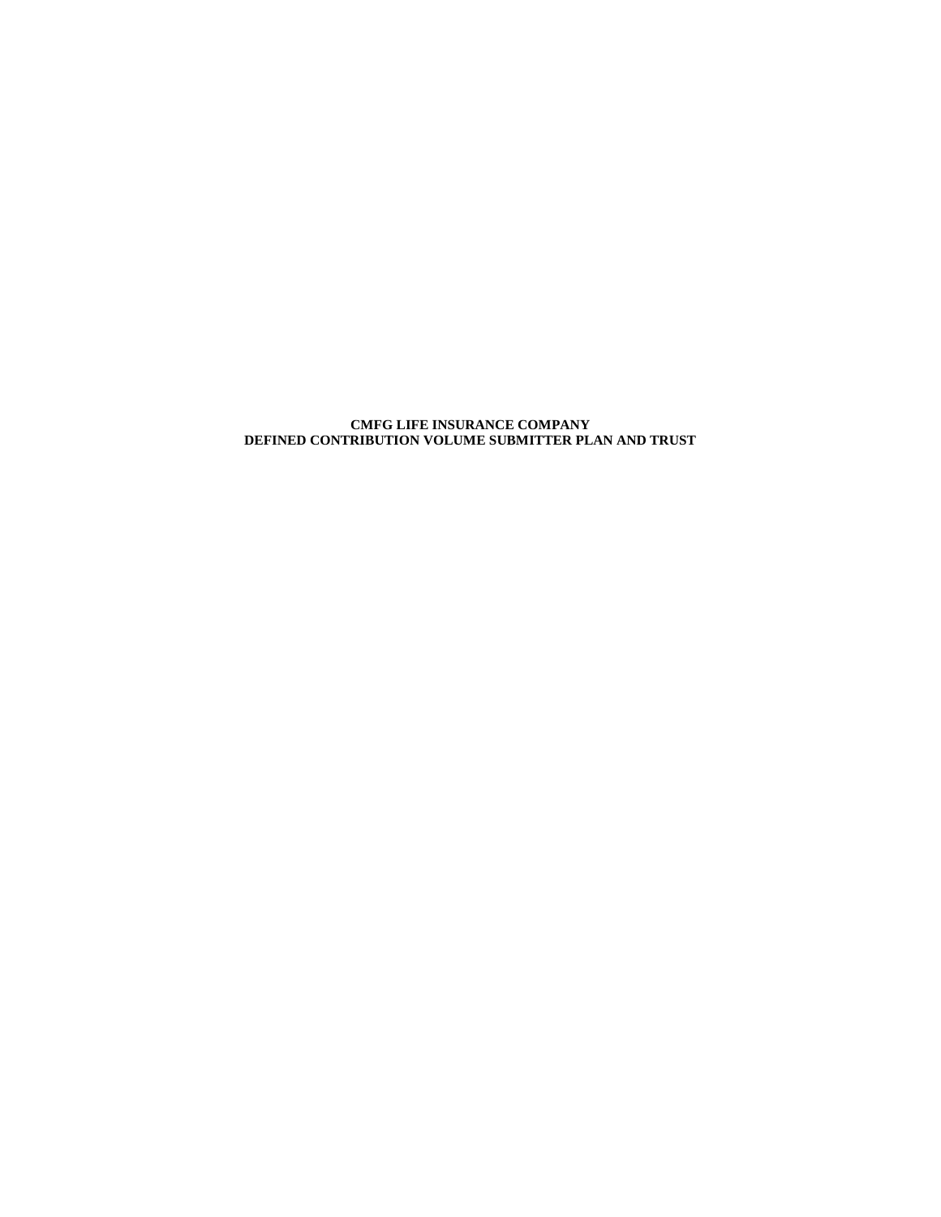# CMFG LIFE INSURANCE COMPANY
# DEFINED CONTRIBUTION VOLUME SUBMITTER PLAN AND TRUST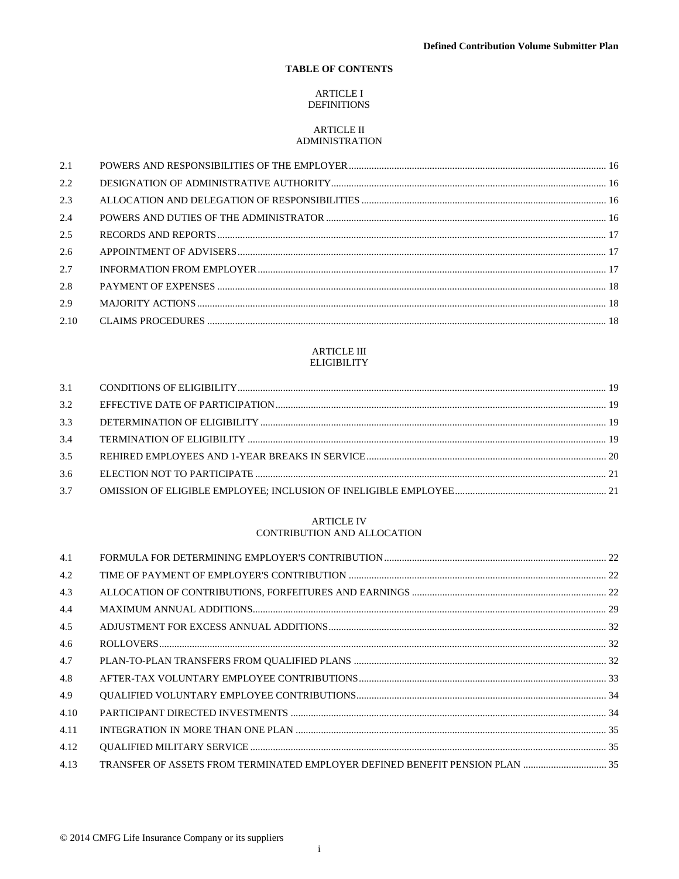## TABLE OF CONTENTS

### ARTICLE I
### DEFINITIONS

### ARTICLE II
### ADMINISTRATION

| | | |
|---|---|---|
| 2.1 | POWERS AND RESPONSIBILITIES OF THE EMPLOYER | 16 |
| 2.2 | DESIGNATION OF ADMINISTRATIVE AUTHORITY | 16 |
| 2.3 | ALLOCATION AND DELEGATION OF RESPONSIBILITIES | 16 |
| 2.4 | POWERS AND DUTIES OF THE ADMINISTRATOR | 16 |
| 2.5 | RECORDS AND REPORTS | 17 |
| 2.6 | APPOINTMENT OF ADVISERS | 17 |
| 2.7 | INFORMATION FROM EMPLOYER | 17 |
| 2.8 | PAYMENT OF EXPENSES | 18 |
| 2.9 | MAJORITY ACTIONS | 18 |
| 2.10 | CLAIMS PROCEDURES | 18 |

### ARTICLE III
### ELIGIBILITY

| | | |
|---|---|---|
| 3.1 | CONDITIONS OF ELIGIBILITY | 19 |
| 3.2 | EFFECTIVE DATE OF PARTICIPATION | 19 |
| 3.3 | DETERMINATION OF ELIGIBILITY | 19 |
| 3.4 | TERMINATION OF ELIGIBILITY | 19 |
| 3.5 | REHIRED EMPLOYEES AND 1-YEAR BREAKS IN SERVICE | 20 |
| 3.6 | ELECTION NOT TO PARTICIPATE | 21 |
| 3.7 | OMISSION OF ELIGIBLE EMPLOYEE; INCLUSION OF INELIGIBLE EMPLOYEE | 21 |

### ARTICLE IV
### CONTRIBUTION AND ALLOCATION

| | | |
|---|---|---|
| 4.1 | FORMULA FOR DETERMINING EMPLOYER'S CONTRIBUTION | 22 |
| 4.2 | TIME OF PAYMENT OF EMPLOYER'S CONTRIBUTION | 22 |
| 4.3 | ALLOCATION OF CONTRIBUTIONS, FORFEITURES AND EARNINGS | 22 |
| 4.4 | MAXIMUM ANNUAL ADDITIONS | 29 |
| 4.5 | ADJUSTMENT FOR EXCESS ANNUAL ADDITIONS | 32 |
| 4.6 | ROLLOVERS | 32 |
| 4.7 | PLAN-TO-PLAN TRANSFERS FROM QUALIFIED PLANS | 32 |
| 4.8 | AFTER-TAX VOLUNTARY EMPLOYEE CONTRIBUTIONS | 33 |
| 4.9 | QUALIFIED VOLUNTARY EMPLOYEE CONTRIBUTIONS | 34 |
| 4.10 | PARTICIPANT DIRECTED INVESTMENTS | 34 |
| 4.11 | INTEGRATION IN MORE THAN ONE PLAN | 35 |
| 4.12 | QUALIFIED MILITARY SERVICE | 35 |
| 4.13 | TRANSFER OF ASSETS FROM TERMINATED EMPLOYER DEFINED BENEFIT PENSION PLAN | 35 |

© 2014 CMFG Life Insurance Company or its suppliers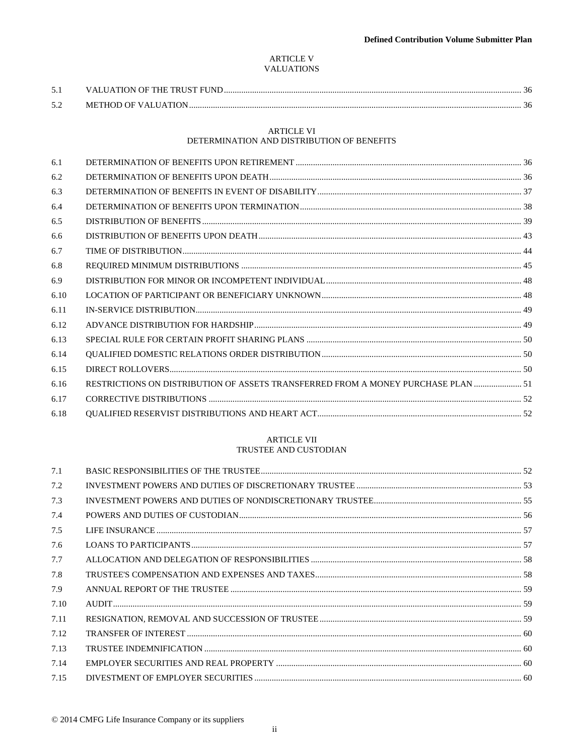## ARTICLE V
## VALUATIONS

| | | |
|---|---|---|
| 5.1 | VALUATION OF THE TRUST FUND | 36 |
| 5.2 | METHOD OF VALUATION | 36 |

## ARTICLE VI
## DETERMINATION AND DISTRIBUTION OF BENEFITS

| | | |
|---|---|---|
| 6.1 | DETERMINATION OF BENEFITS UPON RETIREMENT | 36 |
| 6.2 | DETERMINATION OF BENEFITS UPON DEATH | 36 |
| 6.3 | DETERMINATION OF BENEFITS IN EVENT OF DISABILITY | 37 |
| 6.4 | DETERMINATION OF BENEFITS UPON TERMINATION | 38 |
| 6.5 | DISTRIBUTION OF BENEFITS | 39 |
| 6.6 | DISTRIBUTION OF BENEFITS UPON DEATH | 43 |
| 6.7 | TIME OF DISTRIBUTION | 44 |
| 6.8 | REQUIRED MINIMUM DISTRIBUTIONS | 45 |
| 6.9 | DISTRIBUTION FOR MINOR OR INCOMPETENT INDIVIDUAL | 48 |
| 6.10 | LOCATION OF PARTICIPANT OR BENEFICIARY UNKNOWN | 48 |
| 6.11 | IN-SERVICE DISTRIBUTION | 49 |
| 6.12 | ADVANCE DISTRIBUTION FOR HARDSHIP | 49 |
| 6.13 | SPECIAL RULE FOR CERTAIN PROFIT SHARING PLANS | 50 |
| 6.14 | QUALIFIED DOMESTIC RELATIONS ORDER DISTRIBUTION | 50 |
| 6.15 | DIRECT ROLLOVERS | 50 |
| 6.16 | RESTRICTIONS ON DISTRIBUTION OF ASSETS TRANSFERRED FROM A MONEY PURCHASE PLAN | 51 |
| 6.17 | CORRECTIVE DISTRIBUTIONS | 52 |
| 6.18 | QUALIFIED RESERVIST DISTRIBUTIONS AND HEART ACT | 52 |

## ARTICLE VII
## TRUSTEE AND CUSTODIAN

| | | |
|---|---|---|
| 7.1 | BASIC RESPONSIBILITIES OF THE TRUSTEE | 52 |
| 7.2 | INVESTMENT POWERS AND DUTIES OF DISCRETIONARY TRUSTEE | 53 |
| 7.3 | INVESTMENT POWERS AND DUTIES OF NONDISCRETIONARY TRUSTEE | 55 |
| 7.4 | POWERS AND DUTIES OF CUSTODIAN | 56 |
| 7.5 | LIFE INSURANCE | 57 |
| 7.6 | LOANS TO PARTICIPANTS | 57 |
| 7.7 | ALLOCATION AND DELEGATION OF RESPONSIBILITIES | 58 |
| 7.8 | TRUSTEE'S COMPENSATION AND EXPENSES AND TAXES | 58 |
| 7.9 | ANNUAL REPORT OF THE TRUSTEE | 59 |
| 7.10 | AUDIT | 59 |
| 7.11 | RESIGNATION, REMOVAL AND SUCCESSION OF TRUSTEE | 59 |
| 7.12 | TRANSFER OF INTEREST | 60 |
| 7.13 | TRUSTEE INDEMNIFICATION | 60 |
| 7.14 | EMPLOYER SECURITIES AND REAL PROPERTY | 60 |
| 7.15 | DIVESTMENT OF EMPLOYER SECURITIES | 60 |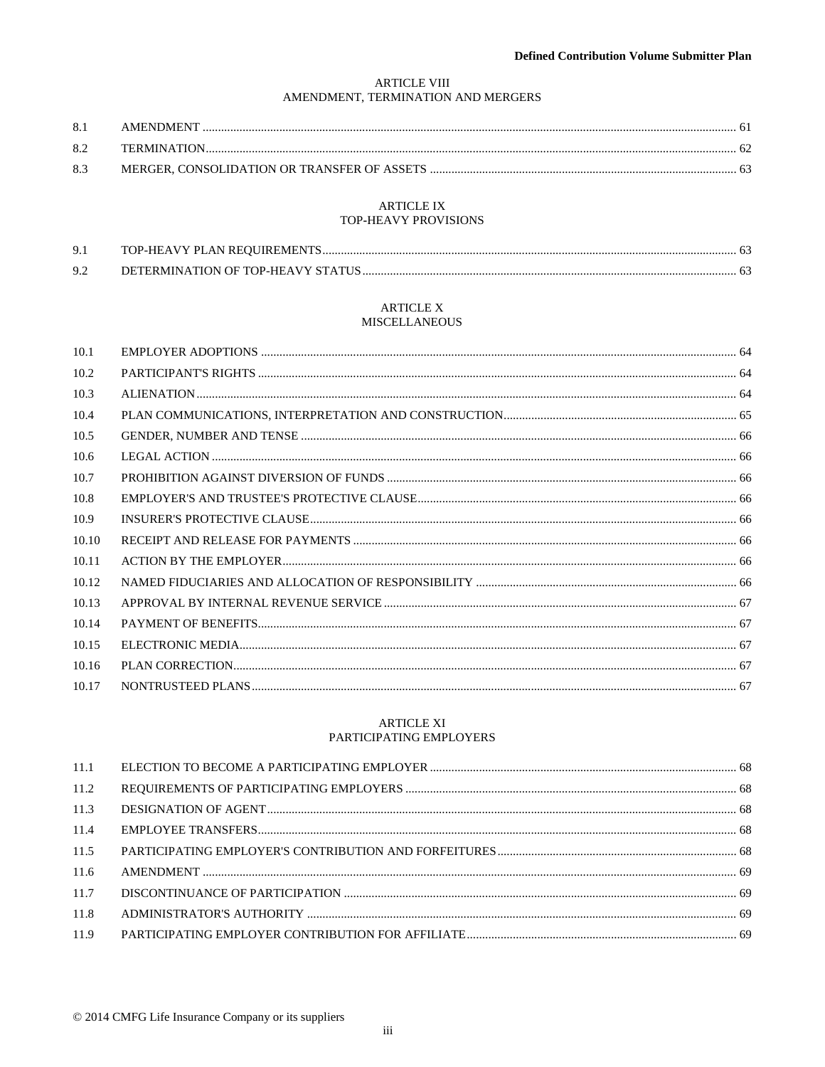## ARTICLE VIII
## AMENDMENT, TERMINATION AND MERGERS

| | | |
|---|---|---|
| 8.1 | AMENDMENT | 61 |
| 8.2 | TERMINATION | 62 |
| 8.3 | MERGER, CONSOLIDATION OR TRANSFER OF ASSETS | 63 |

## ARTICLE IX
## TOP-HEAVY PROVISIONS

| | | |
|---|---|---|
| 9.1 | TOP-HEAVY PLAN REQUIREMENTS | 63 |
| 9.2 | DETERMINATION OF TOP-HEAVY STATUS | 63 |

## ARTICLE X
## MISCELLANEOUS

| | | |
|---|---|---|
| 10.1 | EMPLOYER ADOPTIONS | 64 |
| 10.2 | PARTICIPANT'S RIGHTS | 64 |
| 10.3 | ALIENATION | 64 |
| 10.4 | PLAN COMMUNICATIONS, INTERPRETATION AND CONSTRUCTION | 65 |
| 10.5 | GENDER, NUMBER AND TENSE | 66 |
| 10.6 | LEGAL ACTION | 66 |
| 10.7 | PROHIBITION AGAINST DIVERSION OF FUNDS | 66 |
| 10.8 | EMPLOYER'S AND TRUSTEE'S PROTECTIVE CLAUSE | 66 |
| 10.9 | INSURER'S PROTECTIVE CLAUSE | 66 |
| 10.10 | RECEIPT AND RELEASE FOR PAYMENTS | 66 |
| 10.11 | ACTION BY THE EMPLOYER | 66 |
| 10.12 | NAMED FIDUCIARIES AND ALLOCATION OF RESPONSIBILITY | 66 |
| 10.13 | APPROVAL BY INTERNAL REVENUE SERVICE | 67 |
| 10.14 | PAYMENT OF BENEFITS | 67 |
| 10.15 | ELECTRONIC MEDIA | 67 |
| 10.16 | PLAN CORRECTION | 67 |
| 10.17 | NONTRUSTEED PLANS | 67 |

## ARTICLE XI
## PARTICIPATING EMPLOYERS

| | | |
|---|---|---|
| 11.1 | ELECTION TO BECOME A PARTICIPATING EMPLOYER | 68 |
| 11.2 | REQUIREMENTS OF PARTICIPATING EMPLOYERS | 68 |
| 11.3 | DESIGNATION OF AGENT | 68 |
| 11.4 | EMPLOYEE TRANSFERS | 68 |
| 11.5 | PARTICIPATING EMPLOYER'S CONTRIBUTION AND FORFEITURES | 68 |
| 11.6 | AMENDMENT | 69 |
| 11.7 | DISCONTINUANCE OF PARTICIPATION | 69 |
| 11.8 | ADMINISTRATOR'S AUTHORITY | 69 |
| 11.9 | PARTICIPATING EMPLOYER CONTRIBUTION FOR AFFILIATE | 69 |

© 2014 CMFG Life Insurance Company or its suppliers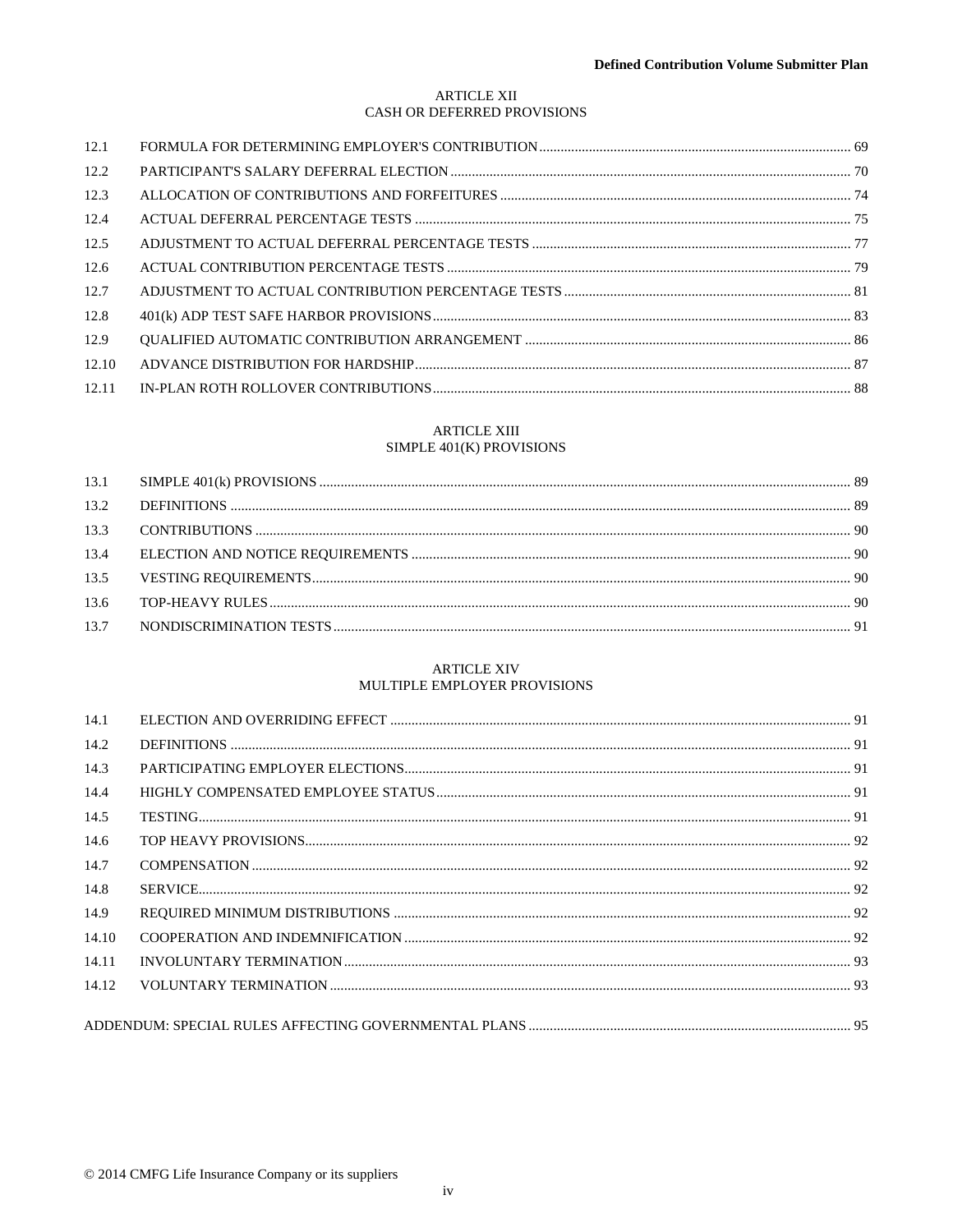## ARTICLE XII
## CASH OR DEFERRED PROVISIONS

| | | |
|---|---|---|
| 12.1 | FORMULA FOR DETERMINING EMPLOYER'S CONTRIBUTION | 69 |
| 12.2 | PARTICIPANT'S SALARY DEFERRAL ELECTION | 70 |
| 12.3 | ALLOCATION OF CONTRIBUTIONS AND FORFEITURES | 74 |
| 12.4 | ACTUAL DEFERRAL PERCENTAGE TESTS | 75 |
| 12.5 | ADJUSTMENT TO ACTUAL DEFERRAL PERCENTAGE TESTS | 77 |
| 12.6 | ACTUAL CONTRIBUTION PERCENTAGE TESTS | 79 |
| 12.7 | ADJUSTMENT TO ACTUAL CONTRIBUTION PERCENTAGE TESTS | 81 |
| 12.8 | 401(k) ADP TEST SAFE HARBOR PROVISIONS | 83 |
| 12.9 | QUALIFIED AUTOMATIC CONTRIBUTION ARRANGEMENT | 86 |
| 12.10 | ADVANCE DISTRIBUTION FOR HARDSHIP | 87 |
| 12.11 | IN-PLAN ROTH ROLLOVER CONTRIBUTIONS | 88 |

## ARTICLE XIII
## SIMPLE 401(K) PROVISIONS

| | | |
|---|---|---|
| 13.1 | SIMPLE 401(k) PROVISIONS | 89 |
| 13.2 | DEFINITIONS | 89 |
| 13.3 | CONTRIBUTIONS | 90 |
| 13.4 | ELECTION AND NOTICE REQUIREMENTS | 90 |
| 13.5 | VESTING REQUIREMENTS | 90 |
| 13.6 | TOP-HEAVY RULES | 90 |
| 13.7 | NONDISCRIMINATION TESTS | 91 |

## ARTICLE XIV
## MULTIPLE EMPLOYER PROVISIONS

| | | |
|---|---|---|
| 14.1 | ELECTION AND OVERRIDING EFFECT | 91 |
| 14.2 | DEFINITIONS | 91 |
| 14.3 | PARTICIPATING EMPLOYER ELECTIONS | 91 |
| 14.4 | HIGHLY COMPENSATED EMPLOYEE STATUS | 91 |
| 14.5 | TESTING | 91 |
| 14.6 | TOP HEAVY PROVISIONS | 92 |
| 14.7 | COMPENSATION | 92 |
| 14.8 | SERVICE | 92 |
| 14.9 | REQUIRED MINIMUM DISTRIBUTIONS | 92 |
| 14.10 | COOPERATION AND INDEMNIFICATION | 92 |
| 14.11 | INVOLUNTARY TERMINATION | 93 |
| 14.12 | VOLUNTARY TERMINATION | 93 |

ADDENDUM: SPECIAL RULES AFFECTING GOVERNMENTAL PLANS ... 95

© 2014 CMFG Life Insurance Company or its suppliers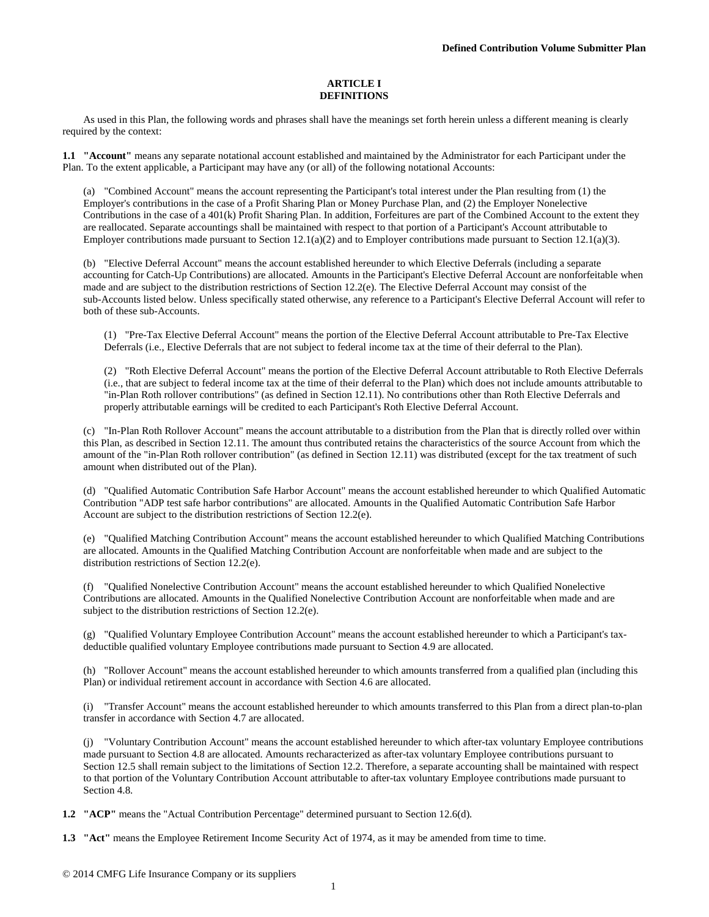# ARTICLE I
# DEFINITIONS

As used in this Plan, the following words and phrases shall have the meanings set forth herein unless a different meaning is clearly required by the context:

**1.1 "Account"** means any separate notational account established and maintained by the Administrator for each Participant under the Plan. To the extent applicable, a Participant may have any (or all) of the following notational Accounts:

(a) "Combined Account" means the account representing the Participant's total interest under the Plan resulting from (1) the Employer's contributions in the case of a Profit Sharing Plan or Money Purchase Plan, and (2) the Employer Nonelective Contributions in the case of a 401(k) Profit Sharing Plan. In addition, Forfeitures are part of the Combined Account to the extent they are reallocated. Separate accountings shall be maintained with respect to that portion of a Participant's Account attributable to Employer contributions made pursuant to Section 12.1(a)(2) and to Employer contributions made pursuant to Section 12.1(a)(3).

(b) "Elective Deferral Account" means the account established hereunder to which Elective Deferrals (including a separate accounting for Catch-Up Contributions) are allocated. Amounts in the Participant's Elective Deferral Account are nonforfeitable when made and are subject to the distribution restrictions of Section 12.2(e). The Elective Deferral Account may consist of the sub-Accounts listed below. Unless specifically stated otherwise, any reference to a Participant's Elective Deferral Account will refer to both of these sub-Accounts.

(1) "Pre-Tax Elective Deferral Account" means the portion of the Elective Deferral Account attributable to Pre-Tax Elective Deferrals (i.e., Elective Deferrals that are not subject to federal income tax at the time of their deferral to the Plan).

(2) "Roth Elective Deferral Account" means the portion of the Elective Deferral Account attributable to Roth Elective Deferrals (i.e., that are subject to federal income tax at the time of their deferral to the Plan) which does not include amounts attributable to "in-Plan Roth rollover contributions" (as defined in Section 12.11). No contributions other than Roth Elective Deferrals and properly attributable earnings will be credited to each Participant's Roth Elective Deferral Account.

(c) "In-Plan Roth Rollover Account" means the account attributable to a distribution from the Plan that is directly rolled over within this Plan, as described in Section 12.11. The amount thus contributed retains the characteristics of the source Account from which the amount of the "in-Plan Roth rollover contribution" (as defined in Section 12.11) was distributed (except for the tax treatment of such amount when distributed out of the Plan).

(d) "Qualified Automatic Contribution Safe Harbor Account" means the account established hereunder to which Qualified Automatic Contribution "ADP test safe harbor contributions" are allocated. Amounts in the Qualified Automatic Contribution Safe Harbor Account are subject to the distribution restrictions of Section 12.2(e).

(e) "Qualified Matching Contribution Account" means the account established hereunder to which Qualified Matching Contributions are allocated. Amounts in the Qualified Matching Contribution Account are nonforfeitable when made and are subject to the distribution restrictions of Section 12.2(e).

(f) "Qualified Nonelective Contribution Account" means the account established hereunder to which Qualified Nonelective Contributions are allocated. Amounts in the Qualified Nonelective Contribution Account are nonforfeitable when made and are subject to the distribution restrictions of Section 12.2(e).

(g) "Qualified Voluntary Employee Contribution Account" means the account established hereunder to which a Participant's tax-deductible qualified voluntary Employee contributions made pursuant to Section 4.9 are allocated.

(h) "Rollover Account" means the account established hereunder to which amounts transferred from a qualified plan (including this Plan) or individual retirement account in accordance with Section 4.6 are allocated.

(i) "Transfer Account" means the account established hereunder to which amounts transferred to this Plan from a direct plan-to-plan transfer in accordance with Section 4.7 are allocated.

(j) "Voluntary Contribution Account" means the account established hereunder to which after-tax voluntary Employee contributions made pursuant to Section 4.8 are allocated. Amounts recharacterized as after-tax voluntary Employee contributions pursuant to Section 12.5 shall remain subject to the limitations of Section 12.2. Therefore, a separate accounting shall be maintained with respect to that portion of the Voluntary Contribution Account attributable to after-tax voluntary Employee contributions made pursuant to Section 4.8.

**1.2 "ACP"** means the "Actual Contribution Percentage" determined pursuant to Section 12.6(d).

**1.3 "Act"** means the Employee Retirement Income Security Act of 1974, as it may be amended from time to time.

© 2014 CMFG Life Insurance Company or its suppliers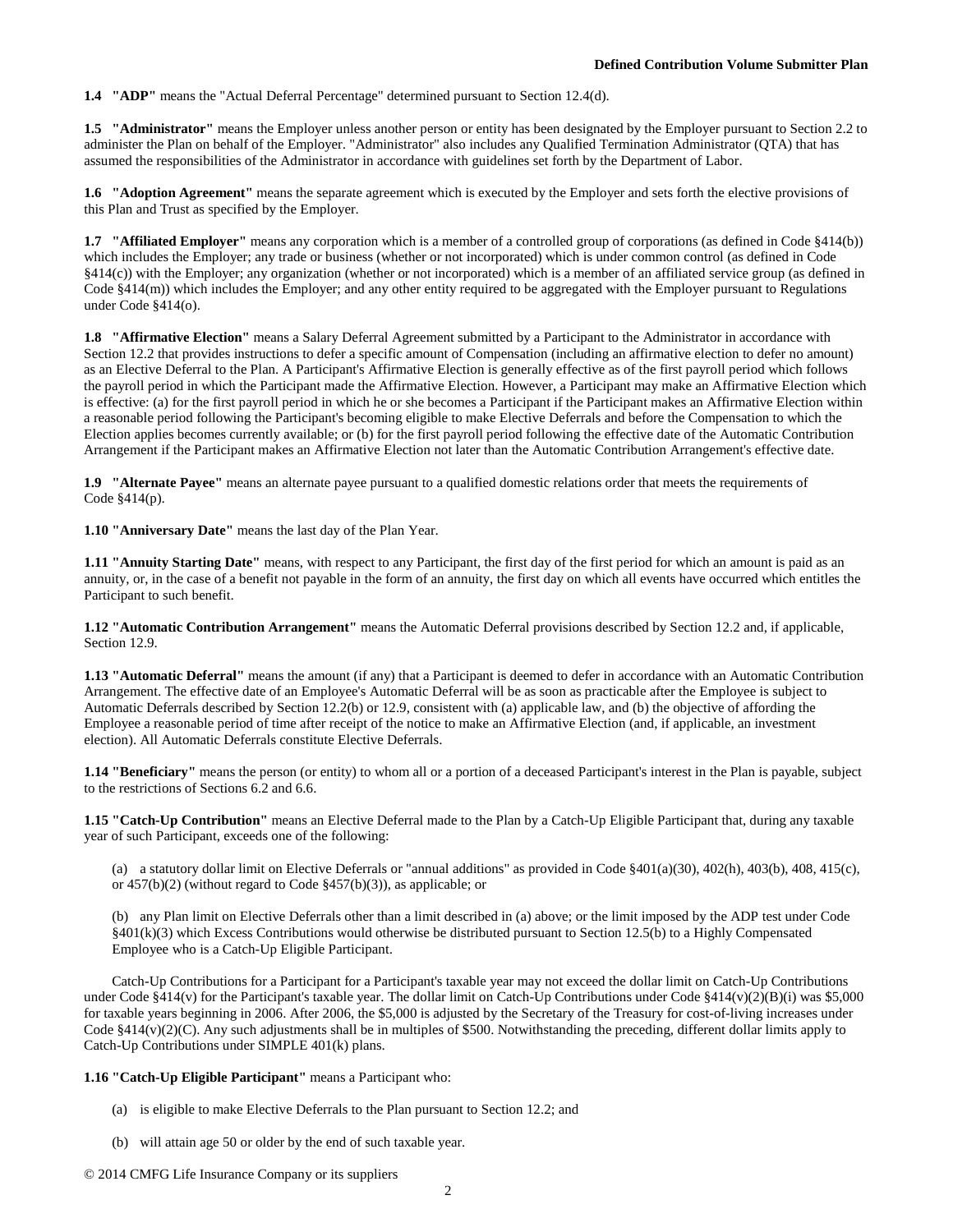**1.4 "ADP"** means the "Actual Deferral Percentage" determined pursuant to Section 12.4(d).

**1.5 "Administrator"** means the Employer unless another person or entity has been designated by the Employer pursuant to Section 2.2 to administer the Plan on behalf of the Employer. "Administrator" also includes any Qualified Termination Administrator (QTA) that has assumed the responsibilities of the Administrator in accordance with guidelines set forth by the Department of Labor.

**1.6 "Adoption Agreement"** means the separate agreement which is executed by the Employer and sets forth the elective provisions of this Plan and Trust as specified by the Employer.

**1.7 "Affiliated Employer"** means any corporation which is a member of a controlled group of corporations (as defined in Code §414(b)) which includes the Employer; any trade or business (whether or not incorporated) which is under common control (as defined in Code §414(c)) with the Employer; any organization (whether or not incorporated) which is a member of an affiliated service group (as defined in Code §414(m)) which includes the Employer; and any other entity required to be aggregated with the Employer pursuant to Regulations under Code §414(o).

**1.8 "Affirmative Election"** means a Salary Deferral Agreement submitted by a Participant to the Administrator in accordance with Section 12.2 that provides instructions to defer a specific amount of Compensation (including an affirmative election to defer no amount) as an Elective Deferral to the Plan. A Participant's Affirmative Election is generally effective as of the first payroll which follows the payroll period in which the Participant made the Affirmative Election. However, a Participant may make an Affirmative Election which is effective: (a) for the first payroll period in which he or she becomes a Participant if the Participant makes an Affirmative Election within a reasonable period following the Participant's becoming eligible to make Elective Deferrals and before the Compensation to which the Election applies becomes currently available; or (b) for the first payroll period following the effective date of the Automatic Contribution Arrangement if the Participant makes an Affirmative Election not later than the Automatic Contribution Arrangement's effective date.

**1.9 "Alternate Payee"** means an alternate payee pursuant to a qualified domestic relations order that meets the requirements of Code §414(p).

**1.10 "Anniversary Date"** means the last day of the Plan Year.

**1.11 "Annuity Starting Date"** means, with respect to any Participant, the first day of the first period for which an amount is paid as an annuity, or, in the case of a benefit not payable in the form of an annuity, the first day on which all events have occurred which entitles the Participant to such benefit.

**1.12 "Automatic Contribution Arrangement"** means the Automatic Deferral provisions described by Section 12.2 and, if applicable, Section 12.9.

**1.13 "Automatic Deferral"** means the amount (if any) that a Participant is deemed to defer in accordance with an Automatic Contribution Arrangement. The effective date of an Employee's Automatic Deferral will be as soon as practicable after the Employee is subject to Automatic Deferrals described by Section 12.2(b) or 12.9, consistent with (a) applicable law, and (b) the objective of affording the Employee a reasonable period of time after receipt of the notice to make an Affirmative Election (and, if applicable, an investment election). All Automatic Deferrals constitute Elective Deferrals.

**1.14 "Beneficiary"** means the person (or entity) to whom all or a portion of a deceased Participant's interest in the Plan is payable, subject to the restrictions of Sections 6.2 and 6.6.

**1.15 "Catch-Up Contribution"** means an Elective Deferral made to the Plan by a Catch-Up Eligible Participant that, during any taxable year of such Participant, exceeds one of the following:

(a) a statutory dollar limit on Elective Deferrals or "annual additions" as provided in Code §401(a)(30), 402(h), 403(b), 408, 415(c), or 457(b)(2) (without regard to Code §457(b)(3)), as applicable; or

(b) any Plan limit on Elective Deferrals other than a limit described in (a) above; or the limit imposed by the ADP test under Code §401(k)(3) which Excess Contributions would otherwise be distributed pursuant to Section 12.5(b) to a Highly Compensated Employee who is a Catch-Up Eligible Participant.

Catch-Up Contributions for a Participant for a Participant's taxable year may not exceed the dollar limit on Catch-Up Contributions under Code §414(v) for the Participant's taxable year. The dollar limit on Catch-Up Contributions under Code §414(v)(2)(B)(i) was $5,000 for taxable years beginning in 2006. After 2006, the $5,000 is adjusted by the Secretary of the Treasury for cost-of-living increases under Code §414(v)(2)(C). Any such adjustments shall be in multiples of $500. Notwithstanding the preceding, different dollar limits apply to Catch-Up Contributions under SIMPLE 401(k) plans.

**1.16 "Catch-Up Eligible Participant"** means a Participant who:

(a) is eligible to make Elective Deferrals to the Plan pursuant to Section 12.2; and

(b) will attain age 50 or older by the end of such taxable year.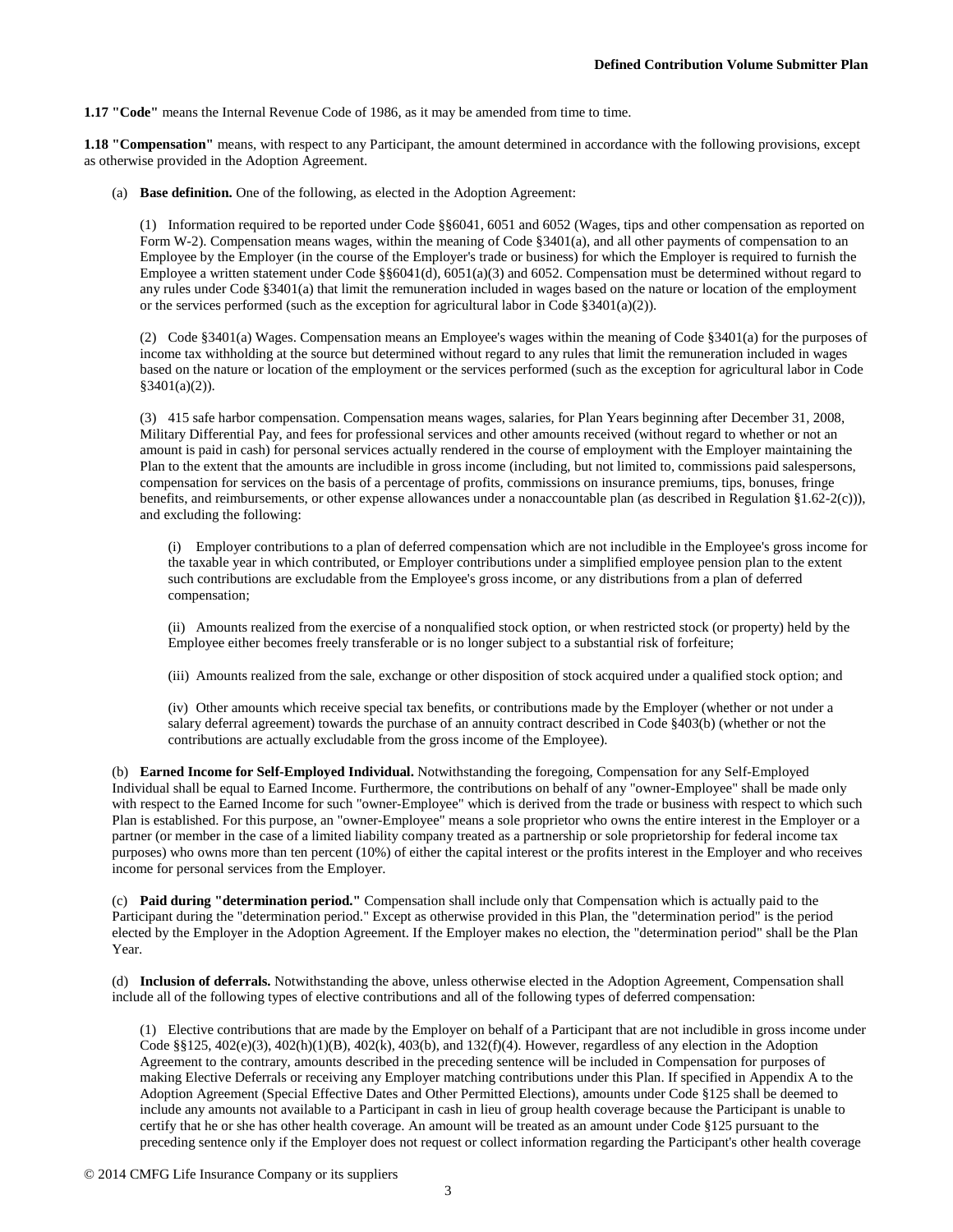**1.17 "Code"** means the Internal Revenue Code of 1986, as it may be amended from time to time.

**1.18 "Compensation"** means, with respect to any Participant, the amount determined in accordance with the following provisions, except as otherwise provided in the Adoption Agreement.

(a) **Base definition.** One of the following, as elected in the Adoption Agreement:

(1) Information required to be reported under Code §§6041, 6051 and 6052 (Wages, tips and other compensation as reported on Form W-2). Compensation means wages, within the meaning of Code §3401(a), and all other payments of compensation to an Employee by the Employer (in the course of the Employer's trade or business) for which the Employer is required to furnish the Employee a written statement under Code §§6041(d), 6051(a)(3) and 6052. Compensation must be determined without regard to any rules under Code §3401(a) that limit the remuneration included in wages based on the nature or location of the employment or the services performed (such as the exception for agricultural labor in Code §3401(a)(2)).

(2) Code §3401(a) Wages. Compensation means an Employee's wages within the meaning of Code §3401(a) for the purposes of income tax withholding at the source but determined without regard to any rules that limit the remuneration included in wages based on the nature or location of the employment or the services performed (such as the exception for agricultural labor in Code §3401(a)(2)).

(3) 415 safe harbor compensation. Compensation means wages, salaries, for Plan Years beginning after December 31, 2008, Military Differential Pay, and fees for professional services and other amounts received (without regard to whether or not an amount is paid in cash) for personal services actually rendered in the course of employment with the Employer maintaining the Plan to the extent that the amounts are includible in gross income (including, but not limited to, commissions paid salespersons, compensation for services on the basis of a percentage of profits, commissions on insurance premiums, tips, bonuses, fringe benefits, and reimbursements, or other expense allowances under a nonaccountable plan (as described in Regulation §1.62-2(c))), and excluding the following:

(i) Employer contributions to a plan of deferred compensation which are not includible in the Employee's gross income for the taxable year in which contributed, or Employer contributions under a simplified employee pension plan to the extent such contributions are excludable from the Employee's gross income, or any distributions from a plan of deferred compensation;

(ii) Amounts realized from the exercise of a nonqualified stock option, or when restricted stock (or property) held by the Employee either becomes freely transferable or is no longer subject to a substantial risk of forfeiture;

(iii) Amounts realized from the sale, exchange or other disposition of stock acquired under a qualified stock option; and

(iv) Other amounts which receive special tax benefits, or contributions made by the Employer (whether or not under a salary deferral agreement) towards the purchase of an annuity contract described in Code §403(b) (whether or not the contributions are actually excludable from the gross income of the Employee).

(b) **Earned Income for Self-Employed Individual.** Notwithstanding the foregoing, Compensation for any Self-Employed Individual shall be equal to Earned Income. Furthermore, the contributions on behalf of any "owner-Employee" shall be made only with respect to the Earned Income for such "owner-Employee" which is derived from the trade or business with respect to which such Plan is established. For this purpose, an "owner-Employee" means a sole proprietor who owns the entire interest in the Employer or a partner (or member in the case of a limited liability company treated as a partnership or sole proprietorship for federal income tax purposes) who owns more than ten percent (10%) of either the capital interest or the profits interest in the Employer and who receives income for personal services from the Employer.

(c) **Paid during "determination period."** Compensation shall include only that Compensation which is actually paid to the Participant during the "determination period." Except as otherwise provided in this Plan, the "determination period" is the period elected by the Employer in the Adoption Agreement. If the Employer makes no election, the "determination period" shall be the Plan Year.

(d) **Inclusion of deferrals.** Notwithstanding the above, unless otherwise elected in the Adoption Agreement, Compensation shall include all of the following types of elective contributions and all of the following types of deferred compensation:

(1) Elective contributions that are made by the Employer on behalf of a Participant that are not includible in gross income under Code §§125, 402(e)(3), 402(h)(1)(B), 402(k), 403(b), and 132(f)(4). However, regardless of any election in the Adoption Agreement to the contrary, amounts described in the preceding sentence will be included in Compensation for purposes of making Elective Deferrals or receiving any Employer matching contributions under this Plan. If specified in Appendix A to the Adoption Agreement (Special Effective Dates and Other Permitted Elections), amounts under Code §125 shall be deemed to include any amounts not available to a Participant in cash in lieu of group health coverage because the Participant is unable to certify that he or she has other health coverage. An amount will be treated as an amount under Code §125 pursuant to the preceding sentence only if the Employer does not request or collect information regarding the Participant's other health coverage

© 2014 CMFG Life Insurance Company or its suppliers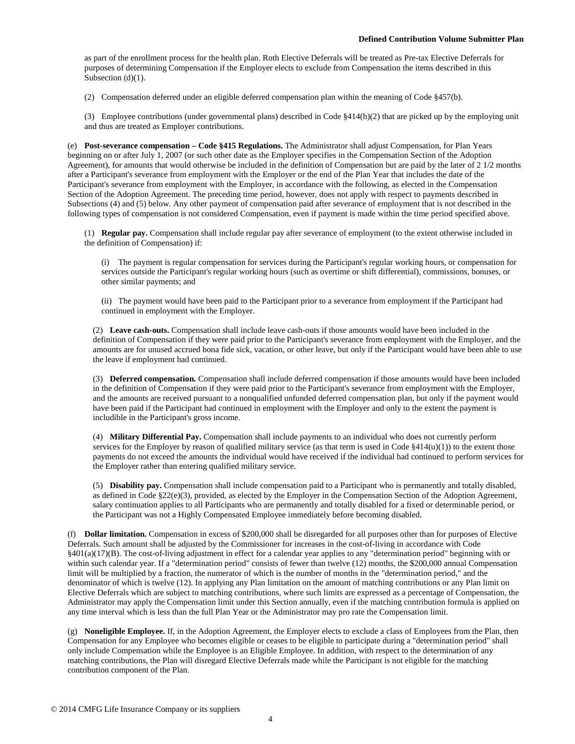as part of the enrollment process for the health plan. Roth Elective Deferrals will be treated as Pre-tax Elective Deferrals for purposes of determining Compensation if the Employer elects to exclude from Compensation the items described in this Subsection (d)(1).

(2) Compensation deferred under an eligible deferred compensation plan within the meaning of Code §457(b).

(3) Employee contributions (under governmental plans) described in Code §414(h)(2) that are picked up by the employing unit and thus are treated as Employer contributions.

(e) **Post-severance compensation – Code §415 Regulations.** The Administrator shall adjust Compensation, for Plan Years beginning on or after July 1, 2007 (or such other date as the Employer specifies in the Compensation Section of the Adoption Agreement), for amounts that would otherwise be included in the definition of Compensation but are paid by the later of 2 1/2 months after a Participant's severance from employment with the Employer or the end of the Plan Year that includes the date of the Participant's severance from employment with the Employer, in accordance with the following, as elected in the Compensation Section of the Adoption Agreement. The preceding time period, however, does not apply with respect to payments described in Subsections (4) and (5) below. Any other payment of compensation paid after severance of employment that is not described in the following types of compensation is not considered Compensation, even if payment is made within the time period specified above.

(1) **Regular pay.** Compensation shall include regular pay after severance of employment (to the extent otherwise included in the definition of Compensation) if:

(i) The payment is regular compensation for services during the Participant's regular working hours, or compensation for services outside the Participant's regular working hours (such as overtime or shift differential), commissions, bonuses, or other similar payments; and

(ii) The payment would have been paid to the Participant prior to a severance from employment if the Participant had continued in employment with the Employer.

(2) **Leave cash-outs.** Compensation shall include leave cash-outs if those amounts would have been included in the definition of Compensation if they were paid prior to the Participant's severance from employment with the Employer, and the amounts are for unused accrued bona fide sick, vacation, or other leave, but only if the Participant would have been able to use the leave if employment had continued.

(3) **Deferred compensation.** Compensation shall include deferred compensation if those amounts would have been included in the definition of Compensation if they were paid prior to the Participant's severance from employment with the Employer, and the amounts are received pursuant to a nonqualified unfunded deferred compensation plan, but only if the payment would have been paid if the Participant had continued in employment with the Employer and only to the extent the payment is includible in the Participant's gross income.

(4) **Military Differential Pay.** Compensation shall include payments to an individual who does not currently perform services for the Employer by reason of qualified military service (as that term is used in Code §414(u)(1)) to the extent those payments do not exceed the amounts the individual would have received if the individual had continued to perform services for the Employer rather than entering qualified military service.

(5) **Disability pay.** Compensation shall include compensation paid to a Participant who is permanently and totally disabled, as defined in Code §22(e)(3), provided, as elected by the Employer in the Compensation Section of the Adoption Agreement, salary continuation applies to all Participants who are permanently and totally disabled for a fixed or determinable period, or the Participant was not a Highly Compensated Employee immediately before becoming disabled.

(f) **Dollar limitation.** Compensation in excess of $200,000 shall be disregarded for all purposes other than for purposes of Elective Deferrals. Such amount shall be adjusted by the Commissioner for increases in the cost-of-living in accordance with Code §401(a)(17)(B). The cost-of-living adjustment in effect for a calendar year applies to any "determination period" beginning with or within such calendar year. If a "determination period" consists of fewer than twelve (12) months, the $200,000 annual Compensation limit will be multiplied by a fraction, the numerator of which is the number of months in the "determination period," and the denominator of which is twelve (12). In applying any Plan limitation on the amount of matching contributions or any Plan limit on Elective Deferrals which are subject to matching contributions, where such limits are expressed as a percentage of Compensation, the Administrator may apply the Compensation limit under this Section annually, even if the matching contribution formula is applied on any time interval which is less than the full Plan Year or the Administrator may pro rate the Compensation limit.

(g) **Noneligible Employee.** If, in the Adoption Agreement, the Employer elects to exclude a class of Employees from the Plan, then Compensation for any Employee who becomes eligible or ceases to be eligible to participate during a "determination period" shall only include Compensation while the Employee is an Eligible Employee. In addition, with respect to the determination of any matching contributions, the Plan will disregard Elective Deferrals made while the Participant is not eligible for the matching contribution component of the Plan.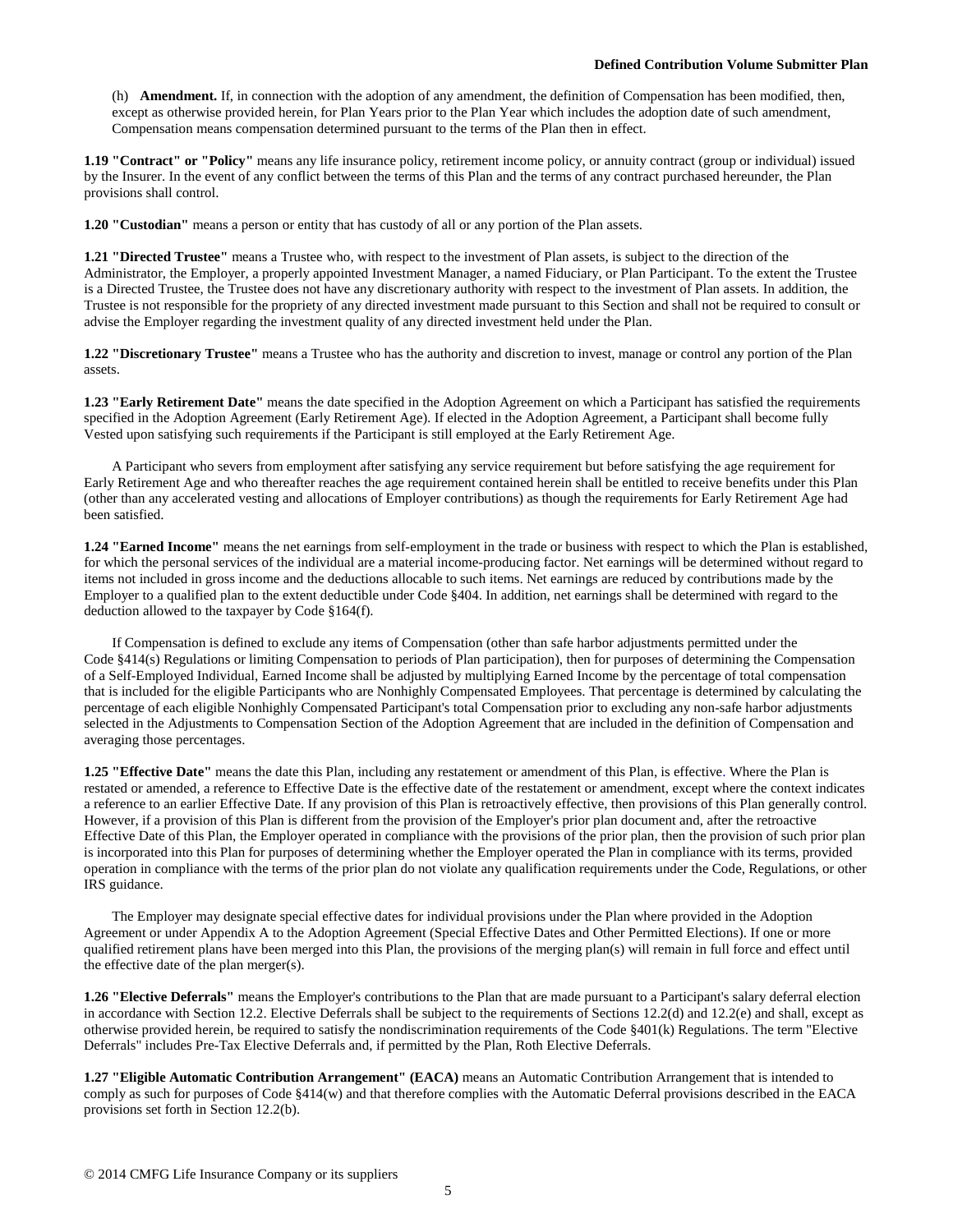(h) **Amendment.** If, in connection with the adoption of any amendment, the definition of Compensation has been modified, then, except as otherwise provided herein, for Plan Years prior to the Plan Year which includes the adoption date of such amendment, Compensation means compensation determined pursuant to the terms of the Plan then in effect.

**1.19 "Contract" or "Policy"** means any life insurance policy, retirement income policy, or annuity contract (group or individual) issued by the Insurer. In the event of any conflict between the terms of this Plan and the terms of any contract purchased hereunder, the Plan provisions shall control.

**1.20 "Custodian"** means a person or entity that has custody of all or any portion of the Plan assets.

**1.21 "Directed Trustee"** means a Trustee who, with respect to the investment of Plan assets, is subject to the direction of the Administrator, the Employer, a properly appointed Investment Manager, a named Fiduciary, or Plan Participant. To the extent the Trustee is a Directed Trustee, the Trustee does not have any discretionary authority with respect to the investment of Plan assets. In addition, the Trustee is not responsible for the propriety of any directed investment made pursuant to this Section and shall not be required to consult or advise the Employer regarding the investment quality of any directed investment held under the Plan.

**1.22 "Discretionary Trustee"** means a Trustee who has the authority and discretion to invest, manage or control any portion of the Plan assets.

**1.23 "Early Retirement Date"** means the date specified in the Adoption Agreement on which a Participant has satisfied the requirements specified in the Adoption Agreement (Early Retirement Age). If elected in the Adoption Agreement, a Participant shall become fully Vested upon satisfying such requirements if the Participant is still employed at the Early Retirement Age.

A Participant who severs from employment after satisfying any service requirement but before satisfying the age requirement for Early Retirement Age and who thereafter reaches the age requirement contained herein shall be entitled to receive benefits under this Plan (other than any accelerated vesting and allocations of Employer contributions) as though the requirements for Early Retirement Age had been satisfied.

**1.24 "Earned Income"** means the net earnings from self-employment in the trade or business with respect to which the Plan is established, for which the personal services of the individual are a material income-producing factor. Net earnings will be determined without regard to items not included in gross income and the deductions allocable to such items. Net earnings are reduced by contributions made by the Employer to a qualified plan to the extent deductible under Code §404. In addition, net earnings shall be determined with regard to the deduction allowed to the taxpayer by Code §164(f).

If Compensation is defined to exclude any items of Compensation (other than safe harbor adjustments permitted under the Code §414(s) Regulations or limiting Compensation to periods of Plan participation), then for purposes of determining the Compensation of a Self-Employed Individual, Earned Income shall be adjusted by multiplying Earned Income by the percentage of total compensation that is included for the eligible Participants who are Nonhighly Compensated Employees. That percentage is determined by calculating the percentage of each eligible Nonhighly Compensated Participant's total Compensation prior to excluding any non-safe harbor adjustments selected in the Adjustments to Compensation Section of the Adoption Agreement that are included in the definition of Compensation and averaging those percentages.

**1.25 "Effective Date"** means the date this Plan, including any restatement or amendment of this Plan, is effective. Where the Plan is restated or amended, a reference to Effective Date is the effective date of the restatement or amendment, except where the context indicates a reference to an earlier Effective Date. If any provision of this Plan is retroactively effective, then provisions of this Plan generally control. However, if a provision of this Plan is different from the provision of the Employer's prior plan document and, after the retroactive Effective Date of this Plan, the Employer operated in compliance with the provisions of the prior plan, then the provision of such prior plan is incorporated into this Plan for purposes of determining whether the Employer operated the Plan in compliance with its terms, provided operation in compliance with the terms of the prior plan do not violate any qualification requirements under the Code, Regulations, or other IRS guidance.

The Employer may designate special effective dates for individual provisions under the Plan where provided in the Adoption Agreement or under Appendix A to the Adoption Agreement (Special Effective Dates and Other Permitted Elections). If one or more qualified retirement plans have been merged into this Plan, the provisions of the merging plan(s) will remain in full force and effect until the effective date of the plan merger(s).

**1.26 "Elective Deferrals"** means the Employer's contributions to the Plan that are made pursuant to a Participant's salary deferral election in accordance with Section 12.2. Elective Deferrals shall be subject to the requirements of Sections 12.2(d) and 12.2(e) and shall, except as otherwise provided herein, be required to satisfy the nondiscrimination requirements of the Code §401(k) Regulations. The term "Elective Deferrals" includes Pre-Tax Elective Deferrals and, if permitted by the Plan, Roth Elective Deferrals.

**1.27 "Eligible Automatic Contribution Arrangement" (EACA)** means an Automatic Contribution Arrangement that is intended to comply as such for purposes of Code §414(w) and that therefore complies with the Automatic Deferral provisions described in the EACA provisions set forth in Section 12.2(b).

© 2014 CMFG Life Insurance Company or its suppliers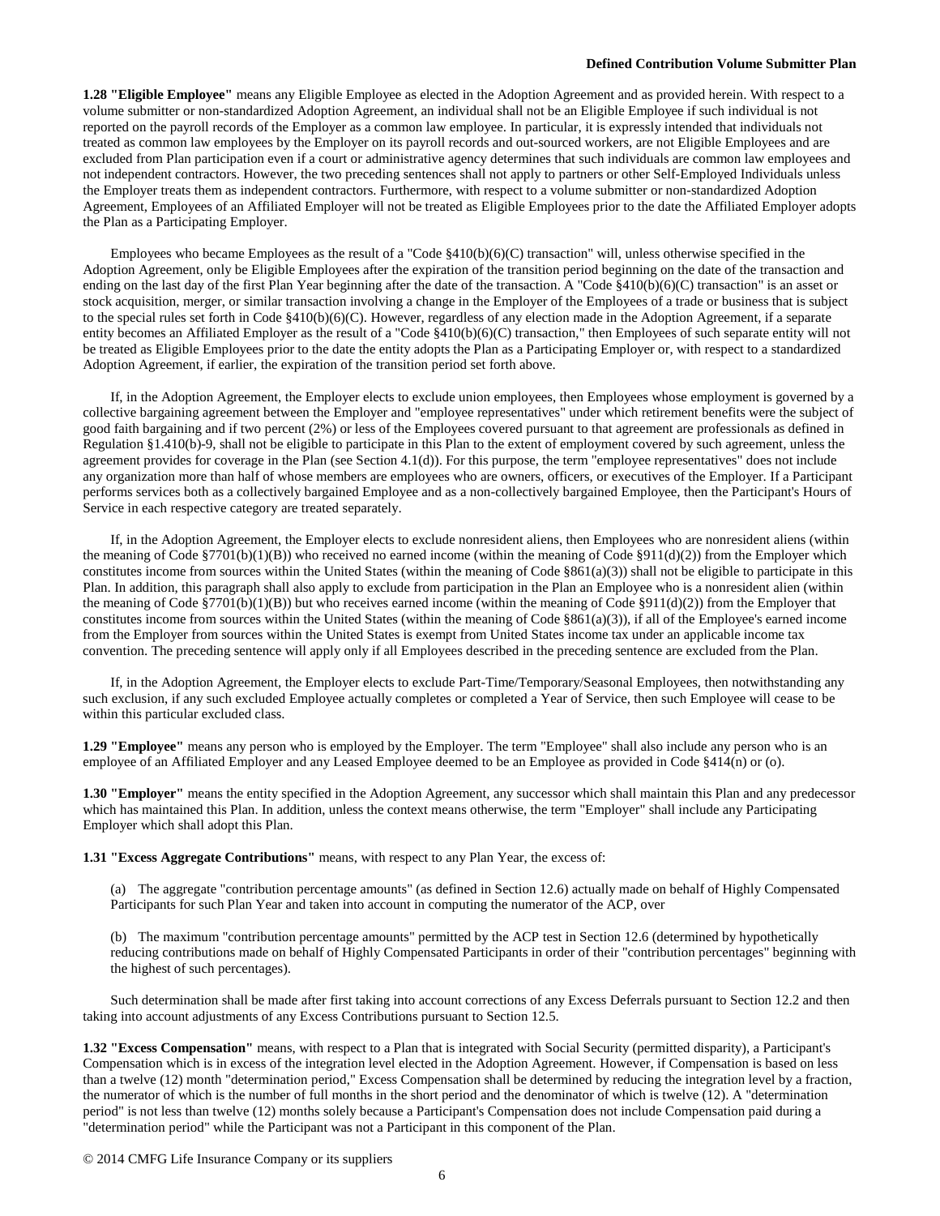**1.28 "Eligible Employee"** means any Eligible Employee as elected in the Adoption Agreement and as provided herein. With respect to a volume submitter or non-standardized Adoption Agreement, an individual shall not be an Eligible Employee if such individual is not reported on the payroll records of the Employer as a common law employee. In particular, it is expressly intended that individuals not treated as common law employees by the Employer on its payroll records and out-sourced workers, are not Eligible Employees and are excluded from Plan participation even if a court or administrative agency determines that such individuals are common law employees and not independent contractors. However, the two preceding sentences shall not apply to partners or other Self-Employed Individuals unless the Employer treats them as independent contractors. Furthermore, with respect to a volume submitter or non-standardized Adoption Agreement, Employees of an Affiliated Employer will not be treated as Eligible Employees prior to the date the Affiliated Employer adopts the Plan as a Participating Employer.

Employees who became Employees as the result of a "Code §410(b)(6)(C) transaction" will, unless otherwise specified in the Adoption Agreement, only be Eligible Employees after the expiration of the transition period beginning on the date of the transaction and ending on the last day of the first Plan Year beginning after the date of the transaction. A "Code §410(b)(6)(C) transaction" is an asset or stock acquisition, merger, or similar transaction involving a change in the Employer of the Employees of a trade or business that is subject to the special rules set forth in Code §410(b)(6)(C). However, regardless of any election made in the Adoption Agreement, if a separate entity becomes an Affiliated Employer as the result of a "Code §410(b)(6)(C) transaction," then Employees of such separate entity will not be treated as Eligible Employees prior to the date the entity adopts the Plan as a Participating Employer or, with respect to a standardized Adoption Agreement, if earlier, the expiration of the transition period set forth above.

If, in the Adoption Agreement, the Employer elects to exclude union employees, then Employees whose employment is governed by a collective bargaining agreement between the Employer and "employee representatives" under which retirement benefits were the subject of good faith bargaining and if two percent (2%) or less of the Employees covered pursuant to that agreement are professionals as defined in Regulation §1.410(b)-9, shall not be eligible to participate in this Plan to the extent of employment covered by such agreement, unless the agreement provides for coverage in the Plan (see Section 4.1(d)). For this purpose, the term "employee representatives" does not include any organization more than half of whose members are employees who are owners, officers, or executives of the Employer. If a Participant performs services both as a collectively bargained Employee and as a non-collectively bargained Employee, then the Participant's Hours of Service in each respective category are treated separately.

If, in the Adoption Agreement, the Employer elects to exclude nonresident aliens, then Employees who are nonresident aliens (within the meaning of Code §7701(b)(1)(B)) who received no earned income (within the meaning of Code §911(d)(2)) from the Employer which constitutes income from sources within the United States (within the meaning of Code §861(a)(3)) shall not be eligible to participate in this Plan. In addition, this paragraph shall also apply to exclude from participation in the Plan an Employee who is a nonresident alien (within the meaning of Code §7701(b)(1)(B)) but who receives earned income (within the meaning of Code §911(d)(2)) from the Employer that constitutes income from sources within the United States (within the meaning of Code §861(a)(3)), if all of the Employee's earned income from the Employer from sources within the United States is exempt from United States income tax under an applicable income tax convention. The preceding sentence will apply only if all Employees described in the preceding sentence are excluded from the Plan.

If, in the Adoption Agreement, the Employer elects to exclude Part-Time/Temporary/Seasonal Employees, then notwithstanding any such exclusion, if any such excluded Employee actually completes or completed a Year of Service, then such Employee will cease to be within this particular excluded class.

**1.29 "Employee"** means any person who is employed by the Employer. The term "Employee" shall also include any person who is an employee of an Affiliated Employer and any Leased Employee deemed to be an Employee as provided in Code §414(n) or (o).

**1.30 "Employer"** means the entity specified in the Adoption Agreement, any successor which shall maintain this Plan and any predecessor which has maintained this Plan. In addition, unless the context means otherwise, the term "Employer" shall include any Participating Employer which shall adopt this Plan.

**1.31 "Excess Aggregate Contributions"** means, with respect to any Plan Year, the excess of:

(a) The aggregate "contribution percentage amounts" (as defined in Section 12.6) actually made on behalf of Highly Compensated Participants for such Plan Year and taken into account in computing the numerator of the ACP, over

(b) The maximum "contribution percentage amounts" permitted by the ACP test in Section 12.6 (determined by hypothetically reducing contributions made on behalf of Highly Compensated Participants in order of their "contribution percentages" beginning with the highest of such percentages).

Such determination shall be made after first taking into account corrections of any Excess Deferrals pursuant to Section 12.2 and then taking into account adjustments of any Excess Contributions pursuant to Section 12.5.

**1.32 "Excess Compensation"** means, with respect to a Plan that is integrated with Social Security (permitted disparity), a Participant's Compensation which is in excess of the integration level elected in the Adoption Agreement. However, if Compensation is based on less than a twelve (12) month "determination period," Excess Compensation shall be determined by reducing the integration level by a fraction, the numerator of which is the number of full months in the short period and the denominator of which is twelve (12). A "determination period" is not less than twelve (12) months solely because a Participant's Compensation does not include Compensation paid during a "determination period" while the Participant was not a Participant in this component of the Plan.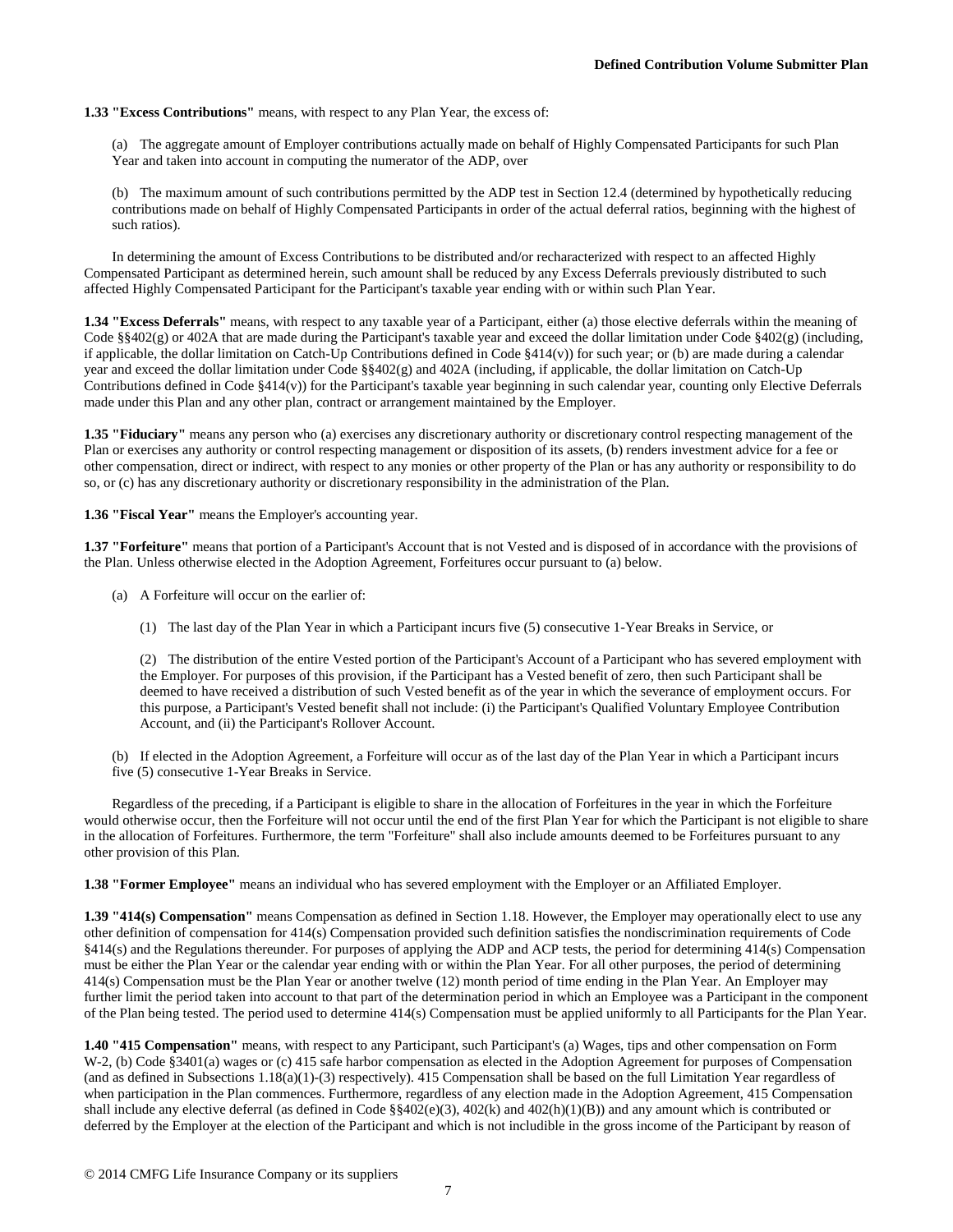**1.33 "Excess Contributions"** means, with respect to any Plan Year, the excess of:

(a) The aggregate amount of Employer contributions actually made on behalf of Highly Compensated Participants for such Plan Year and taken into account in computing the numerator of the ADP, over

(b) The maximum amount of such contributions permitted by the ADP test in Section 12.4 (determined by hypothetically reducing contributions made on behalf of Highly Compensated Participants in order of the actual deferral ratios, beginning with the highest of such ratios).

In determining the amount of Excess Contributions to be distributed and/or recharacterized with respect to an affected Highly Compensated Participant as determined herein, such amount shall be reduced by any Excess Deferrals previously distributed to such affected Highly Compensated Participant for the Participant's taxable year ending with or within such Plan Year.

**1.34 "Excess Deferrals"** means, with respect to any taxable year of a Participant, either (a) those elective deferrals within the meaning of Code §§402(g) or 402A that are made during the Participant's taxable year and exceed the dollar limitation under Code §402(g) (including, if applicable, the dollar limitation on Catch-Up Contributions defined in Code §414(v)) for such year; or (b) are made during a calendar year and exceed the dollar limitation under Code §§402(g) and 402A (including, if applicable, the dollar limitation on Catch-Up Contributions defined in Code §414(v)) for the Participant's taxable year beginning in such calendar year, counting only Elective Deferrals made under this Plan and any other plan, contract or arrangement maintained by the Employer.

**1.35 "Fiduciary"** means any person who (a) exercises any discretionary authority or discretionary control respecting management of the Plan or exercises any authority or control respecting management or disposition of its assets, (b) renders investment advice for a fee or other compensation, direct or indirect, with respect to any monies or other property of the Plan or has any authority or responsibility to do so, or (c) has any discretionary authority or discretionary responsibility in the administration of the Plan.

**1.36 "Fiscal Year"** means the Employer's accounting year.

**1.37 "Forfeiture"** means that portion of a Participant's Account that is not Vested and is disposed of in accordance with the provisions of the Plan. Unless otherwise elected in the Adoption Agreement, Forfeitures occur pursuant to (a) below.

(a) A Forfeiture will occur on the earlier of:

(1) The last day of the Plan Year in which a Participant incurs five (5) consecutive 1-Year Breaks in Service, or

(2) The distribution of the entire Vested portion of the Participant's Account of a Participant who has severed employment with the Employer. For purposes of this provision, if the Participant has a Vested benefit of zero, then such Participant shall be deemed to have received a distribution of such Vested benefit as of the year in which the severance of employment occurs. For this purpose, a Participant's Vested benefit shall not include: (i) the Participant's Qualified Voluntary Employee Contribution Account, and (ii) the Participant's Rollover Account.

(b) If elected in the Adoption Agreement, a Forfeiture will occur as of the last day of the Plan Year in which a Participant incurs five (5) consecutive 1-Year Breaks in Service.

Regardless of the preceding, if a Participant is eligible to share in the allocation of Forfeitures in the year in which the Forfeiture would otherwise occur, then the Forfeiture will not occur until the end of the first Plan Year for which the Participant is not eligible to share in the allocation of Forfeitures. Furthermore, the term "Forfeiture" shall also include amounts deemed to be Forfeitures pursuant to any other provision of this Plan.

**1.38 "Former Employee"** means an individual who has severed employment with the Employer or an Affiliated Employer.

**1.39 "414(s) Compensation"** means Compensation as defined in Section 1.18. However, the Employer may operationally elect to use any other definition of compensation for 414(s) Compensation provided such definition satisfies the nondiscrimination requirements of Code §414(s) and the Regulations thereunder. For purposes of applying the ADP and ACP tests, the period for determining 414(s) Compensation must be either the Plan Year or the calendar year ending with or within the Plan Year. For all other purposes, the period of determining 414(s) Compensation must be the Plan Year or another twelve (12) month period of time ending in the Plan Year. An Employer may further limit the period taken into account to that part of the determination period in which an Employee was a Participant in the component of the Plan being tested. The period used to determine 414(s) Compensation must be applied uniformly to all Participants for the Plan Year.

**1.40 "415 Compensation"** means, with respect to any Participant, such Participant's (a) Wages, tips and other compensation on Form W-2, (b) Code §3401(a) wages or (c) 415 safe harbor compensation as elected in the Adoption Agreement for purposes of Compensation (and as defined in Subsections 1.18(a)(1)-(3) respectively). 415 Compensation shall be based on the full Limitation Year regardless of when participation in the Plan commences. Furthermore, regardless of any election made in the Adoption Agreement, 415 Compensation shall include any elective deferral (as defined in Code §§402(e)(3), 402(k) and 402(h)(1)(B)) and any amount which is contributed or deferred by the Employer at the election of the Participant and which is not includible in the gross income of the Participant by reason of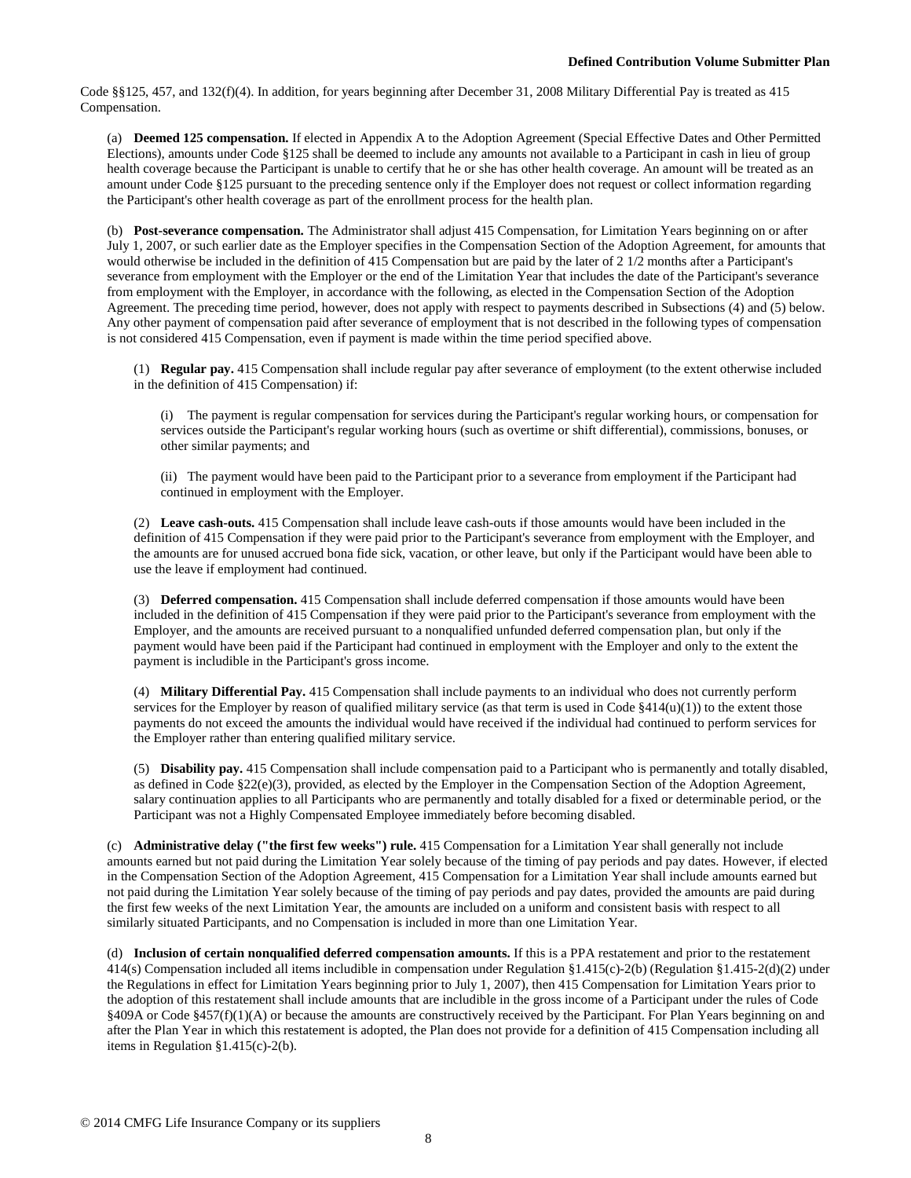Code §§125, 457, and 132(f)(4). In addition, for years beginning after December 31, 2008 Military Differential Pay is treated as 415 Compensation.

(a) **Deemed 125 compensation.** If elected in Appendix A to the Adoption Agreement (Special Effective Dates and Other Permitted Elections), amounts under Code §125 shall be deemed to include any amounts not available to a Participant in cash in lieu of group health coverage because the Participant is unable to certify that he or she has other health coverage. An amount will be treated as an amount under Code §125 pursuant to the preceding sentence only if the Employer does not request or collect information regarding the Participant's other health coverage as part of the enrollment process for the health plan.

(b) **Post-severance compensation.** The Administrator shall adjust 415 Compensation, for Limitation Years beginning on or after July 1, 2007, or such earlier date as the Employer specifies in the Compensation Section of the Adoption Agreement, for amounts that would otherwise be included in the definition of 415 Compensation but are paid by the later of 2 1/2 months after a Participant's severance from employment with the Employer or the end of the Limitation Year that includes the date of the Participant's severance from employment with the Employer, in accordance with the following, as elected in the Compensation Section of the Adoption Agreement. The preceding time period, however, does not apply with respect to payments described in Subsections (4) and (5) below. Any other payment of compensation paid after severance of employment that is not described in the following types of compensation is not considered 415 Compensation, even if payment is made within the time period specified above.

(1) **Regular pay.** 415 Compensation shall include regular pay after severance of employment (to the extent otherwise included in the definition of 415 Compensation) if:

(i) The payment is regular compensation for services during the Participant's regular working hours, or compensation for services outside the Participant's regular working hours (such as overtime or shift differential), commissions, bonuses, or other similar payments; and

(ii) The payment would have been paid to the Participant prior to a severance from employment if the Participant had continued in employment with the Employer.

(2) **Leave cash-outs.** 415 Compensation shall include leave cash-outs if those amounts would have been included in the definition of 415 Compensation if they were paid prior to the Participant's severance from employment with the Employer, and the amounts are for unused accrued bona fide sick, vacation, or other leave, but only if the Participant would have been able to use the leave if employment had continued.

(3) **Deferred compensation.** 415 Compensation shall include deferred compensation if those amounts would have been included in the definition of 415 Compensation if they were paid prior to the Participant's severance from employment with the Employer, and the amounts are received pursuant to a nonqualified unfunded deferred compensation plan, but only if the payment would have been paid if the Participant had continued in employment with the Employer and only to the extent the payment is includible in the Participant's gross income.

(4) **Military Differential Pay.** 415 Compensation shall include payments to an individual who does not currently perform services for the Employer by reason of qualified military service (as that term is used in Code §414(u)(1)) to the extent those payments do not exceed the amounts the individual would have received if the individual had continued to perform services for the Employer rather than entering qualified military service.

(5) **Disability pay.** 415 Compensation shall include compensation paid to a Participant who is permanently and totally disabled, as defined in Code §22(e)(3), provided, as elected by the Employer in the Compensation Section of the Adoption Agreement, salary continuation applies to all Participants who are permanently and totally disabled for a fixed or determinable period, or the Participant was not a Highly Compensated Employee immediately before becoming disabled.

(c) **Administrative delay ("the first few weeks") rule.** 415 Compensation for a Limitation Year shall generally not include amounts earned but not paid during the Limitation Year solely because of the timing of pay periods and pay dates. However, if elected in the Compensation Section of the Adoption Agreement, 415 Compensation for a Limitation Year shall include amounts earned but not paid during the Limitation Year solely because of the timing of pay periods and pay dates, provided the amounts are paid during the first few weeks of the next Limitation Year, the amounts are included on a uniform and consistent basis with respect to all similarly situated Participants, and no Compensation is included in more than one Limitation Year.

(d) **Inclusion of certain nonqualified deferred compensation amounts.** If this is a PPA restatement and prior to the restatement 414(s) Compensation included all items includible in compensation under Regulation §1.415(c)-2(b) (Regulation §1.415-2(d)(2) under the Regulations in effect for Limitation Years beginning prior to July 1, 2007), then 415 Compensation for Limitation Years prior to the adoption of this restatement shall include amounts that are includible in the gross income of a Participant under the rules of Code §409A or Code §457(f)(1)(A) or because the amounts are constructively received by the Participant. For Plan Years beginning on and after the Plan Year in which this restatement is adopted, the Plan does not provide for a definition of 415 Compensation including all items in Regulation §1.415(c)-2(b).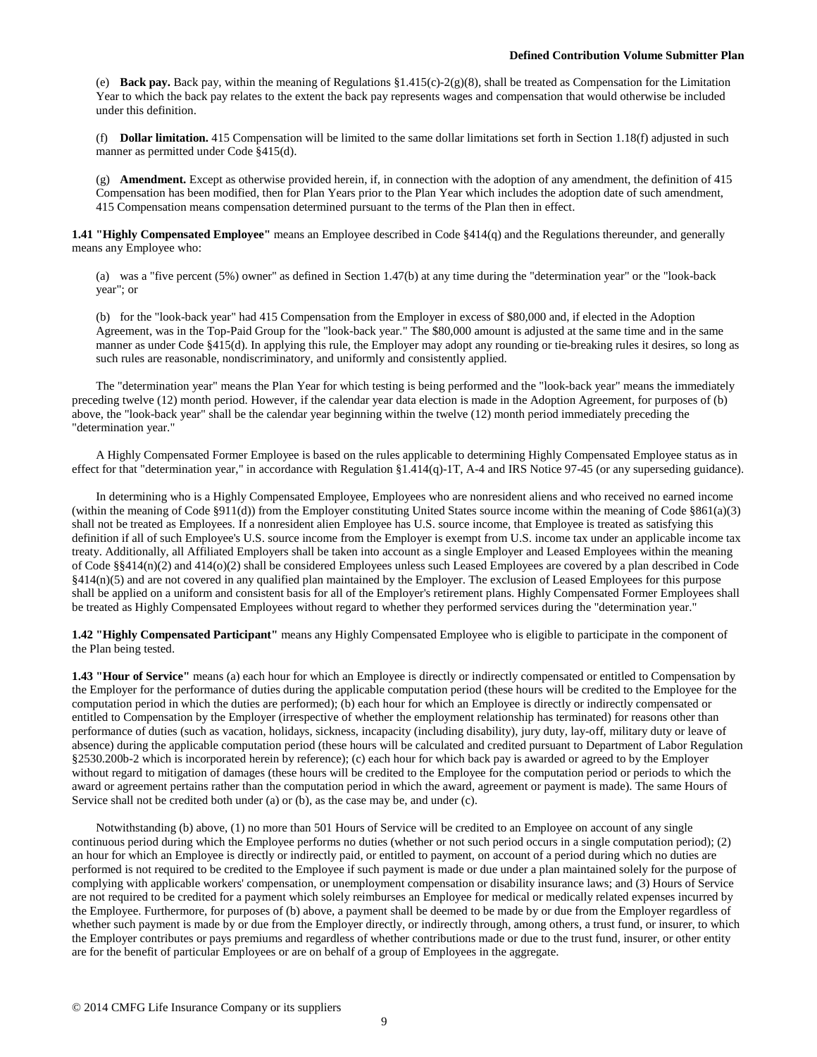(e) **Back pay.** Back pay, within the meaning of Regulations §1.415(c)-2(g)(8), shall be treated as Compensation for the Limitation Year to which the back pay relates to the extent the back pay represents wages and compensation that would otherwise be included under this definition.

(f) **Dollar limitation.** 415 Compensation will be limited to the same dollar limitations set forth in Section 1.18(f) adjusted in such manner as permitted under Code §415(d).

(g) **Amendment.** Except as otherwise provided herein, if, in connection with the adoption of any amendment, the definition of 415 Compensation has been modified, then for Plan Years prior to the Plan Year which includes the adoption date of such amendment, 415 Compensation means compensation determined pursuant to the terms of the Plan then in effect.

**1.41 "Highly Compensated Employee"** means an Employee described in Code §414(q) and the Regulations thereunder, and generally means any Employee who:

(a) was a "five percent (5%) owner" as defined in Section 1.47(b) at any time during the "determination year" or the "look-back year"; or

(b) for the "look-back year" had 415 Compensation from the Employer in excess of $80,000 and, if elected in the Adoption Agreement, was in the Top-Paid Group for the "look-back year." The $80,000 amount is adjusted at the same time and in the same manner as under Code §415(d). In applying this rule, the Employer may adopt any rounding or tie-breaking rules it desires, so long as such rules are reasonable, nondiscriminatory, and uniformly and consistently applied.

The "determination year" means the Plan Year for which testing is being performed and the "look-back year" means the immediately preceding twelve (12) month period. However, if the calendar year data election is made in the Adoption Agreement, for purposes of (b) above, the "look-back year" shall be the calendar year beginning within the twelve (12) month period immediately preceding the "determination year."

A Highly Compensated Former Employee is based on the rules applicable to determining Highly Compensated Employee status as in effect for that "determination year," in accordance with Regulation §1.414(q)-1T, A-4 and IRS Notice 97-45 (or any superseding guidance).

In determining who is a Highly Compensated Employee, Employees who are nonresident aliens and who received no earned income (within the meaning of Code §911(d)) from the Employer constituting United States source income within the meaning of Code §861(a)(3) shall not be treated as Employees. If a nonresident alien Employee has U.S. source income, that Employee is treated as satisfying this definition if all of such Employee's U.S. source income from the Employer is exempt from U.S. income tax under an applicable income tax treaty. Additionally, all Affiliated Employers shall be taken into account as a single Employer and Leased Employees within the meaning of Code §§414(n)(2) and 414(o)(2) shall be considered Employees unless such Leased Employees are covered by a plan described in Code §414(n)(5) and are not covered in any qualified plan maintained by the Employer. The exclusion of Leased Employees for this purpose shall be applied on a uniform and consistent basis for all of the Employer's retirement plans. Highly Compensated Former Employees shall be treated as Highly Compensated Employees without regard to whether they performed services during the "determination year."

**1.42 "Highly Compensated Participant"** means any Highly Compensated Employee who is eligible to participate in the component of the Plan being tested.

**1.43 "Hour of Service"** means (a) each hour for which an Employee is directly or indirectly compensated or entitled to Compensation by the Employer for the performance of duties during the applicable computation period (these hours will be credited to the Employee for the computation period in which the duties are performed); (b) each hour for which an Employee is directly or indirectly compensated or entitled to Compensation by the Employer (irrespective of whether the employment relationship has terminated) for reasons other than performance of duties (such as vacation, holidays, sickness, incapacity (including disability), jury duty, lay-off, military duty or leave of absence) during the applicable computation period (these hours will be calculated and credited pursuant to Department of Labor Regulation §2530.200b-2 which is incorporated herein by reference); (c) each hour for which back pay is awarded or agreed to by the Employer without regard to mitigation of damages (these hours will be credited to the Employee for the computation period or periods to which the award or agreement pertains rather than the computation period in which the award, agreement or payment is made). The same Hours of Service shall not be credited both under (a) or (b), as the case may be, and under (c).

Notwithstanding (b) above, (1) no more than 501 Hours of Service will be credited to an Employee on account of any single continuous period during which the Employee performs no duties (whether or not such period occurs in a single computation period); (2) an hour for which an Employee is directly or indirectly paid, or entitled to payment, on account of a period during which no duties are performed is not required to be credited to the Employee if such payment is made or due under a plan maintained solely for the purpose of complying with applicable workers' compensation, or unemployment compensation or disability insurance laws; and (3) Hours of Service are not required to be credited for a payment which solely reimburses an Employee for medical or medically related expenses incurred by the Employee. Furthermore, for purposes of (b) above, a payment shall be deemed to be made by or due from the Employer regardless of whether such payment is made by or due from the Employer directly, or indirectly through, among others, a trust fund, or insurer, to which the Employer contributes or pays premiums and regardless of whether contributions made or due to the trust fund, insurer, or other entity are for the benefit of particular Employees or are on behalf of a group of Employees in the aggregate.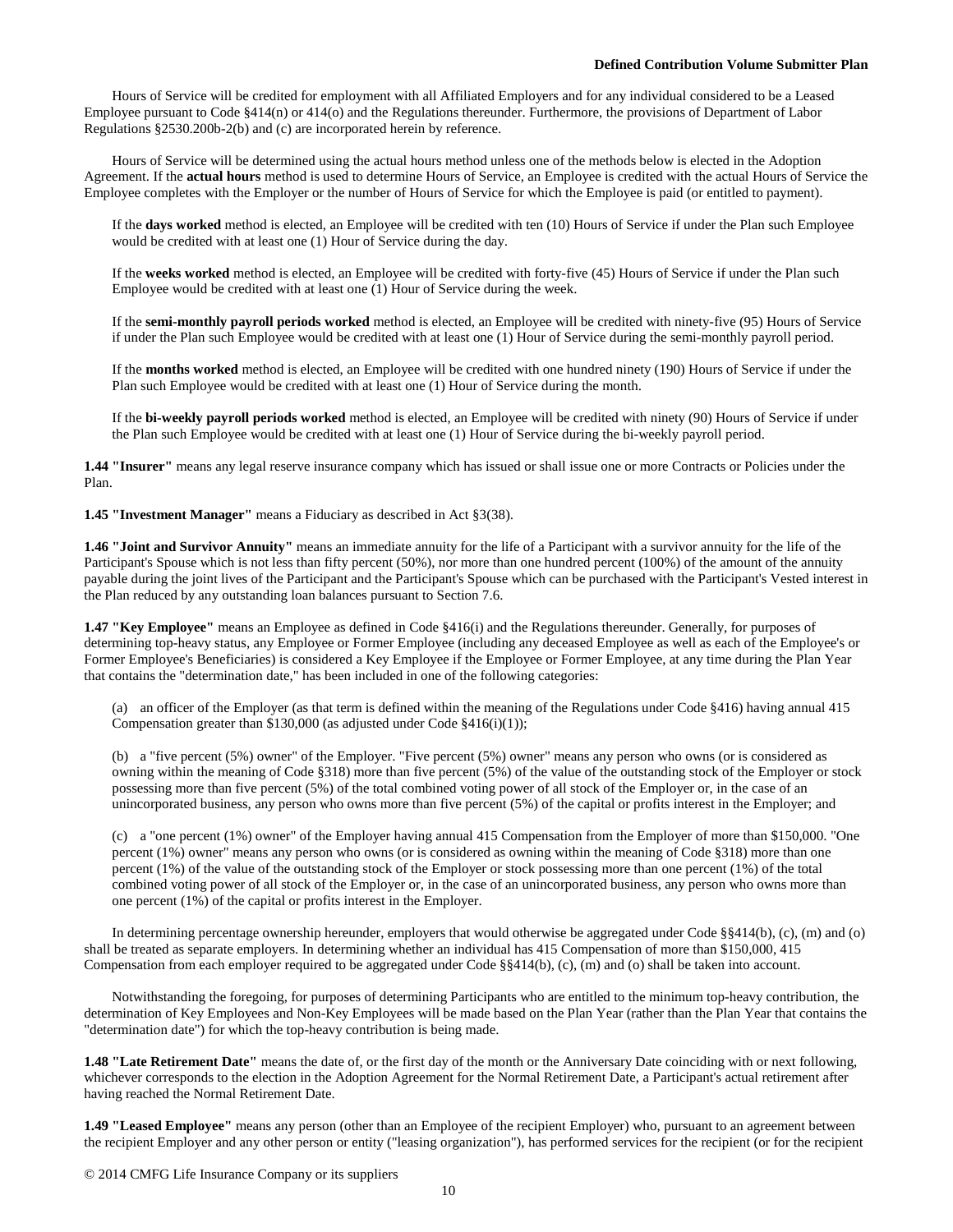Hours of Service will be credited for employment with all Affiliated Employers and for any individual considered to be a Leased Employee pursuant to Code §414(n) or 414(o) and the Regulations thereunder. Furthermore, the provisions of Department of Labor Regulations §2530.200b-2(b) and (c) are incorporated herein by reference.

Hours of Service will be determined using the actual hours method unless one of the methods below is elected in the Adoption Agreement. If the **actual hours** method is used to determine Hours of Service, an Employee is credited with the actual Hours of Service the Employee completes with the Employer or the number of Hours of Service for which the Employee is paid (or entitled to payment).

If the **days worked** method is elected, an Employee will be credited with ten (10) Hours of Service if under the Plan such Employee would be credited with at least one (1) Hour of Service during the day.

If the **weeks worked** method is elected, an Employee will be credited with forty-five (45) Hours of Service if under the Plan such Employee would be credited with at least one (1) Hour of Service during the week.

If the **semi-monthly payroll periods worked** method is elected, an Employee will be credited with ninety-five (95) Hours of Service if under the Plan such Employee would be credited with at least one (1) Hour of Service during the semi-monthly payroll period.

If the **months worked** method is elected, an Employee will be credited with one hundred ninety (190) Hours of Service if under the Plan such Employee would be credited with at least one (1) Hour of Service during the month.

If the **bi-weekly payroll periods worked** method is elected, an Employee will be credited with ninety (90) Hours of Service if under the Plan such Employee would be credited with at least one (1) Hour of Service during the bi-weekly payroll period.

**1.44 "Insurer"** means any legal reserve insurance company which has issued or shall issue one or more Contracts or Policies under the Plan.

**1.45 "Investment Manager"** means a Fiduciary as described in Act §3(38).

**1.46 "Joint and Survivor Annuity"** means an immediate annuity for the life of a Participant with a survivor annuity for the life of the Participant's Spouse which is not less than fifty percent (50%), nor more than one hundred percent (100%) of the amount of the annuity payable during the joint lives of the Participant and the Participant's Spouse which can be purchased with the Participant's Vested interest in the Plan reduced by any outstanding loan balances pursuant to Section 7.6.

**1.47 "Key Employee"** means an Employee as defined in Code §416(i) and the Regulations thereunder. Generally, for purposes of determining top-heavy status, any Employee or Former Employee (including any deceased Employee as well as each of the Employee's or Former Employee's Beneficiaries) is considered a Key Employee if the Employee or Former Employee, at any time during the Plan Year that contains the "determination date," has been included in one of the following categories:

(a) an officer of the Employer (as that term is defined within the meaning of the Regulations under Code §416) having annual 415 Compensation greater than $130,000 (as adjusted under Code §416(i)(1));

(b) a "five percent (5%) owner" of the Employer. "Five percent (5%) owner" means any person who owns (or is considered as owning within the meaning of Code §318) more than five percent (5%) of the value of the outstanding stock of the Employer or stock possessing more than five percent (5%) of the total combined voting power of all stock of the Employer or, in the case of an unincorporated business, any person who owns more than five percent (5%) of the capital or profits interest in the Employer; and

(c) a "one percent (1%) owner" of the Employer having annual 415 Compensation from the Employer of more than $150,000. "One percent (1%) owner" means any person who owns (or is considered as owning within the meaning of Code §318) more than one percent (1%) of the value of the outstanding stock of the Employer or stock possessing more than one percent (1%) of the total combined voting power of all stock of the Employer or, in the case of an unincorporated business, any person who owns more than one percent (1%) of the capital or profits interest in the Employer.

In determining percentage ownership hereunder, employers that would otherwise be aggregated under Code §§414(b), (c), (m) and (o) shall be treated as separate employers. In determining whether an individual has 415 Compensation of more than $150,000, 415 Compensation from each employer required to be aggregated under Code §§414(b), (c), (m) and (o) shall be taken into account.

Notwithstanding the foregoing, for purposes of determining Participants who are entitled to the minimum top-heavy contribution, the determination of Key Employees and Non-Key Employees will be made based on the Plan Year (rather than the Plan Year that contains the "determination date") for which the top-heavy contribution is being made.

**1.48 "Late Retirement Date"** means the date of, or the first day of the month or the Anniversary Date coinciding with or next following, whichever corresponds to the election in the Adoption Agreement for the Normal Retirement Date, a Participant's actual retirement after having reached the Normal Retirement Date.

**1.49 "Leased Employee"** means any person (other than an Employee of the recipient Employer) who, pursuant to an agreement between the recipient Employer and any other person or entity ("leasing organization"), has performed services for the recipient (or for the recipient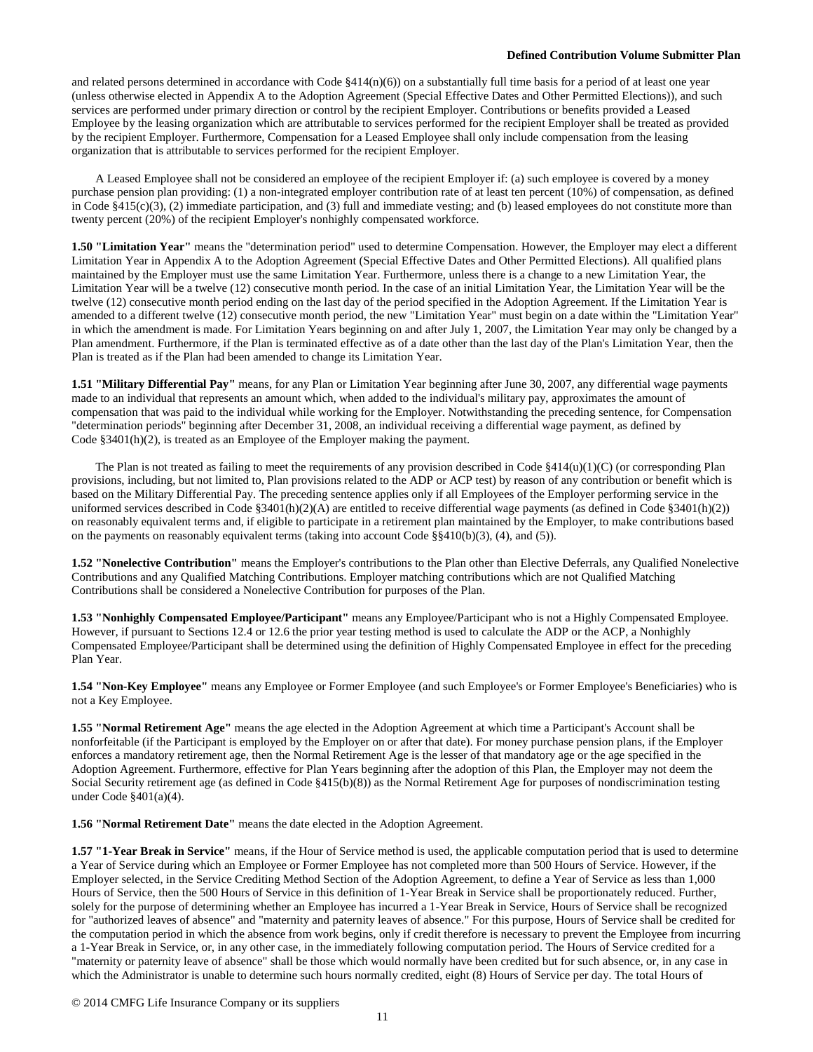and related persons determined in accordance with Code §414(n)(6)) on a substantially full time basis for a period of at least one year (unless otherwise elected in Appendix A to the Adoption Agreement (Special Effective Dates and Other Permitted Elections)), and such services are performed under primary direction or control by the recipient Employer. Contributions or benefits provided a Leased Employee by the leasing organization which are attributable to services performed for the recipient Employer shall be treated as provided by the recipient Employer. Furthermore, Compensation for a Leased Employee shall only include compensation from the leasing organization that is attributable to services performed for the recipient Employer.

A Leased Employee shall not be considered an employee of the recipient Employer if: (a) such employee is covered by a money purchase pension plan providing: (1) a non-integrated employer contribution rate of at least ten percent (10%) of compensation, as defined in Code §415(c)(3), (2) immediate participation, and (3) full and immediate vesting; and (b) leased employees do not constitute more than twenty percent (20%) of the recipient Employer's nonhighly compensated workforce.

**1.50 "Limitation Year"** means the "determination period" used to determine Compensation. However, the Employer may elect a different Limitation Year in Appendix A to the Adoption Agreement (Special Effective Dates and Other Permitted Elections). All qualified plans maintained by the Employer must use the same Limitation Year. Furthermore, unless there is a change to a new Limitation Year, the Limitation Year will be a twelve (12) consecutive month period. In the case of an initial Limitation Year, the Limitation Year will be the twelve (12) consecutive month period ending on the last day of the period specified in the Adoption Agreement. If the Limitation Year is amended to a different twelve (12) consecutive month period, the new "Limitation Year" must begin on a date within the "Limitation Year" in which the amendment is made. For Limitation Years beginning on and after July 1, 2007, the Limitation Year may only be changed by a Plan amendment. Furthermore, if the Plan is terminated effective as of a date other than the last day of the Plan's Limitation Year, then the Plan is treated as if the Plan had been amended to change its Limitation Year.

**1.51 "Military Differential Pay"** means, for any Plan or Limitation Year beginning after June 30, 2007, any differential wage payments made to an individual that represents an amount which, when added to the individual's military pay, approximates the amount of compensation that was paid to the individual while working for the Employer. Notwithstanding the preceding sentence, for Compensation "determination periods" beginning after December 31, 2008, an individual receiving a differential wage payment, as defined by Code §3401(h)(2), is treated as an Employee of the Employer making the payment.

The Plan is not treated as failing to meet the requirements of any provision described in Code §414(u)(1)(C) (or corresponding Plan provisions, including, but not limited to, Plan provisions related to the ADP or ACP test) by reason of any contribution or benefit which is based on the Military Differential Pay. The preceding sentence applies only if all Employees of the Employer performing service in the uniformed services described in Code §3401(h)(2)(A) are entitled to receive differential wage payments (as defined in Code §3401(h)(2)) on reasonably equivalent terms and, if eligible to participate in a retirement plan maintained by the Employer, to make contributions based on the payments on reasonably equivalent terms (taking into account Code §§410(b)(3), (4), and (5)).

**1.52 "Nonelective Contribution"** means the Employer's contributions to the Plan other than Elective Deferrals, any Qualified Nonelective Contributions and any Qualified Matching Contributions. Employer matching contributions which are not Qualified Matching Contributions shall be considered a Nonelective Contribution for purposes of the Plan.

**1.53 "Nonhighly Compensated Employee/Participant"** means any Employee/Participant who is not a Highly Compensated Employee. However, if pursuant to Sections 12.4 or 12.6 the prior year testing method is used to calculate the ADP or the ACP, a Nonhighly Compensated Employee/Participant shall be determined using the definition of Highly Compensated Employee in effect for the preceding Plan Year.

**1.54 "Non-Key Employee"** means any Employee or Former Employee (and such Employee's or Former Employee's Beneficiaries) who is not a Key Employee.

**1.55 "Normal Retirement Age"** means the age elected in the Adoption Agreement at which time a Participant's Account shall be nonforfeitable (if the Participant is employed by the Employer on or after that date). For money purchase pension plans, if the Employer enforces a mandatory retirement age, then the Normal Retirement Age is the lesser of that mandatory age or the age specified in the Adoption Agreement. Furthermore, effective for Plan Years beginning after the adoption of this Plan, the Employer may not deem the Social Security retirement age (as defined in Code §415(b)(8)) as the Normal Retirement Age for purposes of nondiscrimination testing under Code §401(a)(4).

**1.56 "Normal Retirement Date"** means the date elected in the Adoption Agreement.

**1.57 "1-Year Break in Service"** means, if the Hour of Service method is used, the applicable computation period that is used to determine a Year of Service during which an Employee or Former Employee has not completed more than 500 Hours of Service. However, if the Employer selected, in the Service Crediting Method Section of the Adoption Agreement, to define a Year of Service as less than 1,000 Hours of Service, then the 500 Hours of Service in this definition of 1-Year Break in Service shall be proportionately reduced. Further, solely for the purpose of determining whether an Employee has incurred a 1-Year Break in Service, Hours of Service shall be recognized for "authorized leaves of absence" and "maternity and paternity leaves of absence." For this purpose, Hours of Service shall be credited for the computation period in which the absence from work begins, only if credit therefore is necessary to prevent the Employee from incurring a 1-Year Break in Service, or, in any other case, in the immediately following computation period. The Hours of Service credited for a "maternity or paternity leave of absence" shall be those which would normally have been credited but for such absence, or, in any case in which the Administrator is unable to determine such hours normally credited, eight (8) Hours of Service per day. The total Hours of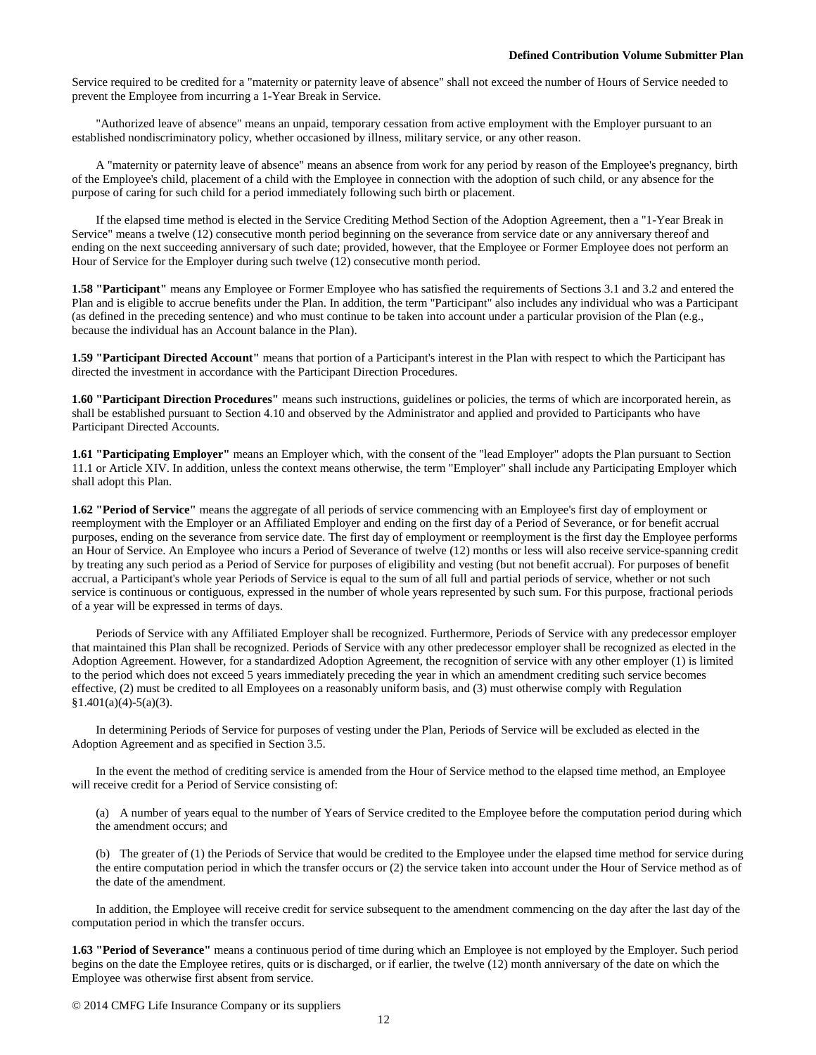Service required to be credited for a "maternity or paternity leave of absence" shall not exceed the number of Hours of Service needed to prevent the Employee from incurring a 1-Year Break in Service.

"Authorized leave of absence" means an unpaid, temporary cessation from active employment with the Employer pursuant to an established nondiscriminatory policy, whether occasioned by illness, military service, or any other reason.

A "maternity or paternity leave of absence" means an absence from work for any period by reason of the Employee's pregnancy, birth of the Employee's child, placement of a child with the Employee in connection with the adoption of such child, or any absence for the purpose of caring for such child for a period immediately following such birth or placement.

If the elapsed time method is elected in the Service Crediting Method Section of the Adoption Agreement, then a "1-Year Break in Service" means a twelve (12) consecutive month period beginning on the severance from service date or any anniversary thereof and ending on the next succeeding anniversary of such date; provided, however, that the Employee or Former Employee does not perform an Hour of Service for the Employer during such twelve (12) consecutive month period.

**1.58 "Participant"** means any Employee or Former Employee who has satisfied the requirements of Sections 3.1 and 3.2 and entered the Plan and is eligible to accrue benefits under the Plan. In addition, the term "Participant" also includes any individual who was a Participant (as defined in the preceding sentence) and who must continue to be taken into account under a particular provision of the Plan (e.g., because the individual has an Account balance in the Plan).

**1.59 "Participant Directed Account"** means that portion of a Participant's interest in the Plan with respect to which the Participant has directed the investment in accordance with the Participant Direction Procedures.

**1.60 "Participant Direction Procedures"** means such instructions, guidelines or policies, the terms of which are incorporated herein, as shall be established pursuant to Section 4.10 and observed by the Administrator and applied and provided to Participants who have Participant Directed Accounts.

**1.61 "Participating Employer"** means an Employer which, with the consent of the "lead Employer" adopts the Plan pursuant to Section 11.1 or Article XIV. In addition, unless the context means otherwise, the term "Employer" shall include any Participating Employer which shall adopt this Plan.

**1.62 "Period of Service"** means the aggregate of all periods of service commencing with an Employee's first day of employment or reemployment with the Employer or an Affiliated Employer and ending on the first day of a Period of Severance, or for benefit accrual purposes, ending on the severance from service date. The first day of employment or reemployment is the first day the Employee performs an Hour of Service. An Employee who incurs a Period of Severance of twelve (12) months or less will also receive service-spanning credit by treating any such period as a Period of Service for purposes of eligibility and vesting (but not benefit accrual). For purposes of benefit accrual, a Participant's whole year Periods of Service is equal to the sum of all full and partial periods of service, whether or not such service is continuous or contiguous, expressed in the number of whole years represented by such sum. For this purpose, fractional periods of a year will be expressed in terms of days.

Periods of Service with any Affiliated Employer shall be recognized. Furthermore, Periods of Service with any predecessor employer that maintained this Plan shall be recognized. Periods of Service with any other predecessor employer shall be recognized as elected in the Adoption Agreement. However, for a standardized Adoption Agreement, the recognition of service with any other employer (1) is limited to the period which does not exceed 5 years immediately preceding the year in which an amendment crediting such service becomes effective, (2) must be credited to all Employees on a reasonably uniform basis, and (3) must otherwise comply with Regulation §1.401(a)(4)-5(a)(3).

In determining Periods of Service for purposes of vesting under the Plan, Periods of Service will be excluded as elected in the Adoption Agreement and as specified in Section 3.5.

In the event the method of crediting service is amended from the Hour of Service method to the elapsed time method, an Employee will receive credit for a Period of Service consisting of:

(a) A number of years equal to the number of Years of Service credited to the Employee before the computation period during which the amendment occurs; and

(b) The greater of (1) the Periods of Service that would be credited to the Employee under the elapsed time method for service during the entire computation period in which the transfer occurs or (2) the service taken into account under the Hour of Service method as of the date of the amendment.

In addition, the Employee will receive credit for service subsequent to the amendment commencing on the day after the last day of the computation period in which the transfer occurs.

**1.63 "Period of Severance"** means a continuous period of time during which an Employee is not employed by the Employer. Such period begins on the date the Employee retires, quits or is discharged, or if earlier, the twelve (12) month anniversary of the date on which the Employee was otherwise first absent from service.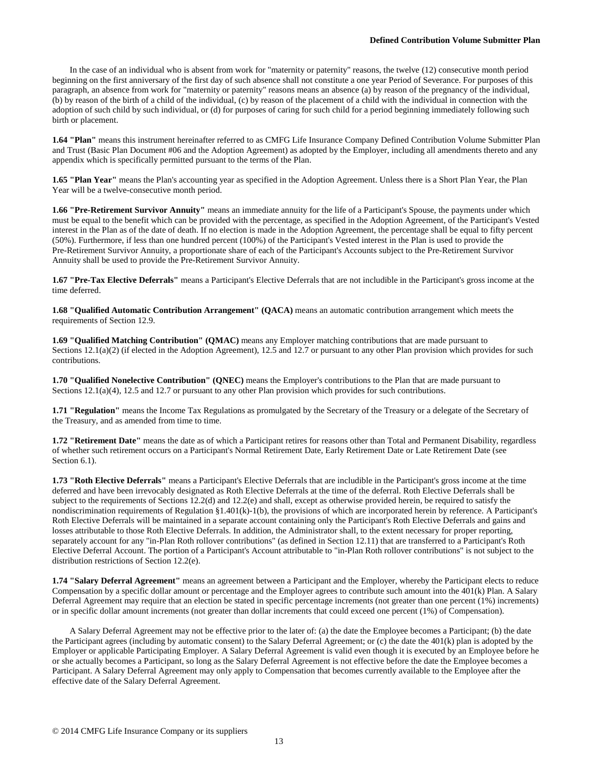In the case of an individual who is absent from work for "maternity or paternity" reasons, the twelve (12) consecutive month period beginning on the first anniversary of the first day of such absence shall not constitute a one year Period of Severance. For purposes of this paragraph, an absence from work for "maternity or paternity" reasons means an absence (a) by reason of the pregnancy of the individual, (b) by reason of the birth of a child of the individual, (c) by reason of the placement of a child with the individual in connection with the adoption of such child by such individual, or (d) for purposes of caring for such child for a period beginning immediately following such birth or placement.

**1.64 "Plan"** means this instrument hereinafter referred to as CMFG Life Insurance Company Defined Contribution Volume Submitter Plan and Trust (Basic Plan Document #06 and the Adoption Agreement) as adopted by the Employer, including all amendments thereto and any appendix which is specifically permitted pursuant to the terms of the Plan.

**1.65 "Plan Year"** means the Plan's accounting year as specified in the Adoption Agreement. Unless there is a Short Plan Year, the Plan Year will be a twelve-consecutive month period.

**1.66 "Pre-Retirement Survivor Annuity"** means an immediate annuity for the life of a Participant's Spouse, the payments under which must be equal to the benefit which can be provided with the percentage, as specified in the Adoption Agreement, of the Participant's Vested interest in the Plan as of the date of death. If no election is made in the Adoption Agreement, the percentage shall be equal to fifty percent (50%). Furthermore, if less than one hundred percent (100%) of the Participant's Vested interest in the Plan is used to provide the Pre-Retirement Survivor Annuity, a proportionate share of each of the Participant's Accounts subject to the Pre-Retirement Survivor Annuity shall be used to provide the Pre-Retirement Survivor Annuity.

**1.67 "Pre-Tax Elective Deferrals"** means a Participant's Elective Deferrals that are not includible in the Participant's gross income at the time deferred.

**1.68 "Qualified Automatic Contribution Arrangement" (QACA)** means an automatic contribution arrangement which meets the requirements of Section 12.9.

**1.69 "Qualified Matching Contribution" (QMAC)** means any Employer matching contributions that are made pursuant to Sections 12.1(a)(2) (if elected in the Adoption Agreement), 12.5 and 12.7 or pursuant to any other Plan provision which provides for such contributions.

**1.70 "Qualified Nonelective Contribution" (QNEC)** means the Employer's contributions to the Plan that are made pursuant to Sections 12.1(a)(4), 12.5 and 12.7 or pursuant to any other Plan provision which provides for such contributions.

**1.71 "Regulation"** means the Income Tax Regulations as promulgated by the Secretary of the Treasury or a delegate of the Secretary of the Treasury, and as amended from time to time.

**1.72 "Retirement Date"** means the date as of which a Participant retires for reasons other than Total and Permanent Disability, regardless of whether such retirement occurs on a Participant's Normal Retirement Date, Early Retirement Date or Late Retirement Date (see Section 6.1).

**1.73 "Roth Elective Deferrals"** means a Participant's Elective Deferrals that are includible in the Participant's gross income at the time deferred and have been irrevocably designated as Roth Elective Deferrals at the time of the deferral. Roth Elective Deferrals shall be subject to the requirements of Sections 12.2(d) and 12.2(e) and shall, except as otherwise provided herein, be required to satisfy the nondiscrimination requirements of Regulation §1.401(k)-1(b), the provisions of which are incorporated herein by reference. A Participant's Roth Elective Deferrals will be maintained in a separate account containing only the Participant's Roth Elective Deferrals and gains and losses attributable to those Roth Elective Deferrals. In addition, the Administrator shall, to the extent necessary for proper reporting, separately account for any "in-Plan Roth rollover contributions" (as defined in Section 12.11) that are transferred to a Participant's Roth Elective Deferral Account. The portion of a Participant's Account attributable to "in-Plan Roth rollover contributions" is not subject to the distribution restrictions of Section 12.2(e).

**1.74 "Salary Deferral Agreement"** means an agreement between a Participant and the Employer, whereby the Participant elects to reduce Compensation by a specific dollar amount or percentage and the Employer agrees to contribute such amount into the 401(k) Plan. A Salary Deferral Agreement may require that an election be stated in specific percentage increments (not greater than one percent (1%) increments) or in specific dollar amount increments (not greater than dollar increments that could exceed one percent (1%) of Compensation).

A Salary Deferral Agreement may not be effective prior to the later of: (a) the date the Employee becomes a Participant; (b) the date the Participant agrees (including by automatic consent) to the Salary Deferral Agreement; or (c) the date the 401(k) plan is adopted by the Employer or applicable Participating Employer. A Salary Deferral Agreement is valid even though it is executed by an Employee before he or she actually becomes a Participant, so long as the Salary Deferral Agreement is not effective before the date the Employee becomes a Participant. A Salary Deferral Agreement may only apply to Compensation that becomes currently available to the Employee after the effective date of the Salary Deferral Agreement.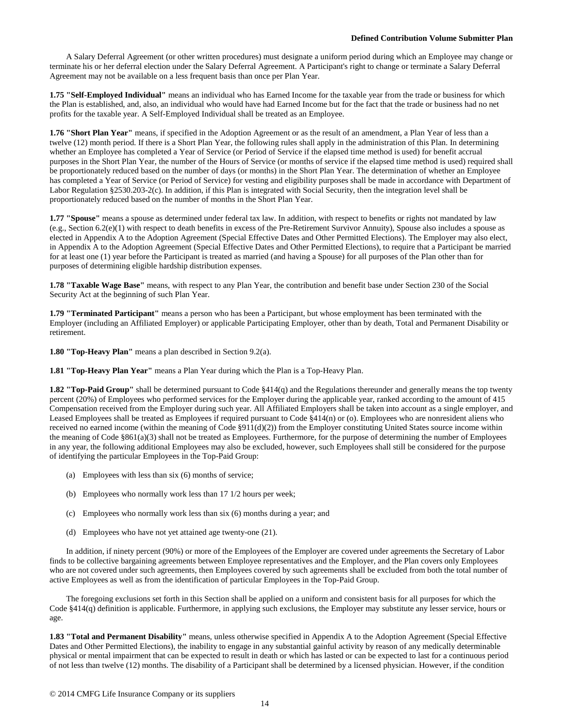A Salary Deferral Agreement (or other written procedures) must designate a uniform period during which an Employee may change or terminate his or her deferral election under the Salary Deferral Agreement. A Participant's right to change or terminate a Salary Deferral Agreement may not be available on a less frequent basis than once per Plan Year.

**1.75 "Self-Employed Individual"** means an individual who has Earned Income for the taxable year from the trade or business for which the Plan is established, and, also, an individual who would have had Earned Income but for the fact that the trade or business had no net profits for the taxable year. A Self-Employed Individual shall be treated as an Employee.

**1.76 "Short Plan Year"** means, if specified in the Adoption Agreement or as the result of an amendment, a Plan Year of less than a twelve (12) month period. If there is a Short Plan Year, the following rules shall apply in the administration of this Plan. In determining whether an Employee has completed a Year of Service (or Period of Service if the elapsed time method is used) for benefit accrual purposes in the Short Plan Year, the number of the Hours of Service (or months of service if the elapsed time method is used) required shall be proportionately reduced based on the number of days (or months) in the Short Plan Year. The determination of whether an Employee has completed a Year of Service (or Period of Service) for vesting and eligibility purposes shall be made in accordance with Department of Labor Regulation §2530.203-2(c). In addition, if this Plan is integrated with Social Security, then the integration level shall be proportionately reduced based on the number of months in the Short Plan Year.

**1.77 "Spouse"** means a spouse as determined under federal tax law. In addition, with respect to benefits or rights not mandated by law (e.g., Section 6.2(e)(1) with respect to death benefits in excess of the Pre-Retirement Survivor Annuity), Spouse also includes a spouse as elected in Appendix A to the Adoption Agreement (Special Effective Dates and Other Permitted Elections). The Employer may also elect, in Appendix A to the Adoption Agreement (Special Effective Dates and Other Permitted Elections), to require that a Participant be married for at least one (1) year before the Participant is treated as married (and having a Spouse) for all purposes of the Plan other than for purposes of determining eligible hardship distribution expenses.

**1.78 "Taxable Wage Base"** means, with respect to any Plan Year, the contribution and benefit base under Section 230 of the Social Security Act at the beginning of such Plan Year.

**1.79 "Terminated Participant"** means a person who has been a Participant, but whose employment has been terminated with the Employer (including an Affiliated Employer) or applicable Participating Employer, other than by death, Total and Permanent Disability or retirement.

**1.80 "Top-Heavy Plan"** means a plan described in Section 9.2(a).

**1.81 "Top-Heavy Plan Year"** means a Plan Year during which the Plan is a Top-Heavy Plan.

**1.82 "Top-Paid Group"** shall be determined pursuant to Code §414(q) and the Regulations thereunder and generally means the top twenty percent (20%) of Employees who performed services for the Employer during the applicable year, ranked according to the amount of 415 Compensation received from the Employer during such year. All Affiliated Employers shall be taken into account as a single employer, and Leased Employees shall be treated as Employees if required pursuant to Code §414(n) or (o). Employees who are nonresident aliens who received no earned income (within the meaning of Code §911(d)(2)) from the Employer constituting United States source income within the meaning of Code §861(a)(3) shall not be treated as Employees. Furthermore, for the purpose of determining the number of Employees in any year, the following additional Employees may also be excluded, however, such Employees shall still be considered for the purpose of identifying the particular Employees in the Top-Paid Group:

(a) Employees with less than six (6) months of service;

(b) Employees who normally work less than 17 1/2 hours per week;

(c) Employees who normally work less than six (6) months during a year; and

(d) Employees who have not yet attained age twenty-one (21).

In addition, if ninety percent (90%) or more of the Employees of the Employer are covered under agreements the Secretary of Labor finds to be collective bargaining agreements between Employee representatives and the Employer, and the Plan covers only Employees who are not covered under such agreements, then Employees covered by such agreements shall be excluded from both the total number of active Employees as well as from the identification of particular Employees in the Top-Paid Group.

The foregoing exclusions set forth in this Section shall be applied on a uniform and consistent basis for all purposes for which the Code §414(q) definition is applicable. Furthermore, in applying such exclusions, the Employer may substitute any lesser service, hours or age.

**1.83 "Total and Permanent Disability"** means, unless otherwise specified in Appendix A to the Adoption Agreement (Special Effective Dates and Other Permitted Elections), the inability to engage in any substantial gainful activity by reason of any medically determinable physical or mental impairment that can be expected to result in death or which has lasted or can be expected to last for a continuous period of not less than twelve (12) months. The disability of a Participant shall be determined by a licensed physician. However, if the condition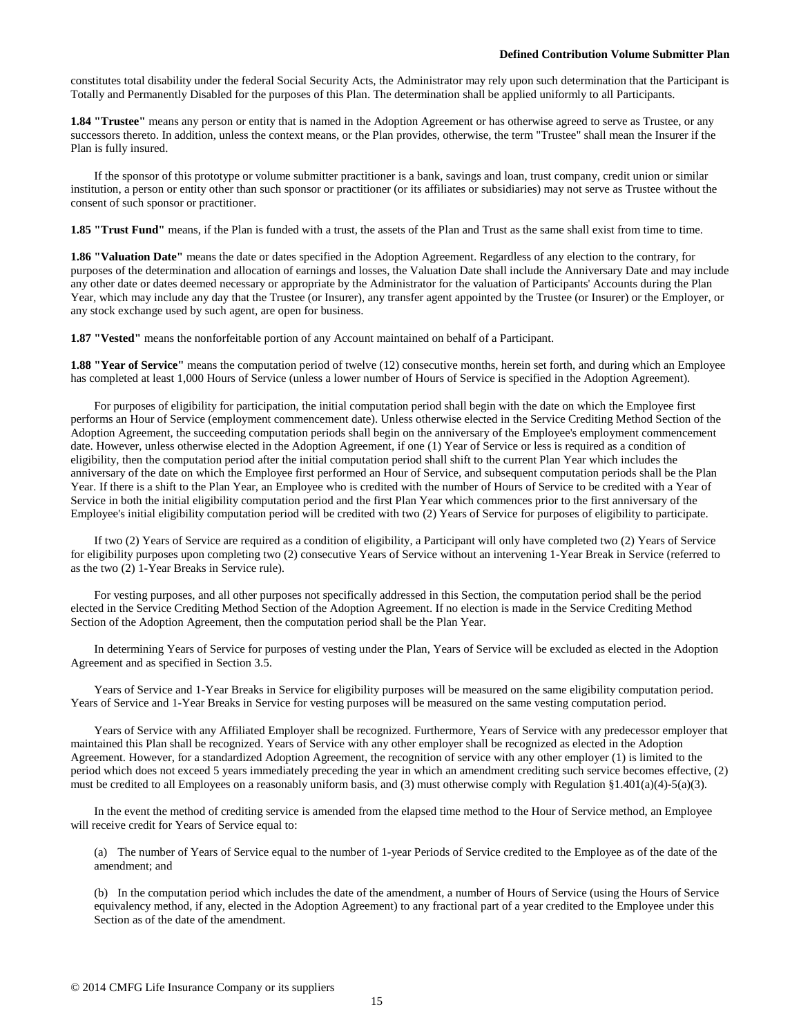constitutes total disability under the federal Social Security Acts, the Administrator may rely upon such determination that the Participant is Totally and Permanently Disabled for the purposes of this Plan. The determination shall be applied uniformly to all Participants.

**1.84 "Trustee"** means any person or entity that is named in the Adoption Agreement or has otherwise agreed to serve as Trustee, or any successors thereto. In addition, unless the context means, or the Plan provides, otherwise, the term "Trustee" shall mean the Insurer if the Plan is fully insured.

If the sponsor of this prototype or volume submitter practitioner is a bank, savings and loan, trust company, credit union or similar institution, a person or entity other than such sponsor or practitioner (or its affiliates or subsidiaries) may not serve as Trustee without the consent of such sponsor or practitioner.

**1.85 "Trust Fund"** means, if the Plan is funded with a trust, the assets of the Plan and Trust as the same shall exist from time to time.

**1.86 "Valuation Date"** means the date or dates specified in the Adoption Agreement. Regardless of any election to the contrary, for purposes of the determination and allocation of earnings and losses, the Valuation Date shall include the Anniversary Date and may include any other date or dates deemed necessary or appropriate by the Administrator for the valuation of Participants' Accounts during the Plan Year, which may include any day that the Trustee (or Insurer), any transfer agent appointed by the Trustee (or Insurer) or the Employer, or any stock exchange used by such agent, are open for business.

**1.87 "Vested"** means the nonforfeitable portion of any Account maintained on behalf of a Participant.

**1.88 "Year of Service"** means the computation period of twelve (12) consecutive months, herein set forth, and during which an Employee has completed at least 1,000 Hours of Service (unless a lower number of Hours of Service is specified in the Adoption Agreement).

For purposes of eligibility for participation, the initial computation period shall begin with the date on which the Employee first performs an Hour of Service (employment commencement date). Unless otherwise elected in the Service Crediting Method Section of the Adoption Agreement, the succeeding computation periods shall begin on the anniversary of the Employee's employment commencement date. However, unless otherwise elected in the Adoption Agreement, if one (1) Year of Service or less is required as a condition of eligibility, then the computation period after the initial computation period shall shift to the current Plan Year which includes the anniversary of the date on which the Employee first performed an Hour of Service, and subsequent computation periods shall be the Plan Year. If there is a shift to the Plan Year, an Employee who is credited with the number of Hours of Service to be credited with a Year of Service in both the initial eligibility computation period and the first Plan Year which commences prior to the first anniversary of the Employee's initial eligibility computation period will be credited with two (2) Years of Service for purposes of eligibility to participate.

If two (2) Years of Service are required as a condition of eligibility, a Participant will only have completed two (2) Years of Service for eligibility purposes upon completing two (2) consecutive Years of Service without an intervening 1-Year Break in Service (referred to as the two (2) 1-Year Breaks in Service rule).

For vesting purposes, and all other purposes not specifically addressed in this Section, the computation period shall be the period elected in the Service Crediting Method Section of the Adoption Agreement. If no election is made in the Service Crediting Method Section of the Adoption Agreement, then the computation period shall be the Plan Year.

In determining Years of Service for purposes of vesting under the Plan, Years of Service will be excluded as elected in the Adoption Agreement and as specified in Section 3.5.

Years of Service and 1-Year Breaks in Service for eligibility purposes will be measured on the same eligibility computation period. Years of Service and 1-Year Breaks in Service for vesting purposes will be measured on the same vesting computation period.

Years of Service with any Affiliated Employer shall be recognized. Furthermore, Years of Service with any predecessor employer that maintained this Plan shall be recognized. Years of Service with any other employer shall be recognized as elected in the Adoption Agreement. However, for a standardized Adoption Agreement, the recognition of service with any other employer (1) is limited to the period which does not exceed 5 years immediately preceding the year in which an amendment crediting such service becomes effective, (2) must be credited to all Employees on a reasonably uniform basis, and (3) must otherwise comply with Regulation §1.401(a)(4)-5(a)(3).

In the event the method of crediting service is amended from the elapsed time method to the Hour of Service method, an Employee will receive credit for Years of Service equal to:

(a) The number of Years of Service equal to the number of 1-year Periods of Service credited to the Employee as of the date of the amendment; and

(b) In the computation period which includes the date of the amendment, a number of Hours of Service (using the Hours of Service equivalency method, if any, elected in the Adoption Agreement) to any fractional part of a year credited to the Employee under this Section as of the date of the amendment.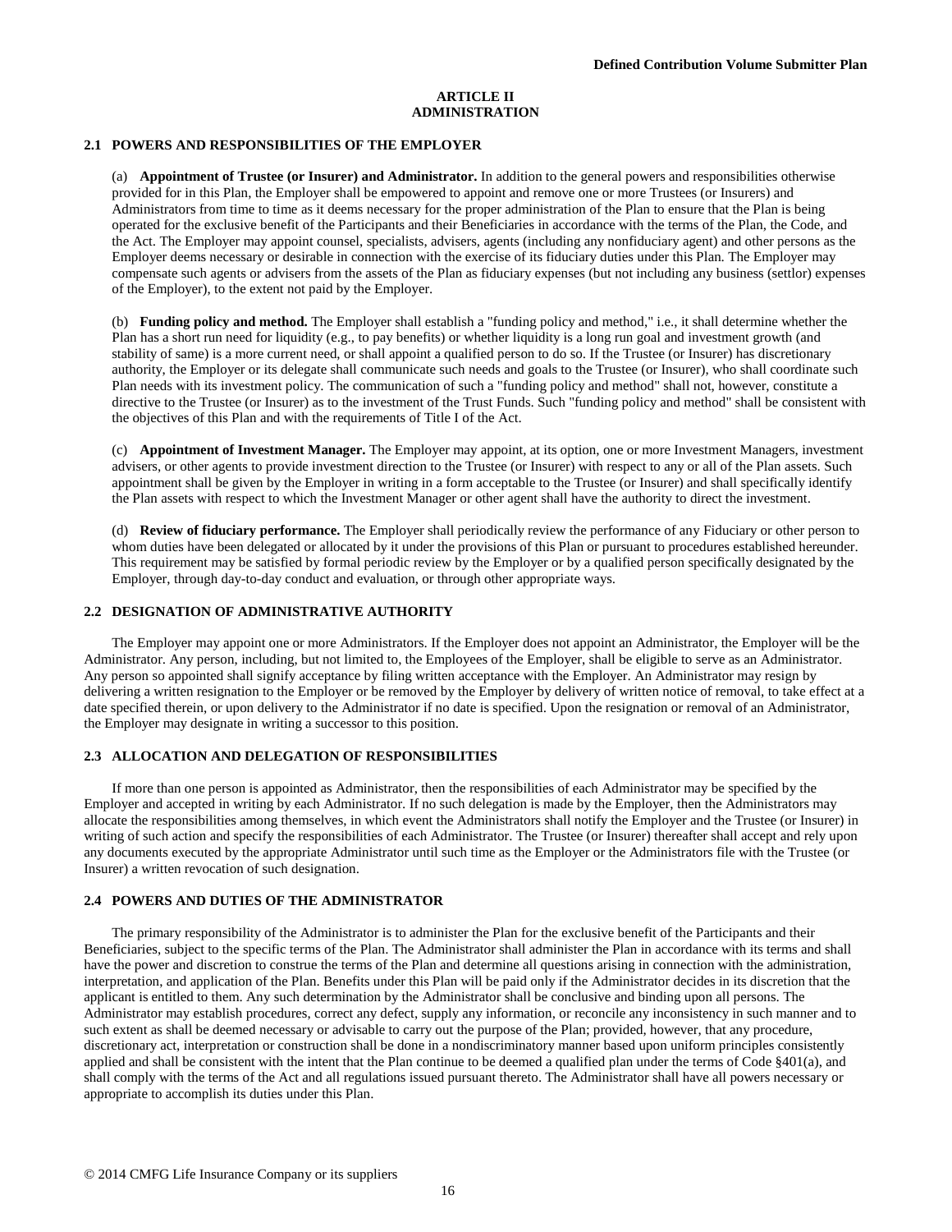# ARTICLE II
# ADMINISTRATION

## 2.1 POWERS AND RESPONSIBILITIES OF THE EMPLOYER

(a) **Appointment of Trustee (or Insurer) and Administrator.** In addition to the general powers and responsibilities otherwise provided for in this Plan, the Employer shall be empowered to appoint and remove one or more Trustees (or Insurers) and Administrators from time to time as it deems necessary for the proper administration of the Plan to ensure that the Plan is being operated for the exclusive benefit of the Participants and their Beneficiaries in accordance with the terms of the Plan, the Code, and the Act. The Employer may appoint counsel, specialists, advisers, agents (including any nonfiduciary agent) and other persons as the Employer deems necessary or desirable in connection with the exercise of its fiduciary duties under this Plan. The Employer may compensate such agents or advisers from the assets of the Plan as fiduciary expenses (but not including any business (settlor) expenses of the Employer), to the extent not paid by the Employer.

(b) **Funding policy and method.** The Employer shall establish a "funding policy and method," i.e., it shall determine whether the Plan has a short run need for liquidity (e.g., to pay benefits) or whether liquidity is a long run goal and investment growth (and stability of same) is a more current need, or shall appoint a qualified person to do so. If the Trustee (or Insurer) has discretionary authority, the Employer or its delegate shall communicate such needs and goals to the Trustee (or Insurer), who shall coordinate such Plan needs with its investment policy. The communication of such a "funding policy and method" shall not, however, constitute a directive to the Trustee (or Insurer) as to the investment of the Trust Funds. Such "funding policy and method" shall be consistent with the objectives of this Plan and with the requirements of Title I of the Act.

(c) **Appointment of Investment Manager.** The Employer may appoint, at its option, one or more Investment Managers, investment advisers, or other agents to provide investment direction to the Trustee (or Insurer) with respect to any or all of the Plan assets. Such appointment shall be given by the Employer in writing in a form acceptable to the Trustee (or Insurer) and shall specifically identify the Plan assets with respect to which the Investment Manager or other agent shall have the authority to direct the investment.

(d) **Review of fiduciary performance.** The Employer shall periodically review the performance of any Fiduciary or other person to whom duties have been delegated or allocated by it under the provisions of this Plan or pursuant to procedures established hereunder. This requirement may be satisfied by formal periodic review by the Employer or by a qualified person specifically designated by the Employer, through day-to-day conduct and evaluation, or through other appropriate ways.

## 2.2 DESIGNATION OF ADMINISTRATIVE AUTHORITY

The Employer may appoint one or more Administrators. If the Employer does not appoint an Administrator, the Employer will be the Administrator. Any person, including, but not limited to, the Employees of the Employer, shall be eligible to serve as an Administrator. Any person so appointed shall signify acceptance by filing written acceptance with the Employer. An Administrator may resign by delivering a written resignation to the Employer or be removed by the Employer by delivery of written notice of removal, to take effect at a date specified therein, or upon delivery to the Administrator if no date is specified. Upon the resignation or removal of an Administrator, the Employer may designate in writing a successor to this position.

## 2.3 ALLOCATION AND DELEGATION OF RESPONSIBILITIES

If more than one person is appointed as Administrator, then the responsibilities of each Administrator may be specified by the Employer and accepted in writing by each Administrator. If no such delegation is made by the Employer, then the Administrators may allocate the responsibilities among themselves, in which event the Administrators shall notify the Employer and the Trustee (or Insurer) in writing of such action and specify the responsibilities of each Administrator. The Trustee (or Insurer) thereafter shall accept and rely upon any documents executed by the appropriate Administrator until such time as the Employer or the Administrators file with the Trustee (or Insurer) a written revocation of such designation.

## 2.4 POWERS AND DUTIES OF THE ADMINISTRATOR

The primary responsibility of the Administrator is to administer the Plan for the exclusive benefit of the Participants and their Beneficiaries, subject to the specific terms of the Plan. The Administrator shall administer the Plan in accordance with its terms and shall have the power and discretion to construe the terms of the Plan and determine all questions arising in connection with the administration, interpretation, and application of the Plan. Benefits under this Plan will be paid only if the Administrator decides in its discretion that the applicant is entitled to them. Any such determination by the Administrator shall be conclusive and binding upon all persons. The Administrator may establish procedures, correct any defect, supply any information, or reconcile any inconsistency in such manner and to such extent as shall be deemed necessary or advisable to carry out the purpose of the Plan; provided, however, that any procedure, discretionary act, interpretation or construction shall be done in a nondiscriminatory manner based upon uniform principles consistently applied and shall be consistent with the intent that the Plan continue to be deemed a qualified plan under the terms of Code §401(a), and shall comply with the terms of the Act and all regulations issued pursuant thereto. The Administrator shall have all powers necessary or appropriate to accomplish its duties under this Plan.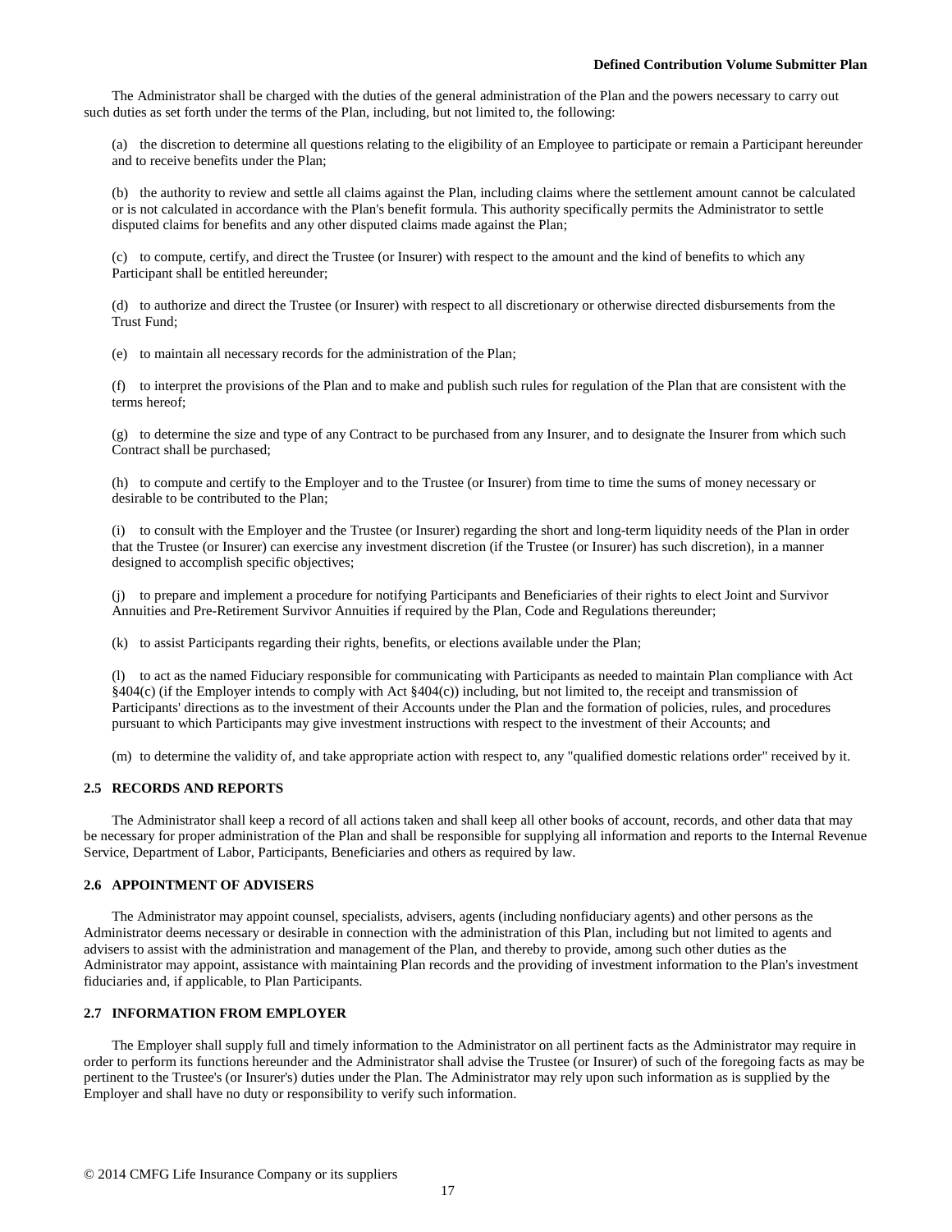The Administrator shall be charged with the duties of the general administration of the Plan and the powers necessary to carry out such duties as set forth under the terms of the Plan, including, but not limited to, the following:

(a) the discretion to determine all questions relating to the eligibility of an Employee to participate or remain a Participant hereunder and to receive benefits under the Plan;

(b) the authority to review and settle all claims against the Plan, including claims where the settlement amount cannot be calculated or is not calculated in accordance with the Plan's benefit formula. This authority specifically permits the Administrator to settle disputed claims for benefits and any other disputed claims made against the Plan;

(c) to compute, certify, and direct the Trustee (or Insurer) with respect to the amount and the kind of benefits to which any Participant shall be entitled hereunder;

(d) to authorize and direct the Trustee (or Insurer) with respect to all discretionary or otherwise directed disbursements from the Trust Fund;

(e) to maintain all necessary records for the administration of the Plan;

(f) to interpret the provisions of the Plan and to make and publish such rules for regulation of the Plan that are consistent with the terms hereof;

(g) to determine the size and type of any Contract to be purchased from any Insurer, and to designate the Insurer from which such Contract shall be purchased;

(h) to compute and certify to the Employer and to the Trustee (or Insurer) from time to time the sums of money necessary or desirable to be contributed to the Plan;

(i) to consult with the Employer and the Trustee (or Insurer) regarding the short and long-term liquidity needs of the Plan in order that the Trustee (or Insurer) can exercise any investment discretion (if the Trustee (or Insurer) has such discretion), in a manner designed to accomplish specific objectives;

(j) to prepare and implement a procedure for notifying Participants and Beneficiaries of their rights to elect Joint and Survivor Annuities and Pre-Retirement Survivor Annuities if required by the Plan, Code and Regulations thereunder;

(k) to assist Participants regarding their rights, benefits, or elections available under the Plan;

(l) to act as the named Fiduciary responsible for communicating with Participants as needed to maintain Plan compliance with Act §404(c) (if the Employer intends to comply with Act §404(c)) including, but not limited to, the receipt and transmission of Participants' directions as to the investment of their Accounts under the Plan and the formation of policies, rules, and procedures pursuant to which Participants may give investment instructions with respect to the investment of their Accounts; and

(m) to determine the validity of, and take appropriate action with respect to, any "qualified domestic relations order" received by it.

### 2.5 RECORDS AND REPORTS

The Administrator shall keep a record of all actions taken and shall keep all other books of account, records, and other data that may be necessary for proper administration of the Plan and shall be responsible for supplying all information and reports to the Internal Revenue Service, Department of Labor, Participants, Beneficiaries and others as required by law.

### 2.6 APPOINTMENT OF ADVISERS

The Administrator may appoint counsel, specialists, advisers, agents (including nonfiduciary agents) and other persons as the Administrator deems necessary or desirable in connection with the administration of this Plan, including but not limited to agents and advisers to assist with the administration and management of the Plan, and thereby to provide, among such other duties as the Administrator may appoint, assistance with maintaining Plan records and the providing of investment information to the Plan's investment fiduciaries and, if applicable, to Plan Participants.

### 2.7 INFORMATION FROM EMPLOYER

The Employer shall supply full and timely information to the Administrator on all pertinent facts as the Administrator may require in order to perform its functions hereunder and the Administrator shall advise the Trustee (or Insurer) of such of the foregoing facts as may be pertinent to the Trustee's (or Insurer's) duties under the Plan. The Administrator may rely upon such information as is supplied by the Employer and shall have no duty or responsibility to verify such information.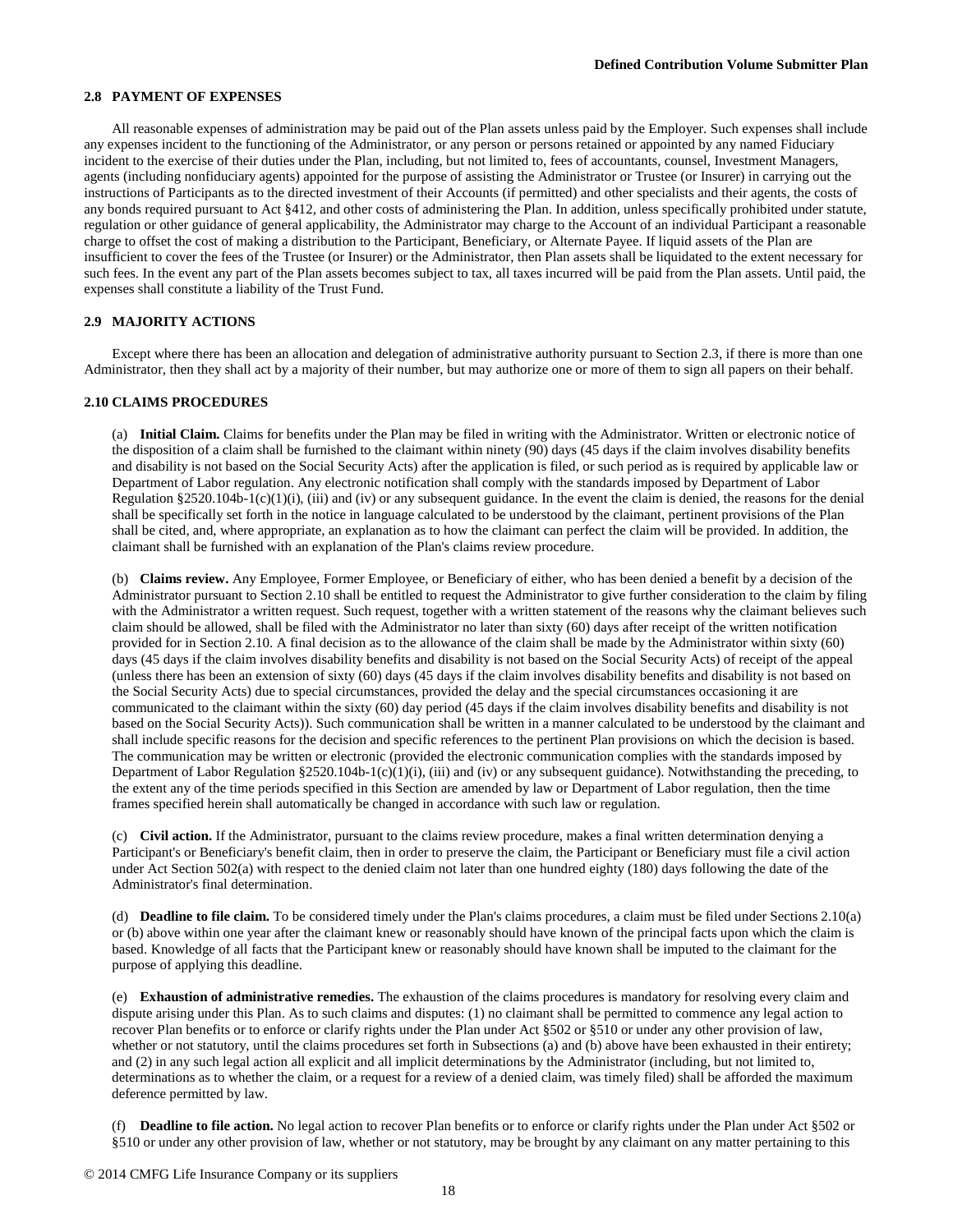### 2.8 PAYMENT OF EXPENSES

All reasonable expenses of administration may be paid out of the Plan assets unless paid by the Employer. Such expenses shall include any expenses incident to the functioning of the Administrator, or any person or persons retained or appointed by any named Fiduciary incident to the exercise of their duties under the Plan, including, but not limited to, fees of accountants, counsel, Investment Managers, agents (including nonfiduciary agents) appointed for the purpose of assisting the Administrator or Trustee (or Insurer) in carrying out the instructions of Participants as to the directed investment of their Accounts (if permitted) and other specialists and their agents, the costs of any bonds required pursuant to Act §412, and other costs of administering the Plan. In addition, unless specifically prohibited under statute, regulation or other guidance of general applicability, the Administrator may charge to the Account of an individual Participant a reasonable charge to offset the cost of making a distribution to the Participant, Beneficiary, or Alternate Payee. If liquid assets of the Plan are insufficient to cover the fees of the Trustee (or Insurer) or the Administrator, then Plan assets shall be liquidated to the extent necessary for such fees. In the event any part of the Plan assets becomes subject to tax, all taxes incurred will be paid from the Plan assets. Until paid, the expenses shall constitute a liability of the Trust Fund.

### 2.9 MAJORITY ACTIONS

Except where there has been an allocation and delegation of administrative authority pursuant to Section 2.3, if there is more than one Administrator, then they shall act by a majority of their number, but may authorize one or more of them to sign all papers on their behalf.

### 2.10 CLAIMS PROCEDURES

(a) **Initial Claim.** Claims for benefits under the Plan may be filed in writing with the Administrator. Written or electronic notice of the disposition of a claim shall be furnished to the claimant within ninety (90) days (45 days if the claim involves disability benefits and disability is not based on the Social Security Acts) after the application is filed, or such period as is required by applicable law or Department of Labor regulation. Any electronic notification shall comply with the standards imposed by Department of Labor Regulation §2520.104b-1(c)(1)(i), (iii) and (iv) or any subsequent guidance. In the event the claim is denied, the reasons for the denial shall be specifically set forth in the notice in language calculated to be understood by the claimant, pertinent provisions of the Plan shall be cited, and, where appropriate, an explanation as to how the claimant can perfect the claim will be provided. In addition, the claimant shall be furnished with an explanation of the Plan's claims review procedure.

(b) **Claims review.** Any Employee, Former Employee, or Beneficiary of either, who has been denied a benefit by a decision of the Administrator pursuant to Section 2.10 shall be entitled to request the Administrator to give further consideration to the claim by filing with the Administrator a written request. Such request, together with a written statement of the reasons why the claimant believes such claim should be allowed, shall be filed with the Administrator no later than sixty (60) days after receipt of the written notification provided for in Section 2.10. A final decision as to the allowance of the claim shall be made by the Administrator within sixty (60) days (45 days if the claim involves disability benefits and disability is not based on the Social Security Acts) of receipt of the appeal (unless there has been an extension of sixty (60) days (45 days if the claim involves disability benefits and disability is not based on the Social Security Acts) due to special circumstances, provided the delay and the special circumstances occasioning it are communicated to the claimant within the sixty (60) day period (45 days if the claim involves disability benefits and disability is not based on the Social Security Acts)). Such communication shall be written in a manner calculated to be understood by the claimant and shall include specific reasons for the decision and specific references to the pertinent Plan provisions on which the decision is based. The communication may be written or electronic (provided the electronic communication complies with the standards imposed by Department of Labor Regulation §2520.104b-1(c)(1)(i), (iii) and (iv) or any subsequent guidance). Notwithstanding the preceding, to the extent any of the time periods specified in this Section are amended by law or Department of Labor regulation, then the time frames specified herein shall automatically be changed in accordance with such law or regulation.

(c) **Civil action.** If the Administrator, pursuant to the claims review procedure, makes a final written determination denying a Participant's or Beneficiary's benefit claim, then in order to preserve the claim, the Participant or Beneficiary must file a civil action under Act Section 502(a) with respect to the denied claim not later than one hundred eighty (180) days following the date of the Administrator's final determination.

(d) **Deadline to file claim.** To be considered timely under the Plan's claims procedures, a claim must be filed under Sections 2.10(a) or (b) above within one year after the claimant knew or reasonably should have known of the principal facts upon which the claim is based. Knowledge of all facts that the Participant knew or reasonably should have known shall be imputed to the claimant for the purpose of applying this deadline.

(e) **Exhaustion of administrative remedies.** The exhaustion of the claims procedures is mandatory for resolving every claim and dispute arising under this Plan. As to such claims and disputes: (1) no claimant shall be permitted to commence any legal action to recover Plan benefits or to enforce or clarify rights under the Plan under Act §502 or §510 or under any other provision of law, whether or not statutory, until the claims procedures set forth in Subsections (a) and (b) above have been exhausted in their entirety; and (2) in any such legal action all explicit and all implicit determinations by the Administrator (including, but not limited to, determinations as to whether the claim, or a request for a review of a denied claim, was timely filed) shall be afforded the maximum deference permitted by law.

(f) **Deadline to file action.** No legal action to recover Plan benefits or to enforce or clarify rights under the Plan under Act §502 or §510 or under any other provision of law, whether or not statutory, may be brought by any claimant on any matter pertaining to this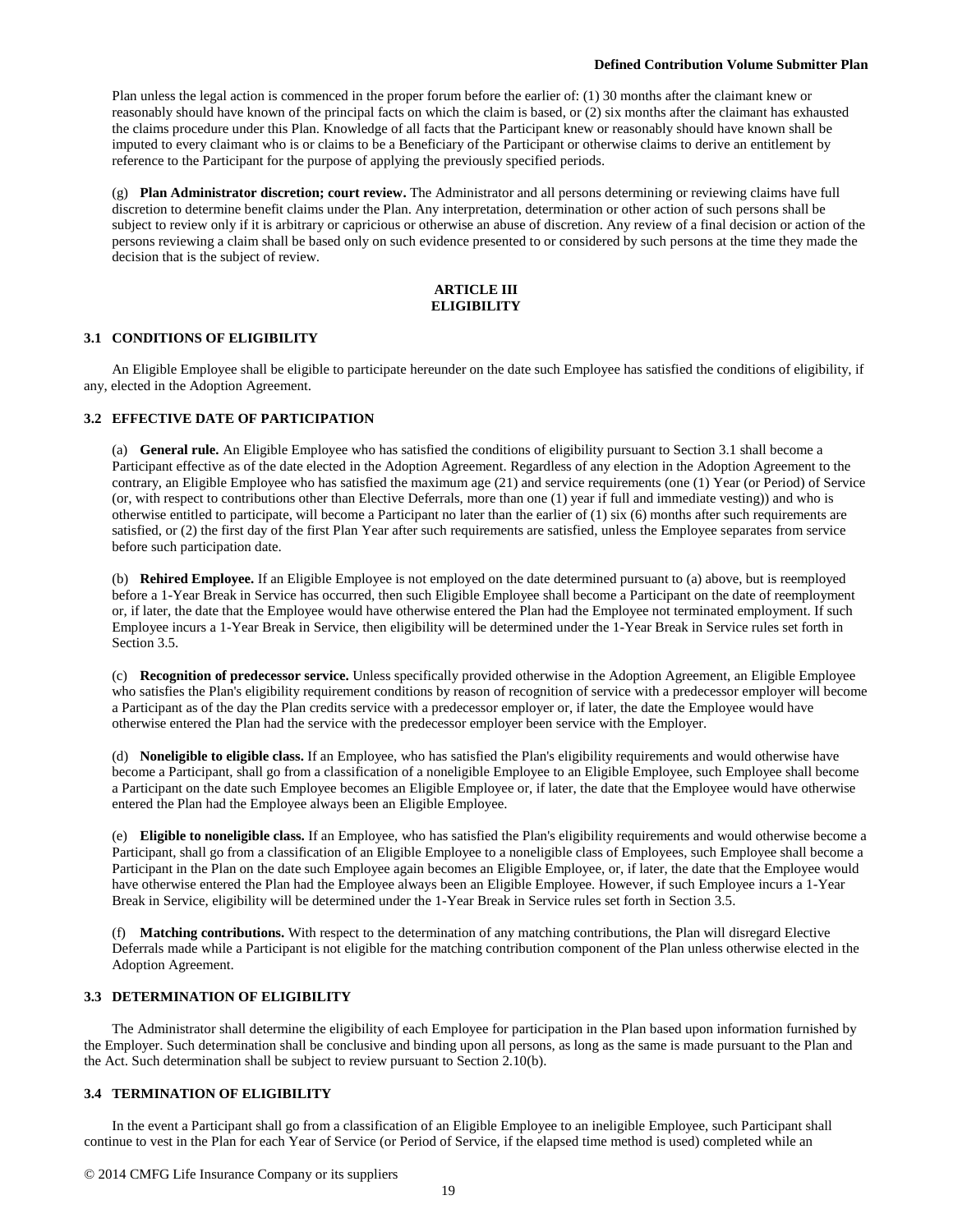Plan unless the legal action is commenced in the proper forum before the earlier of: (1) 30 months after the claimant knew or reasonably should have known of the principal facts on which the claim is based, or (2) six months after the claimant has exhausted the claims procedure under this Plan. Knowledge of all facts that the Participant knew or reasonably should have known shall be imputed to every claimant who is or claims to be a Beneficiary of the Participant or otherwise claims to derive an entitlement by reference to the Participant for the purpose of applying the previously specified periods.

(g) **Plan Administrator discretion; court review.** The Administrator and all persons determining or reviewing claims have full discretion to determine benefit claims under the Plan. Any interpretation, determination or other action of such persons shall be subject to review only if it is arbitrary or capricious or otherwise an abuse of discretion. Any review of a final decision or action of the persons reviewing a claim shall be based only on such evidence presented to or considered by such persons at the time they made the decision that is the subject of review.

## ARTICLE III
## ELIGIBILITY

### 3.1 CONDITIONS OF ELIGIBILITY

An Eligible Employee shall be eligible to participate hereunder on the date such Employee has satisfied the conditions of eligibility, if any, elected in the Adoption Agreement.

### 3.2 EFFECTIVE DATE OF PARTICIPATION

(a) **General rule.** An Eligible Employee who has satisfied the conditions of eligibility pursuant to Section 3.1 shall become a Participant effective as of the date elected in the Adoption Agreement. Regardless of any election in the Adoption Agreement to the contrary, an Eligible Employee who has satisfied the maximum age (21) and service requirements (one (1) Year (or Period) of Service (or, with respect to contributions other than Elective Deferrals, more than one (1) year if full and immediate vesting)) and who is otherwise entitled to participate, will become a Participant no later than the earlier of (1) six (6) months after such requirements are satisfied, or (2) the first day of the first Plan Year after such requirements are satisfied, unless the Employee separates from service before such participation date.

(b) **Rehired Employee.** If an Eligible Employee is not employed on the date determined pursuant to (a) above, but is reemployed before a 1-Year Break in Service has occurred, then such Eligible Employee shall become a Participant on the date of reemployment or, if later, the date that the Employee would have otherwise entered the Plan had the Employee not terminated employment. If such Employee incurs a 1-Year Break in Service, then eligibility will be determined under the 1-Year Break in Service rules set forth in Section 3.5.

(c) **Recognition of predecessor service.** Unless specifically provided otherwise in the Adoption Agreement, an Eligible Employee who satisfies the Plan's eligibility requirement conditions by reason of recognition of service with a predecessor employer will become a Participant as of the day the Plan credits service with a predecessor employer or, if later, the date the Employee would have otherwise entered the Plan had the service with the predecessor employer been service with the Employer.

(d) **Noneligible to eligible class.** If an Employee, who has satisfied the Plan's eligibility requirements and would otherwise have become a Participant, shall go from a classification of a noneligible Employee to an Eligible Employee, such Employee shall become a Participant on the date such Employee becomes an Eligible Employee or, if later, the date that the Employee would have otherwise entered the Plan had the Employee always been an Eligible Employee.

(e) **Eligible to noneligible class.** If an Employee, who has satisfied the Plan's eligibility requirements and would otherwise become a Participant, shall go from a classification of an Eligible Employee to a noneligible class of Employees, such Employee shall become a Participant in the Plan on the date such Employee again becomes an Eligible Employee, or, if later, the date that the Employee would have otherwise entered the Plan had the Employee always been an Eligible Employee. However, if such Employee incurs a 1-Year Break in Service, eligibility will be determined under the 1-Year Break in Service rules set forth in Section 3.5.

(f) **Matching contributions.** With respect to the determination of any matching contributions, the Plan will disregard Elective Deferrals made while a Participant is not eligible for the matching contribution component of the Plan unless otherwise elected in the Adoption Agreement.

### 3.3 DETERMINATION OF ELIGIBILITY

The Administrator shall determine the eligibility of each Employee for participation in the Plan based upon information furnished by the Employer. Such determination shall be conclusive and binding upon all persons, as long as the same is made pursuant to the Plan and the Act. Such determination shall be subject to review pursuant to Section 2.10(b).

### 3.4 TERMINATION OF ELIGIBILITY

In the event a Participant shall go from a classification of an Eligible Employee to an ineligible Employee, such Participant shall continue to vest in the Plan for each Year of Service (or Period of Service, if the elapsed time method is used) completed while an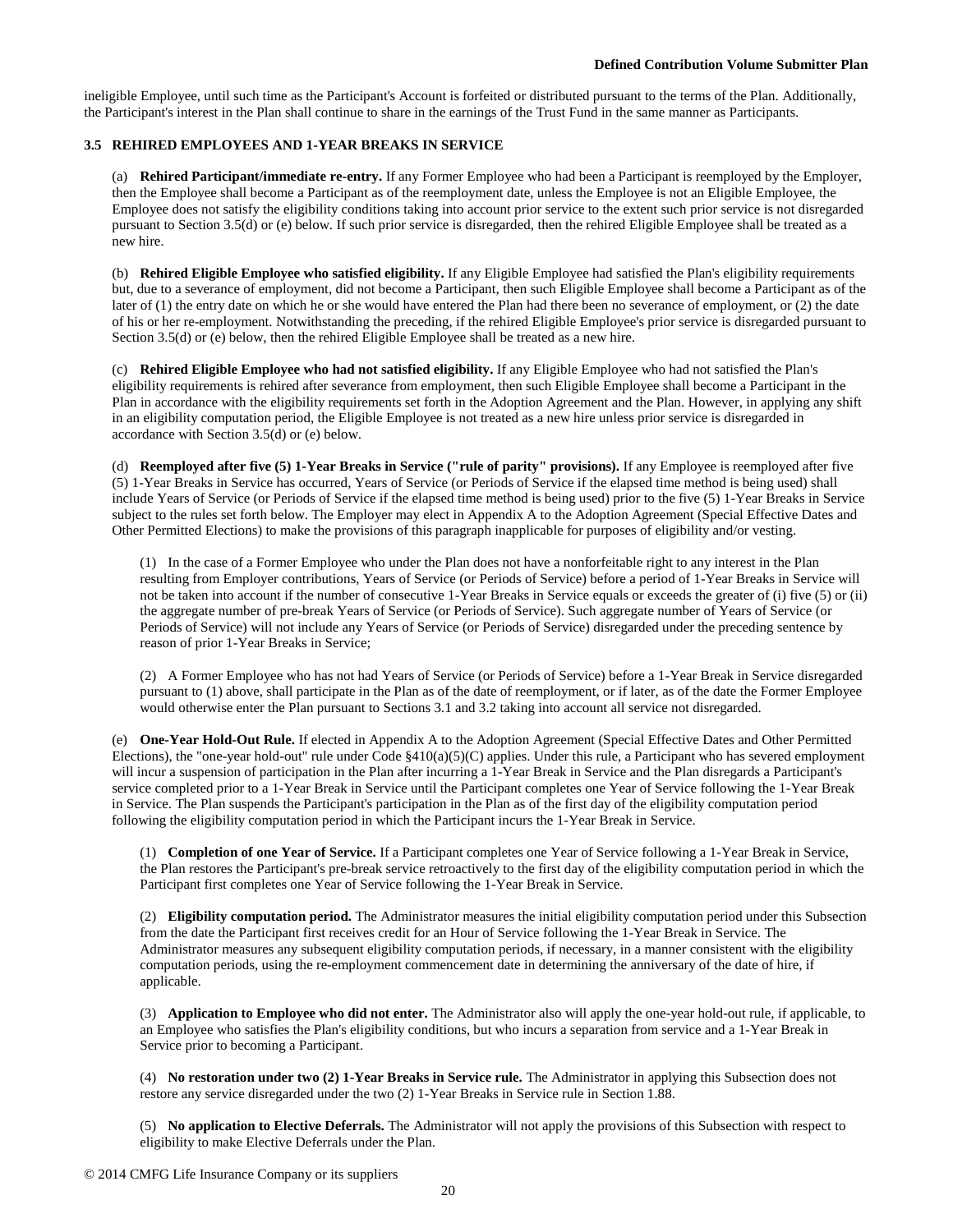ineligible Employee, until such time as the Participant's Account is forfeited or distributed pursuant to the terms of the Plan. Additionally, the Participant's interest in the Plan shall continue to share in the earnings of the Trust Fund in the same manner as Participants.

### 3.5 REHIRED EMPLOYEES AND 1-YEAR BREAKS IN SERVICE

(a) **Rehired Participant/immediate re-entry.** If any Former Employee who had been a Participant is reemployed by the Employer, then the Employee shall become a Participant as of the reemployment date, unless the Employee is not an Eligible Employee, the Employee does not satisfy the eligibility conditions taking into account prior service to the extent such prior service is not disregarded pursuant to Section 3.5(d) or (e) below. If such prior service is disregarded, then the rehired Eligible Employee shall be treated as a new hire.

(b) **Rehired Eligible Employee who satisfied eligibility.** If any Eligible Employee had satisfied the Plan's eligibility requirements but, due to a severance of employment, did not become a Participant, then such Eligible Employee shall become a Participant as of the later of (1) the entry date on which he or she would have entered the Plan had there been no severance of employment, or (2) the date of his or her re-employment. Notwithstanding the preceding, if the rehired Eligible Employee's prior service is disregarded pursuant to Section 3.5(d) or (e) below, then the rehired Eligible Employee shall be treated as a new hire.

(c) **Rehired Eligible Employee who had not satisfied eligibility.** If any Eligible Employee who had not satisfied the Plan's eligibility requirements is rehired after severance from employment, then such Eligible Employee shall become a Participant in the Plan in accordance with the eligibility requirements set forth in the Adoption Agreement and the Plan. However, in applying any shift in an eligibility computation period, the Eligible Employee is not treated as a new hire unless prior service is disregarded in accordance with Section 3.5(d) or (e) below.

(d) **Reemployed after five (5) 1-Year Breaks in Service ("rule of parity" provisions).** If any Employee is reemployed after five (5) 1-Year Breaks in Service has occurred, Years of Service (or Periods of Service if the elapsed time method is being used) shall include Years of Service (or Periods of Service if the elapsed time method is being used) prior to the five (5) 1-Year Breaks in Service subject to the rules set forth below. The Employer may elect in Appendix A to the Adoption Agreement (Special Effective Dates and Other Permitted Elections) to make the provisions of this paragraph inapplicable for purposes of eligibility and/or vesting.

(1) In the case of a Former Employee who under the Plan does not have a nonforfeitable right to any interest in the Plan resulting from Employer contributions, Years of Service (or Periods of Service) before a period of 1-Year Breaks in Service will not be taken into account if the number of consecutive 1-Year Breaks in Service equals or exceeds the greater of (i) five (5) or (ii) the aggregate number of pre-break Years of Service (or Periods of Service). Such aggregate number of Years of Service (or Periods of Service) will not include any Years of Service (or Periods of Service) disregarded under the preceding sentence by reason of prior 1-Year Breaks in Service;

(2) A Former Employee who has not had Years of Service (or Periods of Service) before a 1-Year Break in Service disregarded pursuant to (1) above, shall participate in the Plan as of the date of reemployment, or if later, as of the date the Former Employee would otherwise enter the Plan pursuant to Sections 3.1 and 3.2 taking into account all service not disregarded.

(e) **One-Year Hold-Out Rule.** If elected in Appendix A to the Adoption Agreement (Special Effective Dates and Other Permitted Elections), the "one-year hold-out" rule under Code §410(a)(5)(C) applies. Under this rule, a Participant who has severed employment will incur a suspension of participation in the Plan after incurring a 1-Year Break in Service and the Plan disregards a Participant's service completed prior to a 1-Year Break in Service until the Participant completes one Year of Service following the 1-Year Break in Service. The Plan suspends the Participant's participation in the Plan as of the first day of the eligibility computation period following the eligibility computation period in which the Participant incurs the 1-Year Break in Service.

(1) **Completion of one Year of Service.** If a Participant completes one Year of Service following a 1-Year Break in Service, the Plan restores the Participant's pre-break service retroactively to the first day of the eligibility computation period in which the Participant first completes one Year of Service following the 1-Year Break in Service.

(2) **Eligibility computation period.** The Administrator measures the initial eligibility computation period under this Subsection from the date the Participant first receives credit for an Hour of Service following the 1-Year Break in Service. The Administrator measures any subsequent eligibility computation periods, if necessary, in a manner consistent with the eligibility computation periods, using the re-employment commencement date in determining the anniversary of the date of hire, if applicable.

(3) **Application to Employee who did not enter.** The Administrator also will apply the one-year hold-out rule, if applicable, to an Employee who satisfies the Plan's eligibility conditions, but who incurs a separation from service and a 1-Year Break in Service prior to becoming a Participant.

(4) **No restoration under two (2) 1-Year Breaks in Service rule.** The Administrator in applying this Subsection does not restore any service disregarded under the two (2) 1-Year Breaks in Service rule in Section 1.88.

(5) **No application to Elective Deferrals.** The Administrator will not apply the provisions of this Subsection with respect to eligibility to make Elective Deferrals under the Plan.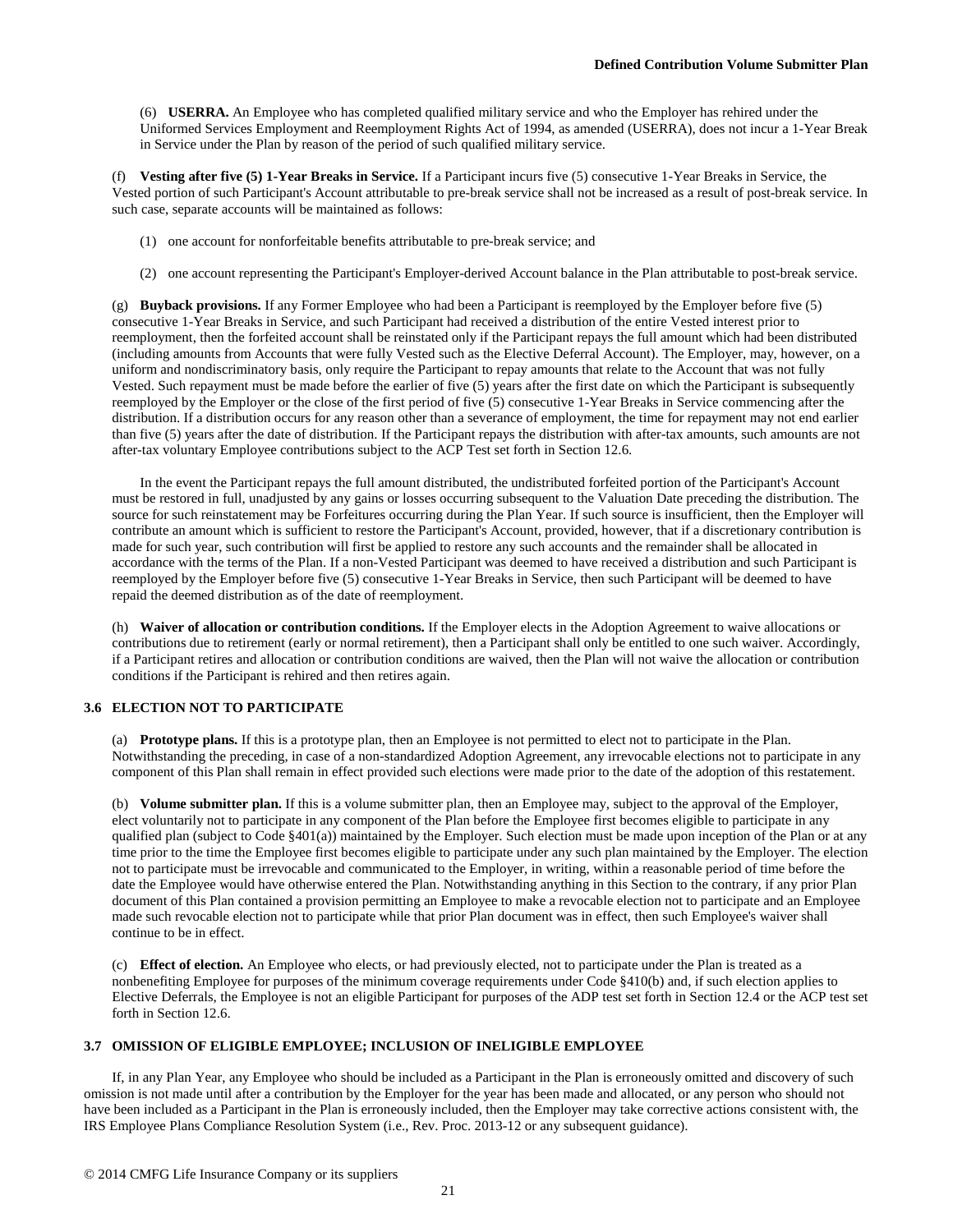(6) **USERRA.** An Employee who has completed qualified military service and who the Employer has rehired under the Uniformed Services Employment and Reemployment Rights Act of 1994, as amended (USERRA), does not incur a 1-Year Break in Service under the Plan by reason of the period of such qualified military service.

(f) **Vesting after five (5) 1-Year Breaks in Service.** If a Participant incurs five (5) consecutive 1-Year Breaks in Service, the Vested portion of such Participant's Account attributable to pre-break service shall not be increased as a result of post-break service. In such case, separate accounts will be maintained as follows:

(1) one account for nonforfeitable benefits attributable to pre-break service; and

(2) one account representing the Participant's Employer-derived Account balance in the Plan attributable to post-break service.

(g) **Buyback provisions.** If any Former Employee who had been a Participant is reemployed by the Employer before five (5) consecutive 1-Year Breaks in Service, and such Participant had received a distribution of the entire Vested interest prior to reemployment, then the forfeited account shall be reinstated only if the Participant repays the full amount which had been distributed (including amounts from Accounts that were fully Vested such as the Elective Deferral Account). The Employer, may, however, on a uniform and nondiscriminatory basis, only require the Participant to repay amounts that relate to the Account that was not fully Vested. Such repayment must be made before the earlier of five (5) years after the first date on which the Participant is subsequently reemployed by the Employer or the close of the first period of five (5) consecutive 1-Year Breaks in Service commencing after the distribution. If a distribution occurs for any reason other than a severance of employment, the time for repayment may not end earlier than five (5) years after the date of distribution. If the Participant repays the distribution with after-tax amounts, such amounts are not after-tax voluntary Employee contributions subject to the ACP Test set forth in Section 12.6.

In the event the Participant repays the full amount distributed, the undistributed forfeited portion of the Participant's Account must be restored in full, unadjusted by any gains or losses occurring subsequent to the Valuation Date preceding the distribution. The source for such reinstatement may be Forfeitures occurring during the Plan Year. If such source is insufficient, then the Employer will contribute an amount which is sufficient to restore the Participant's Account, provided, however, that if a discretionary contribution is made for such year, such contribution will first be applied to restore any such accounts and the remainder shall be allocated in accordance with the terms of the Plan. If a non-Vested Participant was deemed to have received a distribution and such Participant is reemployed by the Employer before five (5) consecutive 1-Year Breaks in Service, then such Participant will be deemed to have repaid the deemed distribution as of the date of reemployment.

(h) **Waiver of allocation or contribution conditions.** If the Employer elects in the Adoption Agreement to waive allocations or contributions due to retirement (early or normal retirement), then a Participant shall only be entitled to one such waiver. Accordingly, if a Participant retires and allocation or contribution conditions are waived, then the Plan will not waive the allocation or contribution conditions if the Participant is rehired and then retires again.

### 3.6 ELECTION NOT TO PARTICIPATE

(a) **Prototype plans.** If this is a prototype plan, then an Employee is not permitted to elect not to participate in the Plan. Notwithstanding the preceding, in case of a non-standardized Adoption Agreement, any irrevocable elections not to participate in any component of this Plan shall remain in effect provided such elections were made prior to the date of the adoption of this restatement.

(b) **Volume submitter plan.** If this is a volume submitter plan, then an Employee may, subject to the approval of the Employer, elect voluntarily not to participate in any component of the Plan before the Employee first becomes eligible to participate in any qualified plan (subject to Code §401(a)) maintained by the Employer. Such election must be made upon inception of the Plan or at any time prior to the time the Employee first becomes eligible to participate under any such plan maintained by the Employer. The election not to participate must be irrevocable and communicated to the Employer, in writing, within a reasonable period of time before the date the Employee would have otherwise entered the Plan. Notwithstanding anything in this Section to the contrary, if any prior Plan document of this Plan contained a provision permitting an Employee to make a revocable election not to participate and an Employee made such revocable election not to participate while that prior Plan document was in effect, then such Employee's waiver shall continue to be in effect.

(c) **Effect of election.** An Employee who elects, or had previously elected, not to participate under the Plan is treated as a nonbenefiting Employee for purposes of the minimum coverage requirements under Code §410(b) and, if such election applies to Elective Deferrals, the Employee is not an eligible Participant for purposes of the ADP test set forth in Section 12.4 or the ACP test set forth in Section 12.6.

### 3.7 OMISSION OF ELIGIBLE EMPLOYEE; INCLUSION OF INELIGIBLE EMPLOYEE

If, in any Plan Year, any Employee who should be included as a Participant in the Plan is erroneously omitted and discovery of such omission is not made until after a contribution by the Employer for the year has been made and allocated, or any person who should not have been included as a Participant in the Plan is erroneously included, then the Employer may take corrective actions consistent with, the IRS Employee Plans Compliance Resolution System (i.e., Rev. Proc. 2013-12 or any subsequent guidance).

© 2014 CMFG Life Insurance Company or its suppliers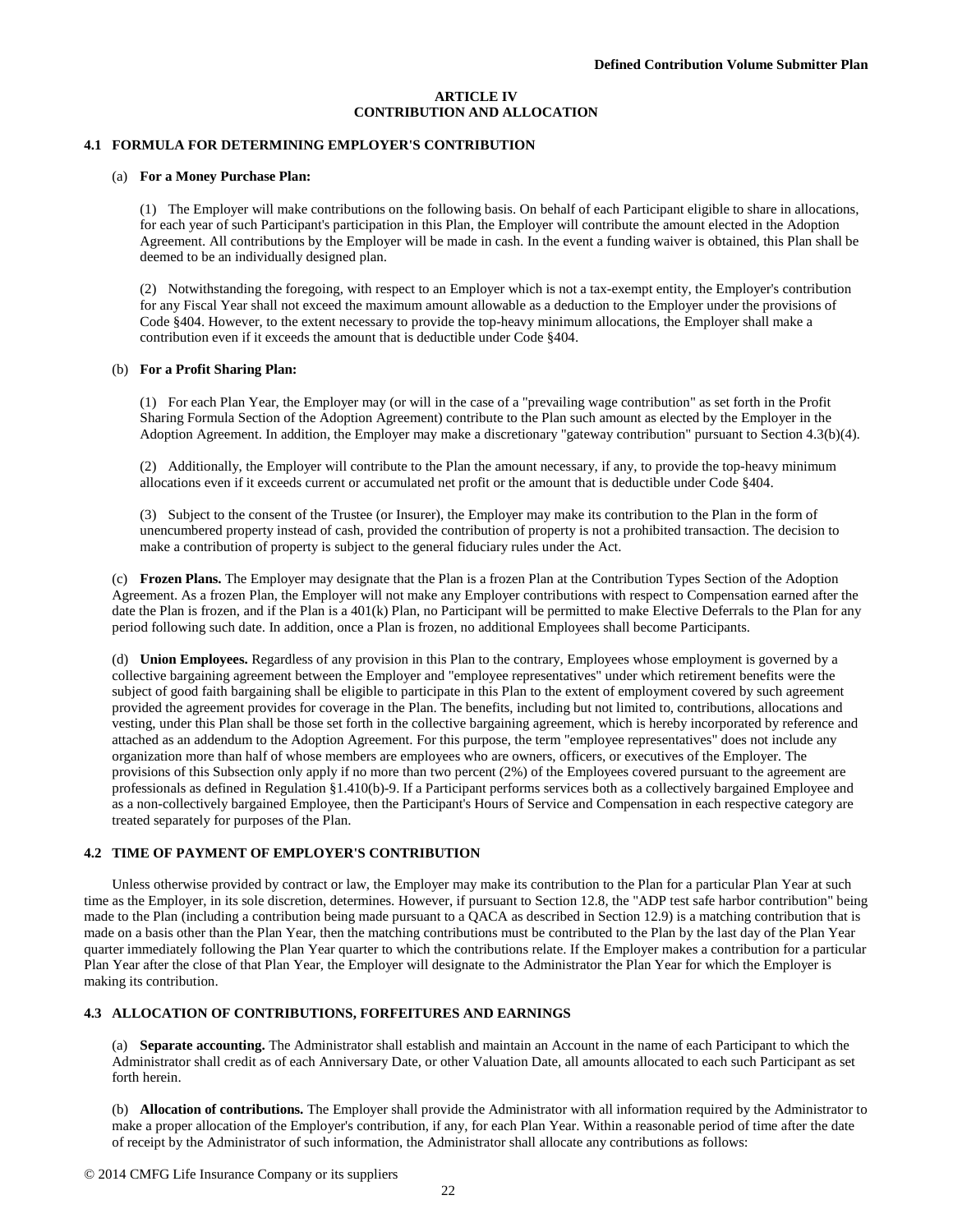# ARTICLE IV
# CONTRIBUTION AND ALLOCATION

## 4.1 FORMULA FOR DETERMINING EMPLOYER'S CONTRIBUTION

(a) **For a Money Purchase Plan:**

(1) The Employer will make contributions on the following basis. On behalf of each Participant eligible to share in allocations, for each year of such Participant's participation in this Plan, the Employer will contribute the amount elected in the Adoption Agreement. All contributions by the Employer will be made in cash. In the event a funding waiver is obtained, this Plan shall be deemed to be an individually designed plan.

(2) Notwithstanding the foregoing, with respect to an Employer which is not a tax-exempt entity, the Employer's contribution for any Fiscal Year shall not exceed the maximum amount allowable as a deduction to the Employer under the provisions of Code §404. However, to the extent necessary to provide the top-heavy minimum allocations, the Employer shall make a contribution even if it exceeds the amount that is deductible under Code §404.

(b) **For a Profit Sharing Plan:**

(1) For each Plan Year, the Employer may (or will in the case of a "prevailing wage contribution" as set forth in the Profit Sharing Formula Section of the Adoption Agreement) contribute to the Plan such amount as elected by the Employer in the Adoption Agreement. In addition, the Employer may make a discretionary "gateway contribution" pursuant to Section 4.3(b)(4).

(2) Additionally, the Employer will contribute to the Plan the amount necessary, if any, to provide the top-heavy minimum allocations even if it exceeds current or accumulated net profit or the amount that is deductible under Code §404.

(3) Subject to the consent of the Trustee (or Insurer), the Employer may make its contribution to the Plan in the form of unencumbered property instead of cash, provided the contribution of property is not a prohibited transaction. The decision to make a contribution of property is subject to the general fiduciary rules under the Act.

(c) **Frozen Plans.** The Employer may designate that the Plan is a frozen Plan at the Contribution Types Section of the Adoption Agreement. As a frozen Plan, the Employer will not make any Employer contributions with respect to Compensation earned after the date the Plan is frozen, and if the Plan is a 401(k) Plan, no Participant will be permitted to make Elective Deferrals to the Plan for any period following such date. In addition, once a Plan is frozen, no additional Employees shall become Participants.

(d) **Union Employees.** Regardless of any provision in this Plan to the contrary, Employees whose employment is governed by a collective bargaining agreement between the Employer and "employee representatives" under which retirement benefits were the subject of good faith bargaining shall be eligible to participate in this Plan to the extent of employment covered by such agreement provided the agreement provides for coverage in the Plan. The benefits, including but not limited to, contributions, allocations and vesting, under this Plan shall be those set forth in the collective bargaining agreement, which is hereby incorporated by reference and attached as an addendum to the Adoption Agreement. For this purpose, the term "employee representatives" does not include any organization more than half of whose members are employees who are owners, officers, or executives of the Employer. The provisions of this Subsection only apply if no more than two percent (2%) of the Employees covered pursuant to the agreement are professionals as defined in Regulation §1.410(b)-9. If a Participant performs services both as a collectively bargained Employee and as a non-collectively bargained Employee, then the Participant's Hours of Service and Compensation in each respective category are treated separately for purposes of the Plan.

## 4.2 TIME OF PAYMENT OF EMPLOYER'S CONTRIBUTION

Unless otherwise provided by contract or law, the Employer may make its contribution to the Plan for a particular Plan Year at such time as the Employer, in its sole discretion, determines. However, if pursuant to Section 12.8, the "ADP test safe harbor contribution" being made to the Plan (including a contribution being made pursuant to a QACA as described in Section 12.9) is a matching contribution that is made on a basis other than the Plan Year, then the matching contributions must be contributed to the Plan by the last day of the Plan Year quarter immediately following the Plan Year quarter to which the contributions relate. If the Employer makes a contribution for a particular Plan Year after the close of that Plan Year, the Employer will designate to the Administrator the Plan Year for which the Employer is making its contribution.

## 4.3 ALLOCATION OF CONTRIBUTIONS, FORFEITURES AND EARNINGS

(a) **Separate accounting.** The Administrator shall establish and maintain an Account in the name of each Participant to which the Administrator shall credit as of each Anniversary Date, or other Valuation Date, all amounts allocated to each such Participant as set forth herein.

(b) **Allocation of contributions.** The Employer shall provide the Administrator with all information required by the Administrator to make a proper allocation of the Employer's contribution, if any, for each Plan Year. Within a reasonable period of time after the date of receipt by the Administrator of such information, the Administrator shall allocate any contributions as follows: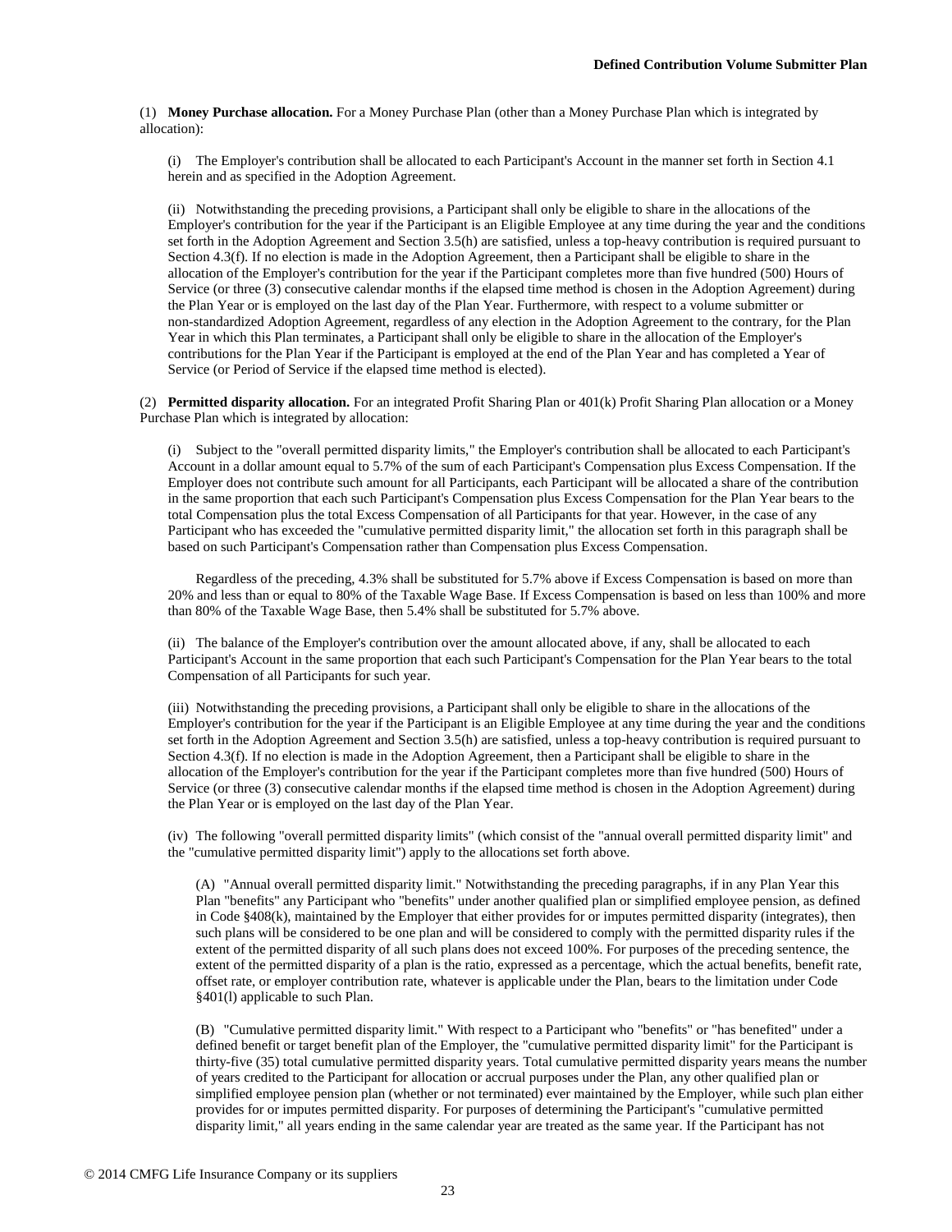(1) **Money Purchase allocation.** For a Money Purchase Plan (other than a Money Purchase Plan which is integrated by allocation):

(i) The Employer's contribution shall be allocated to each Participant's Account in the manner set forth in Section 4.1 herein and as specified in the Adoption Agreement.

(ii) Notwithstanding the preceding provisions, a Participant shall only be eligible to share in the allocations of the Employer's contribution for the year if the Participant is an Eligible Employee at any time during the year and the conditions set forth in the Adoption Agreement and Section 3.5(h) are satisfied, unless a top-heavy contribution is required pursuant to Section 4.3(f). If no election is made in the Adoption Agreement, then a Participant shall be eligible to share in the allocation of the Employer's contribution for the year if the Participant completes more than five hundred (500) Hours of Service (or three (3) consecutive calendar months if the elapsed time method is chosen in the Adoption Agreement) during the Plan Year or is employed on the last day of the Plan Year. Furthermore, with respect to a volume submitter or non-standardized Adoption Agreement, regardless of any election in the Adoption Agreement to the contrary, for the Plan Year in which this Plan terminates, a Participant shall only be eligible to share in the allocation of the Employer's contributions for the Plan Year if the Participant is employed at the end of the Plan Year and has completed a Year of Service (or Period of Service if the elapsed time method is elected).

(2) **Permitted disparity allocation.** For an integrated Profit Sharing Plan or 401(k) Profit Sharing Plan allocation or a Money Purchase Plan which is integrated by allocation:

(i) Subject to the "overall permitted disparity limits," the Employer's contribution shall be allocated to each Participant's Account in a dollar amount equal to 5.7% of the sum of each Participant's Compensation plus Excess Compensation. If the Employer does not contribute such amount for all Participants, each Participant will be allocated a share of the contribution in the same proportion that each such Participant's Compensation plus Excess Compensation for the Plan Year bears to the total Compensation plus the total Excess Compensation of all Participants for that year. However, in the case of any Participant who has exceeded the "cumulative permitted disparity limit," the allocation set forth in this paragraph shall be based on such Participant's Compensation rather than Compensation plus Excess Compensation.

Regardless of the preceding, 4.3% shall be substituted for 5.7% above if Excess Compensation is based on more than 20% and less than or equal to 80% of the Taxable Wage Base. If Excess Compensation is based on less than 100% and more than 80% of the Taxable Wage Base, then 5.4% shall be substituted for 5.7% above.

(ii) The balance of the Employer's contribution over the amount allocated above, if any, shall be allocated to each Participant's Account in the same proportion that each such Participant's Compensation for the Plan Year bears to the total Compensation of all Participants for such year.

(iii) Notwithstanding the preceding provisions, a Participant shall only be eligible to share in the allocations of the Employer's contribution for the year if the Participant is an Eligible Employee at any time during the year and the conditions set forth in the Adoption Agreement and Section 3.5(h) are satisfied, unless a top-heavy contribution is required pursuant to Section 4.3(f). If no election is made in the Adoption Agreement, then a Participant shall be eligible to share in the allocation of the Employer's contribution for the year if the Participant completes more than five hundred (500) Hours of Service (or three (3) consecutive calendar months if the elapsed time method is chosen in the Adoption Agreement) during the Plan Year or is employed on the last day of the Plan Year.

(iv) The following "overall permitted disparity limits" (which consist of the "annual overall permitted disparity limit" and the "cumulative permitted disparity limit") apply to the allocations set forth above.

(A) "Annual overall permitted disparity limit." Notwithstanding the preceding paragraphs, if in any Plan Year this Plan "benefits" any Participant who "benefits" under another qualified plan or simplified employee pension, as defined in Code §408(k), maintained by the Employer that either provides for or imputes permitted disparity (integrates), then such plans will be considered to be one plan and will be considered to comply with the permitted disparity rules if the extent of the permitted disparity of all such plans does not exceed 100%. For purposes of the preceding sentence, the extent of the permitted disparity of a plan is the ratio, expressed as a percentage, which the actual benefits, benefit rate, offset rate, or employer contribution rate, whatever is applicable under the Plan, bears to the limitation under Code §401(l) applicable to such Plan.

(B) "Cumulative permitted disparity limit." With respect to a Participant who "benefits" or "has benefited" under a defined benefit or target benefit plan of the Employer, the "cumulative permitted disparity limit" for the Participant is thirty-five (35) total cumulative permitted disparity years. Total cumulative permitted disparity years means the number of years credited to the Participant for allocation or accrual purposes under the Plan, any other qualified plan or simplified employee pension plan (whether or not terminated) ever maintained by the Employer, while such plan either provides for or imputes permitted disparity. For purposes of determining the Participant's "cumulative permitted disparity limit," all years ending in the same calendar year are treated as the same year. If the Participant has not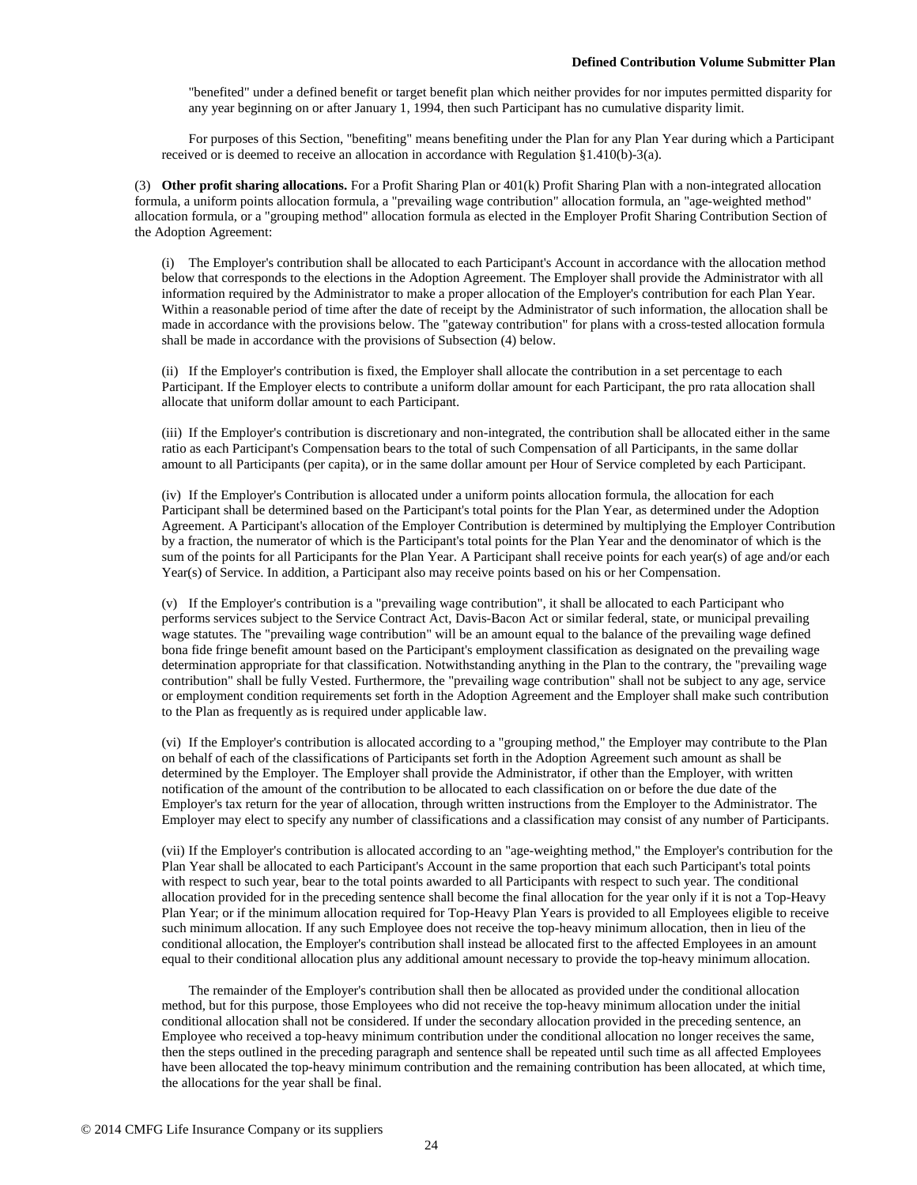"benefited" under a defined benefit or target benefit plan which neither provides for nor imputes permitted disparity for any year beginning on or after January 1, 1994, then such Participant has no cumulative disparity limit.

For purposes of this Section, "benefiting" means benefiting under the Plan for any Plan Year during which a Participant received or is deemed to receive an allocation in accordance with Regulation §1.410(b)-3(a).

(3) **Other profit sharing allocations.** For a Profit Sharing Plan or 401(k) Profit Sharing Plan with a non-integrated allocation formula, a uniform points allocation formula, a "prevailing wage contribution" allocation formula, an "age-weighted method" allocation formula, or a "grouping method" allocation formula as elected in the Employer Profit Sharing Contribution Section of the Adoption Agreement:

(i) The Employer's contribution shall be allocated to each Participant's Account in accordance with the allocation method below that corresponds to the elections in the Adoption Agreement. The Employer shall provide the Administrator with all information required by the Administrator to make a proper allocation of the Employer's contribution for each Plan Year. Within a reasonable period of time after the date of receipt by the Administrator of such information, the allocation shall be made in accordance with the provisions below. The "gateway contribution" for plans with a cross-tested allocation formula shall be made in accordance with the provisions of Subsection (4) below.

(ii) If the Employer's contribution is fixed, the Employer shall allocate the contribution in a set percentage to each Participant. If the Employer elects to contribute a uniform dollar amount for each Participant, the pro rata allocation shall allocate that uniform dollar amount to each Participant.

(iii) If the Employer's contribution is discretionary and non-integrated, the contribution shall be allocated either in the same ratio as each Participant's Compensation bears to the total of such Compensation of all Participants, in the same dollar amount to all Participants (per capita), or in the same dollar amount per Hour of Service completed by each Participant.

(iv) If the Employer's Contribution is allocated under a uniform points allocation formula, the allocation for each Participant shall be determined based on the Participant's total points for the Plan Year, as determined under the Adoption Agreement. A Participant's allocation of the Employer Contribution is determined by multiplying the Employer Contribution by a fraction, the numerator of which is the Participant's total points for the Plan Year and the denominator of which is the sum of the points for all Participants for the Plan Year. A Participant shall receive points for each year(s) of age and/or each Year(s) of Service. In addition, a Participant also may receive points based on his or her Compensation.

(v) If the Employer's contribution is a "prevailing wage contribution", it shall be allocated to each Participant who performs services subject to the Service Contract Act, Davis-Bacon Act or similar federal, state, or municipal prevailing wage statutes. The "prevailing wage contribution" will be an amount equal to the balance of the prevailing wage defined bona fide fringe benefit amount based on the Participant's employment classification as designated on the prevailing wage determination appropriate for that classification. Notwithstanding anything in the Plan to the contrary, the "prevailing wage contribution" shall be fully Vested. Furthermore, the "prevailing wage contribution" shall not be subject to any age, service or employment condition requirements set forth in the Adoption Agreement and the Employer shall make such contribution to the Plan as frequently as is required under applicable law.

(vi) If the Employer's contribution is allocated according to a "grouping method," the Employer may contribute to the Plan on behalf of each of the classifications of Participants set forth in the Adoption Agreement such amount as shall be determined by the Employer. The Employer shall provide the Administrator, if other than the Employer, with written notification of the amount of the contribution to be allocated to each classification on or before the due date of the Employer's tax return for the year of allocation, through written instructions from the Employer to the Administrator. The Employer may elect to specify any number of classifications and a classification may consist of any number of Participants.

(vii) If the Employer's contribution is allocated according to an "age-weighting method," the Employer's contribution for the Plan Year shall be allocated to each Participant's Account in the same proportion that each such Participant's total points with respect to such year, bear to the total points awarded to all Participants with respect to such year. The conditional allocation provided for in the preceding sentence shall become the final allocation for the year only if it is not a Top-Heavy Plan Year; or if the minimum allocation required for Top-Heavy Plan Years is provided to all Employees eligible to receive such minimum allocation. If any such Employee does not receive the top-heavy minimum allocation, then in lieu of the conditional allocation, the Employer's contribution shall instead be allocated first to the affected Employees in an amount equal to their conditional allocation plus any additional amount necessary to provide the top-heavy minimum allocation.

The remainder of the Employer's contribution shall then be allocated as provided under the conditional allocation method, but for this purpose, those Employees who did not receive the top-heavy minimum allocation under the initial conditional allocation shall not be considered. If under the secondary allocation provided in the preceding sentence, an Employee who received a top-heavy minimum contribution under the conditional allocation no longer receives the same, then the steps outlined in the preceding paragraph and sentence shall be repeated until such time as all affected Employees have been allocated the top-heavy minimum contribution and the remaining contribution has been allocated, at which time, the allocations for the year shall be final.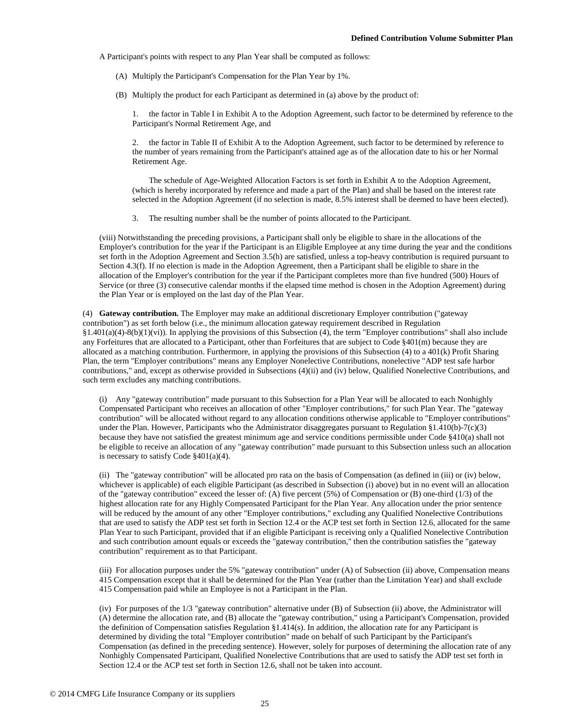A Participant's points with respect to any Plan Year shall be computed as follows:

(A) Multiply the Participant's Compensation for the Plan Year by 1%.

(B) Multiply the product for each Participant as determined in (a) above by the product of:

1. the factor in Table I in Exhibit A to the Adoption Agreement, such factor to be determined by reference to the Participant's Normal Retirement Age, and

2. the factor in Table II of Exhibit A to the Adoption Agreement, such factor to be determined by reference to the number of years remaining from the Participant's attained age as of the allocation date to his or her Normal Retirement Age.

The schedule of Age-Weighted Allocation Factors is set forth in Exhibit A to the Adoption Agreement, (which is hereby incorporated by reference and made a part of the Plan) and shall be based on the interest rate selected in the Adoption Agreement (if no selection is made, 8.5% interest shall be deemed to have been elected).

3. The resulting number shall be the number of points allocated to the Participant.

(viii) Notwithstanding the preceding provisions, a Participant shall only be eligible to share in the allocations of the Employer's contribution for the year if the Participant is an Eligible Employee at any time during the year and the conditions set forth in the Adoption Agreement and Section 3.5(h) are satisfied, unless a top-heavy contribution is required pursuant to Section 4.3(f). If no election is made in the Adoption Agreement, then a Participant shall be eligible to share in the allocation of the Employer's contribution for the year if the Participant completes more than five hundred (500) Hours of Service (or three (3) consecutive calendar months if the elapsed time method is chosen in the Adoption Agreement) during the Plan Year or is employed on the last day of the Plan Year.

(4) **Gateway contribution.** The Employer may make an additional discretionary Employer contribution ("gateway contribution") as set forth below (i.e., the minimum allocation gateway requirement described in Regulation §1.401(a)(4)-8(b)(1)(vi)). In applying the provisions of this Subsection (4), the term "Employer contributions" shall also include any Forfeitures that are allocated to a Participant, other than Forfeitures that are subject to Code §401(m) because they are allocated as a matching contribution. Furthermore, in applying the provisions of this Subsection (4) to a 401(k) Profit Sharing Plan, the term "Employer contributions" means any Employer Nonelective Contributions, nonelective "ADP test safe harbor contributions," and, except as otherwise provided in Subsections (4)(ii) and (iv) below, Qualified Nonelective Contributions, and such term excludes any matching contributions.

(i) Any "gateway contribution" made pursuant to this Subsection for a Plan Year will be allocated to each Nonhighly Compensated Participant who receives an allocation of other "Employer contributions," for such Plan Year. The "gateway contribution" will be allocated without regard to any allocation conditions otherwise applicable to "Employer contributions" under the Plan. However, Participants who the Administrator disaggregates pursuant to Regulation §1.410(b)-7(c)(3) because they have not satisfied the greatest minimum age and service conditions permissible under Code §410(a) shall not be eligible to receive an allocation of any "gateway contribution" made pursuant to this Subsection unless such an allocation is necessary to satisfy Code §401(a)(4).

(ii) The "gateway contribution" will be allocated pro rata on the basis of Compensation (as defined in (iii) or (iv) below, whichever is applicable) of each eligible Participant (as described in Subsection (i) above) but in no event will an allocation of the "gateway contribution" exceed the lesser of: (A) five percent (5%) of Compensation or (B) one-third (1/3) of the highest allocation rate for any Highly Compensated Participant for the Plan Year. Any allocation under the prior sentence will be reduced by the amount of any other "Employer contributions," excluding any Qualified Nonelective Contributions that are used to satisfy the ADP test set forth in Section 12.4 or the ACP test set forth in Section 12.6, allocated for the same Plan Year to such Participant, provided that if an eligible Participant is receiving only a Qualified Nonelective Contribution and such contribution amount equals or exceeds the "gateway contribution," then the contribution satisfies the "gateway contribution" requirement as to that Participant.

(iii) For allocation purposes under the 5% "gateway contribution" under (A) of Subsection (ii) above, Compensation means 415 Compensation except that it shall be determined for the Plan Year (rather than the Limitation Year) and shall exclude 415 Compensation paid while an Employee is not a Participant in the Plan.

(iv) For purposes of the 1/3 "gateway contribution" alternative under (B) of Subsection (ii) above, the Administrator will (A) determine the allocation rate, and (B) allocate the "gateway contribution," using a Participant's Compensation, provided the definition of Compensation satisfies Regulation §1.414(s). In addition, the allocation rate for any Participant is determined by dividing the total "Employer contribution" made on behalf of such Participant by the Participant's Compensation (as defined in the preceding sentence). However, solely for purposes of determining the allocation rate of any Nonhighly Compensated Participant, Qualified Nonelective Contributions that are used to satisfy the ADP test set forth in Section 12.4 or the ACP test set forth in Section 12.6, shall not be taken into account.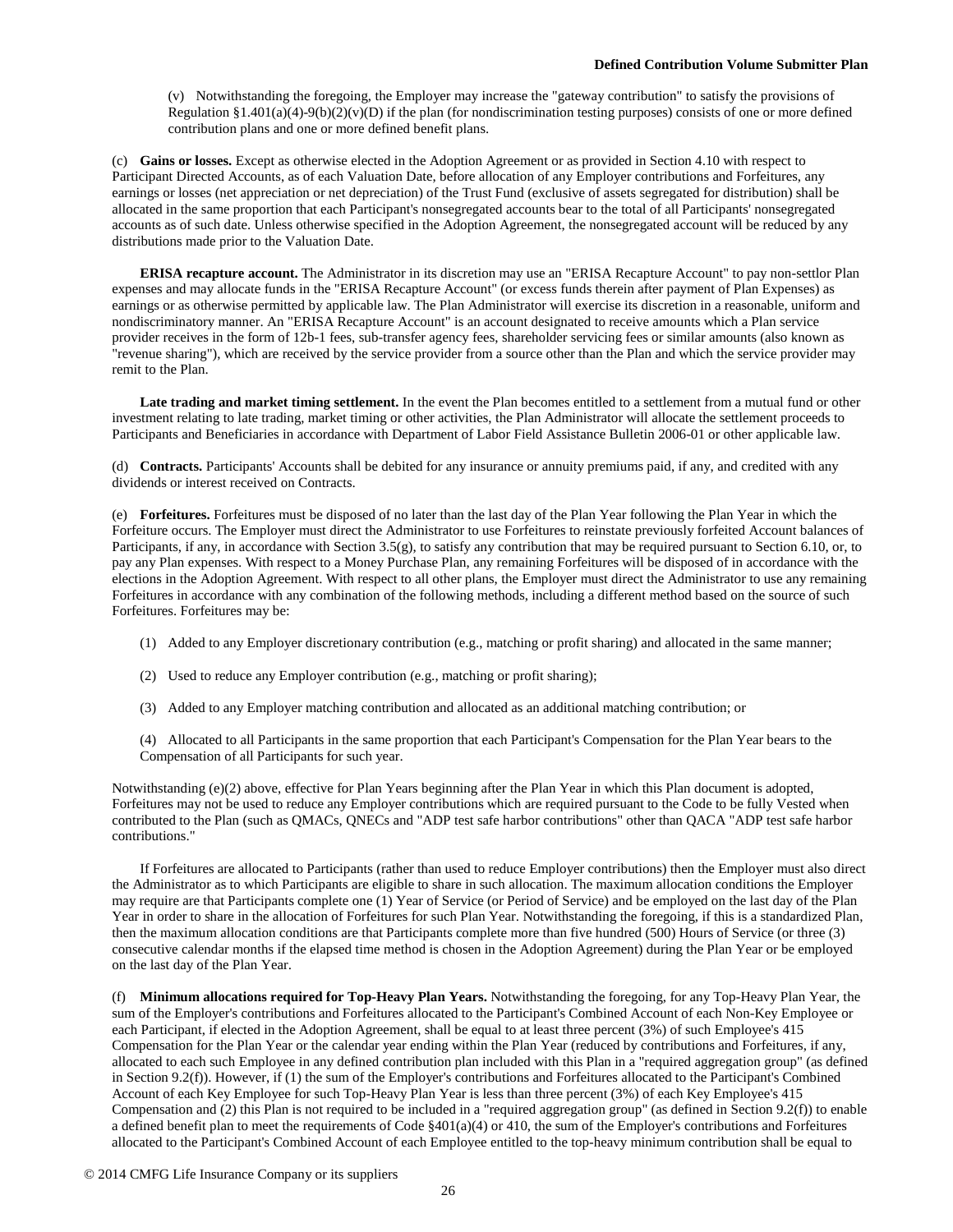(v) Notwithstanding the foregoing, the Employer may increase the "gateway contribution" to satisfy the provisions of Regulation §1.401(a)(4)-9(b)(2)(v)(D) if the plan (for nondiscrimination testing purposes) consists of one or more defined contribution plans and one or more defined benefit plans.

(c) **Gains or losses.** Except as otherwise elected in the Adoption Agreement or as provided in Section 4.10 with respect to Participant Directed Accounts, as of each Valuation Date, before allocation of any Employer contributions and Forfeitures, any earnings or losses (net appreciation or net depreciation) of the Trust Fund (exclusive of assets segregated for distribution) shall be allocated in the same proportion that each Participant's nonsegregated accounts bear to the total of all Participants' nonsegregated accounts as of such date. Unless otherwise specified in the Adoption Agreement, the nonsegregated account will be reduced by any distributions made prior to the Valuation Date.

**ERISA recapture account.** The Administrator in its discretion may use an "ERISA Recapture Account" to pay non-settlor Plan expenses and may allocate funds in the "ERISA Recapture Account" (or excess funds therein after payment of Plan Expenses) as earnings or as otherwise permitted by applicable law. The Plan Administrator will exercise its discretion in a reasonable, uniform and nondiscriminatory manner. An "ERISA Recapture Account" is an account designated to receive amounts which a Plan service provider receives in the form of 12b-1 fees, sub-transfer agency fees, shareholder servicing fees or similar amounts (also known as "revenue sharing"), which are received by the service provider from a source other than the Plan and which the service provider may remit to the Plan.

**Late trading and market timing settlement.** In the event the Plan becomes entitled to a settlement from a mutual fund or other investment relating to late trading, market timing or other activities, the Plan Administrator will allocate the settlement proceeds to Participants and Beneficiaries in accordance with Department of Labor Field Assistance Bulletin 2006-01 or other applicable law.

(d) **Contracts.** Participants' Accounts shall be debited for any insurance or annuity premiums paid, if any, and credited with any dividends or interest received on Contracts.

(e) **Forfeitures.** Forfeitures must be disposed of no later than the last day of the Plan Year following the Plan Year in which the Forfeiture occurs. The Employer must direct the Administrator to use Forfeitures to reinstate previously forfeited Account balances of Participants, if any, in accordance with Section 3.5(g), to satisfy any contribution that may be required pursuant to Section 6.10, or, to pay any Plan expenses. With respect to a Money Purchase Plan, any remaining Forfeitures will be disposed of in accordance with the elections in the Adoption Agreement. With respect to all other plans, the Employer must direct the Administrator to use any remaining Forfeitures in accordance with any combination of the following methods, including a different method based on the source of such Forfeitures. Forfeitures may be:

(1) Added to any Employer discretionary contribution (e.g., matching or profit sharing) and allocated in the same manner;

(2) Used to reduce any Employer contribution (e.g., matching or profit sharing);

(3) Added to any Employer matching contribution and allocated as an additional matching contribution; or

(4) Allocated to all Participants in the same proportion that each Participant's Compensation for the Plan Year bears to the Compensation of all Participants for such year.

Notwithstanding (e)(2) above, effective for Plan Years beginning after the Plan Year in which this Plan document is adopted, Forfeitures may not be used to reduce any Employer contributions which are required pursuant to the Code to be fully Vested when contributed to the Plan (such as QMACs, QNECs and "ADP test safe harbor contributions" other than QACA "ADP test safe harbor contributions."

If Forfeitures are allocated to Participants (rather than used to reduce Employer contributions) then the Employer must also direct the Administrator as to which Participants are eligible to share in such allocation. The maximum allocation conditions the Employer may require are that Participants complete one (1) Year of Service (or Period of Service) and be employed on the last day of the Plan Year in order to share in the allocation of Forfeitures for such Plan Year. Notwithstanding the foregoing, if this is a standardized Plan, then the maximum allocation conditions are that Participants complete more than five hundred (500) Hours of Service (or three (3) consecutive calendar months if the elapsed time method is chosen in the Adoption Agreement) during the Plan Year or be employed on the last day of the Plan Year.

(f) **Minimum allocations required for Top-Heavy Plan Years.** Notwithstanding the foregoing, for any Top-Heavy Plan Year, the sum of the Employer's contributions and Forfeitures allocated to the Participant's Combined Account of each Non-Key Employee or each Participant, if elected in the Adoption Agreement, shall be equal to at least three percent (3%) of such Employee's 415 Compensation for the Plan Year or the calendar year ending within the Plan Year (reduced by contributions and Forfeitures, if any, allocated to each such Employee in any defined contribution plan included with this Plan in a "required aggregation group" (as defined in Section 9.2(f)). However, if (1) the sum of the Employer's contributions and Forfeitures allocated to the Participant's Combined Account of each Key Employee for such Top-Heavy Plan Year is less than three percent (3%) of each Key Employee's 415 Compensation and (2) this Plan is not required to be included in a "required aggregation group" (as defined in Section 9.2(f)) to enable a defined benefit plan to meet the requirements of Code §401(a)(4) or 410, the sum of the Employer's contributions and Forfeitures allocated to the Participant's Combined Account of each Employee entitled to the top-heavy minimum contribution shall be equal to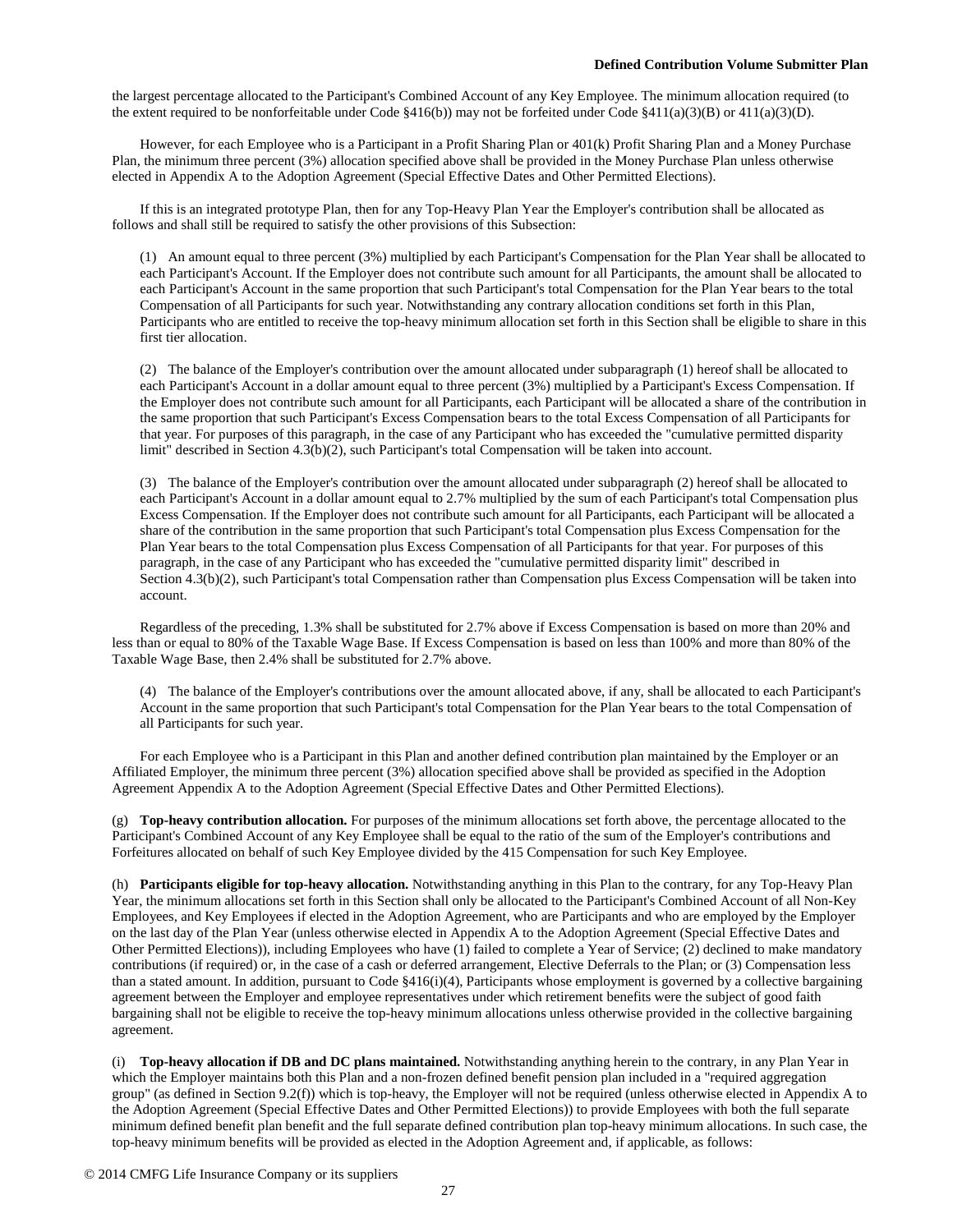the largest percentage allocated to the Participant's Combined Account of any Key Employee. The minimum allocation required (to the extent required to be nonforfeitable under Code §416(b)) may not be forfeited under Code §411(a)(3)(B) or 411(a)(3)(D).

However, for each Employee who is a Participant in a Profit Sharing Plan or 401(k) Profit Sharing Plan and a Money Purchase Plan, the minimum three percent (3%) allocation specified above shall be provided in the Money Purchase Plan unless otherwise elected in Appendix A to the Adoption Agreement (Special Effective Dates and Other Permitted Elections).

If this is an integrated prototype Plan, then for any Top-Heavy Plan Year the Employer's contribution shall be allocated as follows and shall still be required to satisfy the other provisions of this Subsection:

(1) An amount equal to three percent (3%) multiplied by each Participant's Compensation for the Plan Year shall be allocated to each Participant's Account. If the Employer does not contribute such amount for all Participants, the amount shall be allocated to each Participant's Account in the same proportion that such Participant's total Compensation for the Plan Year bears to the total Compensation of all Participants for such year. Notwithstanding any contrary allocation conditions set forth in this Plan, Participants who are entitled to receive the top-heavy minimum allocation set forth in this Section shall be eligible to share in this first tier allocation.

(2) The balance of the Employer's contribution over the amount allocated under subparagraph (1) hereof shall be allocated to each Participant's Account in a dollar amount equal to three percent (3%) multiplied by a Participant's Excess Compensation. If the Employer does not contribute such amount for all Participants, each Participant will be allocated a share of the contribution in the same proportion that such Participant's Excess Compensation bears to the total Excess Compensation of all Participants for that year. For purposes of this paragraph, in the case of any Participant who has exceeded the "cumulative permitted disparity limit" described in Section 4.3(b)(2), such Participant's total Compensation will be taken into account.

(3) The balance of the Employer's contribution over the amount allocated under subparagraph (2) hereof shall be allocated to each Participant's Account in a dollar amount equal to 2.7% multiplied by the sum of each Participant's total Compensation plus Excess Compensation. If the Employer does not contribute such amount for all Participants, each Participant will be allocated a share of the contribution in the same proportion that such Participant's total Compensation plus Excess Compensation for the Plan Year bears to the total Compensation plus Excess Compensation of all Participants for that year. For purposes of this paragraph, in the case of any Participant who has exceeded the "cumulative permitted disparity limit" described in Section 4.3(b)(2), such Participant's total Compensation rather than Compensation plus Excess Compensation will be taken into account.

Regardless of the preceding, 1.3% shall be substituted for 2.7% above if Excess Compensation is based on more than 20% and less than or equal to 80% of the Taxable Wage Base. If Excess Compensation is based on less than 100% and more than 80% of the Taxable Wage Base, then 2.4% shall be substituted for 2.7% above.

(4) The balance of the Employer's contributions over the amount allocated above, if any, shall be allocated to each Participant's Account in the same proportion that such Participant's total Compensation for the Plan Year bears to the total Compensation of all Participants for such year.

For each Employee who is a Participant in this Plan and another defined contribution plan maintained by the Employer or an Affiliated Employer, the minimum three percent (3%) allocation specified above shall be provided as specified in the Adoption Agreement Appendix A to the Adoption Agreement (Special Effective Dates and Other Permitted Elections).

(g) **Top-heavy contribution allocation.** For purposes of the minimum allocations set forth above, the percentage allocated to the Participant's Combined Account of any Key Employee shall be equal to the ratio of the sum of the Employer's contributions and Forfeitures allocated on behalf of such Key Employee divided by the 415 Compensation for such Key Employee.

(h) **Participants eligible for top-heavy allocation.** Notwithstanding anything in this Plan to the contrary, for any Top-Heavy Plan Year, the minimum allocations set forth in this Section shall only be allocated to the Participant's Combined Account of all Non-Key Employees, and Key Employees if elected in the Adoption Agreement, who are Participants and who are employed by the Employer on the last day of the Plan Year (unless otherwise elected in Appendix A to the Adoption Agreement (Special Effective Dates and Other Permitted Elections)), including Employees who have (1) failed to complete a Year of Service; (2) declined to make mandatory contributions (if required) or, in the case of a cash or deferred arrangement, Elective Deferrals to the Plan; or (3) Compensation less than a stated amount. In addition, pursuant to Code §416(i)(4), Participants whose employment is governed by a collective bargaining agreement between the Employer and employee representatives under which retirement benefits were the subject of good faith bargaining shall not be eligible to receive the top-heavy minimum allocations unless otherwise provided in the collective bargaining agreement.

(i) **Top-heavy allocation if DB and DC plans maintained.** Notwithstanding anything herein to the contrary, in any Plan Year in which the Employer maintains both this Plan and a non-frozen defined benefit pension plan included in a "required aggregation group" (as defined in Section 9.2(f)) which is top-heavy, the Employer will not be required (unless otherwise elected in Appendix A to the Adoption Agreement (Special Effective Dates and Other Permitted Elections)) to provide Employees with both the full separate minimum defined benefit plan benefit and the full separate defined contribution plan top-heavy minimum allocations. In such case, the top-heavy minimum benefits will be provided as elected in the Adoption Agreement and, if applicable, as follows: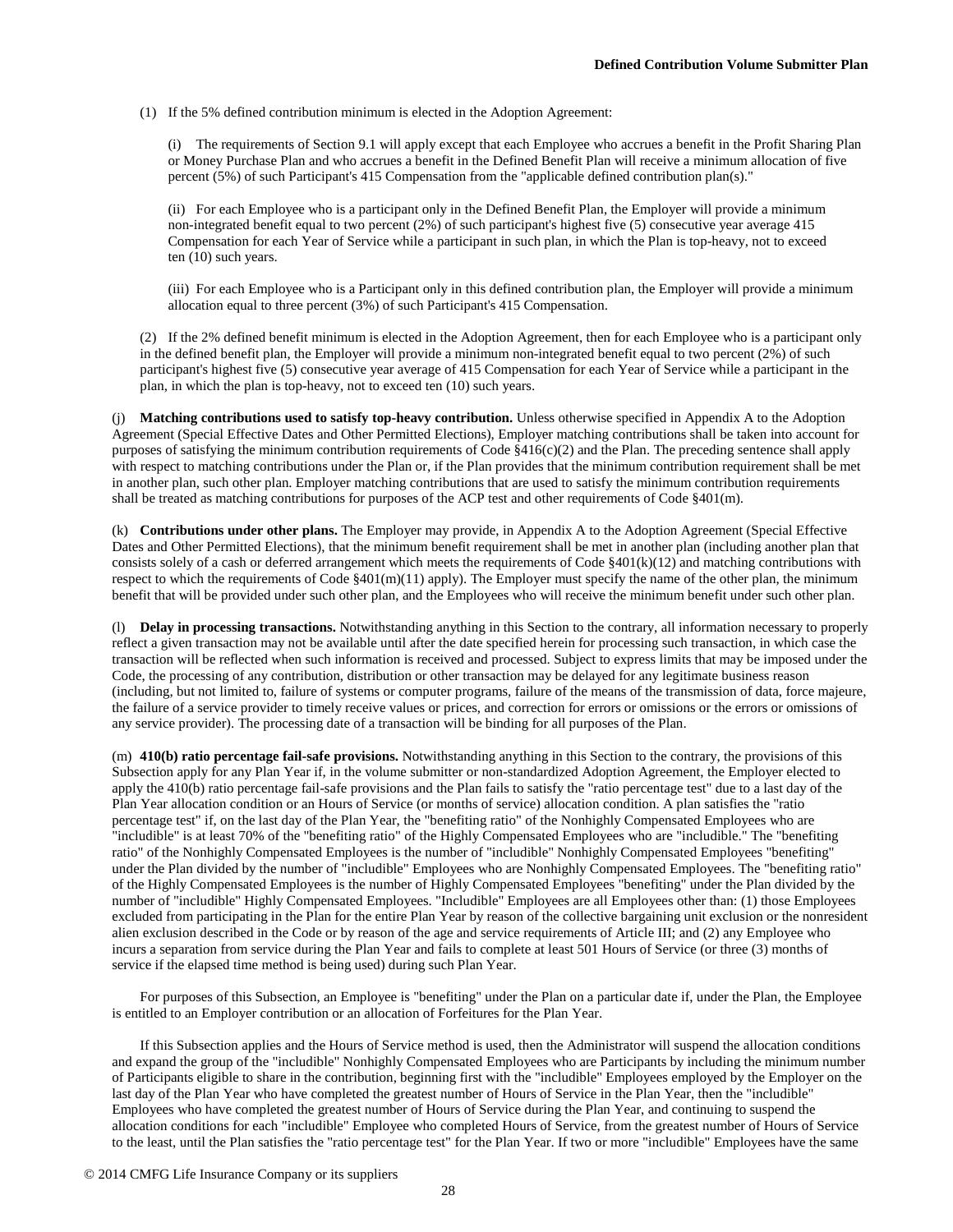(1) If the 5% defined contribution minimum is elected in the Adoption Agreement:

(i) The requirements of Section 9.1 will apply except that each Employee who accrues a benefit in the Profit Sharing Plan or Money Purchase Plan and who accrues a benefit in the Defined Benefit Plan will receive a minimum allocation of five percent (5%) of such Participant's 415 Compensation from the "applicable defined contribution plan(s)."

(ii) For each Employee who is a participant only in the Defined Benefit Plan, the Employer will provide a minimum non-integrated benefit equal to two percent (2%) of such participant's highest five (5) consecutive year average 415 Compensation for each Year of Service while a participant in such plan, in which the Plan is top-heavy, not to exceed ten (10) such years.

(iii) For each Employee who is a Participant only in this defined contribution plan, the Employer will provide a minimum allocation equal to three percent (3%) of such Participant's 415 Compensation.

(2) If the 2% defined benefit minimum is elected in the Adoption Agreement, then for each Employee who is a participant only in the defined benefit plan, the Employer will provide a minimum non-integrated benefit equal to two percent (2%) of such participant's highest five (5) consecutive year average of 415 Compensation for each Year of Service while a participant in the plan, in which the plan is top-heavy, not to exceed ten (10) such years.

(j) **Matching contributions used to satisfy top-heavy contribution.** Unless otherwise specified in Appendix A to the Adoption Agreement (Special Effective Dates and Other Permitted Elections), Employer matching contributions shall be taken into account for purposes of satisfying the minimum contribution requirements of Code §416(c)(2) and the Plan. The preceding sentence shall apply with respect to matching contributions under the Plan or, if the Plan provides that the minimum contribution requirement shall be met in another plan, such other plan. Employer matching contributions that are used to satisfy the minimum contribution requirements shall be treated as matching contributions for purposes of the ACP test and other requirements of Code §401(m).

(k) **Contributions under other plans.** The Employer may provide, in Appendix A to the Adoption Agreement (Special Effective Dates and Other Permitted Elections), that the minimum benefit requirement shall be met in another plan (including another plan that consists solely of a cash or deferred arrangement which meets the requirements of Code §401(k)(12) and matching contributions with respect to which the requirements of Code §401(m)(11) apply). The Employer must specify the name of the other plan, the minimum benefit that will be provided under such other plan, and the Employees who will receive the minimum benefit under such other plan.

(l) **Delay in processing transactions.** Notwithstanding anything in this Section to the contrary, all information necessary to properly reflect a given transaction may not be available until after the date specified herein for processing such transaction, in which case the transaction will be reflected when such information is received and processed. Subject to express limits that may be imposed under the Code, the processing of any contribution, distribution or other transaction may be delayed for any legitimate business reason (including, but not limited to, failure of systems or computer programs, failure of the means of the transmission of data, force majeure, the failure of a service provider to timely receive values or prices, and correction for errors or omissions or the errors or omissions of any service provider). The processing date of a transaction will be binding for all purposes of the Plan.

(m) **410(b) ratio percentage fail-safe provisions.** Notwithstanding anything in this Section to the contrary, the provisions of this Subsection apply for any Plan Year if, in the volume submitter or non-standardized Adoption Agreement, the Employer elected to apply the 410(b) ratio percentage fail-safe provisions and the Plan fails to satisfy the "ratio percentage test" due to a last day of the Plan Year allocation condition or an Hours of Service (or months of service) allocation condition. A plan satisfies the "ratio percentage test" if, on the last day of the Plan Year, the "benefiting ratio" of the Nonhighly Compensated Employees who are "includible" is at least 70% of the "benefiting ratio" of the Highly Compensated Employees who are "includible." The "benefiting ratio" of the Nonhighly Compensated Employees is the number of "includible" Nonhighly Compensated Employees "benefiting" under the Plan divided by the number of "includible" Employees who are Nonhighly Compensated Employees. The "benefiting ratio" of the Highly Compensated Employees is the number of Highly Compensated Employees "benefiting" under the Plan divided by the number of "includible" Highly Compensated Employees. "Includible" Employees are all Employees other than: (1) those Employees excluded from participating in the Plan for the entire Plan Year by reason of the collective bargaining unit exclusion or the nonresident alien exclusion described in the Code or by reason of the age and service requirements of Article III; and (2) any Employee who incurs a separation from service during the Plan Year and fails to complete at least 501 Hours of Service (or three (3) months of service if the elapsed time method is being used) during such Plan Year.

For purposes of this Subsection, an Employee is "benefiting" under the Plan on a particular date if, under the Plan, the Employee is entitled to an Employer contribution or an allocation of Forfeitures for the Plan Year.

If this Subsection applies and the Hours of Service method is used, then the Administrator will suspend the allocation conditions and expand the group of the "includible" Nonhighly Compensated Employees who are Participants by including the minimum number of Participants eligible to share in the contribution, beginning first with the "includible" Employees employed by the Employer on the last day of the Plan Year who have completed the greatest number of Hours of Service in the Plan Year, then the "includible" Employees who have completed the greatest number of Hours of Service during the Plan Year, and continuing to suspend the allocation conditions for each "includible" Employee who completed Hours of Service, from the greatest number of Hours of Service to the least, until the Plan satisfies the "ratio percentage test" for the Plan Year. If two or more "includible" Employees have the same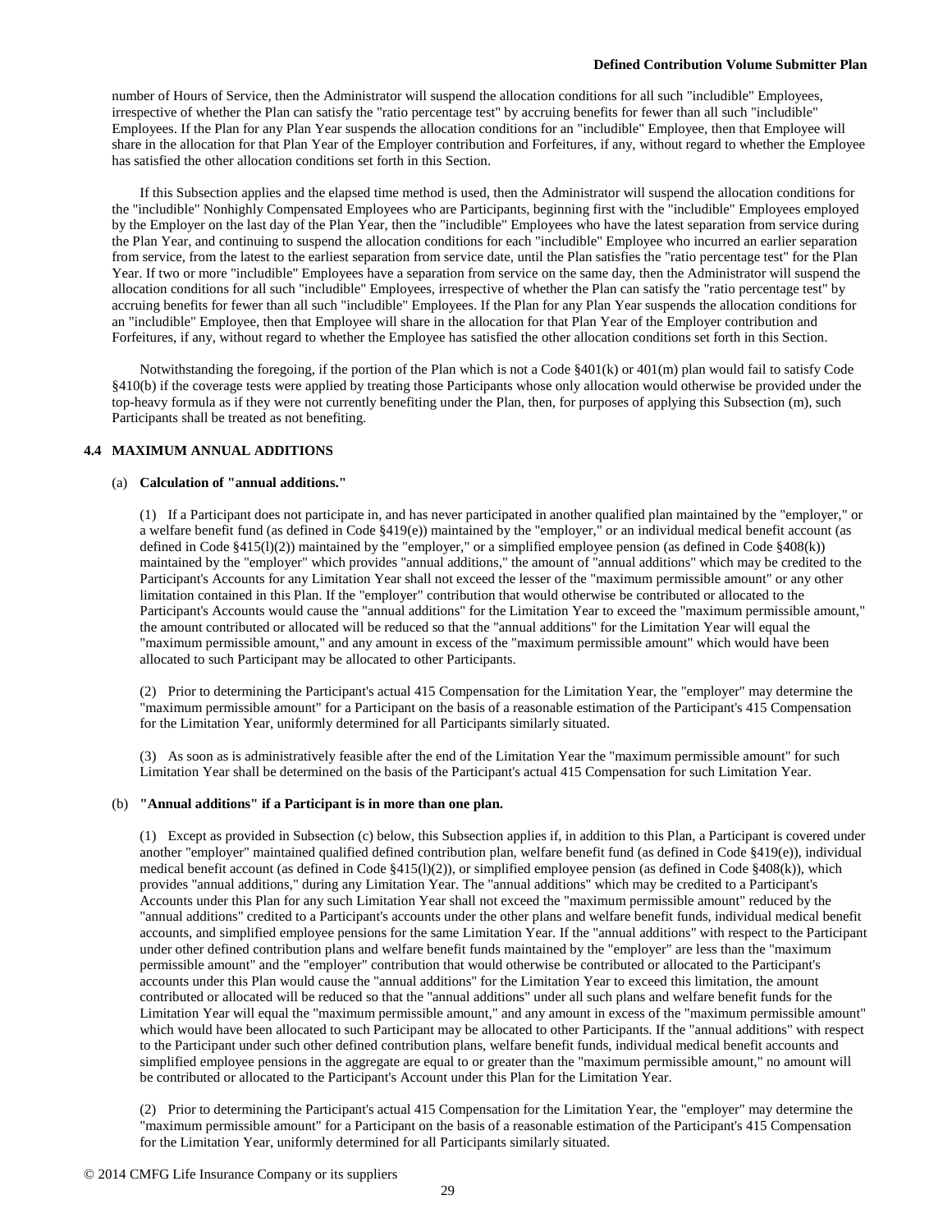number of Hours of Service, then the Administrator will suspend the allocation conditions for all such "includible" Employees, irrespective of whether the Plan can satisfy the "ratio percentage test" by accruing benefits for fewer than all such "includible" Employees. If the Plan for any Plan Year suspends the allocation conditions for an "includible" Employee, then that Employee will share in the allocation for that Plan Year of the Employer contribution and Forfeitures, if any, without regard to whether the Employee has satisfied the other allocation conditions set forth in this Section.

If this Subsection applies and the elapsed time method is used, then the Administrator will suspend the allocation conditions for the "includible" Nonhighly Compensated Employees who are Participants, beginning first with the "includible" Employees employed by the Employer on the last day of the Plan Year, then the "includible" Employees who have the latest separation from service during the Plan Year, and continuing to suspend the allocation conditions for each "includible" Employee who incurred an earlier separation from service, from the latest to the earliest separation from service date, until the Plan satisfies the "ratio percentage test" for the Plan Year. If two or more "includible" Employees have a separation from service on the same day, then the Administrator will suspend the allocation conditions for all such "includible" Employees, irrespective of whether the Plan can satisfy the "ratio percentage test" by accruing benefits for fewer than all such "includible" Employees. If the Plan for any Plan Year suspends the allocation conditions for an "includible" Employee, then that Employee will share in the allocation for that Plan Year of the Employer contribution and Forfeitures, if any, without regard to whether the Employee has satisfied the other allocation conditions set forth in this Section.

Notwithstanding the foregoing, if the portion of the Plan which is not a Code §401(k) or 401(m) plan would fail to satisfy Code §410(b) if the coverage tests were applied by treating those Participants whose only allocation would otherwise be provided under the top-heavy formula as if they were not currently benefiting under the Plan, then, for purposes of applying this Subsection (m), such Participants shall be treated as not benefiting.

### 4.4 MAXIMUM ANNUAL ADDITIONS

(a) **Calculation of "annual additions."**

(1) If a Participant does not participate in, and has never participated in another qualified plan maintained by the "employer," or a welfare benefit fund (as defined in Code §419(e)) maintained by the "employer," or an individual medical benefit account (as defined in Code §415(l)(2)) maintained by the "employer," or a simplified employee pension (as defined in Code §408(k)) maintained by the "employer" which provides "annual additions," the amount of "annual additions" which may be credited to the Participant's Accounts for any Limitation Year shall not exceed the lesser of the "maximum permissible amount" or any other limitation contained in this Plan. If the "employer" contribution that would otherwise be contributed or allocated to the Participant's Accounts would cause the "annual additions" for the Limitation Year to exceed the "maximum permissible amount," the amount contributed or allocated will be reduced so that the "annual additions" for the Limitation Year will equal the "maximum permissible amount," and any amount in excess of the "maximum permissible amount" which would have been allocated to such Participant may be allocated to other Participants.

(2) Prior to determining the Participant's actual 415 Compensation for the Limitation Year, the "employer" may determine the "maximum permissible amount" for a Participant on the basis of a reasonable estimation of the Participant's 415 Compensation for the Limitation Year, uniformly determined for all Participants similarly situated.

(3) As soon as is administratively feasible after the end of the Limitation Year the "maximum permissible amount" for such Limitation Year shall be determined on the basis of the Participant's actual 415 Compensation for such Limitation Year.

(b) **"Annual additions" if a Participant is in more than one plan.**

(1) Except as provided in Subsection (c) below, this Subsection applies if, in addition to this Plan, a Participant is covered under another "employer" maintained qualified defined contribution plan, welfare benefit fund (as defined in Code §419(e)), individual medical benefit account (as defined in Code §415(l)(2)), or simplified employee pension (as defined in Code §408(k)), which provides "annual additions," during any Limitation Year. The "annual additions" which may be credited to a Participant's Accounts under this Plan for any such Limitation Year shall not exceed the "maximum permissible amount" reduced by the "annual additions" credited to a Participant's accounts under the other plans and welfare benefit funds, individual medical benefit accounts, and simplified employee pensions for the same Limitation Year. If the "annual additions" with respect to the Participant under other defined contribution plans and welfare benefit funds maintained by the "employer" are less than the "maximum permissible amount" and the "employer" contribution that would otherwise be contributed or allocated to the Participant's accounts under this Plan would cause the "annual additions" for the Limitation Year to exceed this limitation, the amount contributed or allocated will be reduced so that the "annual additions" under all such plans and welfare benefit funds for the Limitation Year will equal the "maximum permissible amount," and any amount in excess of the "maximum permissible amount" which would have been allocated to such Participant may be allocated to other Participants. If the "annual additions" with respect to the Participant under such other defined contribution plans, welfare benefit funds, individual medical benefit accounts and simplified employee pensions in the aggregate are equal to or greater than the "maximum permissible amount," no amount will be contributed or allocated to the Participant's Account under this Plan for the Limitation Year.

(2) Prior to determining the Participant's actual 415 Compensation for the Limitation Year, the "employer" may determine the "maximum permissible amount" for a Participant on the basis of a reasonable estimation of the Participant's 415 Compensation for the Limitation Year, uniformly determined for all Participants similarly situated.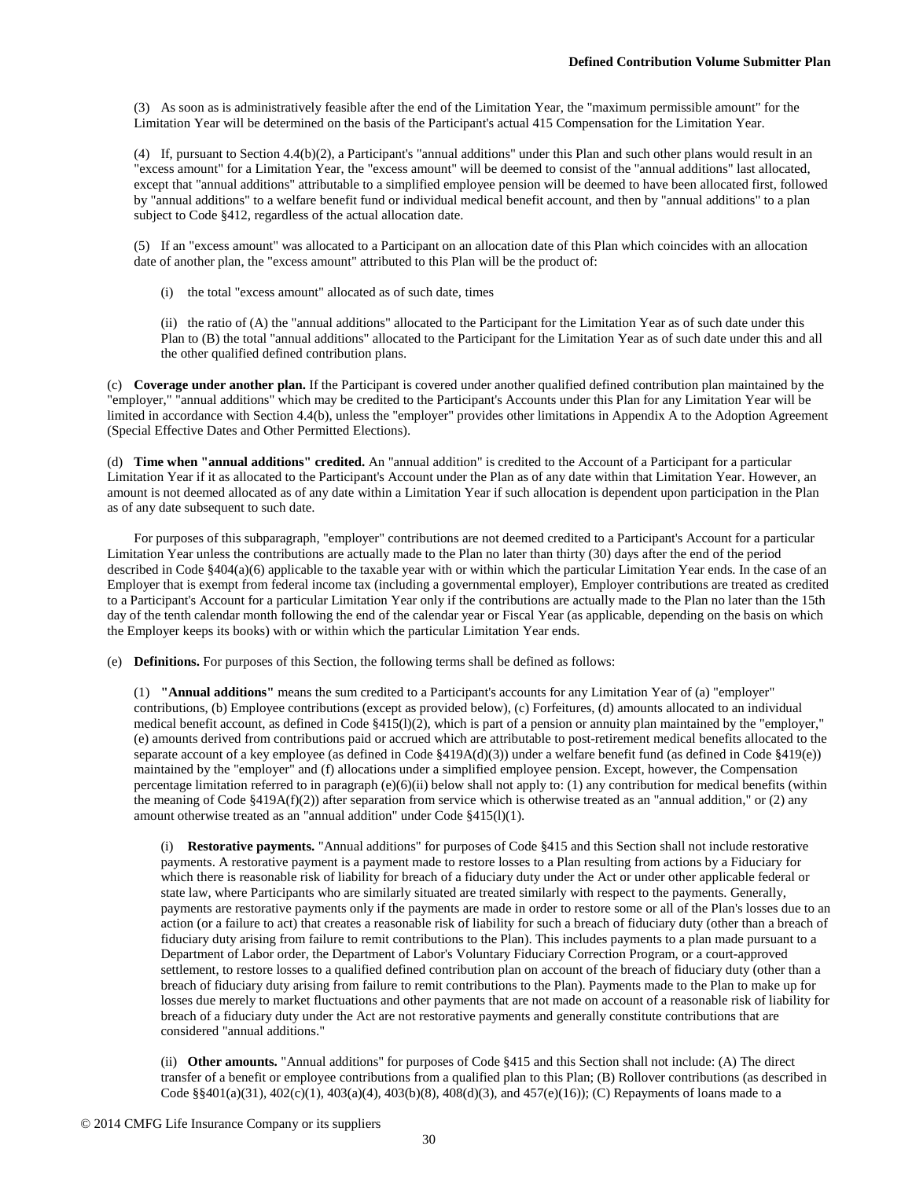(3) As soon as is administratively feasible after the end of the Limitation Year, the "maximum permissible amount" for the Limitation Year will be determined on the basis of the Participant's actual 415 Compensation for the Limitation Year.

(4) If, pursuant to Section 4.4(b)(2), a Participant's "annual additions" under this Plan and such other plans would result in an "excess amount" for a Limitation Year, the "excess amount" will be deemed to consist of the "annual additions" last allocated, except that "annual additions" attributable to a simplified employee pension will be deemed to have been allocated first, followed by "annual additions" to a welfare benefit fund or individual medical benefit account, and then by "annual additions" to a plan subject to Code §412, regardless of the actual allocation date.

(5) If an "excess amount" was allocated to a Participant on an allocation date of this Plan which coincides with an allocation date of another plan, the "excess amount" attributed to this Plan will be the product of:

(i) the total "excess amount" allocated as of such date, times

(ii) the ratio of (A) the "annual additions" allocated to the Participant for the Limitation Year as of such date under this Plan to (B) the total "annual additions" allocated to the Participant for the Limitation Year as of such date under this and all the other qualified defined contribution plans.

(c) **Coverage under another plan.** If the Participant is covered under another qualified defined contribution plan maintained by the "employer," "annual additions" which may be credited to the Participant's Accounts under this Plan for any Limitation Year will be limited in accordance with Section 4.4(b), unless the "employer" provides other limitations in Appendix A to the Adoption Agreement (Special Effective Dates and Other Permitted Elections).

(d) **Time when "annual additions" credited.** An "annual addition" is credited to the Account of a Participant for a particular Limitation Year if it as allocated to the Participant's Account under the Plan as of any date within that Limitation Year. However, an amount is not deemed allocated as of any date within a Limitation Year if such allocation is dependent upon participation in the Plan as of any date subsequent to such date.

For purposes of this subparagraph, "employer" contributions are not deemed credited to a Participant's Account for a particular Limitation Year unless the contributions are actually made to the Plan no later than thirty (30) days after the end of the period described in Code §404(a)(6) applicable to the taxable year with or within which the particular Limitation Year ends. In the case of an Employer that is exempt from federal income tax (including a governmental employer), Employer contributions are treated as credited to a Participant's Account for a particular Limitation Year only if the contributions are actually made to the Plan no later than the 15th day of the tenth calendar month following the end of the calendar year or Fiscal Year (as applicable, depending on the basis on which the Employer keeps its books) with or within which the particular Limitation Year ends.

(e) **Definitions.** For purposes of this Section, the following terms shall be defined as follows:

(1) **"Annual additions"** means the sum credited to a Participant's accounts for any Limitation Year of (a) "employer" contributions, (b) Employee contributions (except as provided below), (c) Forfeitures, (d) amounts allocated to an individual medical benefit account, as defined in Code §415(l)(2), which is part of a pension or annuity plan maintained by the "employer," (e) amounts derived from contributions paid or accrued which are attributable to post-retirement medical benefits allocated to the separate account of a key employee (as defined in Code §419A(d)(3)) under a welfare benefit fund (as defined in Code §419(e)) maintained by the "employer" and (f) allocations under a simplified employee pension. Except, however, the Compensation percentage limitation referred to in paragraph (e)(6)(ii) below shall not apply to: (1) any contribution for medical benefits (within the meaning of Code §419A(f)(2)) after separation from service which is otherwise treated as an "annual addition," or (2) any amount otherwise treated as an "annual addition" under Code §415(l)(1).

(i) **Restorative payments.** "Annual additions" for purposes of Code §415 and this Section shall not include restorative payments. A restorative payment is a payment made to restore losses to a Plan resulting from actions by a Fiduciary for which there is reasonable risk of liability for breach of a fiduciary duty under the Act or under other applicable federal or state law, where Participants who are similarly situated are treated similarly with respect to the payments. Generally, payments are restorative payments only if the payments are made in order to restore some or all of the Plan's losses due to an action (or a failure to act) that creates a reasonable risk of liability for such a breach of fiduciary duty (other than a breach of fiduciary duty arising from failure to remit contributions to the Plan). This includes payments to a plan made pursuant to a Department of Labor order, the Department of Labor's Voluntary Fiduciary Correction Program, or a court-approved settlement, to restore losses to a qualified defined contribution plan on account of the breach of fiduciary duty (other than a breach of fiduciary duty arising from failure to remit contributions to the Plan). Payments made to the Plan to make up for losses due merely to market fluctuations and other payments that are not made on account of a reasonable risk of liability for breach of a fiduciary duty under the Act are not restorative payments and generally constitute contributions that are considered "annual additions."

(ii) **Other amounts.** "Annual additions" for purposes of Code §415 and this Section shall not include: (A) The direct transfer of a benefit or employee contributions from a qualified plan to this Plan; (B) Rollover contributions (as described in Code §§401(a)(31), 402(c)(1), 403(a)(4), 403(b)(8), 408(d)(3), and 457(e)(16)); (C) Repayments of loans made to a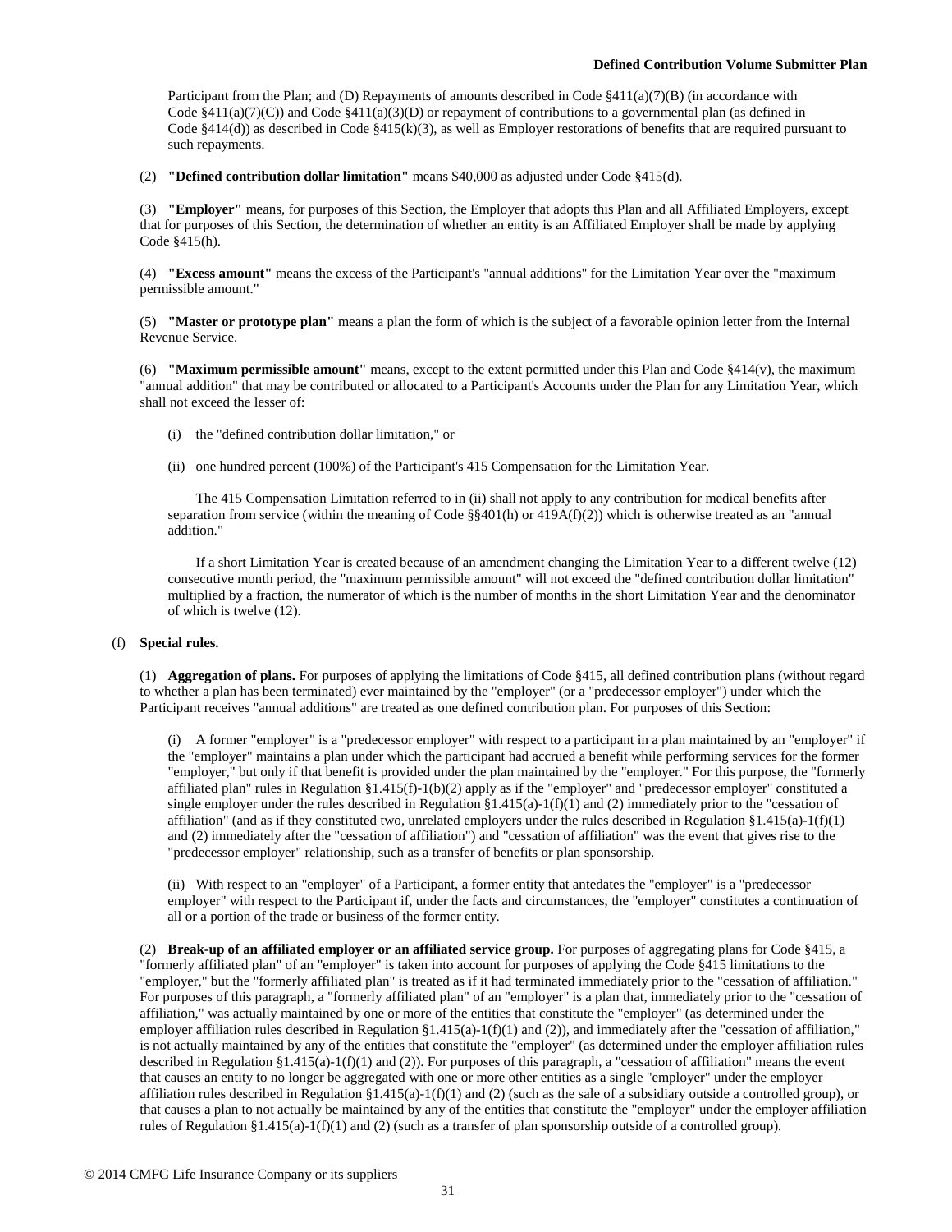Participant from the Plan; and (D) Repayments of amounts described in Code §411(a)(7)(B) (in accordance with Code §411(a)(7)(C)) and Code §411(a)(3)(D) or repayment of contributions to a governmental plan (as defined in Code §414(d)) as described in Code §415(k)(3), as well as Employer restorations of benefits that are required pursuant to such repayments.

(2) **"Defined contribution dollar limitation"** means $40,000 as adjusted under Code §415(d).

(3) **"Employer"** means, for purposes of this Section, the Employer that adopts this Plan and all Affiliated Employers, except that for purposes of this Section, the determination of whether an entity is an Affiliated Employer shall be made by applying Code §415(h).

(4) **"Excess amount"** means the excess of the Participant's "annual additions" for the Limitation Year over the "maximum permissible amount."

(5) **"Master or prototype plan"** means a plan the form of which is the subject of a favorable opinion letter from the Internal Revenue Service.

(6) **"Maximum permissible amount"** means, except to the extent permitted under this Plan and Code §414(v), the maximum "annual addition" that may be contributed or allocated to a Participant's Accounts under the Plan for any Limitation Year, which shall not exceed the lesser of:

(i) the "defined contribution dollar limitation," or

(ii) one hundred percent (100%) of the Participant's 415 Compensation for the Limitation Year.

The 415 Compensation Limitation referred to in (ii) shall not apply to any contribution for medical benefits after separation from service (within the meaning of Code §§401(h) or 419A(f)(2)) which is otherwise treated as an "annual addition."

If a short Limitation Year is created because of an amendment changing the Limitation Year to a different twelve (12) consecutive month period, the "maximum permissible amount" will not exceed the "defined contribution dollar limitation" multiplied by a fraction, the numerator of which is the number of months in the short Limitation Year and the denominator of which is twelve (12).

(f) **Special rules.**

(1) **Aggregation of plans.** For purposes of applying the limitations of Code §415, all defined contribution plans (without regard to whether a plan has been terminated) ever maintained by the "employer" (or a "predecessor employer") under which the Participant receives "annual additions" are treated as one defined contribution plan. For purposes of this Section:

(i) A former "employer" is a "predecessor employer" with respect to a participant in a plan maintained by an "employer" if the "employer" maintains a plan under which the participant had accrued a benefit while performing services for the former "employer," but only if that benefit is provided under the plan maintained by the "employer." For this purpose, the "formerly affiliated plan" rules in Regulation §1.415(f)-1(b)(2) apply as if the "employer" and "predecessor employer" constituted a single employer under the rules described in Regulation §1.415(a)-1(f)(1) and (2) immediately prior to the "cessation of affiliation" (and as if they constituted two, unrelated employers under the rules described in Regulation §1.415(a)-1(f)(1) and (2) immediately after the "cessation of affiliation") and "cessation of affiliation" was the event that gives rise to the "predecessor employer" relationship, such as a transfer of benefits or plan sponsorship.

(ii) With respect to an "employer" of a Participant, a former entity that antedates the "employer" is a "predecessor employer" with respect to the Participant if, under the facts and circumstances, the "employer" constitutes a continuation of all or a portion of the trade or business of the former entity.

(2) **Break-up of an affiliated employer or an affiliated service group.** For purposes of aggregating plans for Code §415, a "formerly affiliated plan" of an "employer" is taken into account for purposes of applying the Code §415 limitations to the "employer," but the "formerly affiliated plan" is treated as if it had terminated immediately prior to the "cessation of affiliation." For purposes of this paragraph, a "formerly affiliated plan" of an "employer" is a plan that, immediately prior to the "cessation of affiliation," was actually maintained by one or more of the entities that constitute the "employer" (as determined under the employer affiliation rules described in Regulation §1.415(a)-1(f)(1) and (2)), and immediately after the "cessation of affiliation," is not actually maintained by any of the entities that constitute the "employer" (as determined under the employer affiliation rules described in Regulation §1.415(a)-1(f)(1) and (2)). For purposes of this paragraph, a "cessation of affiliation" means the event that causes an entity to no longer be aggregated with one or more other entities as a single "employer" under the employer affiliation rules described in Regulation §1.415(a)-1(f)(1) and (2) (such as the sale of a subsidiary outside a controlled group), or that causes a plan to not actually be maintained by any of the entities that constitute the "employer" under the employer affiliation rules of Regulation §1.415(a)-1(f)(1) and (2) (such as a transfer of plan sponsorship outside of a controlled group).

© 2014 CMFG Life Insurance Company or its suppliers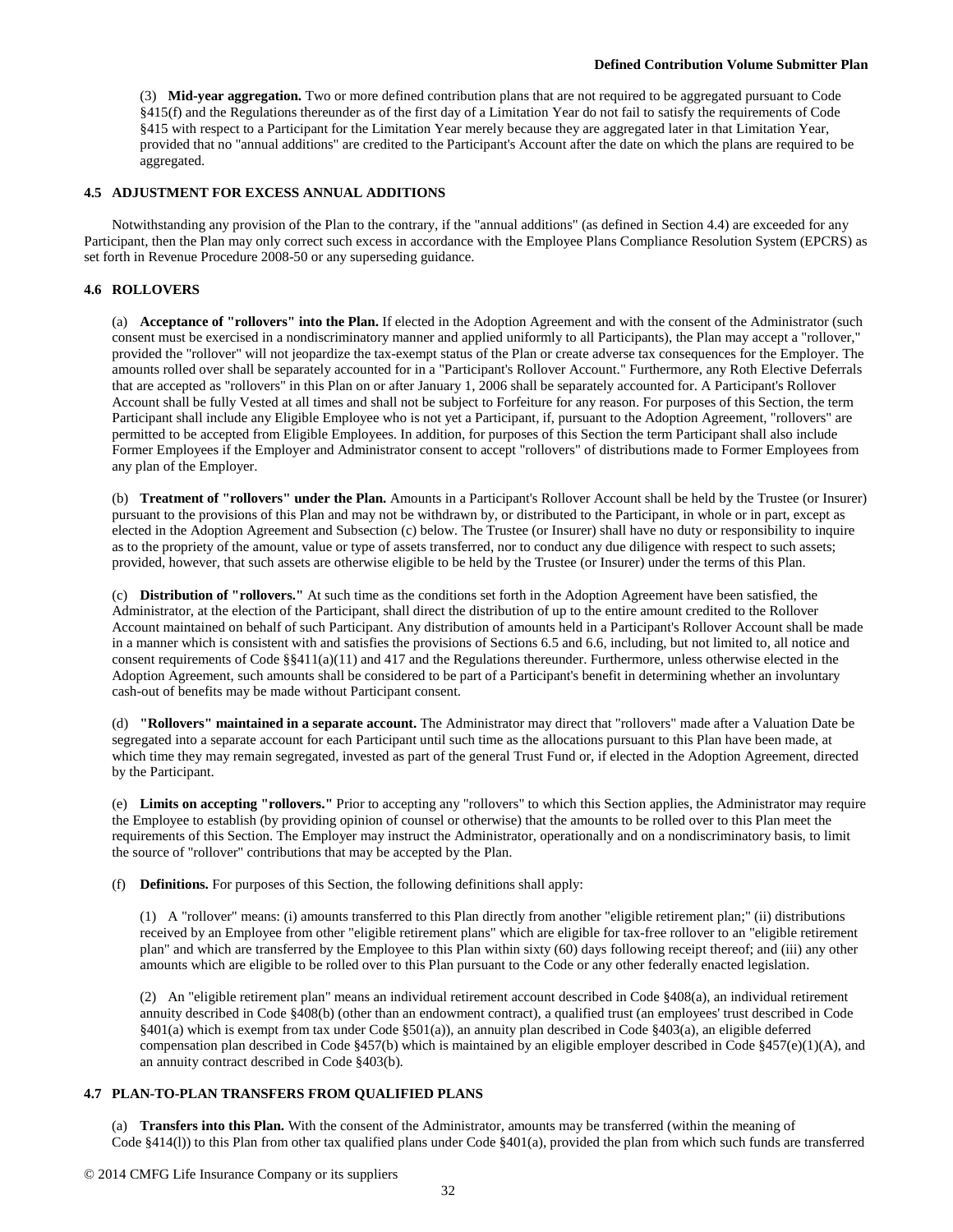(3) **Mid-year aggregation.** Two or more defined contribution plans that are not required to be aggregated pursuant to Code §415(f) and the Regulations thereunder as of the first day of a Limitation Year do not fail to satisfy the requirements of Code §415 with respect to a Participant for the Limitation Year merely because they are aggregated later in that Limitation Year, provided that no "annual additions" are credited to the Participant's Account after the date on which the plans are required to be aggregated.

### 4.5 ADJUSTMENT FOR EXCESS ANNUAL ADDITIONS

Notwithstanding any provision of the Plan to the contrary, if the "annual additions" (as defined in Section 4.4) are exceeded for any Participant, then the Plan may only correct such excess in accordance with the Employee Plans Compliance Resolution System (EPCRS) as set forth in Revenue Procedure 2008-50 or any superseding guidance.

### 4.6 ROLLOVERS

(a) **Acceptance of "rollovers" into the Plan.** If elected in the Adoption Agreement and with the consent of the Administrator (such consent must be exercised in a nondiscriminatory manner and applied uniformly to all Participants), the Plan may accept a "rollover," provided the "rollover" will not jeopardize the tax-exempt status of the Plan or create adverse tax consequences for the Employer. The amounts rolled over shall be separately accounted for in a "Participant's Rollover Account." Furthermore, any Roth Elective Deferrals that are accepted as "rollovers" in this Plan on or after January 1, 2006 shall be separately accounted for. A Participant's Rollover Account shall be fully Vested at all times and shall not be subject to Forfeiture for any reason. For purposes of this Section, the term Participant shall include any Eligible Employee who is not yet a Participant, if, pursuant to the Adoption Agreement, "rollovers" are permitted to be accepted from Eligible Employees. In addition, for purposes of this Section the term Participant shall also include Former Employees if the Employer and Administrator consent to accept "rollovers" of distributions made to Former Employees from any plan of the Employer.

(b) **Treatment of "rollovers" under the Plan.** Amounts in a Participant's Rollover Account shall be held by the Trustee (or Insurer) pursuant to the provisions of this Plan and may not be withdrawn by, or distributed to the Participant, in whole or in part, except as elected in the Adoption Agreement and Subsection (c) below. The Trustee (or Insurer) shall have no duty or responsibility to inquire as to the propriety of the amount, value or type of assets transferred, nor to conduct any due diligence with respect to such assets; provided, however, that such assets are otherwise eligible to be held by the Trustee (or Insurer) under the terms of this Plan.

(c) **Distribution of "rollovers."** At such time as the conditions set forth in the Adoption Agreement have been satisfied, the Administrator, at the election of the Participant, shall direct the distribution of up to the entire amount credited to the Rollover Account maintained on behalf of such Participant. Any distribution of amounts held in a Participant's Rollover Account shall be made in a manner which is consistent with and satisfies the provisions of Sections 6.5 and 6.6, including, but not limited to, all notice and consent requirements of Code §§411(a)(11) and 417 and the Regulations thereunder. Furthermore, unless otherwise elected in the Adoption Agreement, such amounts shall be considered to be part of a Participant's benefit in determining whether an involuntary cash-out of benefits may be made without Participant consent.

(d) **"Rollovers" maintained in a separate account.** The Administrator may direct that "rollovers" made after a Valuation Date be segregated into a separate account for each Participant until such time as the allocations pursuant to this Plan have been made, at which time they may remain segregated, invested as part of the general Trust Fund or, if elected in the Adoption Agreement, directed by the Participant.

(e) **Limits on accepting "rollovers."** Prior to accepting any "rollovers" to which this Section applies, the Administrator may require the Employee to establish (by providing opinion of counsel or otherwise) that the amounts to be rolled over to this Plan meet the requirements of this Section. The Employer may instruct the Administrator, operationally and on a nondiscriminatory basis, to limit the source of "rollover" contributions that may be accepted by the Plan.

(f) **Definitions.** For purposes of this Section, the following definitions shall apply:

(1) A "rollover" means: (i) amounts transferred to this Plan directly from another "eligible retirement plan;" (ii) distributions received by an Employee from other "eligible retirement plans" which are eligible for tax-free rollover to an "eligible retirement plan" and which are transferred by the Employee to this Plan within sixty (60) days following receipt thereof; and (iii) any other amounts which are eligible to be rolled over to this Plan pursuant to the Code or any other federally enacted legislation.

(2) An "eligible retirement plan" means an individual retirement account described in Code §408(a), an individual retirement annuity described in Code §408(b) (other than an endowment contract), a qualified trust (an employees' trust described in Code §401(a) which is exempt from tax under Code §501(a)), an annuity plan described in Code §403(a), an eligible deferred compensation plan described in Code §457(b) which is maintained by an eligible employer described in Code §457(e)(1)(A), and an annuity contract described in Code §403(b).

### 4.7 PLAN-TO-PLAN TRANSFERS FROM QUALIFIED PLANS

(a) **Transfers into this Plan.** With the consent of the Administrator, amounts may be transferred (within the meaning of Code §414(l)) to this Plan from other tax qualified plans under Code §401(a), provided the plan from which such funds are transferred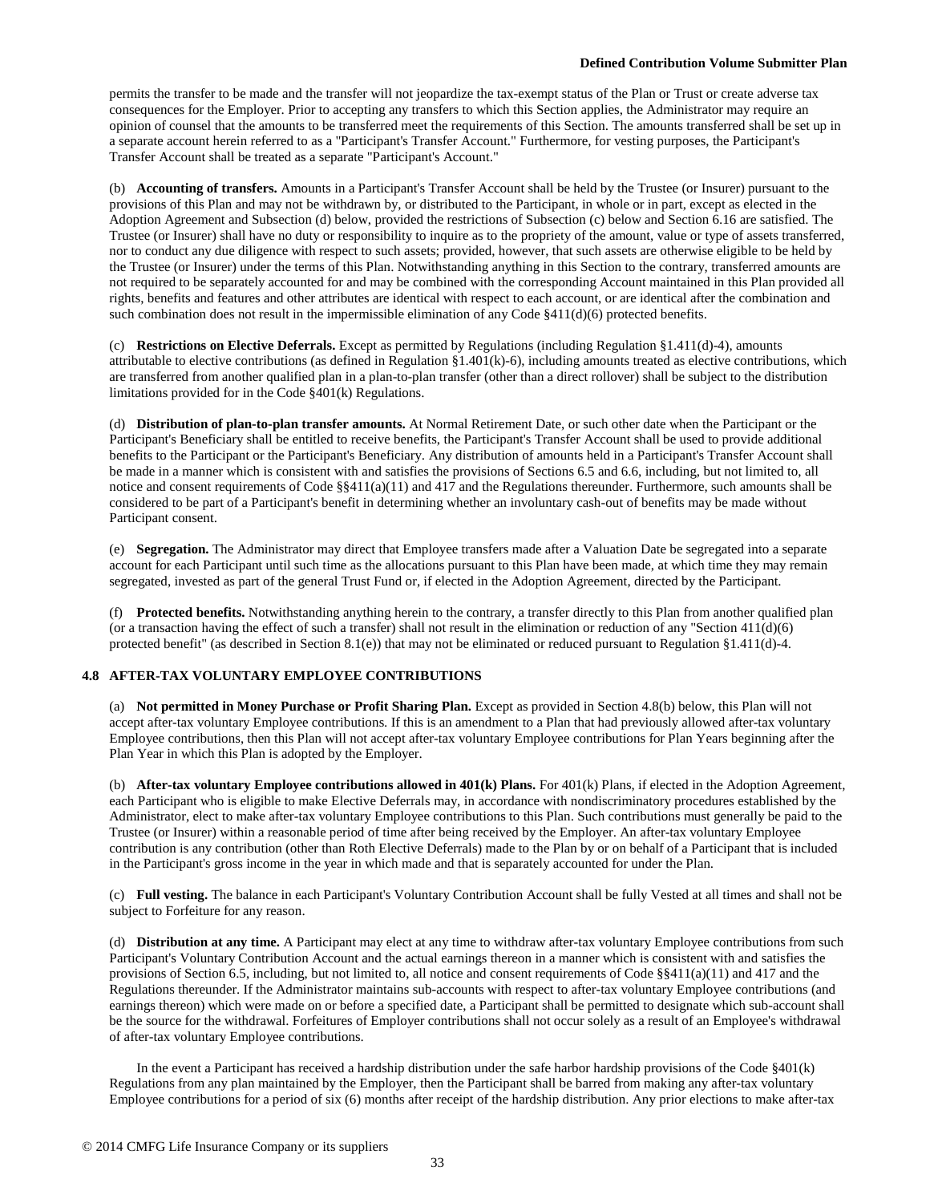permits the transfer to be made and the transfer will not jeopardize the tax-exempt status of the Plan or Trust or create adverse tax consequences for the Employer. Prior to accepting any transfers to which this Section applies, the Administrator may require an opinion of counsel that the amounts to be transferred meet the requirements of this Section. The amounts transferred shall be set up in a separate account herein referred to as a "Participant's Transfer Account." Furthermore, for vesting purposes, the Participant's Transfer Account shall be treated as a separate "Participant's Account."

(b) **Accounting of transfers.** Amounts in a Participant's Transfer Account shall be held by the Trustee (or Insurer) pursuant to the provisions of this Plan and may not be withdrawn by, or distributed to the Participant, in whole or in part, except as elected in the Adoption Agreement and Subsection (d) below, provided the restrictions of Subsection (c) below and Section 6.16 are satisfied. The Trustee (or Insurer) shall have no duty or responsibility to inquire as to the propriety of the amount, value or type of assets transferred, nor to conduct any due diligence with respect to such assets; provided, however, that such assets are otherwise eligible to be held by the Trustee (or Insurer) under the terms of this Plan. Notwithstanding anything in this Section to the contrary, transferred amounts are not required to be separately accounted for and may be combined with the corresponding Account maintained in this Plan provided all rights, benefits and features and other attributes are identical with respect to each account, or are identical after the combination and such combination does not result in the impermissible elimination of any Code §411(d)(6) protected benefits.

(c) **Restrictions on Elective Deferrals.** Except as permitted by Regulations (including Regulation §1.411(d)-4), amounts attributable to elective contributions (as defined in Regulation §1.401(k)-6), including amounts treated as elective contributions, which are transferred from another qualified plan in a plan-to-plan transfer (other than a direct rollover) shall be subject to the distribution limitations provided for in the Code §401(k) Regulations.

(d) **Distribution of plan-to-plan transfer amounts.** At Normal Retirement Date, or such other date when the Participant or the Participant's Beneficiary shall be entitled to receive benefits, the Participant's Transfer Account shall be used to provide additional benefits to the Participant or the Participant's Beneficiary. Any distribution of amounts held in a Participant's Transfer Account shall be made in a manner which is consistent with and satisfies the provisions of Sections 6.5 and 6.6, including, but not limited to, all notice and consent requirements of Code §§411(a)(11) and 417 and the Regulations thereunder. Furthermore, such amounts shall be considered to be part of a Participant's benefit in determining whether an involuntary cash-out of benefits may be made without Participant consent.

(e) **Segregation.** The Administrator may direct that Employee transfers made after a Valuation Date be segregated into a separate account for each Participant until such time as the allocations pursuant to this Plan have been made, at which time they may remain segregated, invested as part of the general Trust Fund or, if elected in the Adoption Agreement, directed by the Participant.

(f) **Protected benefits.** Notwithstanding anything herein to the contrary, a transfer directly to this Plan from another qualified plan (or a transaction having the effect of such a transfer) shall not result in the elimination or reduction of any "Section 411(d)(6) protected benefit" (as described in Section 8.1(e)) that may not be eliminated or reduced pursuant to Regulation §1.411(d)-4.

### 4.8 AFTER-TAX VOLUNTARY EMPLOYEE CONTRIBUTIONS

(a) **Not permitted in Money Purchase or Profit Sharing Plan.** Except as provided in Section 4.8(b) below, this Plan will not accept after-tax voluntary Employee contributions. If this is an amendment to a Plan that had previously allowed after-tax voluntary Employee contributions, then this Plan will not accept after-tax voluntary Employee contributions for Plan Years beginning after the Plan Year in which this Plan is adopted by the Employer.

(b) **After-tax voluntary Employee contributions allowed in 401(k) Plans.** For 401(k) Plans, if elected in the Adoption Agreement, each Participant who is eligible to make Elective Deferrals may, in accordance with nondiscriminatory procedures established by the Administrator, elect to make after-tax voluntary Employee contributions to this Plan. Such contributions must generally be paid to the Trustee (or Insurer) within a reasonable period of time after being received by the Employer. An after-tax voluntary Employee contribution is any contribution (other than Roth Elective Deferrals) made to the Plan by or on behalf of a Participant that is included in the Participant's gross income in the year in which made and that is separately accounted for under the Plan.

(c) **Full vesting.** The balance in each Participant's Voluntary Contribution Account shall be fully Vested at all times and shall not be subject to Forfeiture for any reason.

(d) **Distribution at any time.** A Participant may elect at any time to withdraw after-tax voluntary Employee contributions from such Participant's Voluntary Contribution Account and the actual earnings thereon in a manner which is consistent with and satisfies the provisions of Section 6.5, including, but not limited to, all notice and consent requirements of Code §§411(a)(11) and 417 and the Regulations thereunder. If the Administrator maintains sub-accounts with respect to after-tax voluntary Employee contributions (and earnings thereon) which were made on or before a specified date, a Participant shall be permitted to designate which sub-account shall be the source for the withdrawal. Forfeitures of Employer contributions shall not occur solely as a result of an Employee's withdrawal of after-tax voluntary Employee contributions.

In the event a Participant has received a hardship distribution under the safe harbor hardship provisions of the Code §401(k) Regulations from any plan maintained by the Employer, then the Participant shall be barred from making any after-tax voluntary Employee contributions for a period of six (6) months after receipt of the hardship distribution. Any prior elections to make after-tax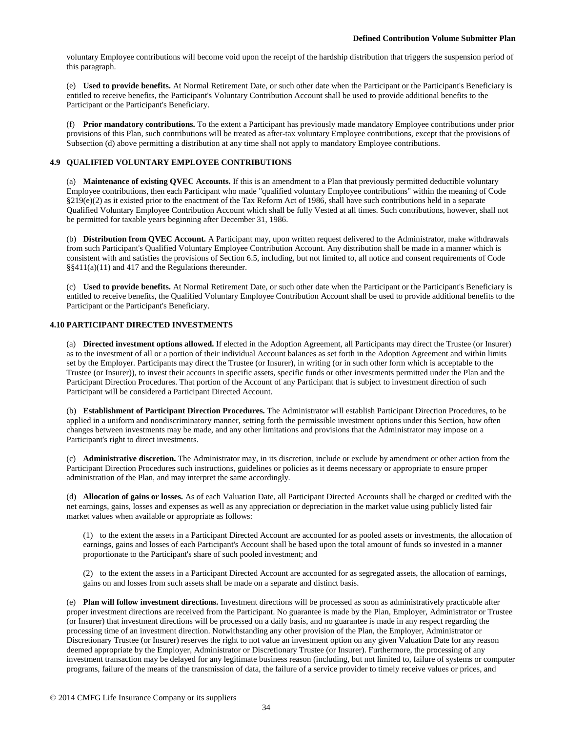voluntary Employee contributions will become void upon the receipt of the hardship distribution that triggers the suspension period of this paragraph.

(e) **Used to provide benefits.** At Normal Retirement Date, or such other date when the Participant or the Participant's Beneficiary is entitled to receive benefits, the Participant's Voluntary Contribution Account shall be used to provide additional benefits to the Participant or the Participant's Beneficiary.

(f) **Prior mandatory contributions.** To the extent a Participant has previously made mandatory Employee contributions under prior provisions of this Plan, such contributions will be treated as after-tax voluntary Employee contributions, except that the provisions of Subsection (d) above permitting a distribution at any time shall not apply to mandatory Employee contributions.

### 4.9 QUALIFIED VOLUNTARY EMPLOYEE CONTRIBUTIONS

(a) **Maintenance of existing QVEC Accounts.** If this is an amendment to a Plan that previously permitted deductible voluntary Employee contributions, then each Participant who made "qualified voluntary Employee contributions" within the meaning of Code §219(e)(2) as it existed prior to the enactment of the Tax Reform Act of 1986, shall have such contributions held in a separate Qualified Voluntary Employee Contribution Account which shall be fully Vested at all times. Such contributions, however, shall not be permitted for taxable years beginning after December 31, 1986.

(b) **Distribution from QVEC Account.** A Participant may, upon written request delivered to the Administrator, make withdrawals from such Participant's Qualified Voluntary Employee Contribution Account. Any distribution shall be made in a manner which is consistent with and satisfies the provisions of Section 6.5, including, but not limited to, all notice and consent requirements of Code §§411(a)(11) and 417 and the Regulations thereunder.

(c) **Used to provide benefits.** At Normal Retirement Date, or such other date when the Participant or the Participant's Beneficiary is entitled to receive benefits, the Qualified Voluntary Employee Contribution Account shall be used to provide additional benefits to the Participant or the Participant's Beneficiary.

### 4.10 PARTICIPANT DIRECTED INVESTMENTS

(a) **Directed investment options allowed.** If elected in the Adoption Agreement, all Participants may direct the Trustee (or Insurer) as to the investment of all or a portion of their individual Account balances as set forth in the Adoption Agreement and within limits set by the Employer. Participants may direct the Trustee (or Insurer), in writing (or in such other form which is acceptable to the Trustee (or Insurer)), to invest their accounts in specific assets, specific funds or other investments permitted under the Plan and the Participant Direction Procedures. That portion of the Account of any Participant that is subject to investment direction of such Participant will be considered a Participant Directed Account.

(b) **Establishment of Participant Direction Procedures.** The Administrator will establish Participant Direction Procedures, to be applied in a uniform and nondiscriminatory manner, setting forth the permissible investment options under this Section, how often changes between investments may be made, and any other limitations and provisions that the Administrator may impose on a Participant's right to direct investments.

(c) **Administrative discretion.** The Administrator may, in its discretion, include or exclude by amendment or other action from the Participant Direction Procedures such instructions, guidelines or policies as it deems necessary or appropriate to ensure proper administration of the Plan, and may interpret the same accordingly.

(d) **Allocation of gains or losses.** As of each Valuation Date, all Participant Directed Accounts shall be charged or credited with the net earnings, gains, losses and expenses as well as any appreciation or depreciation in the market value using publicly listed fair market values when available or appropriate as follows:

(1) to the extent the assets in a Participant Directed Account are accounted for as pooled assets or investments, the allocation of earnings, gains and losses of each Participant's Account shall be based upon the total amount of funds so invested in a manner proportionate to the Participant's share of such pooled investment; and

(2) to the extent the assets in a Participant Directed Account are accounted for as segregated assets, the allocation of earnings, gains on and losses from such assets shall be made on a separate and distinct basis.

(e) **Plan will follow investment directions.** Investment directions will be processed as soon as administratively practicable after proper investment directions are received from the Participant. No guarantee is made by the Plan, Employer, Administrator or Trustee (or Insurer) that investment directions will be processed on a daily basis, and no guarantee is made in any respect regarding the processing time of an investment direction. Notwithstanding any other provision of the Plan, the Employer, Administrator or Discretionary Trustee (or Insurer) reserves the right to not value an investment option on any given Valuation Date for any reason deemed appropriate by the Employer, Administrator or Discretionary Trustee (or Insurer). Furthermore, the processing of any investment transaction may be delayed for any legitimate business reason (including, but not limited to, failure of systems or computer programs, failure of the means of the transmission of data, the failure of a service provider to timely receive values or prices, and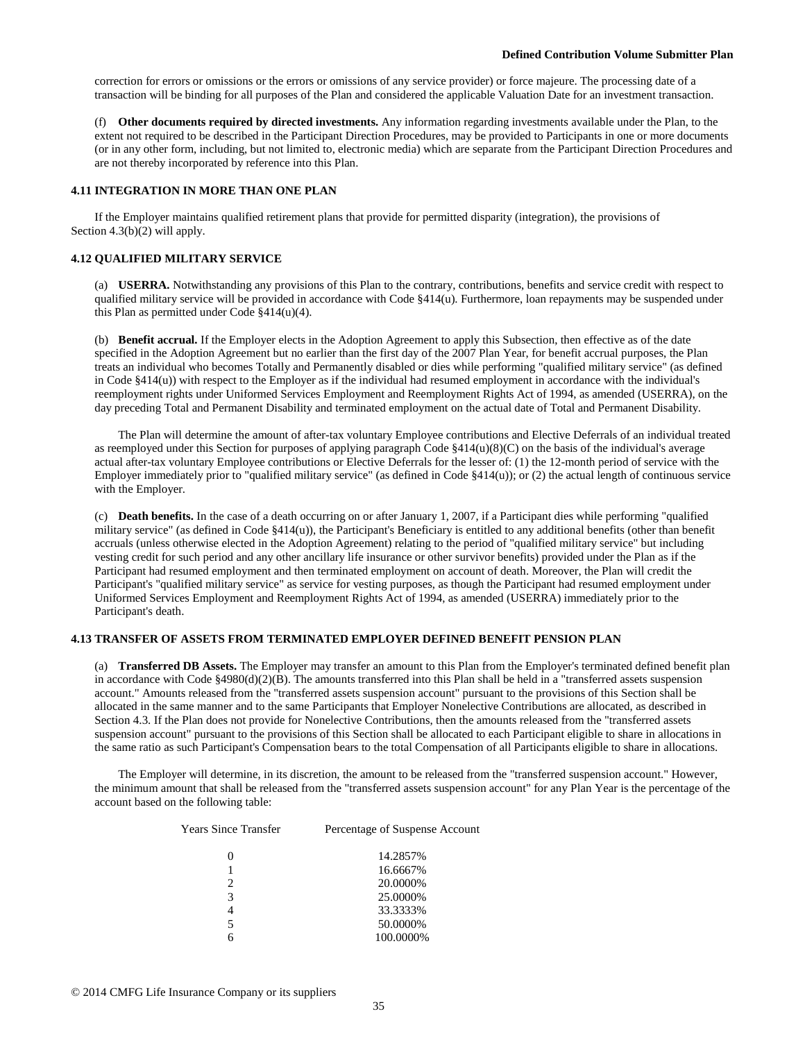correction for errors or omissions or the errors or omissions of any service provider) or force majeure. The processing date of a transaction will be binding for all purposes of the Plan and considered the applicable Valuation Date for an investment transaction.

(f) **Other documents required by directed investments.** Any information regarding investments available under the Plan, to the extent not required to be described in the Participant Direction Procedures, may be provided to Participants in one or more documents (or in any other form, including, but not limited to, electronic media) which are separate from the Participant Direction Procedures and are not thereby incorporated by reference into this Plan.

### 4.11 INTEGRATION IN MORE THAN ONE PLAN

If the Employer maintains qualified retirement plans that provide for permitted disparity (integration), the provisions of Section 4.3(b)(2) will apply.

### 4.12 QUALIFIED MILITARY SERVICE

(a) **USERRA.** Notwithstanding any provisions of this Plan to the contrary, contributions, benefits and service credit with respect to qualified military service will be provided in accordance with Code §414(u). Furthermore, loan repayments may be suspended under this Plan as permitted under Code §414(u)(4).

(b) **Benefit accrual.** If the Employer elects in the Adoption Agreement to apply this Subsection, then effective as of the date specified in the Adoption Agreement but no earlier than the first day of the 2007 Plan Year, for benefit accrual purposes, the Plan treats an individual who becomes Totally and Permanently disabled or dies while performing "qualified military service" (as defined in Code §414(u)) with respect to the Employer as if the individual had resumed employment in accordance with the individual's reemployment rights under Uniformed Services Employment and Reemployment Rights Act of 1994, as amended (USERRA), on the day preceding Total and Permanent Disability and terminated employment on the actual date of Total and Permanent Disability.

The Plan will determine the amount of after-tax voluntary Employee contributions and Elective Deferrals of an individual treated as reemployed under this Section for purposes of applying paragraph Code §414(u)(8)(C) on the basis of the individual's average actual after-tax voluntary Employee contributions or Elective Deferrals for the lesser of: (1) the 12-month period of service with the Employer immediately prior to "qualified military service" (as defined in Code §414(u)); or (2) the actual length of continuous service with the Employer.

(c) **Death benefits.** In the case of a death occurring on or after January 1, 2007, if a Participant dies while performing "qualified military service" (as defined in Code §414(u)), the Participant's Beneficiary is entitled to any additional benefits (other than benefit accruals (unless otherwise elected in the Adoption Agreement) relating to the period of "qualified military service" but including vesting credit for such period and any other ancillary life insurance or other survivor benefits) provided under the Plan as if the Participant had resumed employment and then terminated employment on account of death. Moreover, the Plan will credit the Participant's "qualified military service" as service for vesting purposes, as though the Participant had resumed employment under Uniformed Services Employment and Reemployment Rights Act of 1994, as amended (USERRA) immediately prior to the Participant's death.

### 4.13 TRANSFER OF ASSETS FROM TERMINATED EMPLOYER DEFINED BENEFIT PENSION PLAN

(a) **Transferred DB Assets.** The Employer may transfer an amount to this Plan from the Employer's terminated defined benefit plan in accordance with Code §4980(d)(2)(B). The amounts transferred into this Plan shall be held in a "transferred assets suspension account." Amounts released from the "transferred assets suspension account" pursuant to the provisions of this Section shall be allocated in the same manner and to the same Participants that Employer Nonelective Contributions are allocated, as described in Section 4.3. If the Plan does not provide for Nonelective Contributions, then the amounts released from the "transferred assets suspension account" pursuant to the provisions of this Section shall be allocated to each Participant eligible to share in allocations in the same ratio as such Participant's Compensation bears to the total Compensation of all Participants eligible to share in allocations.

The Employer will determine, in its discretion, the amount to be released from the "transferred suspension account." However, the minimum amount that shall be released from the "transferred assets suspension account" for any Plan Year is the percentage of the account based on the following table:

| Years Since Transfer | Percentage of Suspense Account |
|---|---|
| 0 | 14.2857% |
| 1 | 16.6667% |
| 2 | 20.0000% |
| 3 | 25.0000% |
| 4 | 33.3333% |
| 5 | 50.0000% |
| 6 | 100.0000% |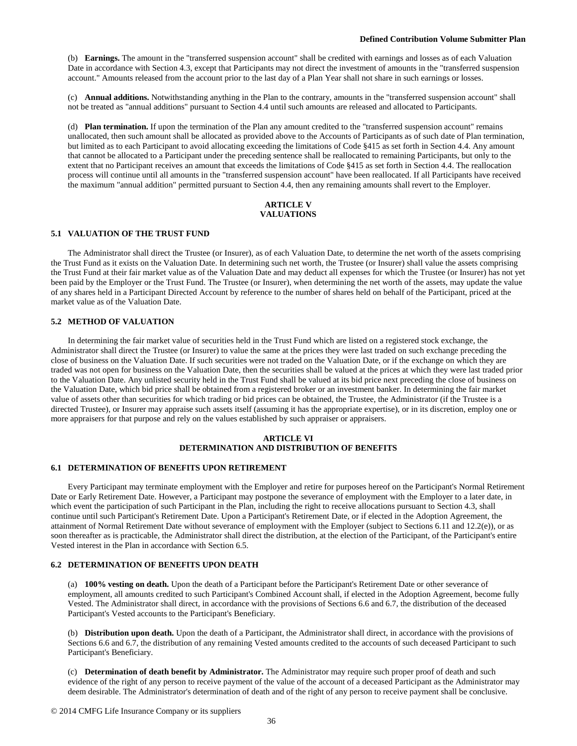(b) **Earnings.** The amount in the "transferred suspension account" shall be credited with earnings and losses as of each Valuation Date in accordance with Section 4.3, except that Participants may not direct the investment of amounts in the "transferred suspension account." Amounts released from the account prior to the last day of a Plan Year shall not share in such earnings or losses.

(c) **Annual additions.** Notwithstanding anything in the Plan to the contrary, amounts in the "transferred suspension account" shall not be treated as "annual additions" pursuant to Section 4.4 until such amounts are released and allocated to Participants.

(d) **Plan termination.** If upon the termination of the Plan any amount credited to the "transferred suspension account" remains unallocated, then such amount shall be allocated as provided above to the Accounts of Participants as of such date of Plan termination, but limited as to each Participant to avoid allocating exceeding the limitations of Code §415 as set forth in Section 4.4. Any amount that cannot be allocated to a Participant under the preceding sentence shall be reallocated to remaining Participants, but only to the extent that no Participant receives an amount that exceeds the limitations of Code §415 as set forth in Section 4.4. The reallocation process will continue until all amounts in the "transferred suspension account" have been reallocated. If all Participants have received the maximum "annual addition" permitted pursuant to Section 4.4, then any remaining amounts shall revert to the Employer.

# ARTICLE V
# VALUATIONS

## 5.1 VALUATION OF THE TRUST FUND

The Administrator shall direct the Trustee (or Insurer), as of each Valuation Date, to determine the net worth of the assets comprising the Trust Fund as it exists on the Valuation Date. In determining such net worth, the Trustee (or Insurer) shall value the assets comprising the Trust Fund at their fair market value as of the Valuation Date and may deduct all expenses for which the Trustee (or Insurer) has not yet been paid by the Employer or the Trust Fund. The Trustee (or Insurer), when determining the net worth of the assets, may update the value of any shares held in a Participant Directed Account by reference to the number of shares held on behalf of the Participant, priced at the market value as of the Valuation Date.

## 5.2 METHOD OF VALUATION

In determining the fair market value of securities held in the Trust Fund which are listed on a registered stock exchange, the Administrator shall direct the Trustee (or Insurer) to value the same at the prices they were last traded on such exchange preceding the close of business on the Valuation Date. If such securities were not traded on the Valuation Date, or if the exchange on which they are traded was not open for business on the Valuation Date, then the securities shall be valued at the prices at which they were last traded prior to the Valuation Date. Any unlisted security held in the Trust Fund shall be valued at its bid price next preceding the close of business on the Valuation Date, which bid price shall be obtained from a registered broker or an investment banker. In determining the fair market value of assets other than securities for which trading or bid prices can be obtained, the Trustee, the Administrator (if the Trustee is a directed Trustee), or Insurer may appraise such assets itself (assuming it has the appropriate expertise), or in its discretion, employ one or more appraisers for that purpose and rely on the values established by such appraiser or appraisers.

# ARTICLE VI
# DETERMINATION AND DISTRIBUTION OF BENEFITS

## 6.1 DETERMINATION OF BENEFITS UPON RETIREMENT

Every Participant may terminate employment with the Employer and retire for purposes hereof on the Participant's Normal Retirement Date or Early Retirement Date. However, a Participant may postpone the severance of employment with the Employer to a later date, in which event the participation of such Participant in the Plan, including the right to receive allocations pursuant to Section 4.3, shall continue until such Participant's Retirement Date. Upon a Participant's Retirement Date, or if elected in the Adoption Agreement, the attainment of Normal Retirement Date without severance of employment with the Employer (subject to Sections 6.11 and 12.2(e)), or as soon thereafter as is practicable, the Administrator shall direct the distribution, at the election of the Participant, of the Participant's entire Vested interest in the Plan in accordance with Section 6.5.

## 6.2 DETERMINATION OF BENEFITS UPON DEATH

(a) **100% vesting on death.** Upon the death of a Participant before the Participant's Retirement Date or other severance of employment, all amounts credited to such Participant's Combined Account shall, if elected in the Adoption Agreement, become fully Vested. The Administrator shall direct, in accordance with the provisions of Sections 6.6 and 6.7, the distribution of the deceased Participant's Vested accounts to the Participant's Beneficiary.

(b) **Distribution upon death.** Upon the death of a Participant, the Administrator shall direct, in accordance with the provisions of Sections 6.6 and 6.7, the distribution of any remaining Vested amounts credited to the accounts of such deceased Participant to such Participant's Beneficiary.

(c) **Determination of death benefit by Administrator.** The Administrator may require such proper proof of death and such evidence of the right of any person to receive payment of the value of the account of a deceased Participant as the Administrator may deem desirable. The Administrator's determination of death and of the right of any person to receive payment shall be conclusive.

© 2014 CMFG Life Insurance Company or its suppliers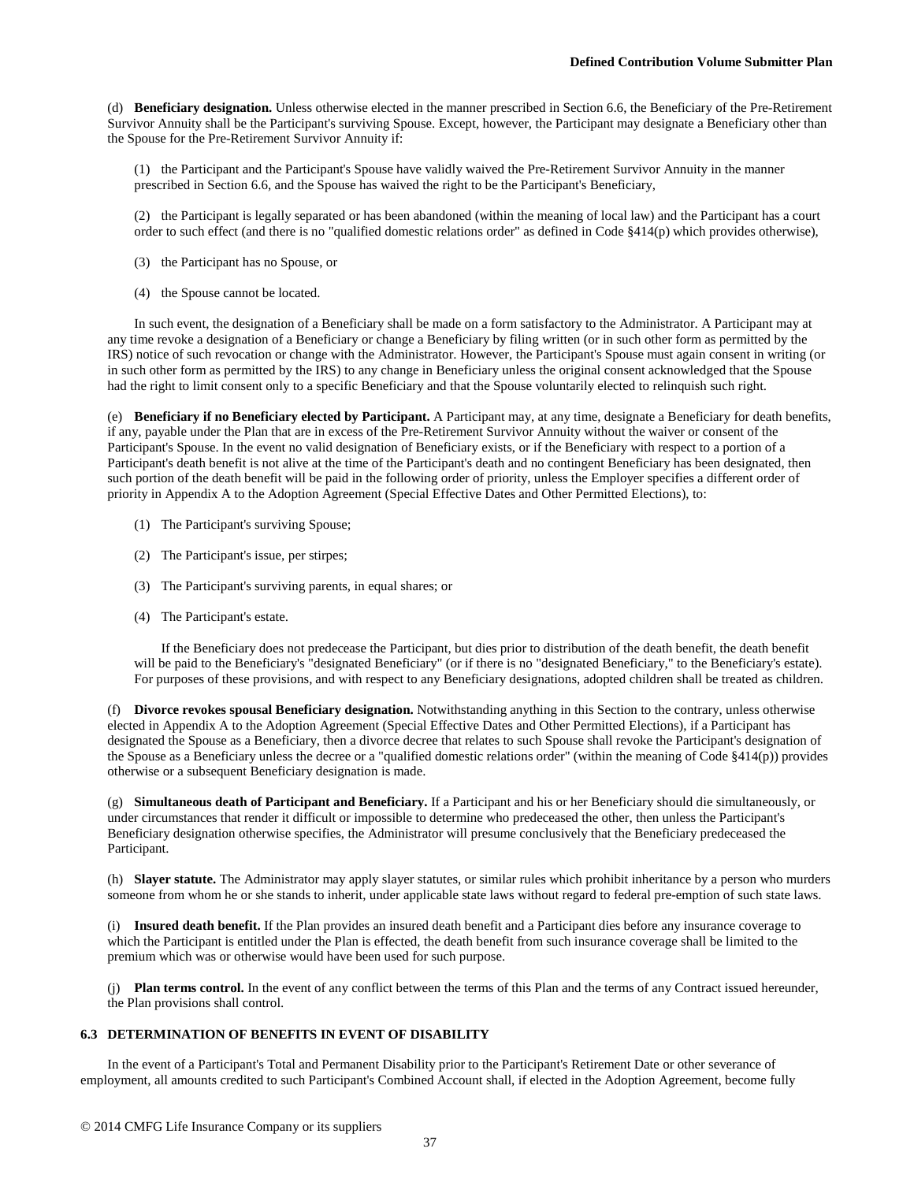(d) **Beneficiary designation.** Unless otherwise elected in the manner prescribed in Section 6.6, the Beneficiary of the Pre-Retirement Survivor Annuity shall be the Participant's surviving Spouse. Except, however, the Participant may designate a Beneficiary other than the Spouse for the Pre-Retirement Survivor Annuity if:

(1) the Participant and the Participant's Spouse have validly waived the Pre-Retirement Survivor Annuity in the manner prescribed in Section 6.6, and the Spouse has waived the right to be the Participant's Beneficiary,

(2) the Participant is legally separated or has been abandoned (within the meaning of local law) and the Participant has a court order to such effect (and there is no "qualified domestic relations order" as defined in Code §414(p) which provides otherwise),

(3) the Participant has no Spouse, or

(4) the Spouse cannot be located.

In such event, the designation of a Beneficiary shall be made on a form satisfactory to the Administrator. A Participant may at any time revoke a designation of a Beneficiary or change a Beneficiary by filing written (or in such other form as permitted by the IRS) notice of such revocation or change with the Administrator. However, the Participant's Spouse must again consent in writing (or in such other form as permitted by the IRS) to any change in Beneficiary unless the original consent acknowledged that the Spouse had the right to limit consent only to a specific Beneficiary and that the Spouse voluntarily elected to relinquish such right.

(e) **Beneficiary if no Beneficiary elected by Participant.** A Participant may, at any time, designate a Beneficiary for death benefits, if any, payable under the Plan that are in excess of the Pre-Retirement Survivor Annuity without the waiver or consent of the Participant's Spouse. In the event no valid designation of Beneficiary exists, or if the Beneficiary with respect to a portion of a Participant's death benefit is not alive at the time of the Participant's death and no contingent Beneficiary has been designated, then such portion of the death benefit will be paid in the following order of priority, unless the Employer specifies a different order of priority in Appendix A to the Adoption Agreement (Special Effective Dates and Other Permitted Elections), to:

(1) The Participant's surviving Spouse;

(2) The Participant's issue, per stirpes;

(3) The Participant's surviving parents, in equal shares; or

(4) The Participant's estate.

If the Beneficiary does not predecease the Participant, but dies prior to distribution of the death benefit, the death benefit will be paid to the Beneficiary's "designated Beneficiary" (or if there is no "designated Beneficiary," to the Beneficiary's estate). For purposes of these provisions, and with respect to any Beneficiary designations, adopted children shall be treated as children.

(f) **Divorce revokes spousal Beneficiary designation.** Notwithstanding anything in this Section to the contrary, unless otherwise elected in Appendix A to the Adoption Agreement (Special Effective Dates and Other Permitted Elections), if a Participant has designated the Spouse as a Beneficiary, then a divorce decree that relates to such Spouse shall revoke the Participant's designation of the Spouse as a Beneficiary unless the decree or a "qualified domestic relations order" (within the meaning of Code §414(p)) provides otherwise or a subsequent Beneficiary designation is made.

(g) **Simultaneous death of Participant and Beneficiary.** If a Participant and his or her Beneficiary should die simultaneously, or under circumstances that render it difficult or impossible to determine who predeceased the other, then unless the Participant's Beneficiary designation otherwise specifies, the Administrator will presume conclusively that the Beneficiary predeceased the Participant.

(h) **Slayer statute.** The Administrator may apply slayer statutes, or similar rules which prohibit inheritance by a person who murders someone from whom he or she stands to inherit, under applicable state laws without regard to federal pre-emption of such state laws.

(i) **Insured death benefit.** If the Plan provides an insured death benefit and a Participant dies before any insurance coverage to which the Participant is entitled under the Plan is effected, the death benefit from such insurance coverage shall be limited to the premium which was or otherwise would have been used for such purpose.

(j) **Plan terms control.** In the event of any conflict between the terms of this Plan and the terms of any Contract issued hereunder, the Plan provisions shall control.

### 6.3 DETERMINATION OF BENEFITS IN EVENT OF DISABILITY

In the event of a Participant's Total and Permanent Disability prior to the Participant's Retirement Date or other severance of employment, all amounts credited to such Participant's Combined Account shall, if elected in the Adoption Agreement, become fully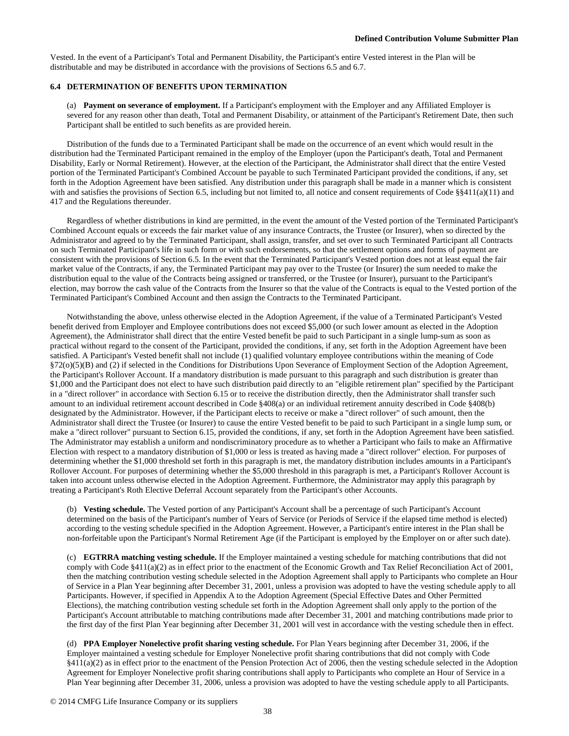Vested. In the event of a Participant's Total and Permanent Disability, the Participant's entire Vested interest in the Plan will be distributable and may be distributed in accordance with the provisions of Sections 6.5 and 6.7.

### 6.4 DETERMINATION OF BENEFITS UPON TERMINATION

(a) **Payment on severance of employment.** If a Participant's employment with the Employer and any Affiliated Employer is severed for any reason other than death, Total and Permanent Disability, or attainment of the Participant's Retirement Date, then such Participant shall be entitled to such benefits as are provided herein.

Distribution of the funds due to a Terminated Participant shall be made on the occurrence of an event which would result in the distribution had the Terminated Participant remained in the employ of the Employer (upon the Participant's death, Total and Permanent Disability, Early or Normal Retirement). However, at the election of the Participant, the Administrator shall direct that the entire Vested portion of the Terminated Participant's Combined Account be payable to such Terminated Participant provided the conditions, if any, set forth in the Adoption Agreement have been satisfied. Any distribution under this paragraph shall be made in a manner which is consistent with and satisfies the provisions of Section 6.5, including but not limited to, all notice and consent requirements of Code §§411(a)(11) and 417 and the Regulations thereunder.

Regardless of whether distributions in kind are permitted, in the event the amount of the Vested portion of the Terminated Participant's Combined Account equals or exceeds the fair market value of any insurance Contracts, the Trustee (or Insurer), when so directed by the Administrator and agreed to by the Terminated Participant, shall assign, transfer, and set over to such Terminated Participant all Contracts on such Terminated Participant's life in such form or with such endorsements, so that the settlement options and forms of payment are consistent with the provisions of Section 6.5. In the event that the Terminated Participant's Vested portion does not at least equal the fair market value of the Contracts, if any, the Terminated Participant may pay over to the Trustee (or Insurer) the sum needed to make the distribution equal to the value of the Contracts being assigned or transferred, or the Trustee (or Insurer), pursuant to the Participant's election, may borrow the cash value of the Contracts from the Insurer so that the value of the Contracts is equal to the Vested portion of the Terminated Participant's Combined Account and then assign the Contracts to the Terminated Participant.

Notwithstanding the above, unless otherwise elected in the Adoption Agreement, if the value of a Terminated Participant's Vested benefit derived from Employer and Employee contributions does not exceed $5,000 (or such lower amount as elected in the Adoption Agreement), the Administrator shall direct that the entire Vested benefit be paid to such Participant in a single lump-sum as soon as practical without regard to the consent of the Participant, provided the conditions, if any, set forth in the Adoption Agreement have been satisfied. A Participant's Vested benefit shall not include (1) qualified voluntary employee contributions within the meaning of Code §72(o)(5)(B) and (2) if selected in the Conditions for Distributions Upon Severance of Employment Section of the Adoption Agreement, the Participant's Rollover Account. If a mandatory distribution is made pursuant to this paragraph and such distribution is greater than $1,000 and the Participant does not elect to have such distribution paid directly to an "eligible retirement plan" specified by the Participant in a "direct rollover" in accordance with Section 6.15 or to receive the distribution directly, then the Administrator shall transfer such amount to an individual retirement account described in Code §408(a) or an individual retirement annuity described in Code §408(b) designated by the Administrator. However, if the Participant elects to receive or make a "direct rollover" of such amount, then the Administrator shall direct the Trustee (or Insurer) to cause the entire Vested benefit to be paid to such Participant in a single lump sum, or make a "direct rollover" pursuant to Section 6.15, provided the conditions, if any, set forth in the Adoption Agreement have been satisfied. The Administrator may establish a uniform and nondiscriminatory procedure as to whether a Participant who fails to make an Affirmative Election with respect to a mandatory distribution of $1,000 or less is treated as having made a "direct rollover" election. For purposes of determining whether the $1,000 threshold set forth in this paragraph is met, the mandatory distribution includes amounts in a Participant's Rollover Account. For purposes of determining whether the $5,000 threshold in this paragraph is met, a Participant's Rollover Account is taken into account unless otherwise elected in the Adoption Agreement. Furthermore, the Administrator may apply this paragraph by treating a Participant's Roth Elective Deferral Account separately from the Participant's other Accounts.

(b) **Vesting schedule.** The Vested portion of any Participant's Account shall be a percentage of such Participant's Account determined on the basis of the Participant's number of Years of Service (or Periods of Service if the elapsed time method is elected) according to the vesting schedule specified in the Adoption Agreement. However, a Participant's entire interest in the Plan shall be non-forfeitable upon the Participant's Normal Retirement Age (if the Participant is employed by the Employer on or after such date).

(c) **EGTRRA matching vesting schedule.** If the Employer maintained a vesting schedule for matching contributions that did not comply with Code §411(a)(2) as in effect prior to the enactment of the Economic Growth and Tax Relief Reconciliation Act of 2001, then the matching contribution vesting schedule selected in the Adoption Agreement shall apply to Participants who complete an Hour of Service in a Plan Year beginning after December 31, 2001, unless a provision was adopted to have the vesting schedule apply to all Participants. However, if specified in Appendix A to the Adoption Agreement (Special Effective Dates and Other Permitted Elections), the matching contribution vesting schedule set forth in the Adoption Agreement shall only apply to the portion of the Participant's Account attributable to matching contributions made after December 31, 2001 and matching contributions made prior to the first day of the first Plan Year beginning after December 31, 2001 will vest in accordance with the vesting schedule then in effect.

(d) **PPA Employer Nonelective profit sharing vesting schedule.** For Plan Years beginning after December 31, 2006, if the Employer maintained a vesting schedule for Employer Nonelective profit sharing contributions that did not comply with Code §411(a)(2) as in effect prior to the enactment of the Pension Protection Act of 2006, then the vesting schedule selected in the Adoption Agreement for Employer Nonelective profit sharing contributions shall apply to Participants who complete an Hour of Service in a Plan Year beginning after December 31, 2006, unless a provision was adopted to have the vesting schedule apply to all Participants.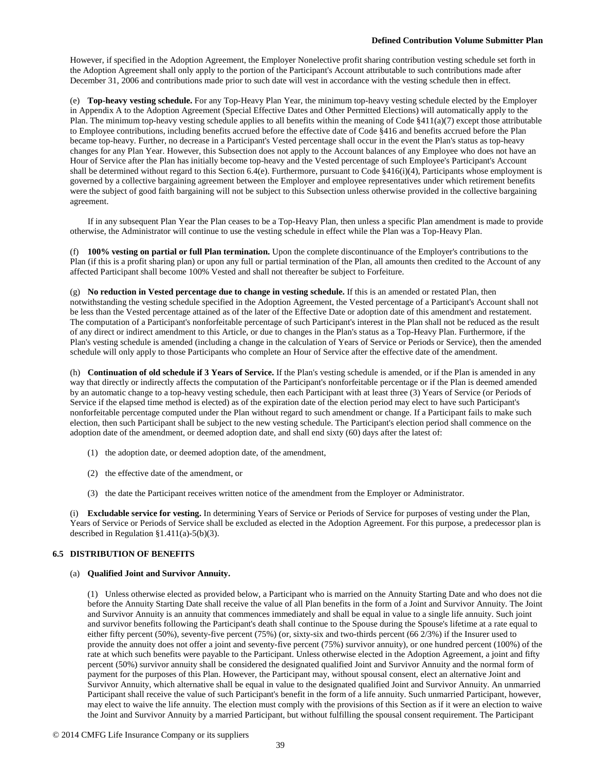However, if specified in the Adoption Agreement, the Employer Nonelective profit sharing contribution vesting schedule set forth in the Adoption Agreement shall only apply to the portion of the Participant's Account attributable to such contributions made after December 31, 2006 and contributions made prior to such date will vest in accordance with the vesting schedule then in effect.

(e) **Top-heavy vesting schedule.** For any Top-Heavy Plan Year, the minimum top-heavy vesting schedule elected by the Employer in Appendix A to the Adoption Agreement (Special Effective Dates and Other Permitted Elections) will automatically apply to the Plan. The minimum top-heavy vesting schedule applies to all benefits within the meaning of Code §411(a)(7) except those attributable to Employee contributions, including benefits accrued before the effective date of Code §416 and benefits accrued before the Plan became top-heavy. Further, no decrease in a Participant's Vested percentage shall occur in the event the Plan's status as top-heavy changes for any Plan Year. However, this Subsection does not apply to the Account balances of any Employee who does not have an Hour of Service after the Plan has initially become top-heavy and the Vested percentage of such Employee's Participant's Account shall be determined without regard to this Section 6.4(e). Furthermore, pursuant to Code §416(i)(4), Participants whose employment is governed by a collective bargaining agreement between the Employer and employee representatives under which retirement benefits were the subject of good faith bargaining will not be subject to this Subsection unless otherwise provided in the collective bargaining agreement.

If in any subsequent Plan Year the Plan ceases to be a Top-Heavy Plan, then unless a specific Plan amendment is made to provide otherwise, the Administrator will continue to use the vesting schedule in effect while the Plan was a Top-Heavy Plan.

(f) **100% vesting on partial or full Plan termination.** Upon the complete discontinuance of the Employer's contributions to the Plan (if this is a profit sharing plan) or upon any full or partial termination of the Plan, all amounts then credited to the Account of any affected Participant shall become 100% Vested and shall not thereafter be subject to Forfeiture.

(g) **No reduction in Vested percentage due to change in vesting schedule.** If this is an amended or restated Plan, then notwithstanding the vesting schedule specified in the Adoption Agreement, the Vested percentage of a Participant's Account shall not be less than the Vested percentage attained as of the later of the Effective Date or adoption date of this amendment and restatement. The computation of a Participant's nonforfeitable percentage of such Participant's interest in the Plan shall not be reduced as the result of any direct or indirect amendment to this Article, or due to changes in the Plan's status as a Top-Heavy Plan. Furthermore, if the Plan's vesting schedule is amended (including a change in the calculation of Years of Service or Periods or Service), then the amended schedule will only apply to those Participants who complete an Hour of Service after the effective date of the amendment.

(h) **Continuation of old schedule if 3 Years of Service.** If the Plan's vesting schedule is amended, or if the Plan is amended in any way that directly or indirectly affects the computation of the Participant's nonforfeitable percentage or if the Plan is deemed amended by an automatic change to a top-heavy vesting schedule, then each Participant with at least three (3) Years of Service (or Periods of Service if the elapsed time method is elected) as of the expiration date of the election period may elect to have such Participant's nonforfeitable percentage computed under the Plan without regard to such amendment or change. If a Participant fails to make such election, then such Participant shall be subject to the new vesting schedule. The Participant's election period shall commence on the adoption date of the amendment, or deemed adoption date, and shall end sixty (60) days after the latest of:

(1) the adoption date, or deemed adoption date, of the amendment,

(2) the effective date of the amendment, or

(3) the date the Participant receives written notice of the amendment from the Employer or Administrator.

(i) **Excludable service for vesting.** In determining Years of Service or Periods of Service for purposes of vesting under the Plan, Years of Service or Periods of Service shall be excluded as elected in the Adoption Agreement. For this purpose, a predecessor plan is described in Regulation §1.411(a)-5(b)(3).

### 6.5 DISTRIBUTION OF BENEFITS

(a) **Qualified Joint and Survivor Annuity.**

(1) Unless otherwise elected as provided below, a Participant who is married on the Annuity Starting Date and who does not die before the Annuity Starting Date shall receive the value of all Plan benefits in the form of a Joint and Survivor Annuity. The Joint and Survivor Annuity is an annuity that commences immediately and shall be equal in value to a single life annuity. Such joint and survivor benefits following the Participant's death shall continue to the Spouse during the Spouse's lifetime at a rate equal to either fifty percent (50%), seventy-five percent (75%) (or, sixty-six and two-thirds percent (66 2/3%) if the Insurer used to provide the annuity does not offer a joint and seventy-five percent (75%) survivor annuity), or one hundred percent (100%) of the rate at which such benefits were payable to the Participant. Unless otherwise elected in the Adoption Agreement, a joint and fifty percent (50%) survivor annuity shall be considered the designated qualified Joint and Survivor Annuity and the normal form of payment for the purposes of this Plan. However, the Participant may, without spousal consent, elect an alternative Joint and Survivor Annuity, which alternative shall be equal in value to the designated qualified Joint and Survivor Annuity. An unmarried Participant shall receive the value of such Participant's benefit in the form of a life annuity. Such unmarried Participant, however, may elect to waive the life annuity. The election must comply with the provisions of this Section as if it were an election to waive the Joint and Survivor Annuity by a married Participant, but without fulfilling the spousal consent requirement. The Participant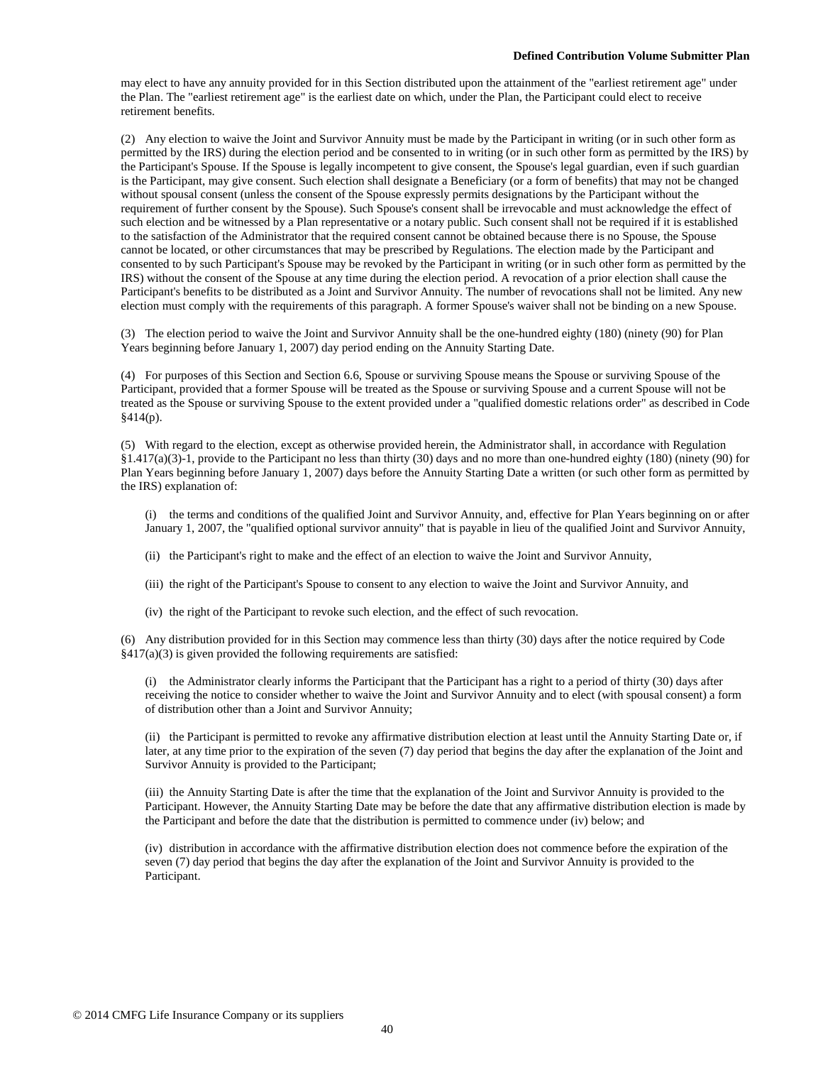may elect to have any annuity provided for in this Section distributed upon the attainment of the "earliest retirement age" under the Plan. The "earliest retirement age" is the earliest date on which, under the Plan, the Participant could elect to receive retirement benefits.

(2) Any election to waive the Joint and Survivor Annuity must be made by the Participant in writing (or in such other form as permitted by the IRS) during the election period and be consented to in writing (or in such other form as permitted by the IRS) by the Participant's Spouse. If the Spouse is legally incompetent to give consent, the Spouse's legal guardian, even if such guardian is the Participant, may give consent. Such election shall designate a Beneficiary (or a form of benefits) that may not be changed without spousal consent (unless the consent of the Spouse expressly permits designations by the Participant without the requirement of further consent by the Spouse). Such Spouse's consent shall be irrevocable and must acknowledge the effect of such election and be witnessed by a Plan representative or a notary public. Such consent shall not be required if it is established to the satisfaction of the Administrator that the required consent cannot be obtained because there is no Spouse, the Spouse cannot be located, or other circumstances that may be prescribed by Regulations. The election made by the Participant and consented to by such Participant's Spouse may be revoked by the Participant in writing (or in such other form as permitted by the IRS) without the consent of the Spouse at any time during the election period. A revocation of a prior election shall cause the Participant's benefits to be distributed as a Joint and Survivor Annuity. The number of revocations shall not be limited. Any new election must comply with the requirements of this paragraph. A former Spouse's waiver shall not be binding on a new Spouse.

(3) The election period to waive the Joint and Survivor Annuity shall be the one-hundred eighty (180) (ninety (90) for Plan Years beginning before January 1, 2007) day period ending on the Annuity Starting Date.

(4) For purposes of this Section and Section 6.6, Spouse or surviving Spouse means the Spouse or surviving Spouse of the Participant, provided that a former Spouse will be treated as the Spouse or surviving Spouse and a current Spouse will not be treated as the Spouse or surviving Spouse to the extent provided under a "qualified domestic relations order" as described in Code §414(p).

(5) With regard to the election, except as otherwise provided herein, the Administrator shall, in accordance with Regulation §1.417(a)(3)-1, provide to the Participant no less than thirty (30) days and no more than one-hundred eighty (180) (ninety (90) for Plan Years beginning before January 1, 2007) days before the Annuity Starting Date a written (or such other form as permitted by the IRS) explanation of:

(i) the terms and conditions of the qualified Joint and Survivor Annuity, and, effective for Plan Years beginning on or after January 1, 2007, the "qualified optional survivor annuity" that is payable in lieu of the qualified Joint and Survivor Annuity,

(ii) the Participant's right to make and the effect of an election to waive the Joint and Survivor Annuity,

(iii) the right of the Participant's Spouse to consent to any election to waive the Joint and Survivor Annuity, and

(iv) the right of the Participant to revoke such election, and the effect of such revocation.

(6) Any distribution provided for in this Section may commence less than thirty (30) days after the notice required by Code §417(a)(3) is given provided the following requirements are satisfied:

(i) the Administrator clearly informs the Participant that the Participant has a right to a period of thirty (30) days after receiving the notice to consider whether to waive the Joint and Survivor Annuity and to elect (with spousal consent) a form of distribution other than a Joint and Survivor Annuity;

(ii) the Participant is permitted to revoke any affirmative distribution election at least until the Annuity Starting Date or, if later, at any time prior to the expiration of the seven (7) day period that begins the day after the explanation of the Joint and Survivor Annuity is provided to the Participant;

(iii) the Annuity Starting Date is after the time that the explanation of the Joint and Survivor Annuity is provided to the Participant. However, the Annuity Starting Date may be before the date that any affirmative distribution election is made by the Participant and before the date that the distribution is permitted to commence under (iv) below; and

(iv) distribution in accordance with the affirmative distribution election does not commence before the expiration of the seven (7) day period that begins the day after the explanation of the Joint and Survivor Annuity is provided to the Participant.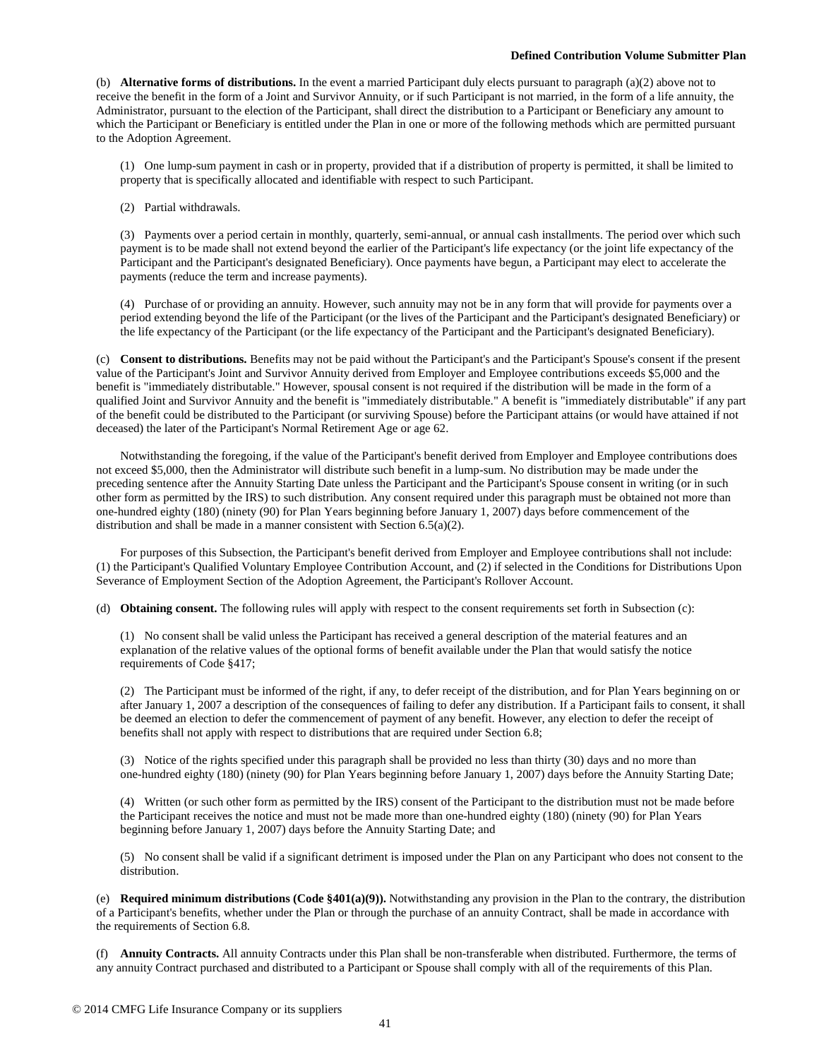(b) **Alternative forms of distributions.** In the event a married Participant duly elects pursuant to paragraph (a)(2) above not to receive the benefit in the form of a Joint and Survivor Annuity, or if such Participant is not married, in the form of a life annuity, the Administrator, pursuant to the election of the Participant, shall direct the distribution to a Participant or Beneficiary any amount to which the Participant or Beneficiary is entitled under the Plan in one or more of the following methods which are permitted pursuant to the Adoption Agreement.

(1) One lump-sum payment in cash or in property, provided that if a distribution of property is permitted, it shall be limited to property that is specifically allocated and identifiable with respect to such Participant.

(2) Partial withdrawals.

(3) Payments over a period certain in monthly, quarterly, semi-annual, or annual cash installments. The period over which such payment is to be made shall not extend beyond the earlier of the Participant's life expectancy (or the joint life expectancy of the Participant and the Participant's designated Beneficiary). Once payments have begun, a Participant may elect to accelerate the payments (reduce the term and increase payments).

(4) Purchase of or providing an annuity. However, such annuity may not be in any form that will provide for payments over a period extending beyond the life of the Participant (or the lives of the Participant and the Participant's designated Beneficiary) or the life expectancy of the Participant (or the life expectancy of the Participant and the Participant's designated Beneficiary).

(c) **Consent to distributions.** Benefits may not be paid without the Participant's and the Participant's Spouse's consent if the present value of the Participant's Joint and Survivor Annuity derived from Employer and Employee contributions exceeds $5,000 and the benefit is "immediately distributable." However, spousal consent is not required if the distribution will be made in the form of a qualified Joint and Survivor Annuity and the benefit is "immediately distributable." A benefit is "immediately distributable" if any part of the benefit could be distributed to the Participant (or surviving Spouse) before the Participant attains (or would have attained if not deceased) the later of the Participant's Normal Retirement Age or age 62.

Notwithstanding the foregoing, if the value of the Participant's benefit derived from Employer and Employee contributions does not exceed $5,000, then the Administrator will distribute such benefit in a lump-sum. No distribution may be made under the preceding sentence after the Annuity Starting Date unless the Participant and the Participant's Spouse consent in writing (or in such other form as permitted by the IRS) to such distribution. Any consent required under this paragraph must be obtained not more than one-hundred eighty (180) (ninety (90) for Plan Years beginning before January 1, 2007) days before commencement of the distribution and shall be made in a manner consistent with Section 6.5(a)(2).

For purposes of this Subsection, the Participant's benefit derived from Employer and Employee contributions shall not include: (1) the Participant's Qualified Voluntary Employee Contribution Account, and (2) if selected in the Conditions for Distributions Upon Severance of Employment Section of the Adoption Agreement, the Participant's Rollover Account.

(d) **Obtaining consent.** The following rules will apply with respect to the consent requirements set forth in Subsection (c):

(1) No consent shall be valid unless the Participant has received a general description of the material features and an explanation of the relative values of the optional forms of benefit available under the Plan that would satisfy the notice requirements of Code §417;

(2) The Participant must be informed of the right, if any, to defer receipt of the distribution, and for Plan Years beginning on or after January 1, 2007 a description of the consequences of failing to defer any distribution. If a Participant fails to consent, it shall be deemed an election to defer the commencement of payment of any benefit. However, any election to defer the receipt of benefits shall not apply with respect to distributions that are required under Section 6.8;

(3) Notice of the rights specified under this paragraph shall be provided no less than thirty (30) days and no more than one-hundred eighty (180) (ninety (90) for Plan Years beginning before January 1, 2007) days before the Annuity Starting Date;

(4) Written (or such other form as permitted by the IRS) consent of the Participant to the distribution must not be made before the Participant receives the notice and must not be made more than one-hundred eighty (180) (ninety (90) for Plan Years beginning before January 1, 2007) days before the Annuity Starting Date; and

(5) No consent shall be valid if a significant detriment is imposed under the Plan on any Participant who does not consent to the distribution.

(e) **Required minimum distributions (Code §401(a)(9)).** Notwithstanding any provision in the Plan to the contrary, the distribution of a Participant's benefits, whether under the Plan or through the purchase of an annuity Contract, shall be made in accordance with the requirements of Section 6.8.

(f) **Annuity Contracts.** All annuity Contracts under this Plan shall be non-transferable when distributed. Furthermore, the terms of any annuity Contract purchased and distributed to a Participant or Spouse shall comply with all of the requirements of this Plan.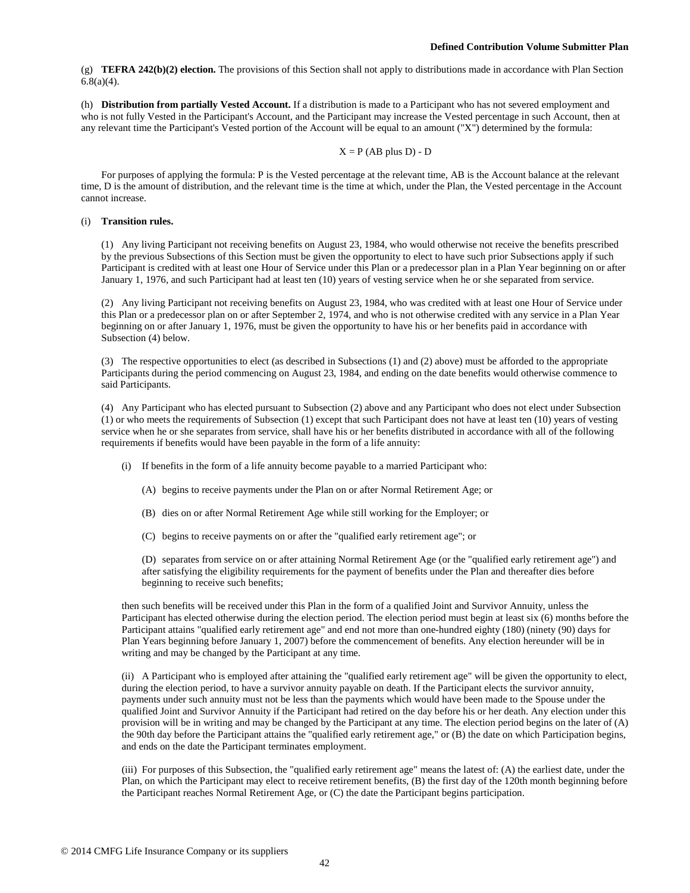(g) **TEFRA 242(b)(2) election.** The provisions of this Section shall not apply to distributions made in accordance with Plan Section 6.8(a)(4).

(h) **Distribution from partially Vested Account.** If a distribution is made to a Participant who has not severed employment and who is not fully Vested in the Participant's Account, and the Participant may increase the Vested percentage in such Account, then at any relevant time the Participant's Vested portion of the Account will be equal to an amount ("X") determined by the formula:

$$X = P\ (AB \text{ plus } D) - D$$

For purposes of applying the formula: P is the Vested percentage at the relevant time, AB is the Account balance at the relevant time, D is the amount of distribution, and the relevant time is the time at which, under the Plan, the Vested percentage in the Account cannot increase.

(i) **Transition rules.**

(1) Any living Participant not receiving benefits on August 23, 1984, who would otherwise not receive the benefits prescribed by the previous Subsections of this Section must be given the opportunity to elect to have such prior Subsections apply if such Participant is credited with at least one Hour of Service under this Plan or a predecessor plan in a Plan Year beginning on or after January 1, 1976, and such Participant had at least ten (10) years of vesting service when he or she separated from service.

(2) Any living Participant not receiving benefits on August 23, 1984, who was credited with at least one Hour of Service under this Plan or a predecessor plan on or after September 2, 1974, and who is not otherwise credited with any service in a Plan Year beginning on or after January 1, 1976, must be given the opportunity to have his or her benefits paid in accordance with Subsection (4) below.

(3) The respective opportunities to elect (as described in Subsections (1) and (2) above) must be afforded to the appropriate Participants during the period commencing on August 23, 1984, and ending on the date benefits would otherwise commence to said Participants.

(4) Any Participant who has elected pursuant to Subsection (2) above and any Participant who does not elect under Subsection (1) or who meets the requirements of Subsection (1) except that such Participant does not have at least ten (10) years of vesting service when he or she separates from service, shall have his or her benefits distributed in accordance with all of the following requirements if benefits would have been payable in the form of a life annuity:

(i) If benefits in the form of a life annuity become payable to a married Participant who:

(A) begins to receive payments under the Plan on or after Normal Retirement Age; or

(B) dies on or after Normal Retirement Age while still working for the Employer; or

(C) begins to receive payments on or after the "qualified early retirement age"; or

(D) separates from service on or after attaining Normal Retirement Age (or the "qualified early retirement age") and after satisfying the eligibility requirements for the payment of benefits under the Plan and thereafter dies before beginning to receive such benefits;

then such benefits will be received under this Plan in the form of a qualified Joint and Survivor Annuity, unless the Participant has elected otherwise during the election period. The election period must begin at least six (6) months before the Participant attains "qualified early retirement age" and end not more than one-hundred eighty (180) (ninety (90) days for Plan Years beginning before January 1, 2007) before the commencement of benefits. Any election hereunder will be in writing and may be changed by the Participant at any time.

(ii) A Participant who is employed after attaining the "qualified early retirement age" will be given the opportunity to elect, during the election period, to have a survivor annuity payable on death. If the Participant elects the survivor annuity, payments under such annuity must not be less than the payments which would have been made to the Spouse under the qualified Joint and Survivor Annuity if the Participant had retired on the day before his or her death. Any election under this provision will be in writing and may be changed by the Participant at any time. The election period begins on the later of (A) the 90th day before the Participant attains the "qualified early retirement age," or (B) the date on which Participation begins, and ends on the date the Participant terminates employment.

(iii) For purposes of this Subsection, the "qualified early retirement age" means the latest of: (A) the earliest date, under the Plan, on which the Participant may elect to receive retirement benefits, (B) the first day of the 120th month beginning before the Participant reaches Normal Retirement Age, or (C) the date the Participant begins participation.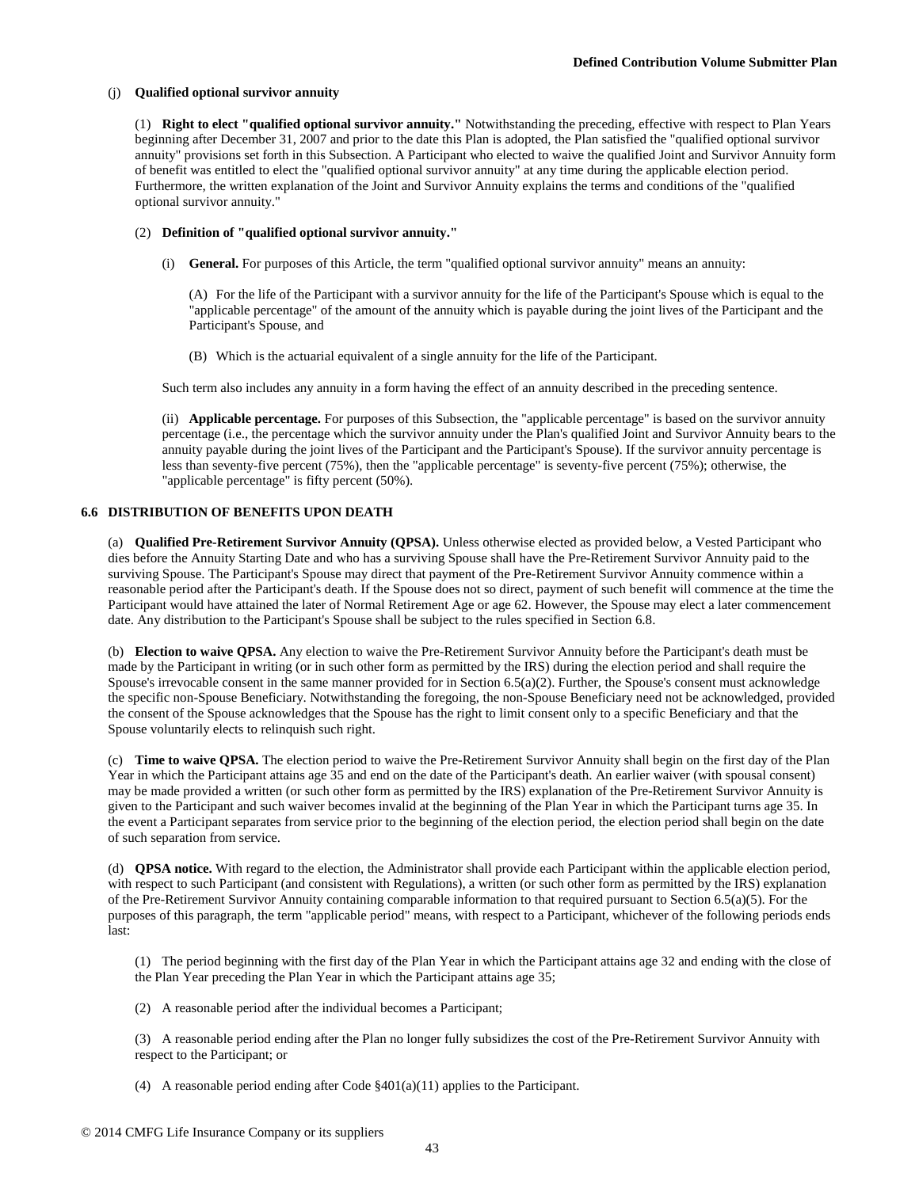(j) **Qualified optional survivor annuity**

(1) **Right to elect "qualified optional survivor annuity."** Notwithstanding the preceding, effective with respect to Plan Years beginning after December 31, 2007 and prior to the date this Plan is adopted, the Plan satisfied the "qualified optional survivor annuity" provisions set forth in this Subsection. A Participant who elected to waive the qualified Joint and Survivor Annuity form of benefit was entitled to elect the "qualified optional survivor annuity" at any time during the applicable election period. Furthermore, the written explanation of the Joint and Survivor Annuity explains the terms and conditions of the "qualified optional survivor annuity."

(2) **Definition of "qualified optional survivor annuity."**

(i) **General.** For purposes of this Article, the term "qualified optional survivor annuity" means an annuity:

(A) For the life of the Participant with a survivor annuity for the life of the Participant's Spouse which is equal to the "applicable percentage" of the amount of the annuity which is payable during the joint lives of the Participant and the Participant's Spouse, and

(B) Which is the actuarial equivalent of a single annuity for the life of the Participant.

Such term also includes any annuity in a form having the effect of an annuity described in the preceding sentence.

(ii) **Applicable percentage.** For purposes of this Subsection, the "applicable percentage" is based on the survivor annuity percentage (i.e., the percentage which the survivor annuity under the Plan's qualified Joint and Survivor Annuity bears to the annuity payable during the joint lives of the Participant and the Participant's Spouse). If the survivor annuity percentage is less than seventy-five percent (75%), then the "applicable percentage" is seventy-five percent (75%); otherwise, the "applicable percentage" is fifty percent (50%).

## 6.6 DISTRIBUTION OF BENEFITS UPON DEATH

(a) **Qualified Pre-Retirement Survivor Annuity (QPSA).** Unless otherwise elected as provided below, a Vested Participant who dies before the Annuity Starting Date and who has a surviving Spouse shall have the Pre-Retirement Survivor Annuity paid to the surviving Spouse. The Participant's Spouse may direct that payment of the Pre-Retirement Survivor Annuity commence within a reasonable period after the Participant's death. If the Spouse does not so direct, payment of such benefit will commence at the time the Participant would have attained the later of Normal Retirement Age or age 62. However, the Spouse may elect a later commencement date. Any distribution to the Participant's Spouse shall be subject to the rules specified in Section 6.8.

(b) **Election to waive QPSA.** Any election to waive the Pre-Retirement Survivor Annuity before the Participant's death must be made by the Participant in writing (or in such other form as permitted by the IRS) during the election period and shall require the Spouse's irrevocable consent in the same manner provided for in Section 6.5(a)(2). Further, the Spouse's consent must acknowledge the specific non-Spouse Beneficiary. Notwithstanding the foregoing, the non-Spouse Beneficiary need not be acknowledged, provided the consent of the Spouse acknowledges that the Spouse has the right to limit consent only to a specific Beneficiary and that the Spouse voluntarily elects to relinquish such right.

(c) **Time to waive QPSA.** The election period to waive the Pre-Retirement Survivor Annuity shall begin on the first day of the Plan Year in which the Participant attains age 35 and end on the date of the Participant's death. An earlier waiver (with spousal consent) may be made provided a written (or such other form as permitted by the IRS) explanation of the Pre-Retirement Survivor Annuity is given to the Participant and such waiver becomes invalid at the beginning of the Plan Year in which the Participant turns age 35. In the event a Participant separates from service prior to the beginning of the election period, the election period shall begin on the date of such separation from service.

(d) **QPSA notice.** With regard to the election, the Administrator shall provide each Participant within the applicable election period, with respect to such Participant (and consistent with Regulations), a written (or such other form as permitted by the IRS) explanation of the Pre-Retirement Survivor Annuity containing comparable information to that required pursuant to Section 6.5(a)(5). For the purposes of this paragraph, the term "applicable period" means, with respect to a Participant, whichever of the following periods ends last:

(1) The period beginning with the first day of the Plan Year in which the Participant attains age 32 and ending with the close of the Plan Year preceding the Plan Year in which the Participant attains age 35;

(2) A reasonable period after the individual becomes a Participant;

(3) A reasonable period ending after the Plan no longer fully subsidizes the cost of the Pre-Retirement Survivor Annuity with respect to the Participant; or

(4) A reasonable period ending after Code §401(a)(11) applies to the Participant.

© 2014 CMFG Life Insurance Company or its suppliers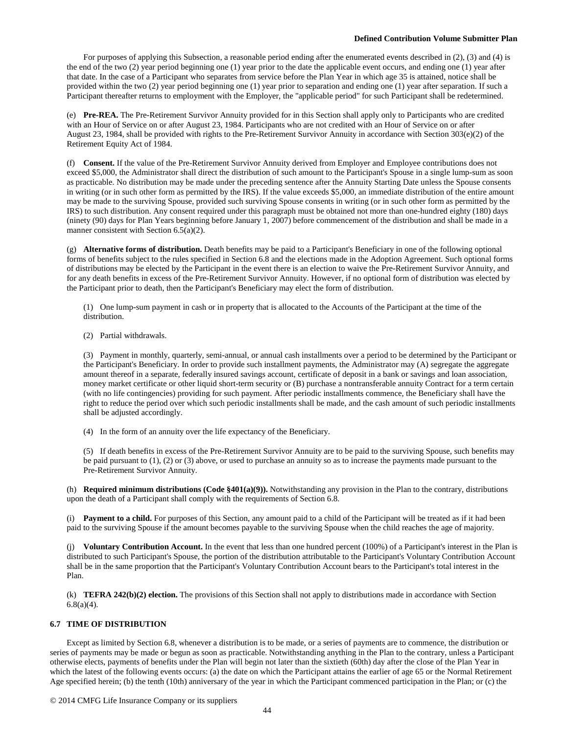For purposes of applying this Subsection, a reasonable period ending after the enumerated events described in (2), (3) and (4) is the end of the two (2) year period beginning one (1) year prior to the date the applicable event occurs, and ending one (1) year after that date. In the case of a Participant who separates from service before the Plan Year in which age 35 is attained, notice shall be provided within the two (2) year period beginning one (1) year prior to separation and ending one (1) year after separation. If such a Participant thereafter returns to employment with the Employer, the "applicable period" for such Participant shall be redetermined.

(e) **Pre-REA.** The Pre-Retirement Survivor Annuity provided for in this Section shall apply only to Participants who are credited with an Hour of Service on or after August 23, 1984. Participants who are not credited with an Hour of Service on or after August 23, 1984, shall be provided with rights to the Pre-Retirement Survivor Annuity in accordance with Section 303(e)(2) of the Retirement Equity Act of 1984.

(f) **Consent.** If the value of the Pre-Retirement Survivor Annuity derived from Employer and Employee contributions does not exceed $5,000, the Administrator shall direct the distribution of such amount to the Participant's Spouse in a single lump-sum as soon as practicable. No distribution may be made under the preceding sentence after the Annuity Starting Date unless the Spouse consents in writing (or in such other form as permitted by the IRS). If the value exceeds $5,000, an immediate distribution of the entire amount may be made to the surviving Spouse, provided such surviving Spouse consents in writing (or in such other form as permitted by the IRS) to such distribution. Any consent required under this paragraph must be obtained not more than one-hundred eighty (180) days (ninety (90) days for Plan Years beginning before January 1, 2007) before commencement of the distribution and shall be made in a manner consistent with Section 6.5(a)(2).

(g) **Alternative forms of distribution.** Death benefits may be paid to a Participant's Beneficiary in one of the following optional forms of benefits subject to the rules specified in Section 6.8 and the elections made in the Adoption Agreement. Such optional forms of distributions may be elected by the Participant in the event there is an election to waive the Pre-Retirement Survivor Annuity, and for any death benefits in excess of the Pre-Retirement Survivor Annuity. However, if no optional form of distribution was elected by the Participant prior to death, then the Participant's Beneficiary may elect the form of distribution.

(1) One lump-sum payment in cash or in property that is allocated to the Accounts of the Participant at the time of the distribution.

(2) Partial withdrawals.

(3) Payment in monthly, quarterly, semi-annual, or annual cash installments over a period to be determined by the Participant or the Participant's Beneficiary. In order to provide such installment payments, the Administrator may (A) segregate the aggregate amount thereof in a separate, federally insured savings account, certificate of deposit in a bank or savings and loan association, money market certificate or other liquid short-term security or (B) purchase a nontransferable annuity Contract for a term certain (with no life contingencies) providing for such payment. After periodic installments commence, the Beneficiary shall have the right to reduce the period over which such periodic installments shall be made, and the cash amount of such periodic installments shall be adjusted accordingly.

(4) In the form of an annuity over the life expectancy of the Beneficiary.

(5) If death benefits in excess of the Pre-Retirement Survivor Annuity are to be paid to the surviving Spouse, such benefits may be paid pursuant to (1), (2) or (3) above, or used to purchase an annuity so as to increase the payments made pursuant to the Pre-Retirement Survivor Annuity.

(h) **Required minimum distributions (Code §401(a)(9)).** Notwithstanding any provision in the Plan to the contrary, distributions upon the death of a Participant shall comply with the requirements of Section 6.8.

(i) **Payment to a child.** For purposes of this Section, any amount paid to a child of the Participant will be treated as if it had been paid to the surviving Spouse if the amount becomes payable to the surviving Spouse when the child reaches the age of majority.

(j) **Voluntary Contribution Account.** In the event that less than one hundred percent (100%) of a Participant's interest in the Plan is distributed to such Participant's Spouse, the portion of the distribution attributable to the Participant's Voluntary Contribution Account shall be in the same proportion that the Participant's Voluntary Contribution Account bears to the Participant's total interest in the Plan.

(k) **TEFRA 242(b)(2) election.** The provisions of this Section shall not apply to distributions made in accordance with Section 6.8(a)(4).

### 6.7 TIME OF DISTRIBUTION

Except as limited by Section 6.8, whenever a distribution is to be made, or a series of payments are to commence, the distribution or series of payments may be made or begun as soon as practicable. Notwithstanding anything in the Plan to the contrary, unless a Participant otherwise elects, payments of benefits under the Plan will begin not later than the sixtieth (60th) day after the close of the Plan Year in which the latest of the following events occurs: (a) the date on which the Participant attains the earlier of age 65 or the Normal Retirement Age specified herein; (b) the tenth (10th) anniversary of the year in which the Participant commenced participation in the Plan; or (c) the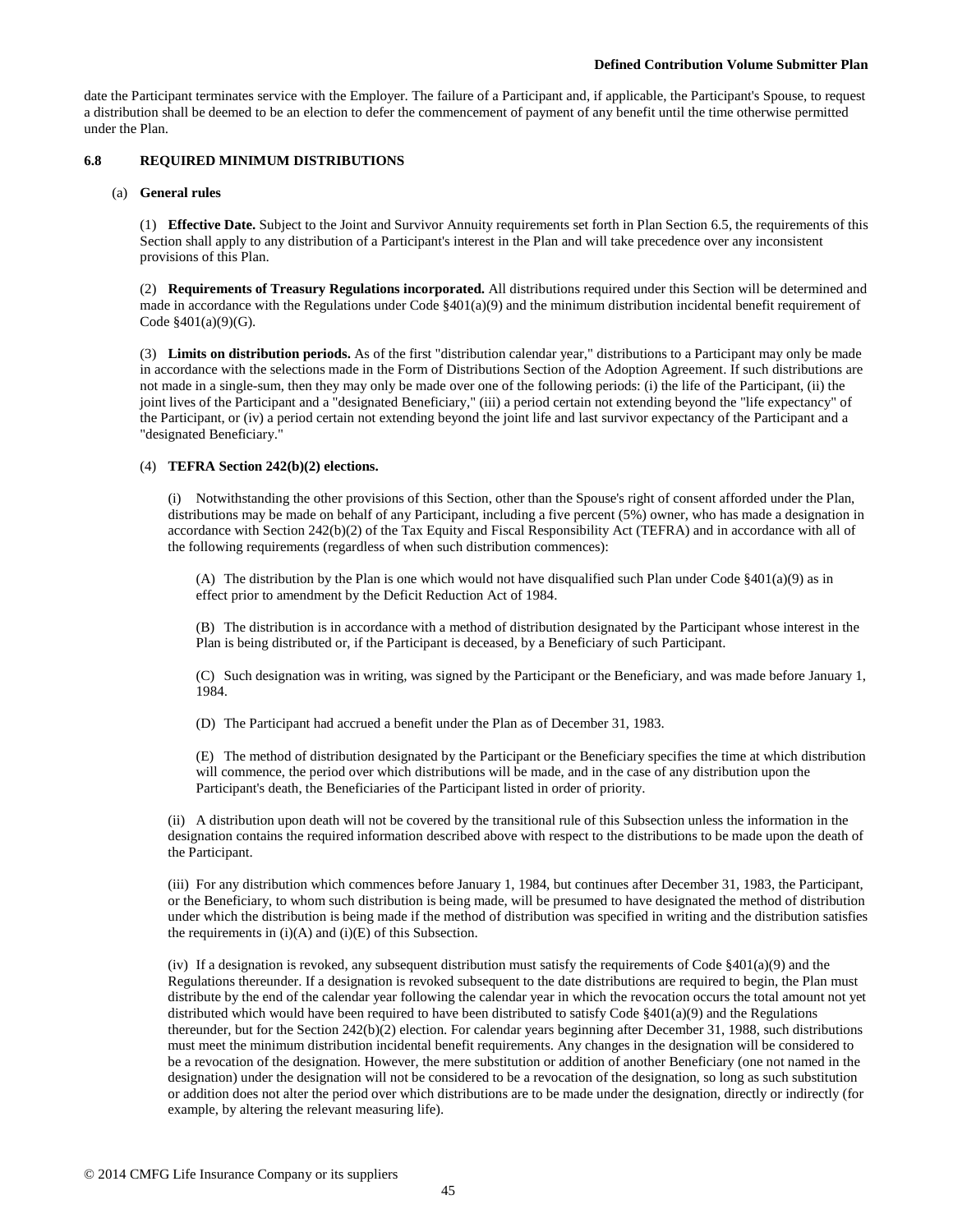date the Participant terminates service with the Employer. The failure of a Participant and, if applicable, the Participant's Spouse, to request a distribution shall be deemed to be an election to defer the commencement of payment of any benefit until the time otherwise permitted under the Plan.

### 6.8 REQUIRED MINIMUM DISTRIBUTIONS

(a) **General rules**

(1) **Effective Date.** Subject to the Joint and Survivor Annuity requirements set forth in Plan Section 6.5, the requirements of this Section shall apply to any distribution of a Participant's interest in the Plan and will take precedence over any inconsistent provisions of this Plan.

(2) **Requirements of Treasury Regulations incorporated.** All distributions required under this Section will be determined and made in accordance with the Regulations under Code §401(a)(9) and the minimum distribution incidental benefit requirement of Code §401(a)(9)(G).

(3) **Limits on distribution periods.** As of the first "distribution calendar year," distributions to a Participant may only be made in accordance with the selections made in the Form of Distributions Section of the Adoption Agreement. If such distributions are not made in a single-sum, then they may only be made over one of the following periods: (i) the life of the Participant, (ii) the joint lives of the Participant and a "designated Beneficiary," (iii) a period certain not extending beyond the "life expectancy" of the Participant, or (iv) a period certain not extending beyond the joint life and last survivor expectancy of the Participant and a "designated Beneficiary."

(4) **TEFRA Section 242(b)(2) elections.**

(i) Notwithstanding the other provisions of this Section, other than the Spouse's right of consent afforded under the Plan, distributions may be made on behalf of any Participant, including a five percent (5%) owner, who has made a designation in accordance with Section 242(b)(2) of the Tax Equity and Fiscal Responsibility Act (TEFRA) and in accordance with all of the following requirements (regardless of when such distribution commences):

(A) The distribution by the Plan is one which would not have disqualified such Plan under Code §401(a)(9) as in effect prior to amendment by the Deficit Reduction Act of 1984.

(B) The distribution is in accordance with a method of distribution designated by the Participant whose interest in the Plan is being distributed or, if the Participant is deceased, by a Beneficiary of such Participant.

(C) Such designation was in writing, was signed by the Participant or the Beneficiary, and was made before January 1, 1984.

(D) The Participant had accrued a benefit under the Plan as of December 31, 1983.

(E) The method of distribution designated by the Participant or the Beneficiary specifies the time at which distribution will commence, the period over which distributions will be made, and in the case of any distribution upon the Participant's death, the Beneficiaries of the Participant listed in order of priority.

(ii) A distribution upon death will not be covered by the transitional rule of this Subsection unless the information in the designation contains the required information described above with respect to the distributions to be made upon the death of the Participant.

(iii) For any distribution which commences before January 1, 1984, but continues after December 31, 1983, the Participant, or the Beneficiary, to whom such distribution is being made, will be presumed to have designated the method of distribution under which the distribution is being made if the method of distribution was specified in writing and the distribution satisfies the requirements in (i)(A) and (i)(E) of this Subsection.

(iv) If a designation is revoked, any subsequent distribution must satisfy the requirements of Code §401(a)(9) and the Regulations thereunder. If a designation is revoked subsequent to the date distributions are required to begin, the Plan must distribute by the end of the calendar year following the calendar year in which the revocation occurs the total amount not yet distributed which would have been required to have been distributed to satisfy Code §401(a)(9) and the Regulations thereunder, but for the Section 242(b)(2) election. For calendar years beginning after December 31, 1988, such distributions must meet the minimum distribution incidental benefit requirements. Any changes in the designation will be considered to be a revocation of the designation. However, the mere substitution or addition of another Beneficiary (one not named in the designation) under the designation will not be considered to be a revocation of the designation, so long as such substitution or addition does not alter the period over which distributions are to be made under the designation, directly or indirectly (for example, by altering the relevant measuring life).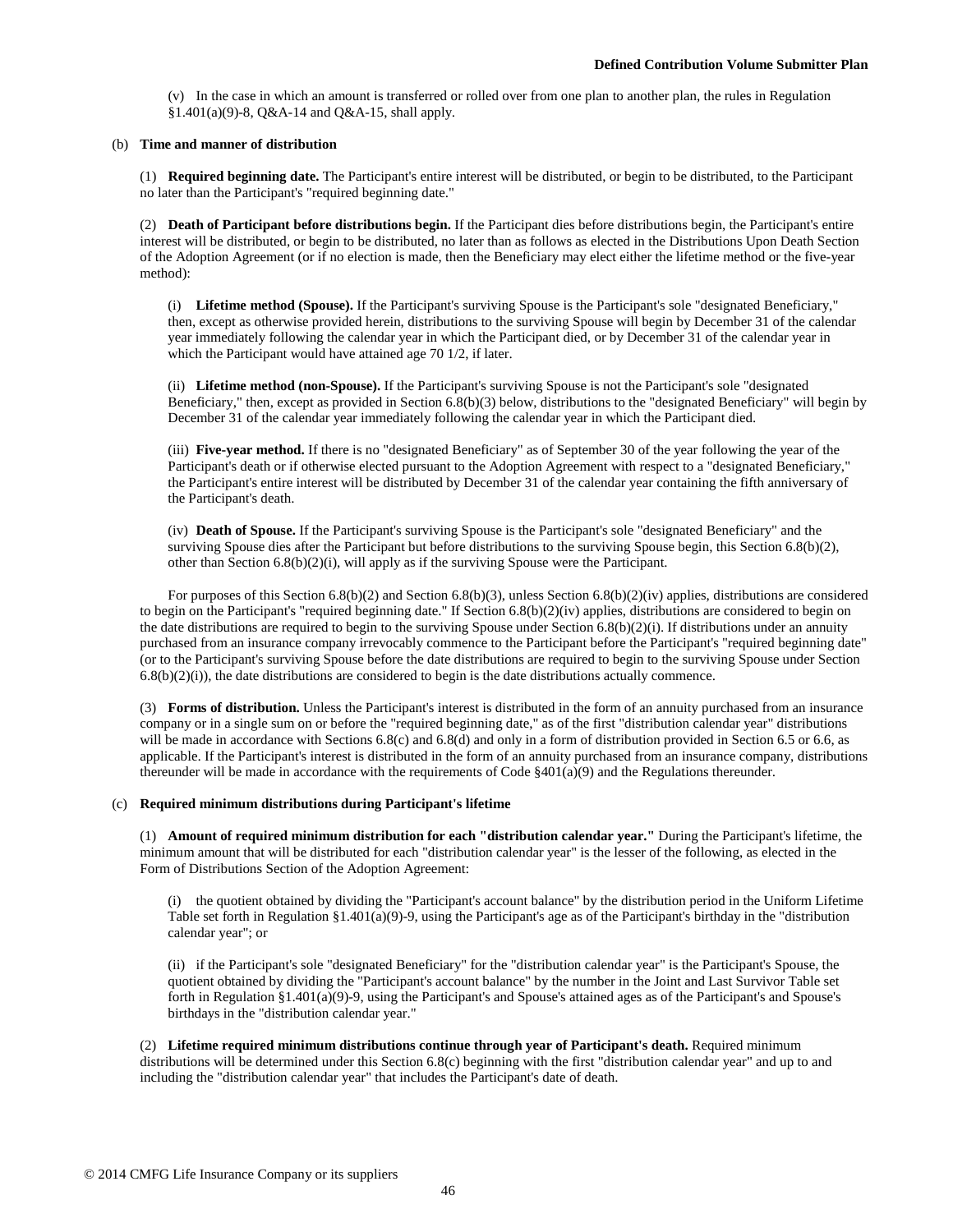(v) In the case in which an amount is transferred or rolled over from one plan to another plan, the rules in Regulation §1.401(a)(9)-8, Q&A-14 and Q&A-15, shall apply.

(b) **Time and manner of distribution**

(1) **Required beginning date.** The Participant's entire interest will be distributed, or begin to be distributed, to the Participant no later than the Participant's "required beginning date."

(2) **Death of Participant before distributions begin.** If the Participant dies before distributions begin, the Participant's entire interest will be distributed, or begin to be distributed, no later than as follows as elected in the Distributions Upon Death Section of the Adoption Agreement (or if no election is made, then the Beneficiary may elect either the lifetime method or the five-year method):

(i) **Lifetime method (Spouse).** If the Participant's surviving Spouse is the Participant's sole "designated Beneficiary," then, except as otherwise provided herein, distributions to the surviving Spouse will begin by December 31 of the calendar year immediately following the calendar year in which the Participant died, or by December 31 of the calendar year in which the Participant would have attained age 70 1/2, if later.

(ii) **Lifetime method (non-Spouse).** If the Participant's surviving Spouse is not the Participant's sole "designated Beneficiary," then, except as provided in Section 6.8(b)(3) below, distributions to the "designated Beneficiary" will begin by December 31 of the calendar year immediately following the calendar year in which the Participant died.

(iii) **Five-year method.** If there is no "designated Beneficiary" as of September 30 of the year following the year of the Participant's death or if otherwise elected pursuant to the Adoption Agreement with respect to a "designated Beneficiary," the Participant's entire interest will be distributed by December 31 of the calendar year containing the fifth anniversary of the Participant's death.

(iv) **Death of Spouse.** If the Participant's surviving Spouse is the Participant's sole "designated Beneficiary" and the surviving Spouse dies after the Participant but before distributions to the surviving Spouse begin, this Section 6.8(b)(2), other than Section 6.8(b)(2)(i), will apply as if the surviving Spouse were the Participant.

For purposes of this Section 6.8(b)(2) and Section 6.8(b)(3), unless Section 6.8(b)(2)(iv) applies, distributions are considered to begin on the Participant's "required beginning date." If Section 6.8(b)(2)(iv) applies, distributions are considered to begin on the date distributions are required to begin to the surviving Spouse under Section 6.8(b)(2)(i). If distributions under an annuity purchased from an insurance company irrevocably commence to the Participant before the Participant's "required beginning date" (or to the Participant's surviving Spouse before the date distributions are required to begin to the surviving Spouse under Section 6.8(b)(2)(i)), the date distributions are considered to begin is the date distributions actually commence.

(3) **Forms of distribution.** Unless the Participant's interest is distributed in the form of an annuity purchased from an insurance company or in a single sum on or before the "required beginning date," as of the first "distribution calendar year" distributions will be made in accordance with Sections 6.8(c) and 6.8(d) and only in a form of distribution provided in Section 6.5 or 6.6, as applicable. If the Participant's interest is distributed in the form of an annuity purchased from an insurance company, distributions thereunder will be made in accordance with the requirements of Code §401(a)(9) and the Regulations thereunder.

(c) **Required minimum distributions during Participant's lifetime**

(1) **Amount of required minimum distribution for each "distribution calendar year."** During the Participant's lifetime, the minimum amount that will be distributed for each "distribution calendar year" is the lesser of the following, as elected in the Form of Distributions Section of the Adoption Agreement:

(i) the quotient obtained by dividing the "Participant's account balance" by the distribution period in the Uniform Lifetime Table set forth in Regulation §1.401(a)(9)-9, using the Participant's age as of the Participant's birthday in the "distribution calendar year"; or

(ii) if the Participant's sole "designated Beneficiary" for the "distribution calendar year" is the Participant's Spouse, the quotient obtained by dividing the "Participant's account balance" by the number in the Joint and Last Survivor Table set forth in Regulation §1.401(a)(9)-9, using the Participant's and Spouse's attained ages as of the Participant's and Spouse's birthdays in the "distribution calendar year."

(2) **Lifetime required minimum distributions continue through year of Participant's death.** Required minimum distributions will be determined under this Section 6.8(c) beginning with the first "distribution calendar year" and up to and including the "distribution calendar year" that includes the Participant's date of death.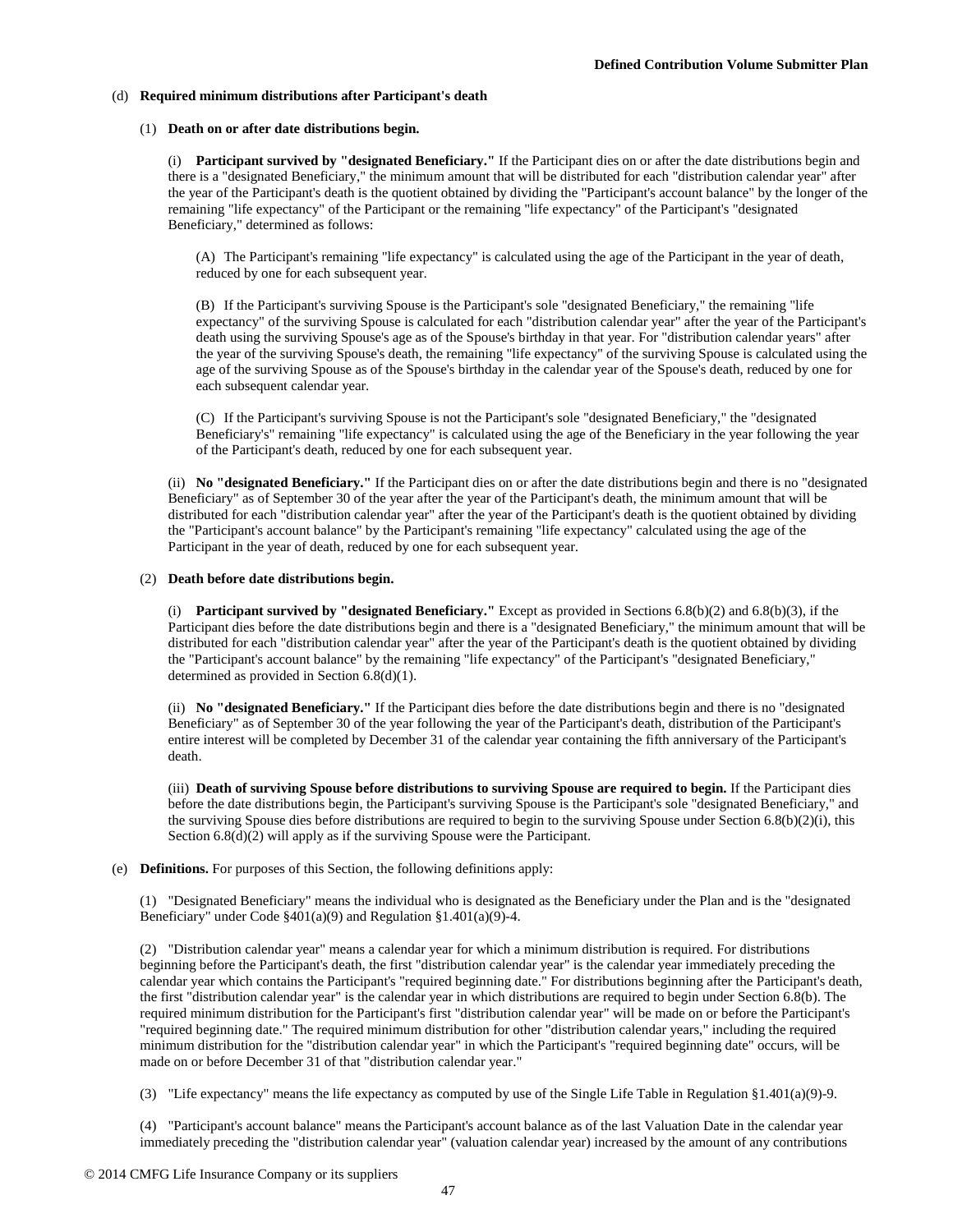(d) **Required minimum distributions after Participant's death**

(1) **Death on or after date distributions begin.**

(i) **Participant survived by "designated Beneficiary."** If the Participant dies on or after the date distributions begin and there is a "designated Beneficiary," the minimum amount that will be distributed for each "distribution calendar year" after the year of the Participant's death is the quotient obtained by dividing the "Participant's account balance" by the longer of the remaining "life expectancy" of the Participant or the remaining "life expectancy" of the Participant's "designated Beneficiary," determined as follows:

(A) The Participant's remaining "life expectancy" is calculated using the age of the Participant in the year of death, reduced by one for each subsequent year.

(B) If the Participant's surviving Spouse is the Participant's sole "designated Beneficiary," the remaining "life expectancy" of the surviving Spouse is calculated for each "distribution calendar year" after the year of the Participant's death using the surviving Spouse's age as of the Spouse's birthday in that year. For "distribution calendar years" after the year of the surviving Spouse's death, the remaining "life expectancy" of the surviving Spouse is calculated using the age of the surviving Spouse as of the Spouse's birthday in the calendar year of the Spouse's death, reduced by one for each subsequent calendar year.

(C) If the Participant's surviving Spouse is not the Participant's sole "designated Beneficiary," the "designated Beneficiary's" remaining "life expectancy" is calculated using the age of the Beneficiary in the year following the year of the Participant's death, reduced by one for each subsequent year.

(ii) **No "designated Beneficiary."** If the Participant dies on or after the date distributions begin and there is no "designated Beneficiary" as of September 30 of the year after the year of the Participant's death, the minimum amount that will be distributed for each "distribution calendar year" after the year of the Participant's death is the quotient obtained by dividing the "Participant's account balance" by the Participant's remaining "life expectancy" calculated using the age of the Participant in the year of death, reduced by one for each subsequent year.

(2) **Death before date distributions begin.**

(i) **Participant survived by "designated Beneficiary."** Except as provided in Sections 6.8(b)(2) and 6.8(b)(3), if the Participant dies before the date distributions begin and there is a "designated Beneficiary," the minimum amount that will be distributed for each "distribution calendar year" after the year of the Participant's death is the quotient obtained by dividing the "Participant's account balance" by the remaining "life expectancy" of the Participant's "designated Beneficiary," determined as provided in Section 6.8(d)(1).

(ii) **No "designated Beneficiary."** If the Participant dies before the date distributions begin and there is no "designated Beneficiary" as of September 30 of the year following the year of the Participant's death, distribution of the Participant's entire interest will be completed by December 31 of the calendar year containing the fifth anniversary of the Participant's death.

(iii) **Death of surviving Spouse before distributions to surviving Spouse are required to begin.** If the Participant dies before the date distributions begin, the Participant's surviving Spouse is the Participant's sole "designated Beneficiary," and the surviving Spouse dies before distributions are required to begin to the surviving Spouse under Section 6.8(b)(2)(i), this Section 6.8(d)(2) will apply as if the surviving Spouse were the Participant.

(e) **Definitions.** For purposes of this Section, the following definitions apply:

(1) "Designated Beneficiary" means the individual who is designated as the Beneficiary under the Plan and is the "designated Beneficiary" under Code §401(a)(9) and Regulation §1.401(a)(9)-4.

(2) "Distribution calendar year" means a calendar year for which a minimum distribution is required. For distributions beginning before the Participant's death, the first "distribution calendar year" is the calendar year immediately preceding the calendar year which contains the Participant's "required beginning date." For distributions beginning after the Participant's death, the first "distribution calendar year" is the calendar year in which distributions are required to begin under Section 6.8(b). The required minimum distribution for the Participant's first "distribution calendar year" will be made on or before the Participant's "required beginning date." The required minimum distribution for other "distribution calendar years," including the required minimum distribution for the "distribution calendar year" in which the Participant's "required beginning date" occurs, will be made on or before December 31 of that "distribution calendar year."

(3) "Life expectancy" means the life expectancy as computed by use of the Single Life Table in Regulation §1.401(a)(9)-9.

(4) "Participant's account balance" means the Participant's account balance as of the last Valuation Date in the calendar year immediately preceding the "distribution calendar year" (valuation calendar year) increased by the amount of any contributions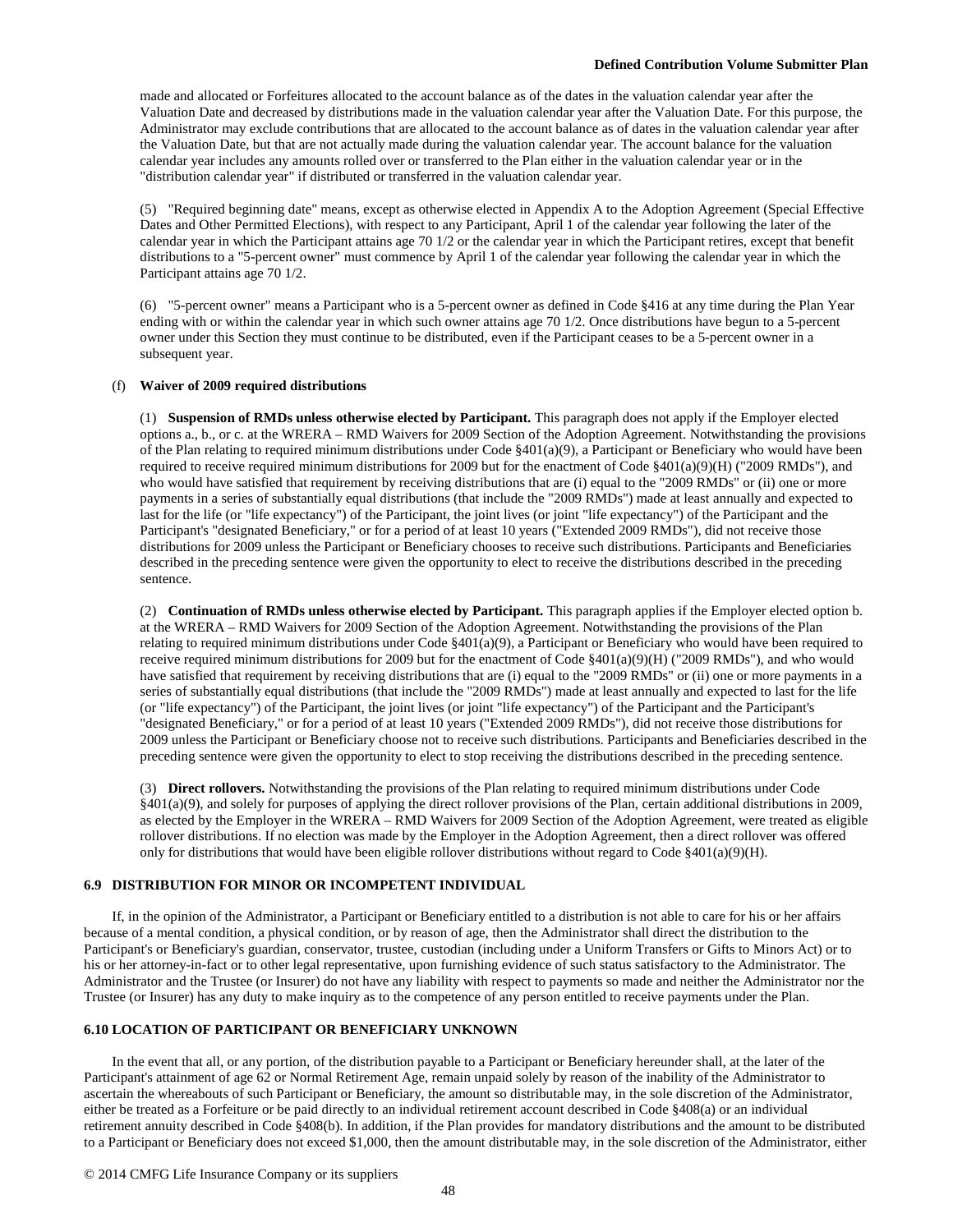made and allocated or Forfeitures allocated to the account balance as of the dates in the valuation calendar year after the Valuation Date and decreased by distributions made in the valuation calendar year after the Valuation Date. For this purpose, the Administrator may exclude contributions that are allocated to the account balance as of dates in the valuation calendar year after the Valuation Date, but that are not actually made during the valuation calendar year. The account balance for the valuation calendar year includes any amounts rolled over or transferred to the Plan either in the valuation calendar year or in the "distribution calendar year" if distributed or transferred in the valuation calendar year.

(5) "Required beginning date" means, except as otherwise elected in Appendix A to the Adoption Agreement (Special Effective Dates and Other Permitted Elections), with respect to any Participant, April 1 of the calendar year following the later of the calendar year in which the Participant attains age 70 1/2 or the calendar year in which the Participant retires, except that benefit distributions to a "5-percent owner" must commence by April 1 of the calendar year following the calendar year in which the Participant attains age 70 1/2.

(6) "5-percent owner" means a Participant who is a 5-percent owner as defined in Code §416 at any time during the Plan Year ending with or within the calendar year in which such owner attains age 70 1/2. Once distributions have begun to a 5-percent owner under this Section they must continue to be distributed, even if the Participant ceases to be a 5-percent owner in a subsequent year.

(f) **Waiver of 2009 required distributions**

(1) **Suspension of RMDs unless otherwise elected by Participant.** This paragraph does not apply if the Employer elected options a., b., or c. at the WRERA – RMD Waivers for 2009 Section of the Adoption Agreement. Notwithstanding the provisions of the Plan relating to required minimum distributions under Code §401(a)(9), a Participant or Beneficiary who would have been required to receive required minimum distributions for 2009 but for the enactment of Code §401(a)(9)(H) ("2009 RMDs"), and who would have satisfied that requirement by receiving distributions that are (i) equal to the "2009 RMDs" or (ii) one or more payments in a series of substantially equal distributions (that include the "2009 RMDs") made at least annually and expected to last for the life (or "life expectancy") of the Participant, the joint lives (or joint "life expectancy") of the Participant and the Participant's "designated Beneficiary," or for a period of at least 10 years ("Extended 2009 RMDs"), did not receive those distributions for 2009 unless the Participant or Beneficiary chooses to receive such distributions. Participants and Beneficiaries described in the preceding sentence were given the opportunity to elect to receive the distributions described in the preceding sentence.

(2) **Continuation of RMDs unless otherwise elected by Participant.** This paragraph applies if the Employer elected option b. at the WRERA – RMD Waivers for 2009 Section of the Adoption Agreement. Notwithstanding the provisions of the Plan relating to required minimum distributions under Code §401(a)(9), a Participant or Beneficiary who would have been required to receive required minimum distributions for 2009 but for the enactment of Code §401(a)(9)(H) ("2009 RMDs"), and who would have satisfied that requirement by receiving distributions that are (i) equal to the "2009 RMDs" or (ii) one or more payments in a series of substantially equal distributions (that include the "2009 RMDs") made at least annually and expected to last for the life (or "life expectancy") of the Participant, the joint lives (or joint "life expectancy") of the Participant and the Participant's "designated Beneficiary," or for a period of at least 10 years ("Extended 2009 RMDs"), did not receive those distributions for 2009 unless the Participant or Beneficiary choose not to receive such distributions. Participants and Beneficiaries described in the preceding sentence were given the opportunity to elect to stop receiving the distributions described in the preceding sentence.

(3) **Direct rollovers.** Notwithstanding the provisions of the Plan relating to required minimum distributions under Code §401(a)(9), and solely for purposes of applying the direct rollover provisions of the Plan, certain additional distributions in 2009, as elected by the Employer in the WRERA – RMD Waivers for 2009 Section of the Adoption Agreement, were treated as eligible rollover distributions. If no election was made by the Employer in the Adoption Agreement, then a direct rollover was offered only for distributions that would have been eligible rollover distributions without regard to Code §401(a)(9)(H).

### 6.9 DISTRIBUTION FOR MINOR OR INCOMPETENT INDIVIDUAL

If, in the opinion of the Administrator, a Participant or Beneficiary entitled to a distribution is not able to care for his or her affairs because of a mental condition, a physical condition, or by reason of age, then the Administrator shall direct the distribution to the Participant's or Beneficiary's guardian, conservator, trustee, custodian (including under a Uniform Transfers or Gifts to Minors Act) or to his or her attorney-in-fact or to other legal representative, upon furnishing evidence of such status satisfactory to the Administrator. The Administrator and the Trustee (or Insurer) do not have any liability with respect to payments so made and neither the Administrator nor the Trustee (or Insurer) has any duty to make inquiry as to the competence of any person entitled to receive payments under the Plan.

### 6.10 LOCATION OF PARTICIPANT OR BENEFICIARY UNKNOWN

In the event that all, or any portion, of the distribution payable to a Participant or Beneficiary hereunder shall, at the later of the Participant's attainment of age 62 or Normal Retirement Age, remain unpaid solely by reason of the inability of the Administrator to ascertain the whereabouts of such Participant or Beneficiary, the amount so distributable may, in the sole discretion of the Administrator, either be treated as a Forfeiture or be paid directly to an individual retirement account described in Code §408(a) or an individual retirement annuity described in Code §408(b). In addition, if the Plan provides for mandatory distributions and the amount to be distributed to a Participant or Beneficiary does not exceed $1,000, then the amount distributable may, in the sole discretion of the Administrator, either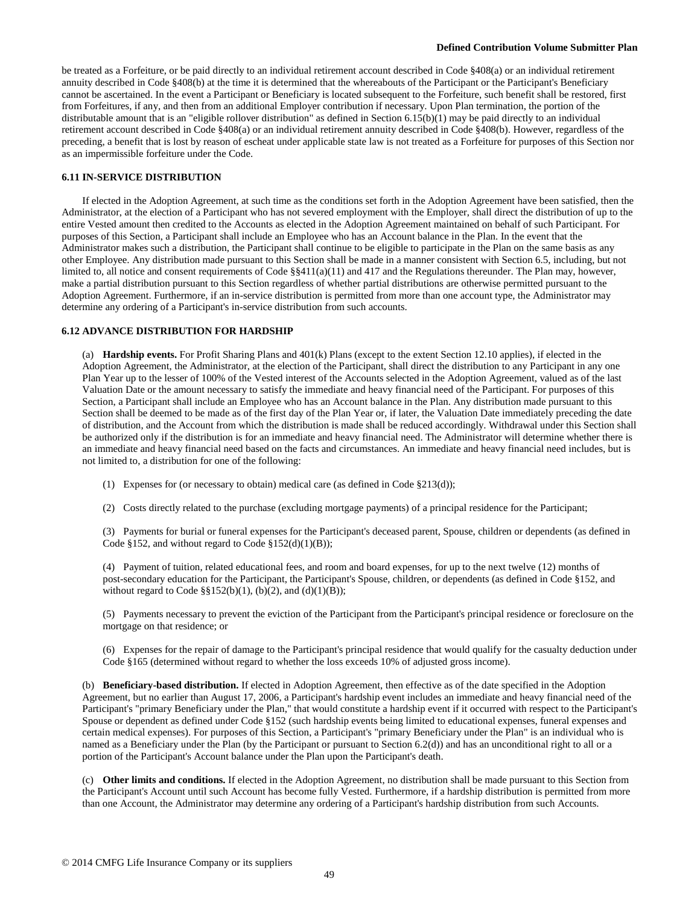be treated as a Forfeiture, or be paid directly to an individual retirement account described in Code §408(a) or an individual retirement annuity described in Code §408(b) at the time it is determined that the whereabouts of the Participant or the Participant's Beneficiary cannot be ascertained. In the event a Participant or Beneficiary is located subsequent to the Forfeiture, such benefit shall be restored, first from Forfeitures, if any, and then from an additional Employer contribution if necessary. Upon Plan termination, the portion of the distributable amount that is an "eligible rollover distribution" as defined in Section 6.15(b)(1) may be paid directly to an individual retirement account described in Code §408(a) or an individual retirement annuity described in Code §408(b). However, regardless of the preceding, a benefit that is lost by reason of escheat under applicable state law is not treated as a Forfeiture for purposes of this Section nor as an impermissible forfeiture under the Code.

### 6.11 IN-SERVICE DISTRIBUTION

If elected in the Adoption Agreement, at such time as the conditions set forth in the Adoption Agreement have been satisfied, then the Administrator, at the election of a Participant who has not severed employment with the Employer, shall direct the distribution of up to the entire Vested amount then credited to the Accounts as elected in the Adoption Agreement maintained on behalf of such Participant. For purposes of this Section, a Participant shall include an Employee who has an Account balance in the Plan. In the event that the Administrator makes such a distribution, the Participant shall continue to be eligible to participate in the Plan on the same basis as any other Employee. Any distribution made pursuant to this Section shall be made in a manner consistent with Section 6.5, including, but not limited to, all notice and consent requirements of Code §§411(a)(11) and 417 and the Regulations thereunder. The Plan may, however, make a partial distribution pursuant to this Section regardless of whether partial distributions are otherwise permitted pursuant to the Adoption Agreement. Furthermore, if an in-service distribution is permitted from more than one account type, the Administrator may determine any ordering of a Participant's in-service distribution from such accounts.

### 6.12 ADVANCE DISTRIBUTION FOR HARDSHIP

(a) **Hardship events.** For Profit Sharing Plans and 401(k) Plans (except to the extent Section 12.10 applies), if elected in the Adoption Agreement, the Administrator, at the election of the Participant, shall direct the distribution to any Participant in any one Plan Year up to the lesser of 100% of the Vested interest of the Accounts selected in the Adoption Agreement, valued as of the last Valuation Date or the amount necessary to satisfy the immediate and heavy financial need of the Participant. For purposes of this Section, a Participant shall include an Employee who has an Account balance in the Plan. Any distribution made pursuant to this Section shall be deemed to be made as of the first day of the Plan Year or, if later, the Valuation Date immediately preceding the date of distribution, and the Account from which the distribution is made shall be reduced accordingly. Withdrawal under this Section shall be authorized only if the distribution is for an immediate and heavy financial need. The Administrator will determine whether there is an immediate and heavy financial need based on the facts and circumstances. An immediate and heavy financial need includes, but is not limited to, a distribution for one of the following:

(1) Expenses for (or necessary to obtain) medical care (as defined in Code §213(d));

(2) Costs directly related to the purchase (excluding mortgage payments) of a principal residence for the Participant;

(3) Payments for burial or funeral expenses for the Participant's deceased parent, Spouse, children or dependents (as defined in Code §152, and without regard to Code §152(d)(1)(B));

(4) Payment of tuition, related educational fees, and room and board expenses, for up to the next twelve (12) months of post-secondary education for the Participant, the Participant's Spouse, children, or dependents (as defined in Code §152, and without regard to Code §§152(b)(1), (b)(2), and (d)(1)(B));

(5) Payments necessary to prevent the eviction of the Participant from the Participant's principal residence or foreclosure on the mortgage on that residence; or

(6) Expenses for the repair of damage to the Participant's principal residence that would qualify for the casualty deduction under Code §165 (determined without regard to whether the loss exceeds 10% of adjusted gross income).

(b) **Beneficiary-based distribution.** If elected in Adoption Agreement, then effective as of the date specified in the Adoption Agreement, but no earlier than August 17, 2006, a Participant's hardship event includes an immediate and heavy financial need of the Participant's "primary Beneficiary under the Plan," that would constitute a hardship event if it occurred with respect to the Participant's Spouse or dependent as defined under Code §152 (such hardship events being limited to educational expenses, funeral expenses and certain medical expenses). For purposes of this Section, a Participant's "primary Beneficiary under the Plan" is an individual who is named as a Beneficiary under the Plan (by the Participant or pursuant to Section 6.2(d)) and has an unconditional right to all or a portion of the Participant's Account balance under the Plan upon the Participant's death.

(c) **Other limits and conditions.** If elected in the Adoption Agreement, no distribution shall be made pursuant to this Section from the Participant's Account until such Account has become fully Vested. Furthermore, if a hardship distribution is permitted from more than one Account, the Administrator may determine any ordering of a Participant's hardship distribution from such Accounts.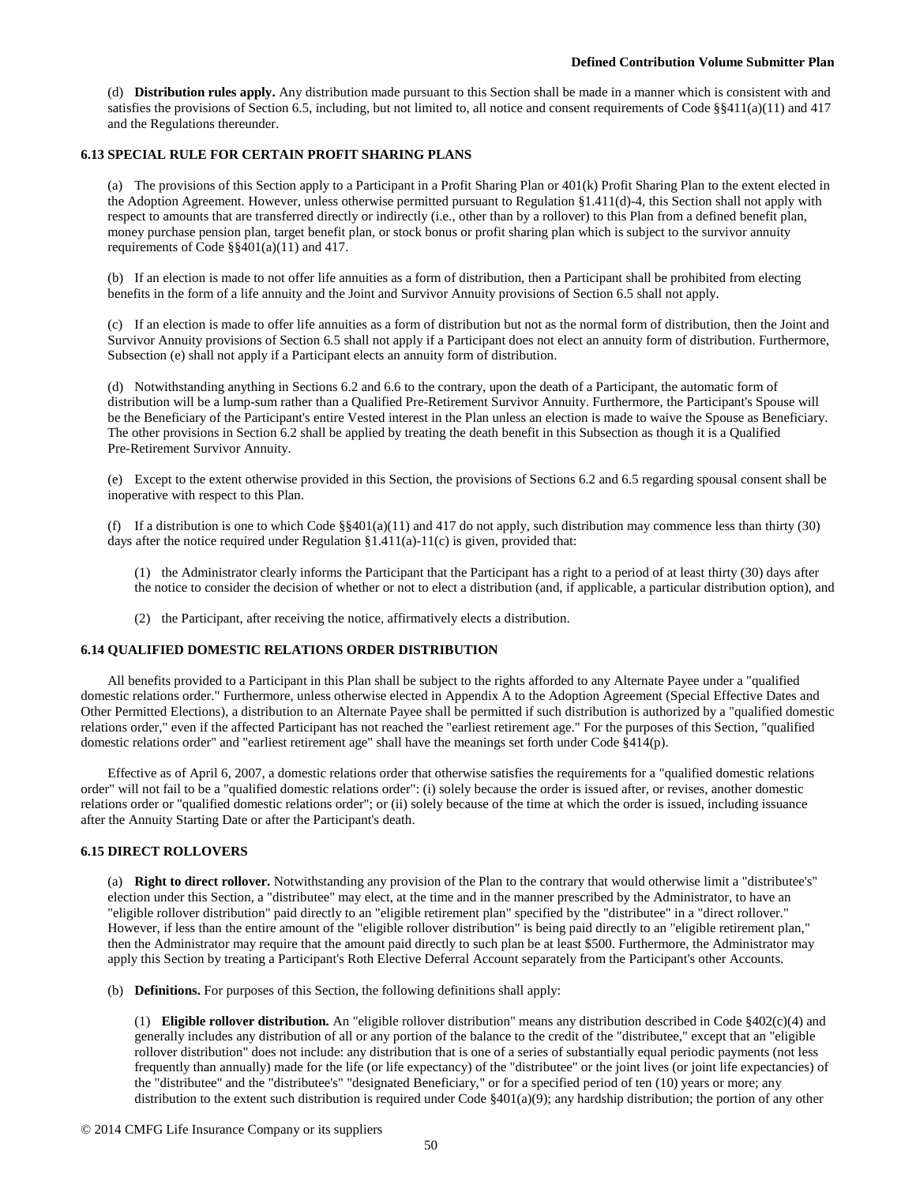(d) **Distribution rules apply.** Any distribution made pursuant to this Section shall be made in a manner which is consistent with and satisfies the provisions of Section 6.5, including, but not limited to, all notice and consent requirements of Code §§411(a)(11) and 417 and the Regulations thereunder.

### 6.13 SPECIAL RULE FOR CERTAIN PROFIT SHARING PLANS

(a) The provisions of this Section apply to a Participant in a Profit Sharing Plan or 401(k) Profit Sharing Plan to the extent elected in the Adoption Agreement. However, unless otherwise permitted pursuant to Regulation §1.411(d)-4, this Section shall not apply with respect to amounts that are transferred directly or indirectly (i.e., other than by a rollover) to this Plan from a defined benefit plan, money purchase pension plan, target benefit plan, or stock bonus or profit sharing plan which is subject to the survivor annuity requirements of Code §§401(a)(11) and 417.

(b) If an election is made to not offer life annuities as a form of distribution, then a Participant shall be prohibited from electing benefits in the form of a life annuity and the Joint and Survivor Annuity provisions of Section 6.5 shall not apply.

(c) If an election is made to offer life annuities as a form of distribution but not as the normal form of distribution, then the Joint and Survivor Annuity provisions of Section 6.5 shall not apply if a Participant does not elect an annuity form of distribution. Furthermore, Subsection (e) shall not apply if a Participant elects an annuity form of distribution.

(d) Notwithstanding anything in Sections 6.2 and 6.6 to the contrary, upon the death of a Participant, the automatic form of distribution will be a lump-sum rather than a Qualified Pre-Retirement Survivor Annuity. Furthermore, the Participant's Spouse will be the Beneficiary of the Participant's entire Vested interest in the Plan unless an election is made to waive the Spouse as Beneficiary. The other provisions in Section 6.2 shall be applied by treating the death benefit in this Subsection as though it is a Qualified Pre-Retirement Survivor Annuity.

(e) Except to the extent otherwise provided in this Section, the provisions of Sections 6.2 and 6.5 regarding spousal consent shall be inoperative with respect to this Plan.

(f) If a distribution is one to which Code §§401(a)(11) and 417 do not apply, such distribution may commence less than thirty (30) days after the notice required under Regulation §1.411(a)-11(c) is given, provided that:

(1) the Administrator clearly informs the Participant that the Participant has a right to a period of at least thirty (30) days after the notice to consider the decision of whether or not to elect a distribution (and, if applicable, a particular distribution option), and

(2) the Participant, after receiving the notice, affirmatively elects a distribution.

### 6.14 QUALIFIED DOMESTIC RELATIONS ORDER DISTRIBUTION

All benefits provided to a Participant in this Plan shall be subject to the rights afforded to any Alternate Payee under a "qualified domestic relations order." Furthermore, unless otherwise elected in Appendix A to the Adoption Agreement (Special Effective Dates and Other Permitted Elections), a distribution to an Alternate Payee shall be permitted if such distribution is authorized by a "qualified domestic relations order," even if the affected Participant has not reached the "earliest retirement age." For the purposes of this Section, "qualified domestic relations order" and "earliest retirement age" shall have the meanings set forth under Code §414(p).

Effective as of April 6, 2007, a domestic relations order that otherwise satisfies the requirements for a "qualified domestic relations order" will not fail to be a "qualified domestic relations order": (i) solely because the order is issued after, or revises, another domestic relations order or "qualified domestic relations order"; or (ii) solely because of the time at which the order is issued, including issuance after the Annuity Starting Date or after the Participant's death.

### 6.15 DIRECT ROLLOVERS

(a) **Right to direct rollover.** Notwithstanding any provision of the Plan to the contrary that would otherwise limit a "distributee's" election under this Section, a "distributee" may elect, at the time and in the manner prescribed by the Administrator, to have an "eligible rollover distribution" paid directly to an "eligible retirement plan" specified by the "distributee" in a "direct rollover." However, if less than the entire amount of the "eligible rollover distribution" is being paid directly to an "eligible retirement plan," then the Administrator may require that the amount paid directly to such plan be at least $500. Furthermore, the Administrator may apply this Section by treating a Participant's Roth Elective Deferral Account separately from the Participant's other Accounts.

(b) **Definitions.** For purposes of this Section, the following definitions shall apply:

(1) **Eligible rollover distribution.** An "eligible rollover distribution" means any distribution described in Code §402(c)(4) and generally includes any distribution of all or any portion of the balance to the credit of the "distributee," except that an "eligible rollover distribution" does not include: any distribution that is one of a series of substantially equal periodic payments (not less frequently than annually) made for the life (or life expectancy) of the "distributee" or the joint lives (or joint life expectancies) of the "distributee" and the "distributee's" "designated Beneficiary," or for a specified period of ten (10) years or more; any distribution to the extent such distribution is required under Code §401(a)(9); any hardship distribution; the portion of any other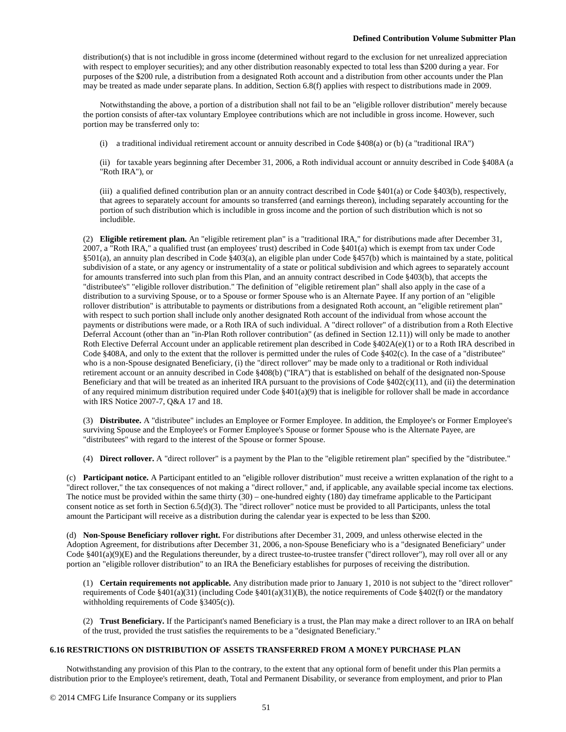distribution(s) that is not includible in gross income (determined without regard to the exclusion for net unrealized appreciation with respect to employer securities); and any other distribution reasonably expected to total less than $200 during a year. For purposes of the $200 rule, a distribution from a designated Roth account and a distribution from other accounts under the Plan may be treated as made under separate plans. In addition, Section 6.8(f) applies with respect to distributions made in 2009.

Notwithstanding the above, a portion of a distribution shall not fail to be an "eligible rollover distribution" merely because the portion consists of after-tax voluntary Employee contributions which are not includible in gross income. However, such portion may be transferred only to:

(i) a traditional individual retirement account or annuity described in Code §408(a) or (b) (a "traditional IRA")

(ii) for taxable years beginning after December 31, 2006, a Roth individual account or annuity described in Code §408A (a "Roth IRA"), or

(iii) a qualified defined contribution plan or an annuity contract described in Code §401(a) or Code §403(b), respectively, that agrees to separately account for amounts so transferred (and earnings thereon), including separately accounting for the portion of such distribution which is includible in gross income and the portion of such distribution which is not so includible.

(2) **Eligible retirement plan.** An "eligible retirement plan" is a "traditional IRA," for distributions made after December 31, 2007, a "Roth IRA," a qualified trust (an employees' trust) described in Code §401(a) which is exempt from tax under Code §501(a), an annuity plan described in Code §403(a), an eligible plan under Code §457(b) which is maintained by a state, political subdivision of a state, or any agency or instrumentality of a state or political subdivision and which agrees to separately account for amounts transferred into such plan from this Plan, and an annuity contract described in Code §403(b), that accepts the "distributee's" "eligible rollover distribution." The definition of "eligible retirement plan" shall also apply in the case of a distribution to a surviving Spouse, or to a Spouse or former Spouse who is an Alternate Payee. If any portion of an "eligible rollover distribution" is attributable to payments or distributions from a designated Roth account, an "eligible retirement plan" with respect to such portion shall include only another designated Roth account of the individual from whose account the payments or distributions were made, or a Roth IRA of such individual. A "direct rollover" of a distribution from a Roth Elective Deferral Account (other than an "in-Plan Roth rollover contribution" (as defined in Section 12.11)) will only be made to another Roth Elective Deferral Account under an applicable retirement plan described in Code §402A(e)(1) or to a Roth IRA described in Code §408A, and only to the extent that the rollover is permitted under the rules of Code §402(c). In the case of a "distributee" who is a non-Spouse designated Beneficiary, (i) the "direct rollover" may be made only to a traditional or Roth individual retirement account or an annuity described in Code §408(b) ("IRA") that is established on behalf of the designated non-Spouse Beneficiary and that will be treated as an inherited IRA pursuant to the provisions of Code §402(c)(11), and (ii) the determination of any required minimum distribution required under Code §401(a)(9) that is ineligible for rollover shall be made in accordance with IRS Notice 2007-7, Q&A 17 and 18.

(3) **Distributee.** A "distributee" includes an Employee or Former Employee. In addition, the Employee's or Former Employee's surviving Spouse and the Employee's or Former Employee's Spouse or former Spouse who is the Alternate Payee, are "distributees" with regard to the interest of the Spouse or former Spouse.

(4) **Direct rollover.** A "direct rollover" is a payment by the Plan to the "eligible retirement plan" specified by the "distributee."

(c) **Participant notice.** A Participant entitled to an "eligible rollover distribution" must receive a written explanation of the right to a "direct rollover," the tax consequences of not making a "direct rollover," and, if applicable, any available special income tax elections. The notice must be provided within the same thirty (30) – one-hundred eighty (180) day timeframe applicable to the Participant consent notice as set forth in Section 6.5(d)(3). The "direct rollover" notice must be provided to all Participants, unless the total amount the Participant will receive as a distribution during the calendar year is expected to be less than $200.

(d) **Non-Spouse Beneficiary rollover right.** For distributions after December 31, 2009, and unless otherwise elected in the Adoption Agreement, for distributions after December 31, 2006, a non-Spouse Beneficiary who is a "designated Beneficiary" under Code §401(a)(9)(E) and the Regulations thereunder, by a direct trustee-to-trustee transfer ("direct rollover"), may roll over all or any portion an "eligible rollover distribution" to an IRA the Beneficiary establishes for purposes of receiving the distribution.

(1) **Certain requirements not applicable.** Any distribution made prior to January 1, 2010 is not subject to the "direct rollover" requirements of Code §401(a)(31) (including Code §401(a)(31)(B), the notice requirements of Code §402(f) or the mandatory withholding requirements of Code §3405(c)).

(2) **Trust Beneficiary.** If the Participant's named Beneficiary is a trust, the Plan may make a direct rollover to an IRA on behalf of the trust, provided the trust satisfies the requirements to be a "designated Beneficiary."

### 6.16 RESTRICTIONS ON DISTRIBUTION OF ASSETS TRANSFERRED FROM A MONEY PURCHASE PLAN

Notwithstanding any provision of this Plan to the contrary, to the extent that any optional form of benefit under this Plan permits a distribution prior to the Employee's retirement, death, Total and Permanent Disability, or severance from employment, and prior to Plan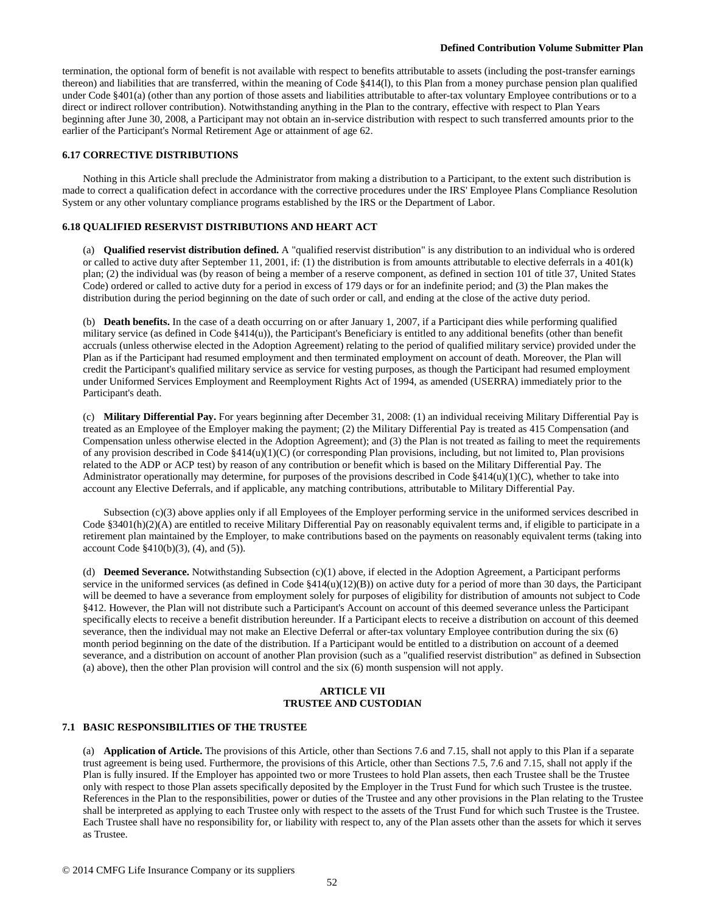termination, the optional form of benefit is not available with respect to benefits attributable to assets (including the post-transfer earnings thereon) and liabilities that are transferred, within the meaning of Code §414(l), to this Plan from a money purchase pension plan qualified under Code §401(a) (other than any portion of those assets and liabilities attributable to after-tax voluntary Employee contributions or to a direct or indirect rollover contribution). Notwithstanding anything in the Plan to the contrary, effective with respect to Plan Years beginning after June 30, 2008, a Participant may not obtain an in-service distribution with respect to such transferred amounts prior to the earlier of the Participant's Normal Retirement Age or attainment of age 62.

### 6.17 CORRECTIVE DISTRIBUTIONS

Nothing in this Article shall preclude the Administrator from making a distribution to a Participant, to the extent such distribution is made to correct a qualification defect in accordance with the corrective procedures under the IRS' Employee Plans Compliance Resolution System or any other voluntary compliance programs established by the IRS or the Department of Labor.

### 6.18 QUALIFIED RESERVIST DISTRIBUTIONS AND HEART ACT

(a) **Qualified reservist distribution defined.** A "qualified reservist distribution" is any distribution to an individual who is ordered or called to active duty after September 11, 2001, if: (1) the distribution is from amounts attributable to elective deferrals in a 401(k) plan; (2) the individual was (by reason of being a member of a reserve component, as defined in section 101 of title 37, United States Code) ordered or called to active duty for a period in excess of 179 days or for an indefinite period; and (3) the Plan makes the distribution during the period beginning on the date of such order or call, and ending at the close of the active duty period.

(b) **Death benefits.** In the case of a death occurring on or after January 1, 2007, if a Participant dies while performing qualified military service (as defined in Code §414(u)), the Participant's Beneficiary is entitled to any additional benefits (other than benefit accruals (unless otherwise elected in the Adoption Agreement) relating to the period of qualified military service) provided under the Plan as if the Participant had resumed employment and then terminated employment on account of death. Moreover, the Plan will credit the Participant's qualified military service as service for vesting purposes, as though the Participant had resumed employment under Uniformed Services Employment and Reemployment Rights Act of 1994, as amended (USERRA) immediately prior to the Participant's death.

(c) **Military Differential Pay.** For years beginning after December 31, 2008: (1) an individual receiving Military Differential Pay is treated as an Employee of the Employer making the payment; (2) the Military Differential Pay is treated as 415 Compensation (and Compensation unless otherwise elected in the Adoption Agreement); and (3) the Plan is not treated as failing to meet the requirements of any provision described in Code §414(u)(1)(C) (or corresponding Plan provisions, including, but not limited to, Plan provisions related to the ADP or ACP test) by reason of any contribution or benefit which is based on the Military Differential Pay. The Administrator operationally may determine, for purposes of the provisions described in Code §414(u)(1)(C), whether to take into account any Elective Deferrals, and if applicable, any matching contributions, attributable to Military Differential Pay.

Subsection (c)(3) above applies only if all Employees of the Employer performing service in the uniformed services described in Code §3401(h)(2)(A) are entitled to receive Military Differential Pay on reasonably equivalent terms and, if eligible to participate in a retirement plan maintained by the Employer, to make contributions based on the payments on reasonably equivalent terms (taking into account Code §410(b)(3), (4), and (5)).

(d) **Deemed Severance.** Notwithstanding Subsection (c)(1) above, if elected in the Adoption Agreement, a Participant performs service in the uniformed services (as defined in Code §414(u)(12)(B)) on active duty for a period of more than 30 days, the Participant will be deemed to have a severance from employment solely for purposes of eligibility for distribution of amounts not subject to Code §412. However, the Plan will not distribute such a Participant's Account on account of this deemed severance unless the Participant specifically elects to receive a benefit distribution hereunder. If a Participant elects to receive a distribution on account of this deemed severance, then the individual may not make an Elective Deferral or after-tax voluntary Employee contribution during the six (6) month period beginning on the date of the distribution. If a Participant would be entitled to a distribution on account of a deemed severance, and a distribution on account of another Plan provision (such as a "qualified reservist distribution" as defined in Subsection (a) above), then the other Plan provision will control and the six (6) month suspension will not apply.

## ARTICLE VII
## TRUSTEE AND CUSTODIAN

### 7.1 BASIC RESPONSIBILITIES OF THE TRUSTEE

(a) **Application of Article.** The provisions of this Article, other than Sections 7.6 and 7.15, shall not apply to this Plan if a separate trust agreement is being used. Furthermore, the provisions of this Article, other than Sections 7.5, 7.6 and 7.15, shall not apply if the Plan is fully insured. If the Employer has appointed two or more Trustees to hold Plan assets, then each Trustee shall be the Trustee only with respect to those Plan assets specifically deposited by the Employer in the Trust Fund for which such Trustee is the trustee. References in the Plan to the responsibilities, power or duties of the Trustee and any other provisions in the Plan relating to the Trustee shall be interpreted as applying to each Trustee only with respect to the assets of the Trust Fund for which such Trustee is the Trustee. Each Trustee shall have no responsibility for, or liability with respect to, any of the Plan assets other than the assets for which it serves as Trustee.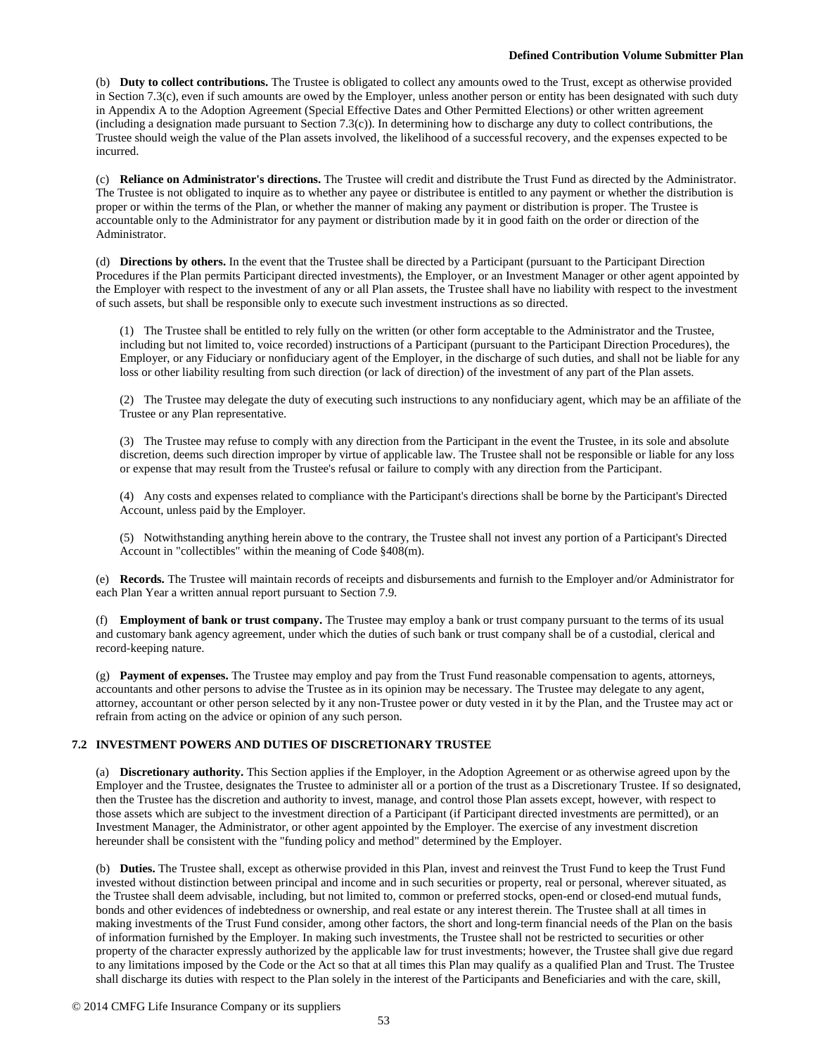(b) **Duty to collect contributions.** The Trustee is obligated to collect any amounts owed to the Trust, except as otherwise provided in Section 7.3(c), even if such amounts are owed by the Employer, unless another person or entity has been designated with such duty in Appendix A to the Adoption Agreement (Special Effective Dates and Other Permitted Elections) or other written agreement (including a designation made pursuant to Section 7.3(c)). In determining how to discharge any duty to collect contributions, the Trustee should weigh the value of the Plan assets involved, the likelihood of a successful recovery, and the expenses expected to be incurred.

(c) **Reliance on Administrator's directions.** The Trustee will credit and distribute the Trust Fund as directed by the Administrator. The Trustee is not obligated to inquire as to whether any payee or distributee is entitled to any payment or whether the distribution is proper or within the terms of the Plan, or whether the manner of making any payment or distribution is proper. The Trustee is accountable only to the Administrator for any payment or distribution made by it in good faith on the order or direction of the Administrator.

(d) **Directions by others.** In the event that the Trustee shall be directed by a Participant (pursuant to the Participant Direction Procedures if the Plan permits Participant directed investments), the Employer, or an Investment Manager or other agent appointed by the Employer with respect to the investment of any or all Plan assets, the Trustee shall have no liability with respect to the investment of such assets, but shall be responsible only to execute such investment instructions as so directed.

(1) The Trustee shall be entitled to rely fully on the written (or other form acceptable to the Administrator and the Trustee, including but not limited to, voice recorded) instructions of a Participant (pursuant to the Participant Direction Procedures), the Employer, or any Fiduciary or nonfiduciary agent of the Employer, in the discharge of such duties, and shall not be liable for any loss or other liability resulting from such direction (or lack of direction) of the investment of any part of the Plan assets.

(2) The Trustee may delegate the duty of executing such instructions to any nonfiduciary agent, which may be an affiliate of the Trustee or any Plan representative.

(3) The Trustee may refuse to comply with any direction from the Participant in the event the Trustee, in its sole and absolute discretion, deems such direction improper by virtue of applicable law. The Trustee shall not be responsible or liable for any loss or expense that may result from the Trustee's refusal or failure to comply with any direction from the Participant.

(4) Any costs and expenses related to compliance with the Participant's directions shall be borne by the Participant's Directed Account, unless paid by the Employer.

(5) Notwithstanding anything herein above to the contrary, the Trustee shall not invest any portion of a Participant's Directed Account in "collectibles" within the meaning of Code §408(m).

(e) **Records.** The Trustee will maintain records of receipts and disbursements and furnish to the Employer and/or Administrator for each Plan Year a written annual report pursuant to Section 7.9.

(f) **Employment of bank or trust company.** The Trustee may employ a bank or trust company pursuant to the terms of its usual and customary bank agency agreement, under which the duties of such bank or trust company shall be of a custodial, clerical and record-keeping nature.

(g) **Payment of expenses.** The Trustee may employ and pay from the Trust Fund reasonable compensation to agents, attorneys, accountants and other persons to advise the Trustee as in its opinion may be necessary. The Trustee may delegate to any agent, attorney, accountant or other person selected by it any non-Trustee power or duty vested in it by the Plan, and the Trustee may act or refrain from acting on the advice or opinion of any such person.

### 7.2 INVESTMENT POWERS AND DUTIES OF DISCRETIONARY TRUSTEE

(a) **Discretionary authority.** This Section applies if the Employer, in the Adoption Agreement or as otherwise agreed upon by the Employer and the Trustee, designates the Trustee to administer all or a portion of the trust as a Discretionary Trustee. If so designated, then the Trustee has the discretion and authority to invest, manage, and control those Plan assets except, however, with respect to those assets which are subject to the investment direction of a Participant (if Participant directed investments are permitted), or an Investment Manager, the Administrator, or other agent appointed by the Employer. The exercise of any investment discretion hereunder shall be consistent with the "funding policy and method" determined by the Employer.

(b) **Duties.** The Trustee shall, except as otherwise provided in this Plan, invest and reinvest the Trust Fund to keep the Trust Fund invested without distinction between principal and income and in such securities or property, real or personal, wherever situated, as the Trustee shall deem advisable, including, but not limited to, common or preferred stocks, open-end or closed-end mutual funds, bonds and other evidences of indebtedness or ownership, and real estate or any interest therein. The Trustee shall at all times in making investments of the Trust Fund consider, among other factors, the short and long-term financial needs of the Plan on the basis of information furnished by the Employer. In making such investments, the Trustee shall not be restricted to securities or other property of the character expressly authorized by the applicable law for trust investments; however, the Trustee shall give due regard to any limitations imposed by the Code or the Act so that at all times this Plan may qualify as a qualified Plan and Trust. The Trustee shall discharge its duties with respect to the Plan solely in the interest of the Participants and Beneficiaries and with the care, skill,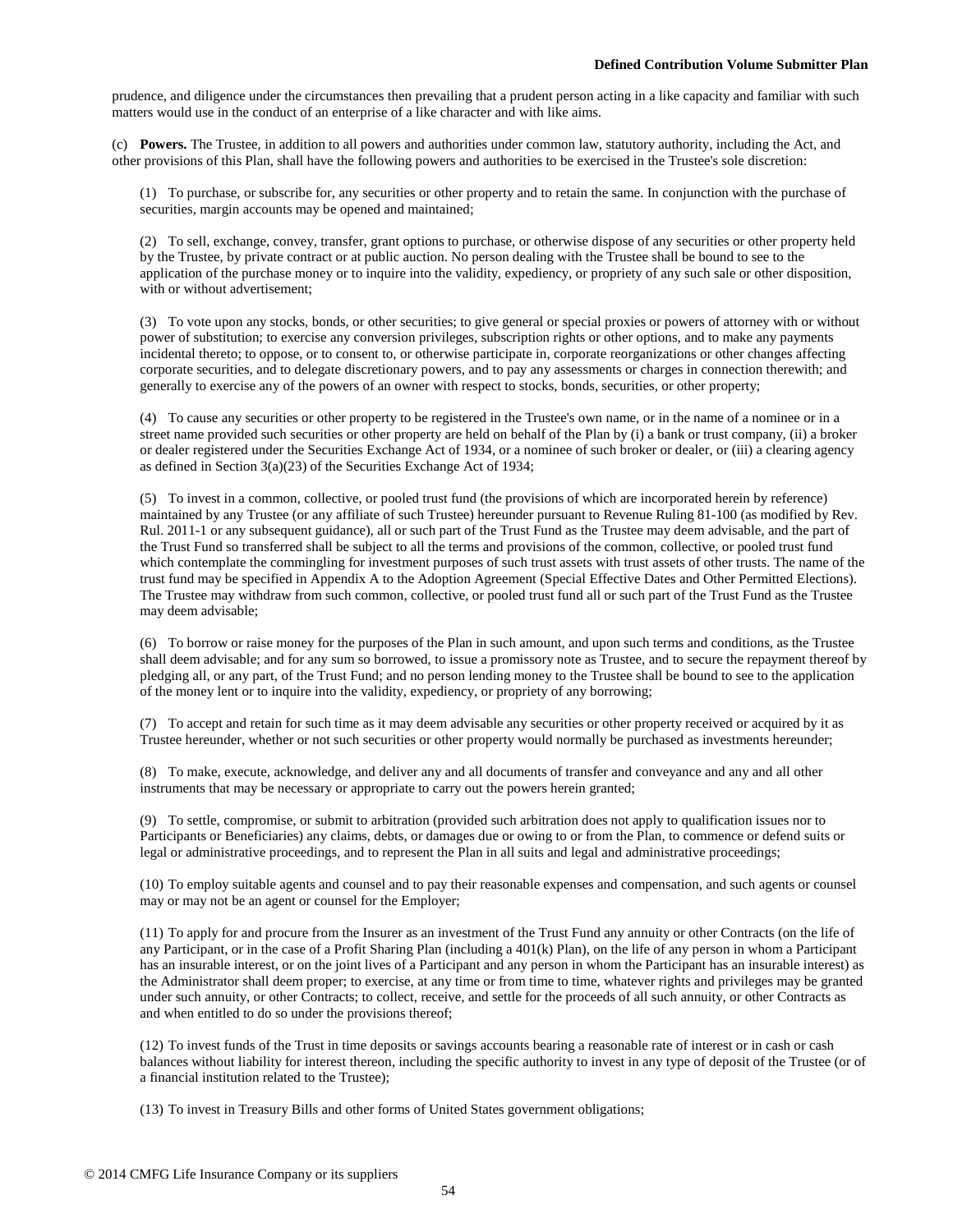prudence, and diligence under the circumstances then prevailing that a prudent person acting in a like capacity and familiar with such matters would use in the conduct of an enterprise of a like character and with like aims.

(c) **Powers.** The Trustee, in addition to all powers and authorities under common law, statutory authority, including the Act, and other provisions of this Plan, shall have the following powers and authorities to be exercised in the Trustee's sole discretion:

(1) To purchase, or subscribe for, any securities or other property and to retain the same. In conjunction with the purchase of securities, margin accounts may be opened and maintained;

(2) To sell, exchange, convey, transfer, grant options to purchase, or otherwise dispose of any securities or other property held by the Trustee, by private contract or at public auction. No person dealing with the Trustee shall be bound to see to the application of the purchase money or to inquire into the validity, expediency, or propriety of any such sale or other disposition, with or without advertisement;

(3) To vote upon any stocks, bonds, or other securities; to give general or special proxies or powers of attorney with or without power of substitution; to exercise any conversion privileges, subscription rights or other options, and to make any payments incidental thereto; to oppose, or to consent to, or otherwise participate in, corporate reorganizations or other changes affecting corporate securities, and to delegate discretionary powers, and to pay any assessments or charges in connection therewith; and generally to exercise any of the powers of an owner with respect to stocks, bonds, securities, or other property;

(4) To cause any securities or other property to be registered in the Trustee's own name, or in the name of a nominee or in a street name provided such securities or other property are held on behalf of the Plan by (i) a bank or trust company, (ii) a broker or dealer registered under the Securities Exchange Act of 1934, or a nominee of such broker or dealer, or (iii) a clearing agency as defined in Section 3(a)(23) of the Securities Exchange Act of 1934;

(5) To invest in a common, collective, or pooled trust fund (the provisions of which are incorporated herein by reference) maintained by any Trustee (or any affiliate of such Trustee) hereunder pursuant to Revenue Ruling 81-100 (as modified by Rev. Rul. 2011-1 or any subsequent guidance), all or such part of the Trust Fund as the Trustee may deem advisable, and the part of the Trust Fund so transferred shall be subject to all the terms and provisions of the common, collective, or pooled trust fund which contemplate the commingling for investment purposes of such trust assets with trust assets of other trusts. The name of the trust fund may be specified in Appendix A to the Adoption Agreement (Special Effective Dates and Other Permitted Elections). The Trustee may withdraw from such common, collective, or pooled trust fund all or such part of the Trust Fund as the Trustee may deem advisable;

(6) To borrow or raise money for the purposes of the Plan in such amount, and upon such terms and conditions, as the Trustee shall deem advisable; and for any sum so borrowed, to issue a promissory note as Trustee, and to secure the repayment thereof by pledging all, or any part, of the Trust Fund; and no person lending money to the Trustee shall be bound to see to the application of the money lent or to inquire into the validity, expediency, or propriety of any borrowing;

(7) To accept and retain for such time as it may deem advisable any securities or other property received or acquired by it as Trustee hereunder, whether or not such securities or other property would normally be purchased as investments hereunder;

(8) To make, execute, acknowledge, and deliver any and all documents of transfer and conveyance and any and all other instruments that may be necessary or appropriate to carry out the powers herein granted;

(9) To settle, compromise, or submit to arbitration (provided such arbitration does not apply to qualification issues nor to Participants or Beneficiaries) any claims, debts, or damages due or owing to or from the Plan, to commence or defend suits or legal or administrative proceedings, and to represent the Plan in all suits and legal and administrative proceedings;

(10) To employ suitable agents and counsel and to pay their reasonable expenses and compensation, and such agents or counsel may or may not be an agent or counsel for the Employer;

(11) To apply for and procure from the Insurer as an investment of the Trust Fund any annuity or other Contracts (on the life of any Participant, or in the case of a Profit Sharing Plan (including a 401(k) Plan), on the life of any person in whom a Participant has an insurable interest, or on the joint lives of a Participant and any person in whom the Participant has an insurable interest) as the Administrator shall deem proper; to exercise, at any time or from time to time, whatever rights and privileges may be granted under such annuity, or other Contracts; to collect, receive, and settle for the proceeds of all such annuity, or other Contracts as and when entitled to do so under the provisions thereof;

(12) To invest funds of the Trust in time deposits or savings accounts bearing a reasonable rate of interest or in cash or cash balances without liability for interest thereon, including the specific authority to invest in any type of deposit of the Trustee (or of a financial institution related to the Trustee);

(13) To invest in Treasury Bills and other forms of United States government obligations;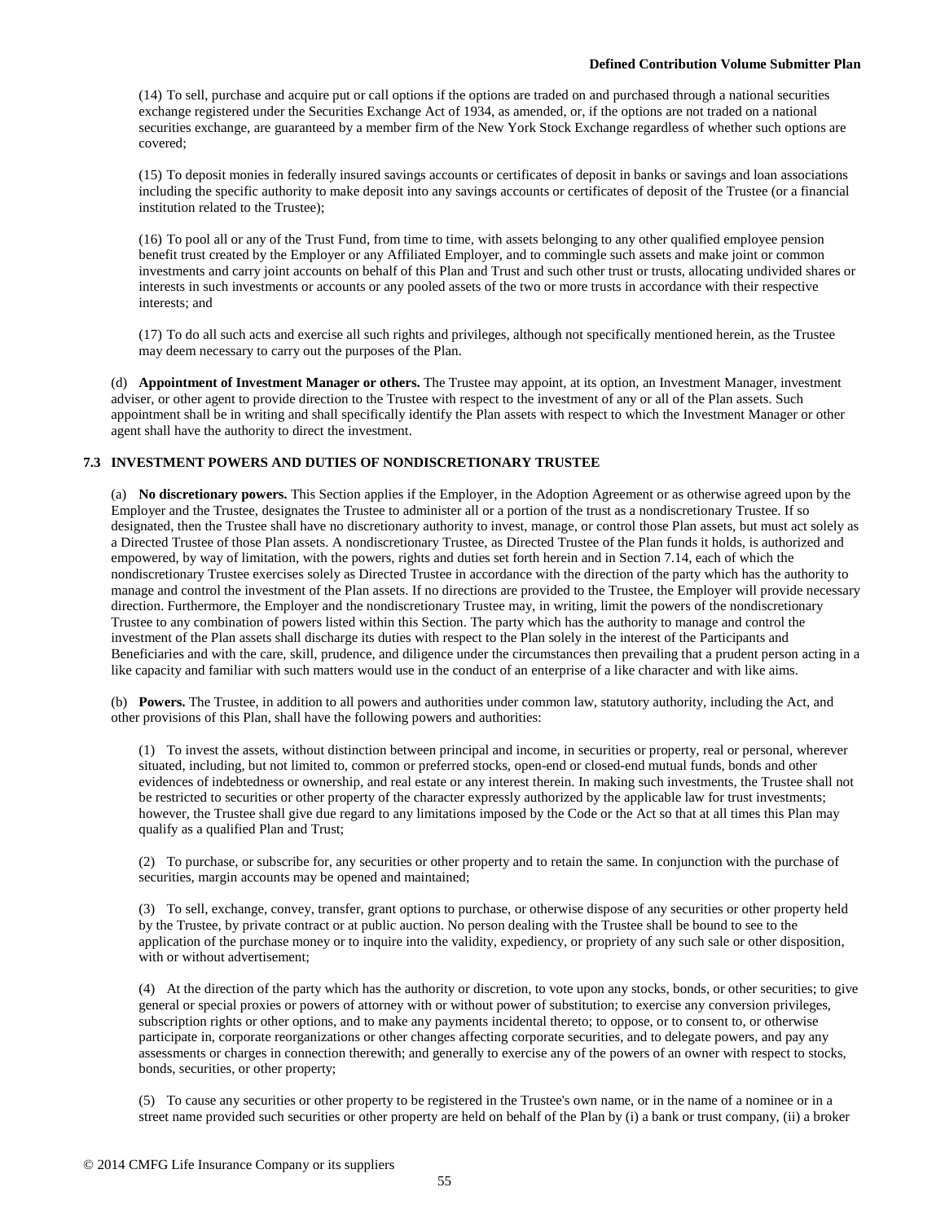(14) To sell, purchase and acquire put or call options if the options are traded on and purchased through a national securities exchange registered under the Securities Exchange Act of 1934, as amended, or, if the options are not traded on a national securities exchange, are guaranteed by a member firm of the New York Stock Exchange regardless of whether such options are covered;

(15) To deposit monies in federally insured savings accounts or certificates of deposit in banks or savings and loan associations including the specific authority to make deposit into any savings accounts or certificates of deposit of the Trustee (or a financial institution related to the Trustee);

(16) To pool all or any of the Trust Fund, from time to time, with assets belonging to any other qualified employee pension benefit trust created by the Employer or any Affiliated Employer, and to commingle such assets and make joint or common investments and carry joint accounts on behalf of this Plan and Trust and such other trust or trusts, allocating undivided shares or interests in such investments or accounts or any pooled assets of the two or more trusts in accordance with their respective interests; and

(17) To do all such acts and exercise all such rights and privileges, although not specifically mentioned herein, as the Trustee may deem necessary to carry out the purposes of the Plan.

(d) **Appointment of Investment Manager or others.** The Trustee may appoint, at its option, an Investment Manager, investment adviser, or other agent to provide direction to the Trustee with respect to the investment of any or all of the Plan assets. Such appointment shall be in writing and shall specifically identify the Plan assets with respect to which the Investment Manager or other agent shall have the authority to direct the investment.

### 7.3 INVESTMENT POWERS AND DUTIES OF NONDISCRETIONARY TRUSTEE

(a) **No discretionary powers.** This Section applies if the Employer, in the Adoption Agreement or as otherwise agreed upon by the Employer and the Trustee, designates the Trustee to administer all or a portion of the trust as a nondiscretionary Trustee. If so designated, then the Trustee shall have no discretionary authority to invest, manage, or control those Plan assets, but must act solely as a Directed Trustee of those Plan assets. A nondiscretionary Trustee, as Directed Trustee of the Plan funds it holds, is authorized and empowered, by way of limitation, with the powers, rights and duties set forth herein and in Section 7.14, each of which the nondiscretionary Trustee exercises solely as Directed Trustee in accordance with the direction of the party which has the authority to manage and control the investment of the Plan assets. If no directions are provided to the Trustee, the Employer will provide necessary direction. Furthermore, the Employer and the nondiscretionary Trustee may, in writing, limit the powers of the nondiscretionary Trustee to any combination of powers listed within this Section. The party which has the authority to manage and control the investment of the Plan assets shall discharge its duties with respect to the Plan solely in the interest of the Participants and Beneficiaries and with the care, skill, prudence, and diligence under the circumstances then prevailing that a prudent person acting in a like capacity and familiar with such matters would use in the conduct of an enterprise of a like character and with like aims.

(b) **Powers.** The Trustee, in addition to all powers and authorities under common law, statutory authority, including the Act, and other provisions of this Plan, shall have the following powers and authorities:

(1) To invest the assets, without distinction between principal and income, in securities or property, real or personal, wherever situated, including, but not limited to, common or preferred stocks, open-end or closed-end mutual funds, bonds and other evidences of indebtedness or ownership, and real estate or any interest therein. In making such investments, the Trustee shall not be restricted to securities or other property of the character expressly authorized by the applicable law for trust investments; however, the Trustee shall give due regard to any limitations imposed by the Code or the Act so that at all times this Plan may qualify as a qualified Plan and Trust;

(2) To purchase, or subscribe for, any securities or other property and to retain the same. In conjunction with the purchase of securities, margin accounts may be opened and maintained;

(3) To sell, exchange, convey, transfer, grant options to purchase, or otherwise dispose of any securities or other property held by the Trustee, by private contract or at public auction. No person dealing with the Trustee shall be bound to see to the application of the purchase money or to inquire into the validity, expediency, or propriety of any such sale or other disposition, with or without advertisement;

(4) At the direction of the party which has the authority or discretion, to vote upon any stocks, bonds, or other securities; to give general or special proxies or powers of attorney with or without power of substitution; to exercise any conversion privileges, subscription rights or other options, and to make any payments incidental thereto; to oppose, or to consent to, or otherwise participate in, corporate reorganizations or other changes affecting corporate securities, and to delegate powers, and pay any assessments or charges in connection therewith; and generally to exercise any of the powers of an owner with respect to stocks, bonds, securities, or other property;

(5) To cause any securities or other property to be registered in the Trustee's own name, or in the name of a nominee or in a street name provided such securities or other property are held on behalf of the Plan by (i) a bank or trust company, (ii) a broker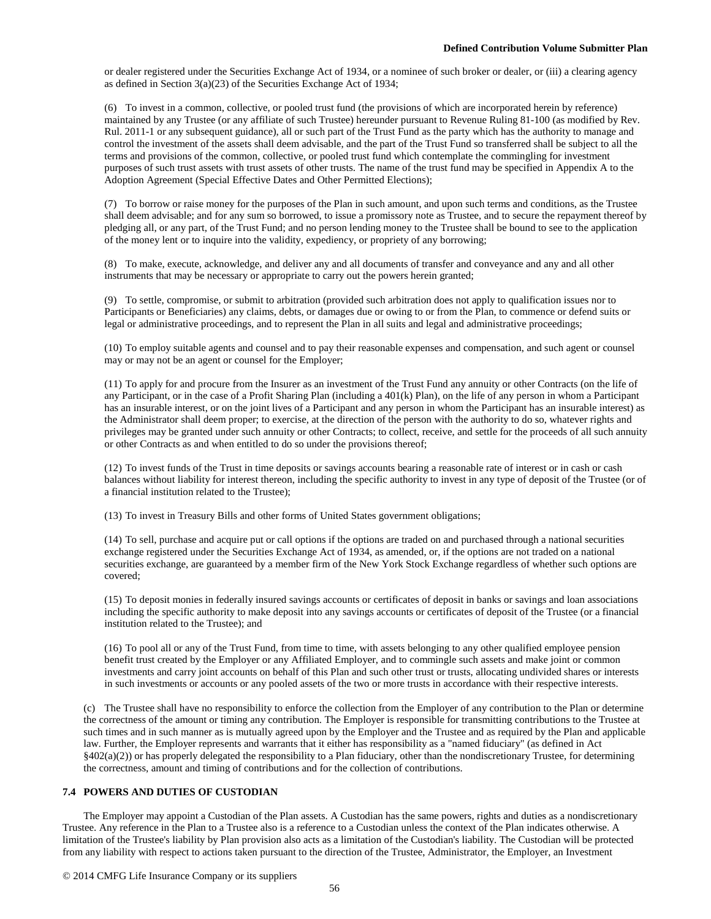or dealer registered under the Securities Exchange Act of 1934, or a nominee of such broker or dealer, or (iii) a clearing agency as defined in Section 3(a)(23) of the Securities Exchange Act of 1934;

(6) To invest in a common, collective, or pooled trust fund (the provisions of which are incorporated herein by reference) maintained by any Trustee (or any affiliate of such Trustee) hereunder pursuant to Revenue Ruling 81-100 (as modified by Rev. Rul. 2011-1 or any subsequent guidance), all or such part of the Trust Fund as the party which has the authority to manage and control the investment of the assets shall deem advisable, and the part of the Trust Fund so transferred shall be subject to all the terms and provisions of the common, collective, or pooled trust fund which contemplate the commingling for investment purposes of such trust assets with trust assets of other trusts. The name of the trust fund may be specified in Appendix A to the Adoption Agreement (Special Effective Dates and Other Permitted Elections);

(7) To borrow or raise money for the purposes of the Plan in such amount, and upon such terms and conditions, as the Trustee shall deem advisable; and for any sum so borrowed, to issue a promissory note as Trustee, and to secure the repayment thereof by pledging all, or any part, of the Trust Fund; and no person lending money to the Trustee shall be bound to see to the application of the money lent or to inquire into the validity, expediency, or propriety of any borrowing;

(8) To make, execute, acknowledge, and deliver any and all documents of transfer and conveyance and any and all other instruments that may be necessary or appropriate to carry out the powers herein granted;

(9) To settle, compromise, or submit to arbitration (provided such arbitration does not apply to qualification issues nor to Participants or Beneficiaries) any claims, debts, or damages due or owing to or from the Plan, to commence or defend suits or legal or administrative proceedings, and to represent the Plan in all suits and legal and administrative proceedings;

(10) To employ suitable agents and counsel and to pay their reasonable expenses and compensation, and such agent or counsel may or may not be an agent or counsel for the Employer;

(11) To apply for and procure from the Insurer as an investment of the Trust Fund any annuity or other Contracts (on the life of any Participant, or in the case of a Profit Sharing Plan (including a 401(k) Plan), on the life of any person in whom a Participant has an insurable interest, or on the joint lives of a Participant and any person in whom the Participant has an insurable interest) as the Administrator shall deem proper; to exercise, at the direction of the person with the authority to do so, whatever rights and privileges may be granted under such annuity or other Contracts; to collect, receive, and settle for the proceeds of all such annuity or other Contracts as and when entitled to do so under the provisions thereof;

(12) To invest funds of the Trust in time deposits or savings accounts bearing a reasonable rate of interest or in cash or cash balances without liability for interest thereon, including the specific authority to invest in any type of deposit of the Trustee (or of a financial institution related to the Trustee);

(13) To invest in Treasury Bills and other forms of United States government obligations;

(14) To sell, purchase and acquire put or call options if the options are traded on and purchased through a national securities exchange registered under the Securities Exchange Act of 1934, as amended, or, if the options are not traded on a national securities exchange, are guaranteed by a member firm of the New York Stock Exchange regardless of whether such options are covered;

(15) To deposit monies in federally insured savings accounts or certificates of deposit in banks or savings and loan associations including the specific authority to make deposit into any savings accounts or certificates of deposit of the Trustee (or a financial institution related to the Trustee); and

(16) To pool all or any of the Trust Fund, from time to time, with assets belonging to any other qualified employee pension benefit trust created by the Employer or any Affiliated Employer, and to commingle such assets and make joint or common investments and carry joint accounts on behalf of this Plan and such other trust or trusts, allocating undivided shares or interests in such investments or accounts or any pooled assets of the two or more trusts in accordance with their respective interests.

(c) The Trustee shall have no responsibility to enforce the collection from the Employer of any contribution to the Plan or determine the correctness of the amount or timing any contribution. The Employer is responsible for transmitting contributions to the Trustee at such times and in such manner as is mutually agreed upon by the Employer and the Trustee and as required by the Plan and applicable law. Further, the Employer represents and warrants that it either has responsibility as a "named fiduciary" (as defined in Act §402(a)(2)) or has properly delegated the responsibility to a Plan fiduciary, other than the nondiscretionary Trustee, for determining the correctness, amount and timing of contributions and for the collection of contributions.

### 7.4 POWERS AND DUTIES OF CUSTODIAN

The Employer may appoint a Custodian of the Plan assets. A Custodian has the same powers, rights and duties as a nondiscretionary Trustee. Any reference in the Plan to a Trustee also is a reference to a Custodian unless the context of the Plan indicates otherwise. A limitation of the Trustee's liability by Plan provision also acts as a limitation of the Custodian's liability. The Custodian will be protected from any liability with respect to actions taken pursuant to the direction of the Trustee, Administrator, the Employer, an Investment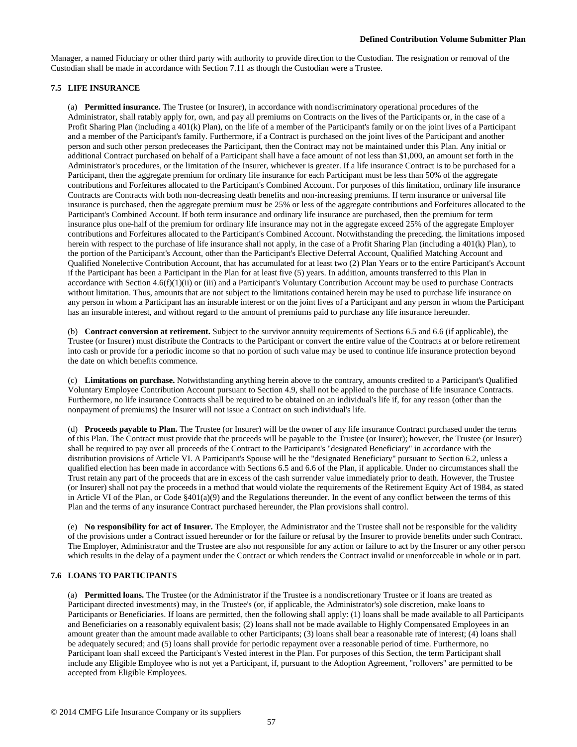Manager, a named Fiduciary or other third party with authority to provide direction to the Custodian. The resignation or removal of the Custodian shall be made in accordance with Section 7.11 as though the Custodian were a Trustee.

### 7.5 LIFE INSURANCE

(a) **Permitted insurance.** The Trustee (or Insurer), in accordance with nondiscriminatory operational procedures of the Administrator, shall ratably apply for, own, and pay all premiums on Contracts on the lives of the Participants or, in the case of a Profit Sharing Plan (including a 401(k) Plan), on the life of a member of the Participant's family or on the joint lives of a Participant and a member of the Participant's family. Furthermore, if a Contract is purchased on the joint lives of the Participant and another person and such other person predeceases the Participant, then the Contract may not be maintained under this Plan. Any initial or additional Contract purchased on behalf of a Participant shall have a face amount of not less than $1,000, an amount set forth in the Administrator's procedures, or the limitation of the Insurer, whichever is greater. If a life insurance Contract is to be purchased for a Participant, then the aggregate premium for ordinary life insurance for each Participant must be less than 50% of the aggregate contributions and Forfeitures allocated to the Participant's Combined Account. For purposes of this limitation, ordinary life insurance Contracts are Contracts with both non-decreasing death benefits and non-increasing premiums. If term insurance or universal life insurance is purchased, then the aggregate premium must be 25% or less of the aggregate contributions and Forfeitures allocated to the Participant's Combined Account. If both term insurance and ordinary life insurance are purchased, then the premium for term insurance plus one-half of the premium for ordinary life insurance may not in the aggregate exceed 25% of the aggregate Employer contributions and Forfeitures allocated to the Participant's Combined Account. Notwithstanding the preceding, the limitations imposed herein with respect to the purchase of life insurance shall not apply, in the case of a Profit Sharing Plan (including a 401(k) Plan), to the portion of the Participant's Account, other than the Participant's Elective Deferral Account, Qualified Matching Account and Qualified Nonelective Contribution Account, that has accumulated for at least two (2) Plan Years or to the entire Participant's Account if the Participant has been a Participant in the Plan for at least five (5) years. In addition, amounts transferred to this Plan in accordance with Section 4.6(f)(1)(ii) or (iii) and a Participant's Voluntary Contribution Account may be used to purchase Contracts without limitation. Thus, amounts that are not subject to the limitations contained herein may be used to purchase life insurance on any person in whom a Participant has an insurable interest or on the joint lives of a Participant and any person in whom the Participant has an insurable interest, and without regard to the amount of premiums paid to purchase any life insurance hereunder.

(b) **Contract conversion at retirement.** Subject to the survivor annuity requirements of Sections 6.5 and 6.6 (if applicable), the Trustee (or Insurer) must distribute the Contracts to the Participant or convert the entire value of the Contracts at or before retirement into cash or provide for a periodic income so that no portion of such value may be used to continue life insurance protection beyond the date on which benefits commence.

(c) **Limitations on purchase.** Notwithstanding anything herein above to the contrary, amounts credited to a Participant's Qualified Voluntary Employee Contribution Account pursuant to Section 4.9, shall not be applied to the purchase of life insurance Contracts. Furthermore, no life insurance Contracts shall be required to be obtained on an individual's life if, for any reason (other than the nonpayment of premiums) the Insurer will not issue a Contract on such individual's life.

(d) **Proceeds payable to Plan.** The Trustee (or Insurer) will be the owner of any life insurance Contract purchased under the terms of this Plan. The Contract must provide that the proceeds will be payable to the Trustee (or Insurer); however, the Trustee (or Insurer) shall be required to pay over all proceeds of the Contract to the Participant's "designated Beneficiary" in accordance with the distribution provisions of Article VI. A Participant's Spouse will be the "designated Beneficiary" pursuant to Section 6.2, unless a qualified election has been made in accordance with Sections 6.5 and 6.6 of the Plan, if applicable. Under no circumstances shall the Trust retain any part of the proceeds that are in excess of the cash surrender value immediately prior to death. However, the Trustee (or Insurer) shall not pay the proceeds in a method that would violate the requirements of the Retirement Equity Act of 1984, as stated in Article VI of the Plan, or Code §401(a)(9) and the Regulations thereunder. In the event of any conflict between the terms of this Plan and the terms of any insurance Contract purchased hereunder, the Plan provisions shall control.

(e) **No responsibility for act of Insurer.** The Employer, the Administrator and the Trustee shall not be responsible for the validity of the provisions under a Contract issued hereunder or for the failure or refusal by the Insurer to provide benefits under such Contract. The Employer, Administrator and the Trustee are also not responsible for any action or failure to act by the Insurer or any other person which results in the delay of a payment under the Contract or which renders the Contract invalid or unenforceable in whole or in part.

### 7.6 LOANS TO PARTICIPANTS

(a) **Permitted loans.** The Trustee (or the Administrator if the Trustee is a nondiscretionary Trustee or if loans are treated as Participant directed investments) may, in the Trustee's (or, if applicable, the Administrator's) sole discretion, make loans to Participants or Beneficiaries. If loans are permitted, then the following shall apply: (1) loans shall be made available to all Participants and Beneficiaries on a reasonably equivalent basis; (2) loans shall not be made available to Highly Compensated Employees in an amount greater than the amount made available to other Participants; (3) loans shall bear a reasonable rate of interest; (4) loans shall be adequately secured; and (5) loans shall provide for periodic repayment over a reasonable period of time. Furthermore, no Participant loan shall exceed the Participant's Vested interest in the Plan. For purposes of this Section, the term Participant shall include any Eligible Employee who is not yet a Participant, if, pursuant to the Adoption Agreement, "rollovers" are permitted to be accepted from Eligible Employees.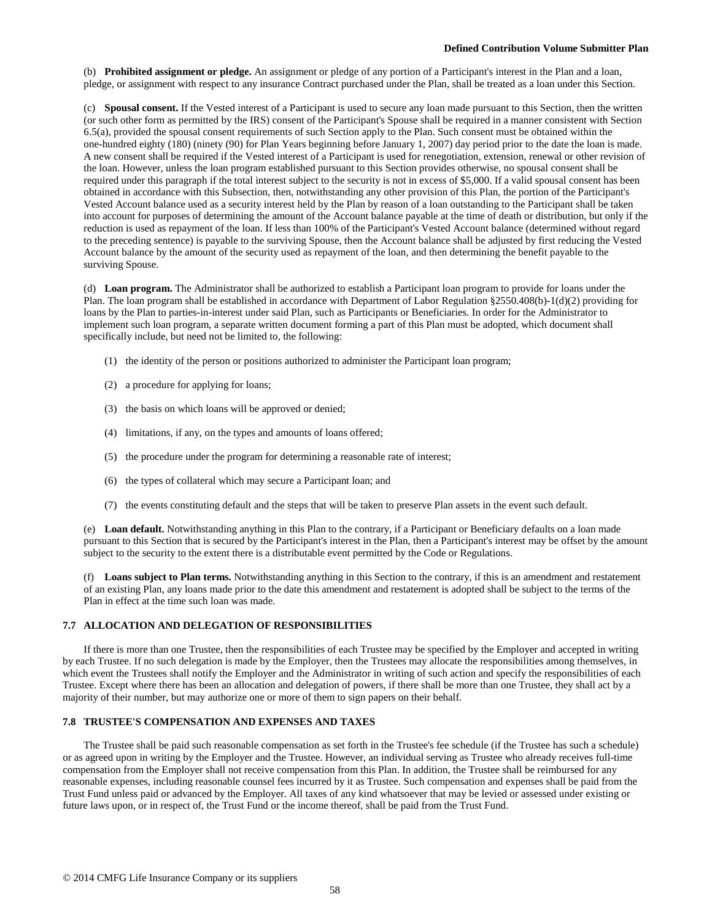(b) **Prohibited assignment or pledge.** An assignment or pledge of any portion of a Participant's interest in the Plan and a loan, pledge, or assignment with respect to any insurance Contract purchased under the Plan, shall be treated as a loan under this Section.

(c) **Spousal consent.** If the Vested interest of a Participant is used to secure any loan made pursuant to this Section, then the written (or such other form as permitted by the IRS) consent of the Participant's Spouse shall be required in a manner consistent with Section 6.5(a), provided the spousal consent requirements of such Section apply to the Plan. Such consent must be obtained within the one-hundred eighty (180) (ninety (90) for Plan Years beginning before January 1, 2007) day period prior to the date the loan is made. A new consent shall be required if the Vested interest of a Participant is used for renegotiation, extension, renewal or other revision of the loan. However, unless the loan program established pursuant to this Section provides otherwise, no spousal consent shall be required under this paragraph if the total interest subject to the security is not in excess of $5,000. If a valid spousal consent has been obtained in accordance with this Subsection, then, notwithstanding any other provision of this Plan, the portion of the Participant's Vested Account balance used as a security interest held by the Plan by reason of a loan outstanding to the Participant shall be taken into account for purposes of determining the amount of the Account balance payable at the time of death or distribution, but only if the reduction is used as repayment of the loan. If less than 100% of the Participant's Vested Account balance (determined without regard to the preceding sentence) is payable to the surviving Spouse, then the Account balance shall be adjusted by first reducing the Vested Account balance by the amount of the security used as repayment of the loan, and then determining the benefit payable to the surviving Spouse.

(d) **Loan program.** The Administrator shall be authorized to establish a Participant loan program to provide for loans under the Plan. The loan program shall be established in accordance with Department of Labor Regulation §2550.408(b)-1(d)(2) providing for loans by the Plan to parties-in-interest under said Plan, such as Participants or Beneficiaries. In order for the Administrator to implement such loan program, a separate written document forming a part of this Plan must be adopted, which document shall specifically include, but need not be limited to, the following:

(1) the identity of the person or positions authorized to administer the Participant loan program;

(2) a procedure for applying for loans;

(3) the basis on which loans will be approved or denied;

(4) limitations, if any, on the types and amounts of loans offered;

(5) the procedure under the program for determining a reasonable rate of interest;

(6) the types of collateral which may secure a Participant loan; and

(7) the events constituting default and the steps that will be taken to preserve Plan assets in the event such default.

(e) **Loan default.** Notwithstanding anything in this Plan to the contrary, if a Participant or Beneficiary defaults on a loan made pursuant to this Section that is secured by the Participant's interest in the Plan, then a Participant's interest may be offset by the amount subject to the security to the extent there is a distributable event permitted by the Code or Regulations.

(f) **Loans subject to Plan terms.** Notwithstanding anything in this Section to the contrary, if this is an amendment and restatement of an existing Plan, any loans made prior to the date this amendment and restatement is adopted shall be subject to the terms of the Plan in effect at the time such loan was made.

### 7.7 ALLOCATION AND DELEGATION OF RESPONSIBILITIES

If there is more than one Trustee, then the responsibilities of each Trustee may be specified by the Employer and accepted in writing by each Trustee. If no such delegation is made by the Employer, then the Trustees may allocate the responsibilities among themselves, in which event the Trustees shall notify the Employer and the Administrator in writing of such action and specify the responsibilities of each Trustee. Except where there has been an allocation and delegation of powers, if there shall be more than one Trustee, they shall act by a majority of their number, but may authorize one or more of them to sign papers on their behalf.

### 7.8 TRUSTEE'S COMPENSATION AND EXPENSES AND TAXES

The Trustee shall be paid such reasonable compensation as set forth in the Trustee's fee schedule (if the Trustee has such a schedule) or as agreed upon in writing by the Employer and the Trustee. However, an individual serving as Trustee who already receives full-time compensation from the Employer shall not receive compensation from this Plan. In addition, the Trustee shall be reimbursed for any reasonable expenses, including reasonable counsel fees incurred by it as Trustee. Such compensation and expenses shall be paid from the Trust Fund unless paid or advanced by the Employer. All taxes of any kind whatsoever that may be levied or assessed under existing or future laws upon, or in respect of, the Trust Fund or the income thereof, shall be paid from the Trust Fund.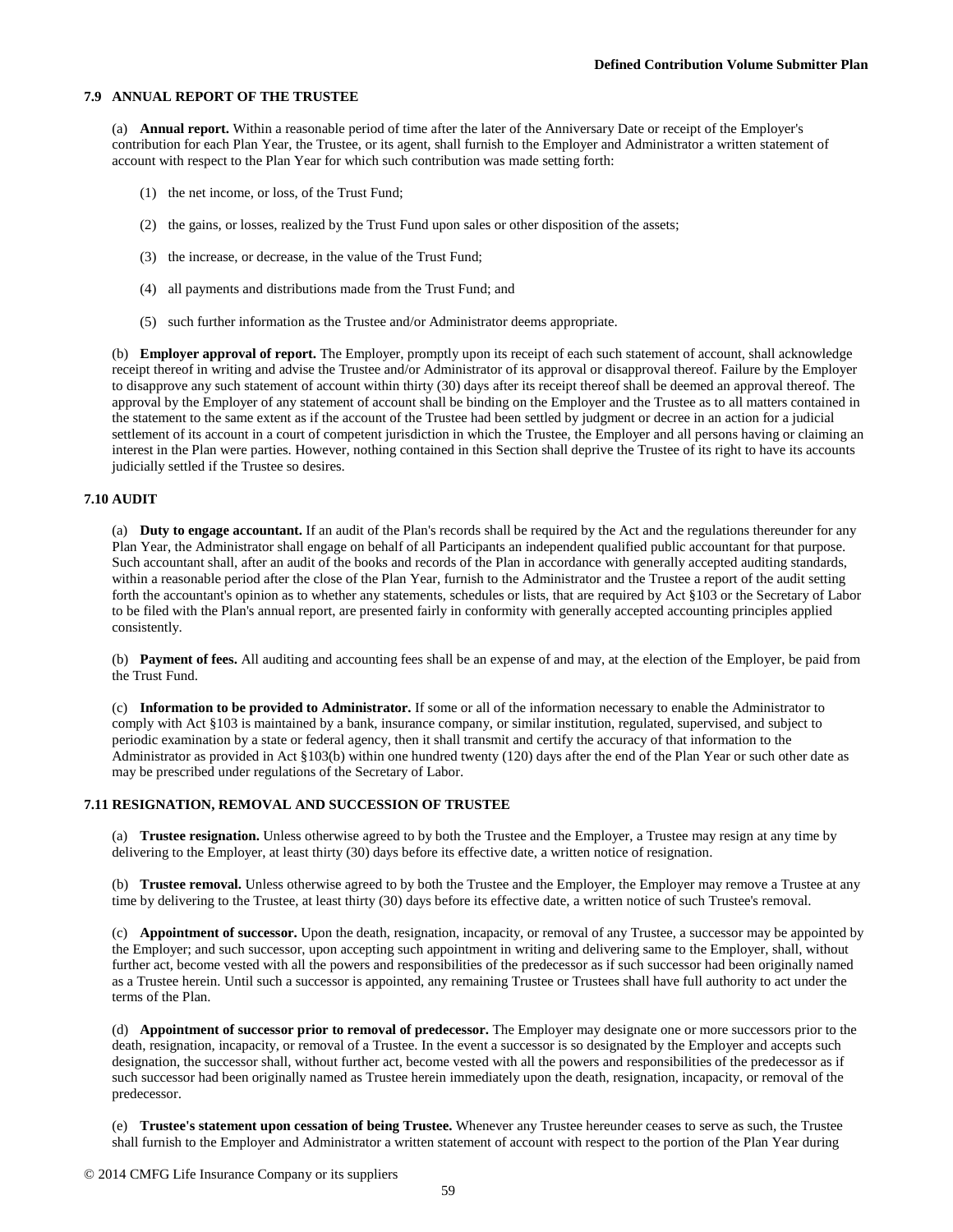### 7.9 ANNUAL REPORT OF THE TRUSTEE

(a) **Annual report.** Within a reasonable period of time after the later of the Anniversary Date or receipt of the Employer's contribution for each Plan Year, the Trustee, or its agent, shall furnish to the Employer and Administrator a written statement of account with respect to the Plan Year for which such contribution was made setting forth:

(1) the net income, or loss, of the Trust Fund;

(2) the gains, or losses, realized by the Trust Fund upon sales or other disposition of the assets;

(3) the increase, or decrease, in the value of the Trust Fund;

(4) all payments and distributions made from the Trust Fund; and

(5) such further information as the Trustee and/or Administrator deems appropriate.

(b) **Employer approval of report.** The Employer, promptly upon its receipt of each such statement of account, shall acknowledge receipt thereof in writing and advise the Trustee and/or Administrator of its approval or disapproval thereof. Failure by the Employer to disapprove any such statement of account within thirty (30) days after its receipt thereof shall be deemed an approval thereof. The approval by the Employer of any statement of account shall be binding on the Employer and the Trustee as to all matters contained in the statement to the same extent as if the account of the Trustee had been settled by judgment or decree in an action for a judicial settlement of its account in a court of competent jurisdiction in which the Trustee, the Employer and all persons having or claiming an interest in the Plan were parties. However, nothing contained in this Section shall deprive the Trustee of its right to have its accounts judicially settled if the Trustee so desires.

### 7.10 AUDIT

(a) **Duty to engage accountant.** If an audit of the Plan's records shall be required by the Act and the regulations thereunder for any Plan Year, the Administrator shall engage on behalf of all Participants an independent qualified public accountant for that purpose. Such accountant shall, after an audit of the books and records of the Plan in accordance with generally accepted auditing standards, within a reasonable period after the close of the Plan Year, furnish to the Administrator and the Trustee a report of the audit setting forth the accountant's opinion as to whether any statements, schedules or lists, that are required by Act §103 or the Secretary of Labor to be filed with the Plan's annual report, are presented fairly in conformity with generally accepted accounting principles applied consistently.

(b) **Payment of fees.** All auditing and accounting fees shall be an expense of and may, at the election of the Employer, be paid from the Trust Fund.

(c) **Information to be provided to Administrator.** If some or all of the information necessary to enable the Administrator to comply with Act §103 is maintained by a bank, insurance company, or similar institution, regulated, supervised, and subject to periodic examination by a state or federal agency, then it shall transmit and certify the accuracy of that information to the Administrator as provided in Act §103(b) within one hundred twenty (120) days after the end of the Plan Year or such other date as may be prescribed under regulations of the Secretary of Labor.

### 7.11 RESIGNATION, REMOVAL AND SUCCESSION OF TRUSTEE

(a) **Trustee resignation.** Unless otherwise agreed to by both the Trustee and the Employer, a Trustee may resign at any time by delivering to the Employer, at least thirty (30) days before its effective date, a written notice of resignation.

(b) **Trustee removal.** Unless otherwise agreed to by both the Trustee and the Employer, the Employer may remove a Trustee at any time by delivering to the Trustee, at least thirty (30) days before its effective date, a written notice of such Trustee's removal.

(c) **Appointment of successor.** Upon the death, resignation, incapacity, or removal of any Trustee, a successor may be appointed by the Employer; and such successor, upon accepting such appointment in writing and delivering same to the Employer, shall, without further act, become vested with all the powers and responsibilities of the predecessor as if such successor had been originally named as a Trustee herein. Until such a successor is appointed, any remaining Trustee or Trustees shall have full authority to act under the terms of the Plan.

(d) **Appointment of successor prior to removal of predecessor.** The Employer may designate one or more successors prior to the death, resignation, incapacity, or removal of a Trustee. In the event a successor is so designated by the Employer and accepts such designation, the successor shall, without further act, become vested with all the powers and responsibilities of the predecessor as if such successor had been originally named as Trustee herein immediately upon the death, resignation, incapacity, or removal of the predecessor.

(e) **Trustee's statement upon cessation of being Trustee.** Whenever any Trustee hereunder ceases to serve as such, the Trustee shall furnish to the Employer and Administrator a written statement of account with respect to the portion of the Plan Year during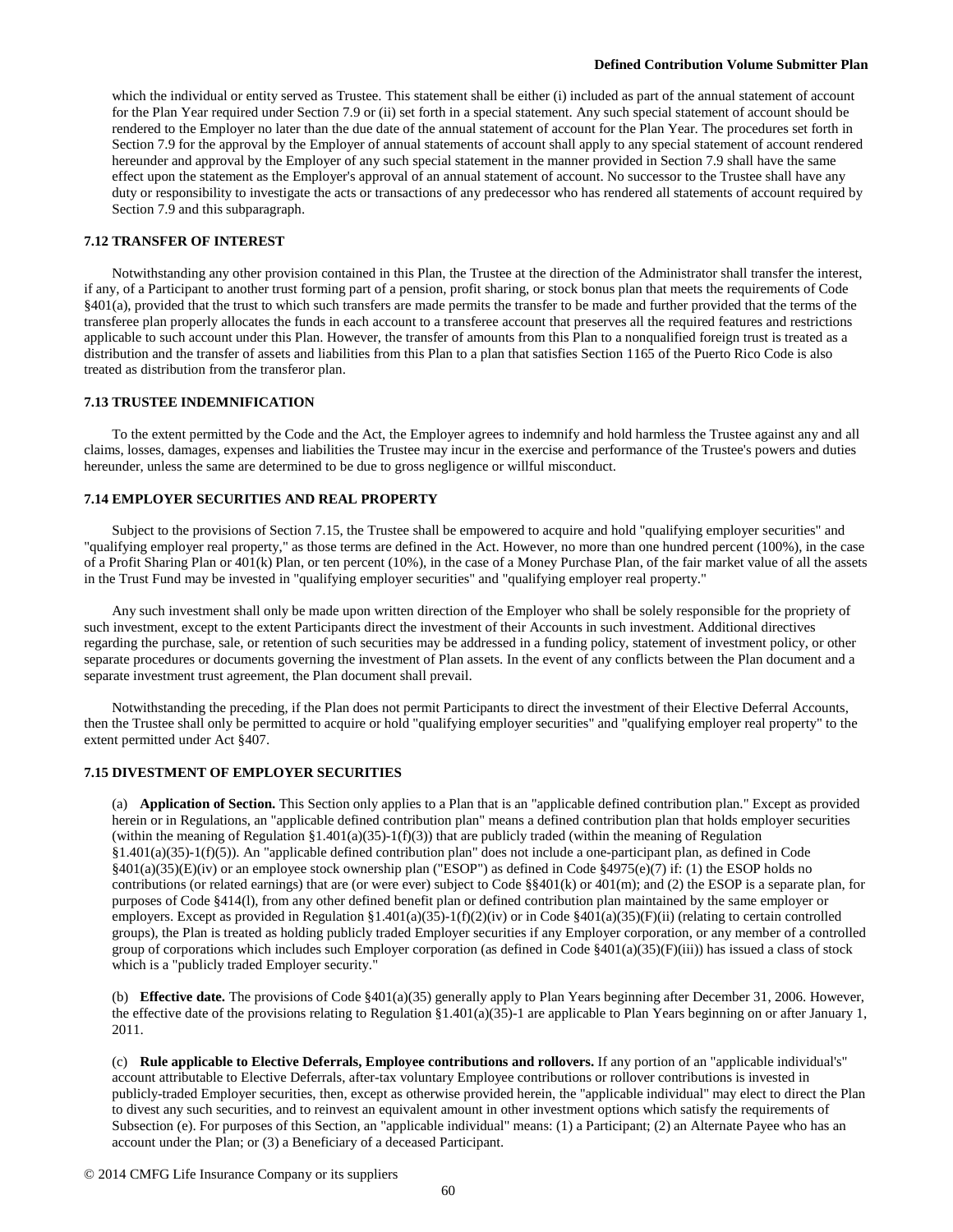which the individual or entity served as Trustee. This statement shall be either (i) included as part of the annual statement of account for the Plan Year required under Section 7.9 or (ii) set forth in a special statement. Any such special statement of account should be rendered to the Employer no later than the due date of the annual statement of account for the Plan Year. The procedures set forth in Section 7.9 for the approval by the Employer of annual statements of account shall apply to any special statement of account rendered hereunder and approval by the Employer of any such special statement in the manner provided in Section 7.9 shall have the same effect upon the statement as the Employer's approval of an annual statement of account. No successor to the Trustee shall have any duty or responsibility to investigate the acts or transactions of any predecessor who has rendered all statements of account required by Section 7.9 and this subparagraph.

### 7.12 TRANSFER OF INTEREST

Notwithstanding any other provision contained in this Plan, the Trustee at the direction of the Administrator shall transfer the interest, if any, of a Participant to another trust forming part of a pension, profit sharing, or stock bonus plan that meets the requirements of Code §401(a), provided that the trust to which such transfers are made permits the transfer to be made and further provided that the terms of the transferee plan properly allocates the funds in each account to a transferee account that preserves all the required features and restrictions applicable to such account under this Plan. However, the transfer of amounts from this Plan to a nonqualified foreign trust is treated as a distribution and the transfer of assets and liabilities from this Plan to a plan that satisfies Section 1165 of the Puerto Rico Code is also treated as distribution from the transferor plan.

### 7.13 TRUSTEE INDEMNIFICATION

To the extent permitted by the Code and the Act, the Employer agrees to indemnify and hold harmless the Trustee against any and all claims, losses, damages, expenses and liabilities the Trustee may incur in the exercise and performance of the Trustee's powers and duties hereunder, unless the same are determined to be due to gross negligence or willful misconduct.

### 7.14 EMPLOYER SECURITIES AND REAL PROPERTY

Subject to the provisions of Section 7.15, the Trustee shall be empowered to acquire and hold "qualifying employer securities" and "qualifying employer real property," as those terms are defined in the Act. However, no more than one hundred percent (100%), in the case of a Profit Sharing Plan or 401(k) Plan, or ten percent (10%), in the case of a Money Purchase Plan, of the fair market value of all the assets in the Trust Fund may be invested in "qualifying employer securities" and "qualifying employer real property."

Any such investment shall only be made upon written direction of the Employer who shall be solely responsible for the propriety of such investment, except to the extent Participants direct the investment of their Accounts in such investment. Additional directives regarding the purchase, sale, or retention of such securities may be addressed in a funding policy, statement of investment policy, or other separate procedures or documents governing the investment of Plan assets. In the event of any conflicts between the Plan document and a separate investment trust agreement, the Plan document shall prevail.

Notwithstanding the preceding, if the Plan does not permit Participants to direct the investment of their Elective Deferral Accounts, then the Trustee shall only be permitted to acquire or hold "qualifying employer securities" and "qualifying employer real property" to the extent permitted under Act §407.

### 7.15 DIVESTMENT OF EMPLOYER SECURITIES

(a) **Application of Section.** This Section only applies to a Plan that is an "applicable defined contribution plan." Except as provided herein or in Regulations, an "applicable defined contribution plan" means a defined contribution plan that holds employer securities (within the meaning of Regulation §1.401(a)(35)-1(f)(3)) that are publicly traded (within the meaning of Regulation §1.401(a)(35)-1(f)(5)). An "applicable defined contribution plan" does not include a one-participant plan, as defined in Code §401(a)(35)(E)(iv) or an employee stock ownership plan ("ESOP") as defined in Code §4975(e)(7) if: (1) the ESOP holds no contributions (or related earnings) that are (or were ever) subject to Code §§401(k) or 401(m); and (2) the ESOP is a separate plan, for purposes of Code §414(l), from any other defined benefit plan or defined contribution plan maintained by the same employer or employers. Except as provided in Regulation §1.401(a)(35)-1(f)(2)(iv) or in Code §401(a)(35)(F)(ii) (relating to certain controlled groups), the Plan is treated as holding publicly traded Employer securities if any Employer corporation, or any member of a controlled group of corporations which includes such Employer corporation (as defined in Code §401(a)(35)(F)(iii)) has issued a class of stock which is a "publicly traded Employer security."

(b) **Effective date.** The provisions of Code §401(a)(35) generally apply to Plan Years beginning after December 31, 2006. However, the effective date of the provisions relating to Regulation §1.401(a)(35)-1 are applicable to Plan Years beginning on or after January 1, 2011.

(c) **Rule applicable to Elective Deferrals, Employee contributions and rollovers.** If any portion of an "applicable individual's" account attributable to Elective Deferrals, after-tax voluntary Employee contributions or rollover contributions is invested in publicly-traded Employer securities, then, except as otherwise provided herein, the "applicable individual" may elect to direct the Plan to divest any such securities, and to reinvest an equivalent amount in other investment options which satisfy the requirements of Subsection (e). For purposes of this Section, an "applicable individual" means: (1) a Participant; (2) an Alternate Payee who has an account under the Plan; or (3) a Beneficiary of a deceased Participant.

© 2014 CMFG Life Insurance Company or its suppliers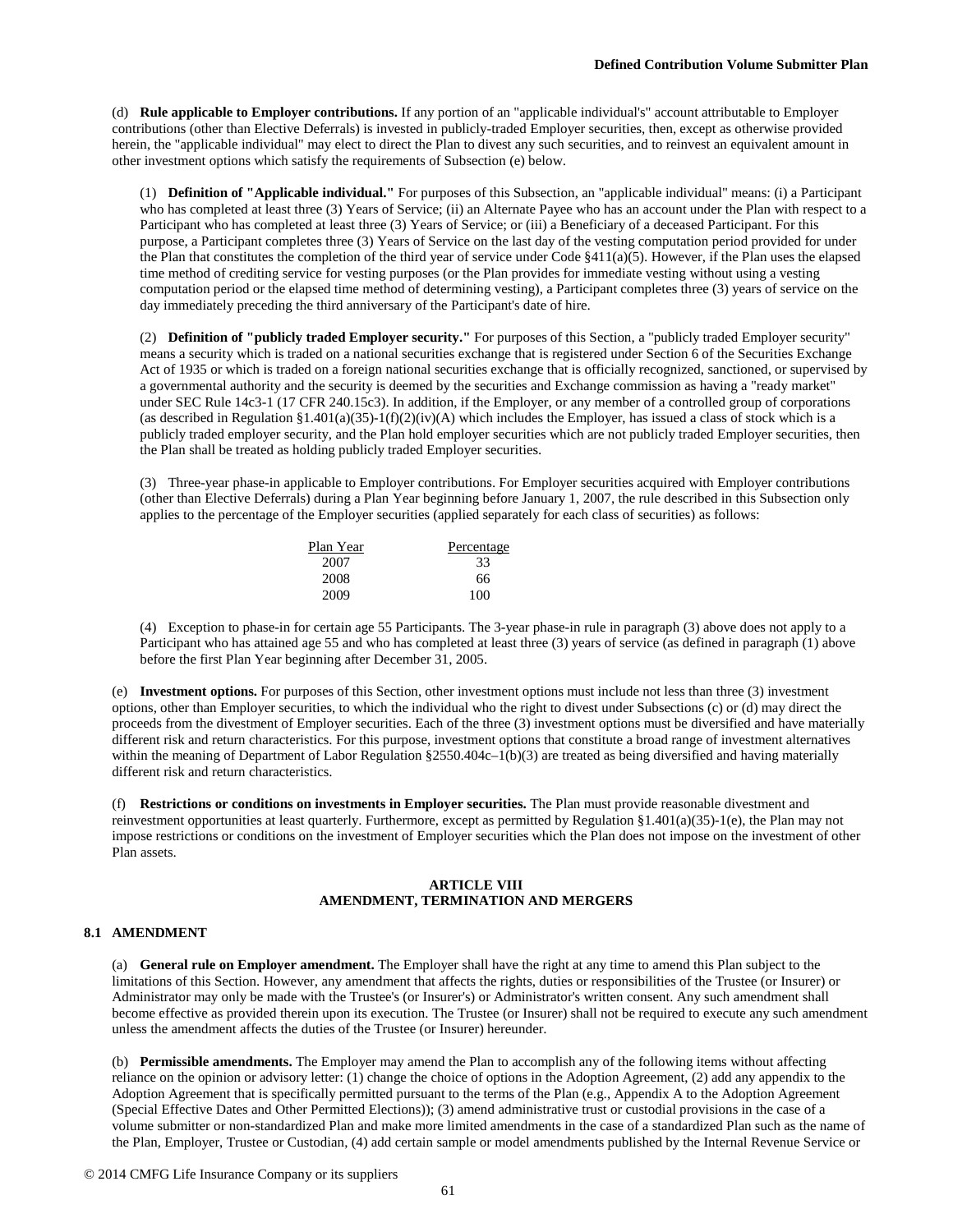(d) **Rule applicable to Employer contributions.** If any portion of an "applicable individual's" account attributable to Employer contributions (other than Elective Deferrals) is invested in publicly-traded Employer securities, then, except as otherwise provided herein, the "applicable individual" may elect to direct the Plan to divest any such securities, and to reinvest an equivalent amount in other investment options which satisfy the requirements of Subsection (e) below.

(1) **Definition of "Applicable individual."** For purposes of this Subsection, an "applicable individual" means: (i) a Participant who has completed at least three (3) Years of Service; (ii) an Alternate Payee who has an account under the Plan with respect to a Participant who has completed at least three (3) Years of Service; or (iii) a Beneficiary of a deceased Participant. For this purpose, a Participant completes three (3) Years of Service on the last day of the vesting computation period provided for under the Plan that constitutes the completion of the third year of service under Code §411(a)(5). However, if the Plan uses the elapsed time method of crediting service for vesting purposes (or the Plan provides for immediate vesting without using a vesting computation period or the elapsed time method of determining vesting), a Participant completes three (3) years of service on the day immediately preceding the third anniversary of the Participant's date of hire.

(2) **Definition of "publicly traded Employer security."** For purposes of this Section, a "publicly traded Employer security" means a security which is traded on a national securities exchange that is registered under Section 6 of the Securities Exchange Act of 1935 or which is traded on a foreign national securities exchange that is officially recognized, sanctioned, or supervised by a governmental authority and the security is deemed by the securities and Exchange commission as having a "ready market" under SEC Rule 14c3-1 (17 CFR 240.15c3). In addition, if the Employer, or any member of a controlled group of corporations (as described in Regulation §1.401(a)(35)-1(f)(2)(iv)(A) which includes the Employer, has issued a class of stock which is a publicly traded employer security, and the Plan hold employer securities which are not publicly traded Employer securities, then the Plan shall be treated as holding publicly traded Employer securities.

(3) Three-year phase-in applicable to Employer contributions. For Employer securities acquired with Employer contributions (other than Elective Deferrals) during a Plan Year beginning before January 1, 2007, the rule described in this Subsection only applies to the percentage of the Employer securities (applied separately for each class of securities) as follows:

| Plan Year | Percentage |
|---|---|
| 2007 | 33 |
| 2008 | 66 |
| 2009 | 100 |

(4) Exception to phase-in for certain age 55 Participants. The 3-year phase-in rule in paragraph (3) above does not apply to a Participant who has attained age 55 and who has completed at least three (3) years of service (as defined in paragraph (1) above before the first Plan Year beginning after December 31, 2005.

(e) **Investment options.** For purposes of this Section, other investment options must include not less than three (3) investment options, other than Employer securities, to which the individual who the right to divest under Subsections (c) or (d) may direct the proceeds from the divestment of Employer securities. Each of the three (3) investment options must be diversified and have materially different risk and return characteristics. For this purpose, investment options that constitute a broad range of investment alternatives within the meaning of Department of Labor Regulation §2550.404c–1(b)(3) are treated as being diversified and having materially different risk and return characteristics.

(f) **Restrictions or conditions on investments in Employer securities.** The Plan must provide reasonable divestment and reinvestment opportunities at least quarterly. Furthermore, except as permitted by Regulation §1.401(a)(35)-1(e), the Plan may not impose restrictions or conditions on the investment of Employer securities which the Plan does not impose on the investment of other Plan assets.

## ARTICLE VIII
## AMENDMENT, TERMINATION AND MERGERS

### 8.1 AMENDMENT

(a) **General rule on Employer amendment.** The Employer shall have the right at any time to amend this Plan subject to the limitations of this Section. However, any amendment that affects the rights, duties or responsibilities of the Trustee (or Insurer) or Administrator may only be made with the Trustee's (or Insurer's) or Administrator's written consent. Any such amendment shall become effective as provided therein upon its execution. The Trustee (or Insurer) shall not be required to execute any such amendment unless the amendment affects the duties of the Trustee (or Insurer) hereunder.

(b) **Permissible amendments.** The Employer may amend the Plan to accomplish any of the following items without affecting reliance on the opinion or advisory letter: (1) change the choice of options in the Adoption Agreement, (2) add any appendix to the Adoption Agreement that is specifically permitted pursuant to the terms of the Plan (e.g., Appendix A to the Adoption Agreement (Special Effective Dates and Other Permitted Elections)); (3) amend administrative trust or custodial provisions in the case of a volume submitter or non-standardized Plan and make more limited amendments in the case of a standardized Plan such as the name of the Plan, Employer, Trustee or Custodian, (4) add certain sample or model amendments published by the Internal Revenue Service or

© 2014 CMFG Life Insurance Company or its suppliers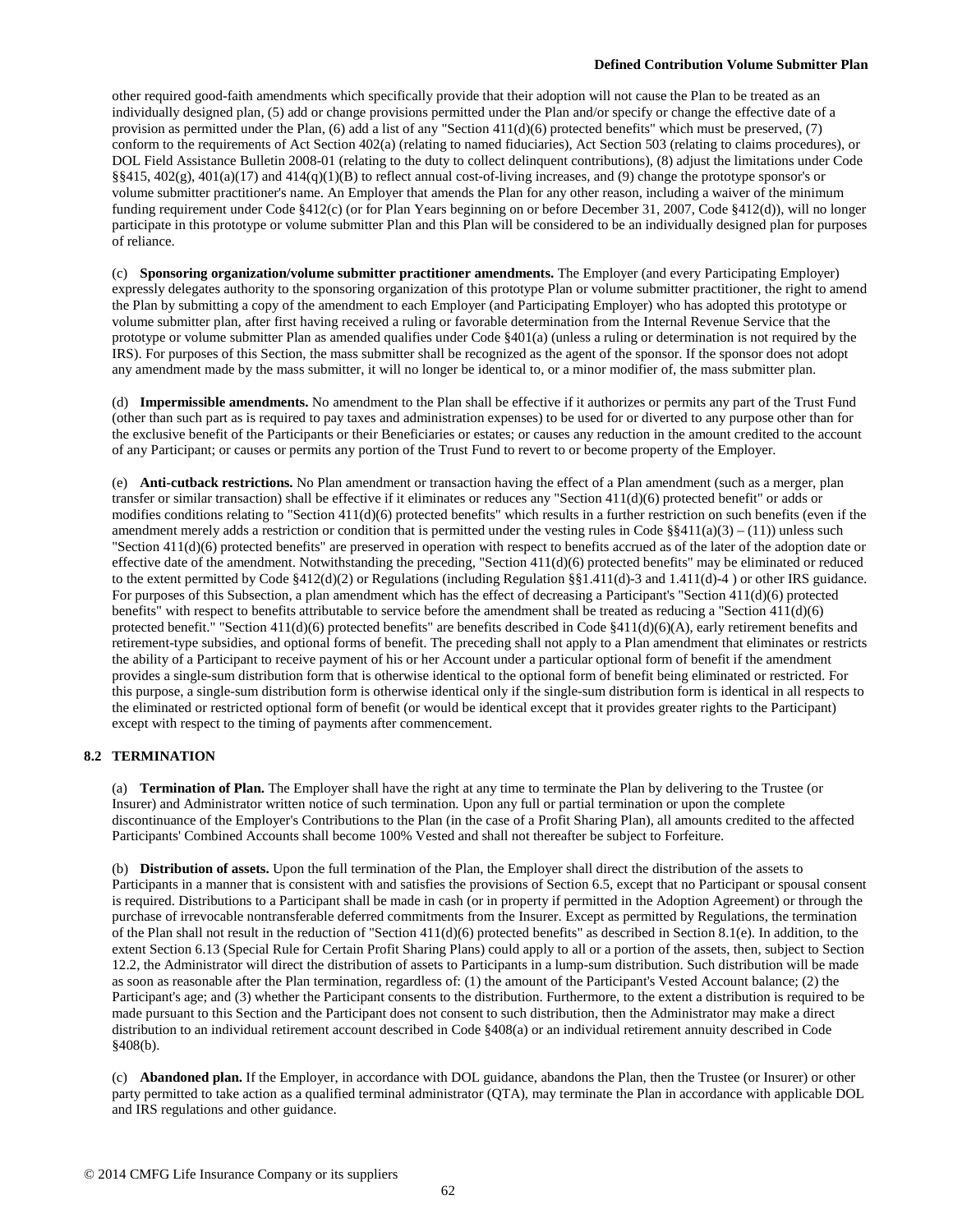other required good-faith amendments which specifically provide that their adoption will not cause the Plan to be treated as an individually designed plan, (5) add or change provisions permitted under the Plan and/or specify or change the effective date of a provision as permitted under the Plan, (6) add a list of any "Section 411(d)(6) protected benefits" which must be preserved, (7) conform to the requirements of Act Section 402(a) (relating to named fiduciaries), Act Section 503 (relating to claims procedures), or DOL Field Assistance Bulletin 2008-01 (relating to the duty to collect delinquent contributions), (8) adjust the limitations under Code §§415, 402(g), 401(a)(17) and 414(q)(1)(B) to reflect annual cost-of-living increases, and (9) change the prototype sponsor's or volume submitter practitioner's name. An Employer that amends the Plan for any other reason, including a waiver of the minimum funding requirement under Code §412(c) (or for Plan Years beginning on or before December 31, 2007, Code §412(d)), will no longer participate in this prototype or volume submitter Plan and this Plan will be considered to be an individually designed plan for purposes of reliance.

(c) **Sponsoring organization/volume submitter practitioner amendments.** The Employer (and every Participating Employer) expressly delegates authority to the sponsoring organization of this prototype Plan or volume submitter practitioner, the right to amend the Plan by submitting a copy of the amendment to each Employer (and Participating Employer) who has adopted this prototype or volume submitter plan, after first having received a ruling or favorable determination from the Internal Revenue Service that the prototype or volume submitter Plan as amended qualifies under Code §401(a) (unless a ruling or determination is not required by the IRS). For purposes of this Section, the mass submitter shall be recognized as the agent of the sponsor. If the sponsor does not adopt any amendment made by the mass submitter, it will no longer be identical to, or a minor modifier of, the mass submitter plan.

(d) **Impermissible amendments.** No amendment to the Plan shall be effective if it authorizes or permits any part of the Trust Fund (other than such part as is required to pay taxes and administration expenses) to be used for or diverted to any purpose other than for the exclusive benefit of the Participants or their Beneficiaries or estates; or causes any reduction in the amount credited to the account of any Participant; or causes or permits any portion of the Trust Fund to revert to or become property of the Employer.

(e) **Anti-cutback restrictions.** No Plan amendment or transaction having the effect of a Plan amendment (such as a merger, plan transfer or similar transaction) shall be effective if it eliminates or reduces any "Section 411(d)(6) protected benefit" or adds or modifies conditions relating to "Section 411(d)(6) protected benefits" which results in a further restriction on such benefits (even if the amendment merely adds a restriction or condition that is permitted under the vesting rules in Code §§411(a)(3) – (11)) unless such "Section 411(d)(6) protected benefits" are preserved in operation with respect to benefits accrued as of the later of the adoption date or effective date of the amendment. Notwithstanding the preceding, "Section 411(d)(6) protected benefits" may be eliminated or reduced to the extent permitted by Code §412(d)(2) or Regulations (including Regulation §§1.411(d)-3 and 1.411(d)-4 ) or other IRS guidance. For purposes of this Subsection, a plan amendment which has the effect of decreasing a Participant's "Section 411(d)(6) protected benefits" with respect to benefits attributable to service before the amendment shall be treated as reducing a "Section 411(d)(6) protected benefit." "Section 411(d)(6) protected benefits" are benefits described in Code §411(d)(6)(A), early retirement benefits and retirement-type subsidies, and optional forms of benefit. The preceding shall not apply to a Plan amendment that eliminates or restricts the ability of a Participant to receive payment of his or her Account under a particular optional form of benefit if the amendment provides a single-sum distribution form that is otherwise identical to the optional form of benefit being eliminated or restricted. For this purpose, a single-sum distribution form is otherwise identical only if the single-sum distribution form is identical in all respects to the eliminated or restricted optional form of benefit (or would be identical except that it provides greater rights to the Participant) except with respect to the timing of payments after commencement.

## 8.2 TERMINATION

(a) **Termination of Plan.** The Employer shall have the right at any time to terminate the Plan by delivering to the Trustee (or Insurer) and Administrator written notice of such termination. Upon any full or partial termination or upon the complete discontinuance of the Employer's Contributions to the Plan (in the case of a Profit Sharing Plan), all amounts credited to the affected Participants' Combined Accounts shall become 100% Vested and shall not thereafter be subject to Forfeiture.

(b) **Distribution of assets.** Upon the full termination of the Plan, the Employer shall direct the distribution of the assets to Participants in a manner that is consistent with and satisfies the provisions of Section 6.5, except that no Participant or spousal consent is required. Distributions to a Participant shall be made in cash (or in property if permitted in the Adoption Agreement) or through the purchase of irrevocable nontransferable deferred commitments from the Insurer. Except as permitted by Regulations, the termination of the Plan shall not result in the reduction of "Section 411(d)(6) protected benefits" as described in Section 8.1(e). In addition, to the extent Section 6.13 (Special Rule for Certain Profit Sharing Plans) could apply to all or a portion of the assets, then, subject to Section 12.2, the Administrator will direct the distribution of assets to Participants in a lump-sum distribution. Such distribution will be made as soon as reasonable after the Plan termination, regardless of: (1) the amount of the Participant's Vested Account balance; (2) the Participant's age; and (3) whether the Participant consents to the distribution. Furthermore, to the extent a distribution is required to be made pursuant to this Section and the Participant does not consent to such distribution, then the Administrator may make a direct distribution to an individual retirement account described in Code §408(a) or an individual retirement annuity described in Code §408(b).

(c) **Abandoned plan.** If the Employer, in accordance with DOL guidance, abandons the Plan, then the Trustee (or Insurer) or other party permitted to take action as a qualified terminal administrator (QTA), may terminate the Plan in accordance with applicable DOL and IRS regulations and other guidance.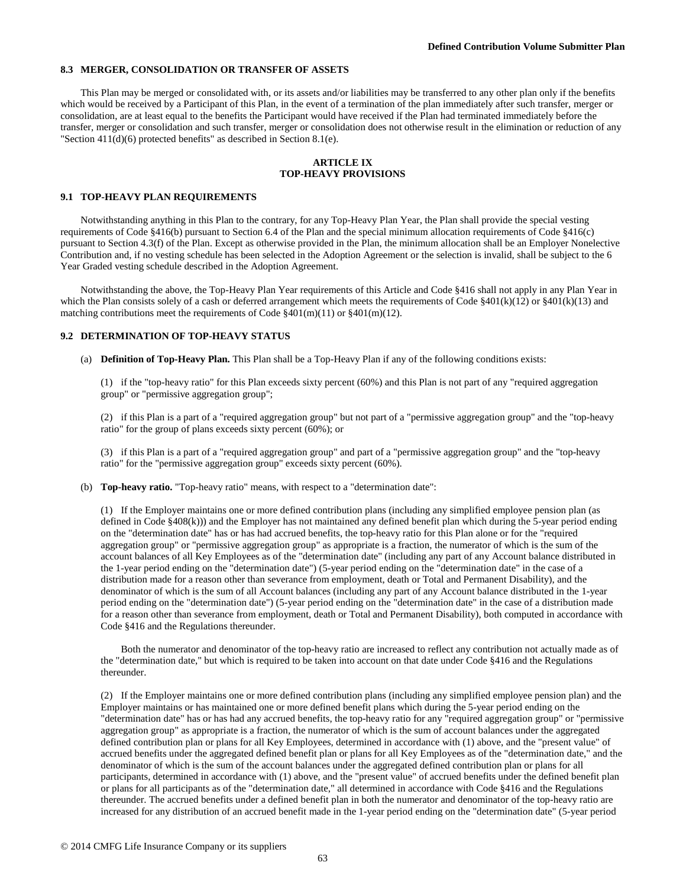### 8.3 MERGER, CONSOLIDATION OR TRANSFER OF ASSETS

This Plan may be merged or consolidated with, or its assets and/or liabilities may be transferred to any other plan only if the benefits which would be received by a Participant of this Plan, in the event of a termination of the plan immediately after such transfer, merger or consolidation, are at least equal to the benefits the Participant would have received if the Plan had terminated immediately before the transfer, merger or consolidation and such transfer, merger or consolidation does not otherwise result in the elimination or reduction of any "Section 411(d)(6) protected benefits" as described in Section 8.1(e).

## ARTICLE IX
## TOP-HEAVY PROVISIONS

### 9.1 TOP-HEAVY PLAN REQUIREMENTS

Notwithstanding anything in this Plan to the contrary, for any Top-Heavy Plan Year, the Plan shall provide the special vesting requirements of Code §416(b) pursuant to Section 6.4 of the Plan and the special minimum allocation requirements of Code §416(c) pursuant to Section 4.3(f) of the Plan. Except as otherwise provided in the Plan, the minimum allocation shall be an Employer Nonelective Contribution and, if no vesting schedule has been selected in the Adoption Agreement or the selection is invalid, shall be subject to the 6 Year Graded vesting schedule described in the Adoption Agreement.

Notwithstanding the above, the Top-Heavy Plan Year requirements of this Article and Code §416 shall not apply in any Plan Year in which the Plan consists solely of a cash or deferred arrangement which meets the requirements of Code §401(k)(12) or §401(k)(13) and matching contributions meet the requirements of Code §401(m)(11) or §401(m)(12).

### 9.2 DETERMINATION OF TOP-HEAVY STATUS

(a) **Definition of Top-Heavy Plan.** This Plan shall be a Top-Heavy Plan if any of the following conditions exists:

(1) if the "top-heavy ratio" for this Plan exceeds sixty percent (60%) and this Plan is not part of any "required aggregation group" or "permissive aggregation group";

(2) if this Plan is a part of a "required aggregation group" but not part of a "permissive aggregation group" and the "top-heavy ratio" for the group of plans exceeds sixty percent (60%); or

(3) if this Plan is a part of a "required aggregation group" and part of a "permissive aggregation group" and the "top-heavy ratio" for the "permissive aggregation group" exceeds sixty percent (60%).

(b) **Top-heavy ratio.** "Top-heavy ratio" means, with respect to a "determination date":

(1) If the Employer maintains one or more defined contribution plans (including any simplified employee pension plan (as defined in Code §408(k))) and the Employer has not maintained any defined benefit plan which during the 5-year period ending on the "determination date" has or has had accrued benefits, the top-heavy ratio for this Plan alone or for the "required aggregation group" or "permissive aggregation group" as appropriate is a fraction, the numerator of which is the sum of the account balances of all Key Employees as of the "determination date" (including any part of any Account balance distributed in the 1-year period ending on the "determination date") (5-year period ending on the "determination date" in the case of a distribution made for a reason other than severance from employment, death or Total and Permanent Disability), and the denominator of which is the sum of all Account balances (including any part of any Account balance distributed in the 1-year period ending on the "determination date") (5-year period ending on the "determination date" in the case of a distribution made for a reason other than severance from employment, death or Total and Permanent Disability), both computed in accordance with Code §416 and the Regulations thereunder.

Both the numerator and denominator of the top-heavy ratio are increased to reflect any contribution not actually made as of the "determination date," but which is required to be taken into account on that date under Code §416 and the Regulations thereunder.

(2) If the Employer maintains one or more defined contribution plans (including any simplified employee pension plan) and the Employer maintains or has maintained one or more defined benefit plans which during the 5-year period ending on the "determination date" has or has had any accrued benefits, the top-heavy ratio for any "required aggregation group" or "permissive aggregation group" as appropriate is a fraction, the numerator of which is the sum of account balances under the aggregated defined contribution plan or plans for all Key Employees, determined in accordance with (1) above, and the "present value" of accrued benefits under the aggregated defined benefit plan or plans for all Key Employees as of the "determination date," and the denominator of which is the sum of the account balances under the aggregated defined contribution plan or plans for all participants, determined in accordance with (1) above, and the "present value" of accrued benefits under the defined benefit plan or plans for all participants as of the "determination date," all determined in accordance with Code §416 and the Regulations thereunder. The accrued benefits under a defined benefit plan in both the numerator and denominator of the top-heavy ratio are increased for any distribution of an accrued benefit made in the 1-year period ending on the "determination date" (5-year period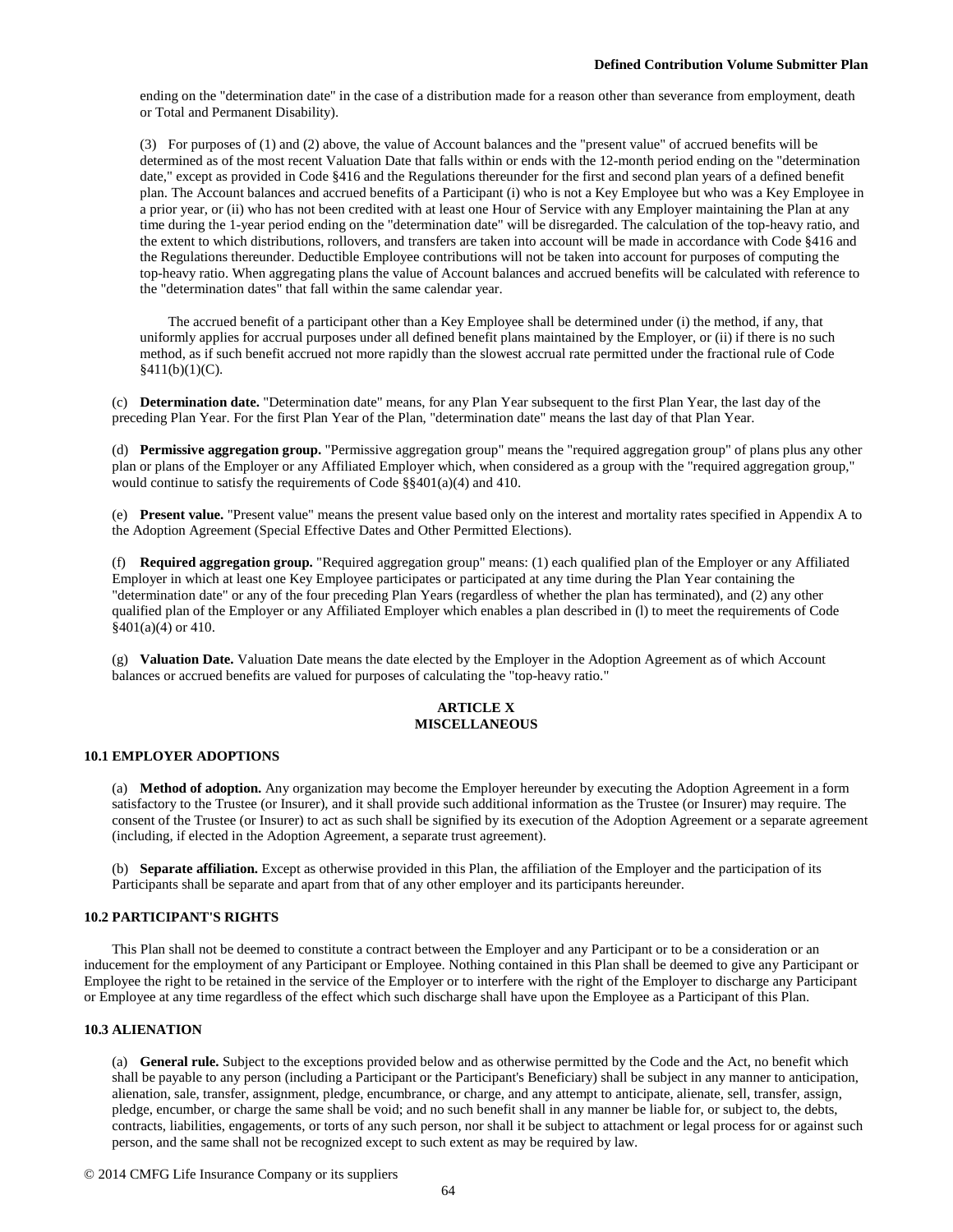ending on the "determination date" in the case of a distribution made for a reason other than severance from employment, death or Total and Permanent Disability).

(3) For purposes of (1) and (2) above, the value of Account balances and the "present value" of accrued benefits will be determined as of the most recent Valuation Date that falls within or ends with the 12-month period ending on the "determination date," except as provided in Code §416 and the Regulations thereunder for the first and second plan years of a defined benefit plan. The Account balances and accrued benefits of a Participant (i) who is not a Key Employee but who was a Key Employee in a prior year, or (ii) who has not been credited with at least one Hour of Service with any Employer maintaining the Plan at any time during the 1-year period ending on the "determination date" will be disregarded. The calculation of the top-heavy ratio, and the extent to which distributions, rollovers, and transfers are taken into account will be made in accordance with Code §416 and the Regulations thereunder. Deductible Employee contributions will not be taken into account for purposes of computing the top-heavy ratio. When aggregating plans the value of Account balances and accrued benefits will be calculated with reference to the "determination dates" that fall within the same calendar year.

The accrued benefit of a participant other than a Key Employee shall be determined under (i) the method, if any, that uniformly applies for accrual purposes under all defined benefit plans maintained by the Employer, or (ii) if there is no such method, as if such benefit accrued not more rapidly than the slowest accrual rate permitted under the fractional rule of Code §411(b)(1)(C).

(c) **Determination date.** "Determination date" means, for any Plan Year subsequent to the first Plan Year, the last day of the preceding Plan Year. For the first Plan Year of the Plan, "determination date" means the last day of that Plan Year.

(d) **Permissive aggregation group.** "Permissive aggregation group" means the "required aggregation group" of plans plus any other plan or plans of the Employer or any Affiliated Employer which, when considered as a group with the "required aggregation group," would continue to satisfy the requirements of Code §§401(a)(4) and 410.

(e) **Present value.** "Present value" means the present value based only on the interest and mortality rates specified in Appendix A to the Adoption Agreement (Special Effective Dates and Other Permitted Elections).

(f) **Required aggregation group.** "Required aggregation group" means: (1) each qualified plan of the Employer or any Affiliated Employer in which at least one Key Employee participates or participated at any time during the Plan Year containing the "determination date" or any of the four preceding Plan Years (regardless of whether the plan has terminated), and (2) any other qualified plan of the Employer or any Affiliated Employer which enables a plan described in (l) to meet the requirements of Code §401(a)(4) or 410.

(g) **Valuation Date.** Valuation Date means the date elected by the Employer in the Adoption Agreement as of which Account balances or accrued benefits are valued for purposes of calculating the "top-heavy ratio."

## ARTICLE X
## MISCELLANEOUS

### 10.1 EMPLOYER ADOPTIONS

(a) **Method of adoption.** Any organization may become the Employer hereunder by executing the Adoption Agreement in a form satisfactory to the Trustee (or Insurer), and it shall provide such additional information as the Trustee (or Insurer) may require. The consent of the Trustee (or Insurer) to act as such shall be signified by its execution of the Adoption Agreement or a separate agreement (including, if elected in the Adoption Agreement, a separate trust agreement).

(b) **Separate affiliation.** Except as otherwise provided in this Plan, the affiliation of the Employer and the participation of its Participants shall be separate and apart from that of any other employer and its participants hereunder.

### 10.2 PARTICIPANT'S RIGHTS

This Plan shall not be deemed to constitute a contract between the Employer and any Participant or to be a consideration or an inducement for the employment of any Participant or Employee. Nothing contained in this Plan shall be deemed to give any Participant or Employee the right to be retained in the service of the Employer or to interfere with the right of the Employer to discharge any Participant or Employee at any time regardless of the effect which such discharge shall have upon the Employee as a Participant of this Plan.

### 10.3 ALIENATION

(a) **General rule.** Subject to the exceptions provided below and as otherwise permitted by the Code and the Act, no benefit which shall be payable to any person (including a Participant or the Participant's Beneficiary) shall be subject in any manner to anticipation, alienation, sale, transfer, assignment, pledge, encumbrance, or charge, and any attempt to anticipate, alienate, sell, transfer, assign, pledge, encumber, or charge the same shall be void; and no such benefit shall in any manner be liable for, or subject to, the debts, contracts, liabilities, engagements, or torts of any such person, nor shall it be subject to attachment or legal process for or against such person, and the same shall not be recognized except to such extent as may be required by law.

© 2014 CMFG Life Insurance Company or its suppliers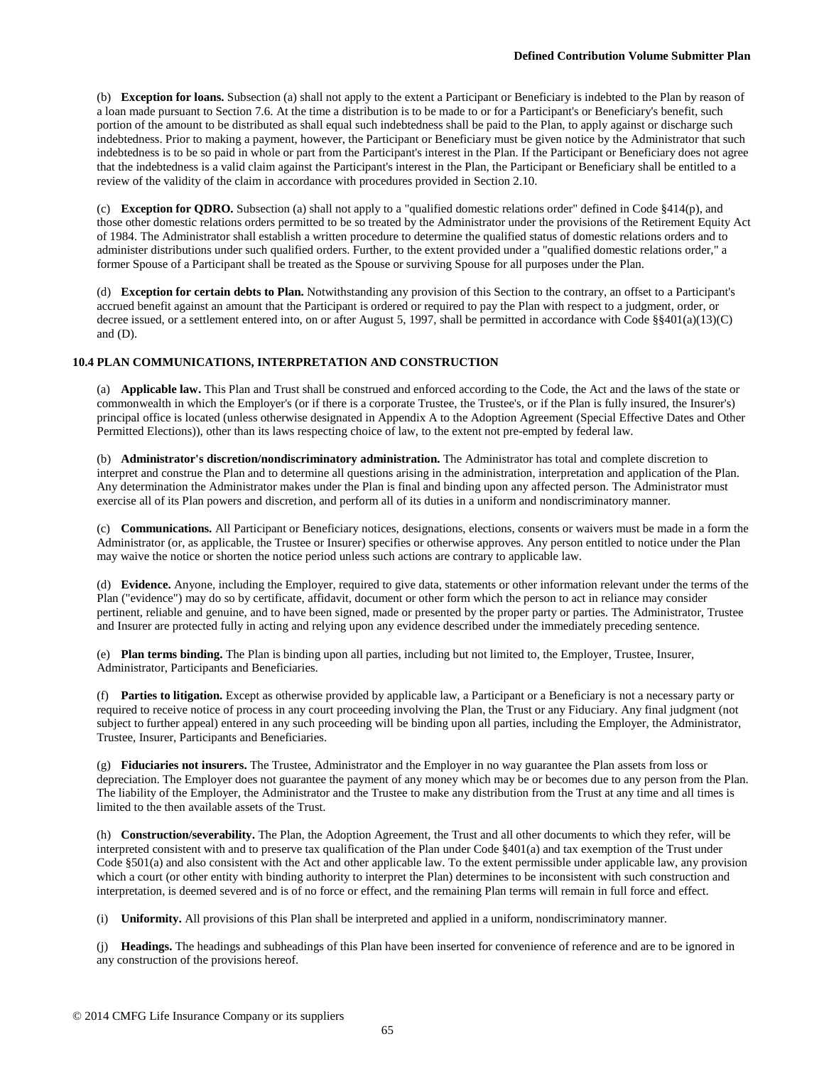(b) **Exception for loans.** Subsection (a) shall not apply to the extent a Participant or Beneficiary is indebted to the Plan by reason of a loan made pursuant to Section 7.6. At the time a distribution is to be made to or for a Participant's or Beneficiary's benefit, such portion of the amount to be distributed as shall equal such indebtedness shall be paid to the Plan, to apply against or discharge such indebtedness. Prior to making a payment, however, the Participant or Beneficiary must be given notice by the Administrator that such indebtedness is to be so paid in whole or part from the Participant's interest in the Plan. If the Participant or Beneficiary does not agree that the indebtedness is a valid claim against the Participant's interest in the Plan, the Participant or Beneficiary shall be entitled to a review of the validity of the claim in accordance with procedures provided in Section 2.10.

(c) **Exception for QDRO.** Subsection (a) shall not apply to a "qualified domestic relations order" defined in Code §414(p), and those other domestic relations orders permitted to be so treated by the Administrator under the provisions of the Retirement Equity Act of 1984. The Administrator shall establish a written procedure to determine the qualified status of domestic relations orders and to administer distributions under such qualified orders. Further, to the extent provided under a "qualified domestic relations order," a former Spouse of a Participant shall be treated as the Spouse or surviving Spouse for all purposes under the Plan.

(d) **Exception for certain debts to Plan.** Notwithstanding any provision of this Section to the contrary, an offset to a Participant's accrued benefit against an amount that the Participant is ordered or required to pay the Plan with respect to a judgment, order, or decree issued, or a settlement entered into, on or after August 5, 1997, shall be permitted in accordance with Code §§401(a)(13)(C) and (D).

**10.4 PLAN COMMUNICATIONS, INTERPRETATION AND CONSTRUCTION**

(a) **Applicable law.** This Plan and Trust shall be construed and enforced according to the Code, the Act and the laws of the state or commonwealth in which the Employer's (or if there is a corporate Trustee, the Trustee's, or if the Plan is fully insured, the Insurer's) principal office is located (unless otherwise designated in Appendix A to the Adoption Agreement (Special Effective Dates and Other Permitted Elections)), other than its laws respecting choice of law, to the extent not pre-empted by federal law.

(b) **Administrator's discretion/nondiscriminatory administration.** The Administrator has total and complete discretion to interpret and construe the Plan and to determine all questions arising in the administration, interpretation and application of the Plan. Any determination the Administrator makes under the Plan is final and binding upon any affected person. The Administrator must exercise all of its Plan powers and discretion, and perform all of its duties in a uniform and nondiscriminatory manner.

(c) **Communications.** All Participant or Beneficiary notices, designations, elections, consents or waivers must be made in a form the Administrator (or, as applicable, the Trustee or Insurer) specifies or otherwise approves. Any person entitled to notice under the Plan may waive the notice or shorten the notice period unless such actions are contrary to applicable law.

(d) **Evidence.** Anyone, including the Employer, required to give data, statements or other information relevant under the terms of the Plan ("evidence") may do so by certificate, affidavit, document or other form which the person to act in reliance may consider pertinent, reliable and genuine, and to have been signed, made or presented by the proper party or parties. The Administrator, Trustee and Insurer are protected fully in acting and relying upon any evidence described under the immediately preceding sentence.

(e) **Plan terms binding.** The Plan is binding upon all parties, including but not limited to, the Employer, Trustee, Insurer, Administrator, Participants and Beneficiaries.

(f) **Parties to litigation.** Except as otherwise provided by applicable law, a Participant or a Beneficiary is not a necessary party or required to receive notice of process in any court proceeding involving the Plan, the Trust or any Fiduciary. Any final judgment (not subject to further appeal) entered in any such proceeding will be binding upon all parties, including the Employer, the Administrator, Trustee, Insurer, Participants and Beneficiaries.

(g) **Fiduciaries not insurers.** The Trustee, Administrator and the Employer in no way guarantee the Plan assets from loss or depreciation. The Employer does not guarantee the payment of any money which may be or becomes due to any person from the Plan. The liability of the Employer, the Administrator and the Trustee to make any distribution from the Trust at any time and all times is limited to the then available assets of the Trust.

(h) **Construction/severability.** The Plan, the Adoption Agreement, the Trust and all other documents to which they refer, will be interpreted consistent with and to preserve tax qualification of the Plan under Code §401(a) and tax exemption of the Trust under Code §501(a) and also consistent with the Act and other applicable law. To the extent permissible under applicable law, any provision which a court (or other entity with binding authority to interpret the Plan) determines to be inconsistent with such construction and interpretation, is deemed severed and is of no force or effect, and the remaining Plan terms will remain in full force and effect.

(i) **Uniformity.** All provisions of this Plan shall be interpreted and applied in a uniform, nondiscriminatory manner.

(j) **Headings.** The headings and subheadings of this Plan have been inserted for convenience of reference and are to be ignored in any construction of the provisions hereof.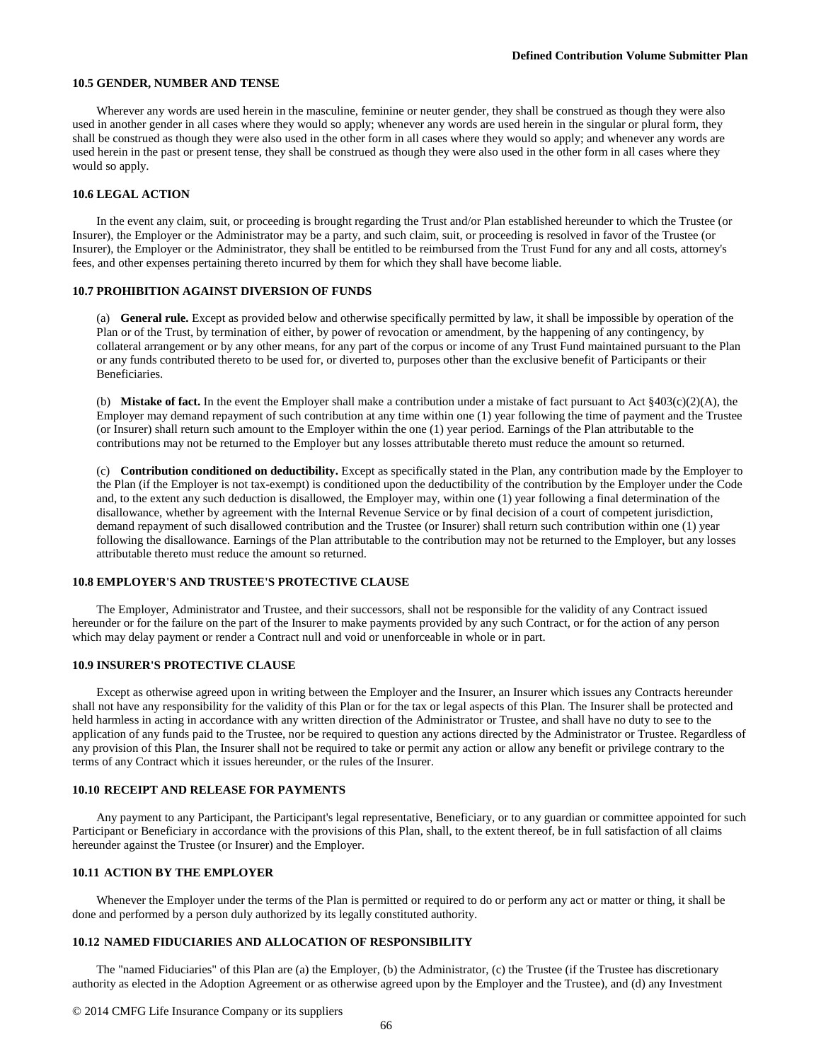### 10.5 GENDER, NUMBER AND TENSE

Wherever any words are used herein in the masculine, feminine or neuter gender, they shall be construed as though they were also used in another gender in all cases where they would so apply; whenever any words are used herein in the singular or plural form, they shall be construed as though they were also used in the other form in all cases where they would so apply; and whenever any words are used herein in the past or present tense, they shall be construed as though they were also used in the other form in all cases where they would so apply.

### 10.6 LEGAL ACTION

In the event any claim, suit, or proceeding is brought regarding the Trust and/or Plan established hereunder to which the Trustee (or Insurer), the Employer or the Administrator may be a party, and such claim, suit, or proceeding is resolved in favor of the Trustee (or Insurer), the Employer or the Administrator, they shall be entitled to be reimbursed from the Trust Fund for any and all costs, attorney's fees, and other expenses pertaining thereto incurred by them for which they shall have become liable.

### 10.7 PROHIBITION AGAINST DIVERSION OF FUNDS

(a) **General rule.** Except as provided below and otherwise specifically permitted by law, it shall be impossible by operation of the Plan or of the Trust, by termination of either, by power of revocation or amendment, by the happening of any contingency, by collateral arrangement or by any other means, for any part of the corpus or income of any Trust Fund maintained pursuant to the Plan or any funds contributed thereto to be used for, or diverted to, purposes other than the exclusive benefit of Participants or their Beneficiaries.

(b) **Mistake of fact.** In the event the Employer shall make a contribution under a mistake of fact pursuant to Act §403(c)(2)(A), the Employer may demand repayment of such contribution at any time within one (1) year following the time of payment and the Trustee (or Insurer) shall return such amount to the Employer within the one (1) year period. Earnings of the Plan attributable to the contributions may not be returned to the Employer but any losses attributable thereto must reduce the amount so returned.

(c) **Contribution conditioned on deductibility.** Except as specifically stated in the Plan, any contribution made by the Employer to the Plan (if the Employer is not tax-exempt) is conditioned upon the deductibility of the contribution by the Employer under the Code and, to the extent any such deduction is disallowed, the Employer may, within one (1) year following a final determination of the disallowance, whether by agreement with the Internal Revenue Service or by final decision of a court of competent jurisdiction, demand repayment of such disallowed contribution and the Trustee (or Insurer) shall return such contribution within one (1) year following the disallowance. Earnings of the Plan attributable to the contribution may not be returned to the Employer, but any losses attributable thereto must reduce the amount so returned.

### 10.8 EMPLOYER'S AND TRUSTEE'S PROTECTIVE CLAUSE

The Employer, Administrator and Trustee, and their successors, shall not be responsible for the validity of any Contract issued hereunder or for the failure on the part of the Insurer to make payments provided by any such Contract, or for the action of any person which may delay payment or render a Contract null and void or unenforceable in whole or in part.

### 10.9 INSURER'S PROTECTIVE CLAUSE

Except as otherwise agreed upon in writing between the Employer and the Insurer, an Insurer which issues any Contracts hereunder shall not have any responsibility for the validity of this Plan or for the tax or legal aspects of this Plan. The Insurer shall be protected and held harmless in acting in accordance with any written direction of the Administrator or Trustee, and shall have no duty to see to the application of any funds paid to the Trustee, nor be required to question any actions directed by the Administrator or Trustee. Regardless of any provision of this Plan, the Insurer shall not be required to take or permit any action or allow any benefit or privilege contrary to the terms of any Contract which it issues hereunder, or the rules of the Insurer.

### 10.10 RECEIPT AND RELEASE FOR PAYMENTS

Any payment to any Participant, the Participant's legal representative, Beneficiary, or to any guardian or committee appointed for such Participant or Beneficiary in accordance with the provisions of this Plan, shall, to the extent thereof, be in full satisfaction of all claims hereunder against the Trustee (or Insurer) and the Employer.

### 10.11 ACTION BY THE EMPLOYER

Whenever the Employer under the terms of the Plan is permitted or required to do or perform any act or matter or thing, it shall be done and performed by a person duly authorized by its legally constituted authority.

### 10.12 NAMED FIDUCIARIES AND ALLOCATION OF RESPONSIBILITY

The "named Fiduciaries" of this Plan are (a) the Employer, (b) the Administrator, (c) the Trustee (if the Trustee has discretionary authority as elected in the Adoption Agreement or as otherwise agreed upon by the Employer and the Trustee), and (d) any Investment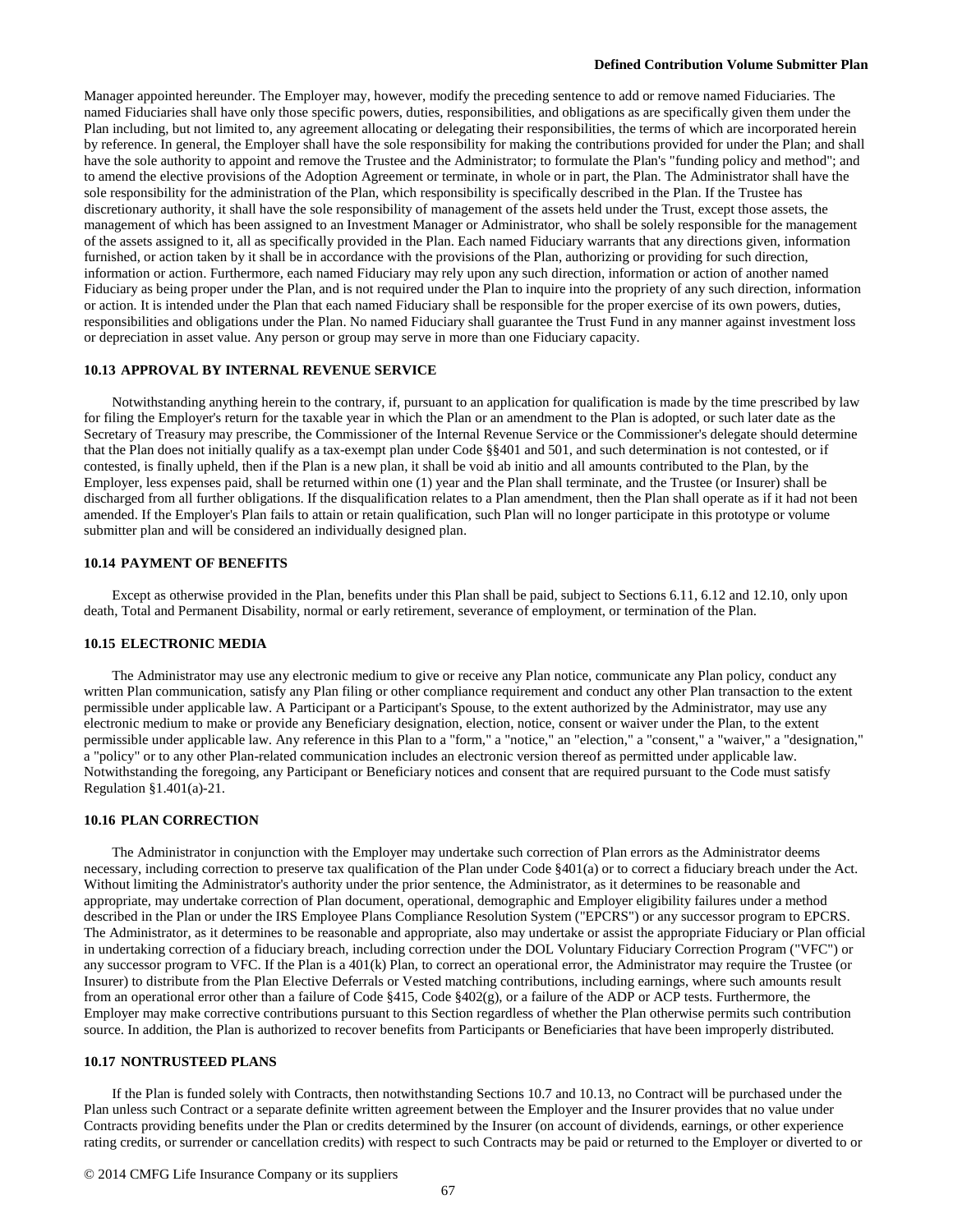Manager appointed hereunder. The Employer may, however, modify the preceding sentence to add or remove named Fiduciaries. The named Fiduciaries shall have only those specific powers, duties, responsibilities, and obligations as are specifically given them under the Plan including, but not limited to, any agreement allocating or delegating their responsibilities, the terms of which are incorporated herein by reference. In general, the Employer shall have the sole responsibility for making the contributions provided for under the Plan; and shall have the sole authority to appoint and remove the Trustee and the Administrator; to formulate the Plan's "funding policy and method"; and to amend the elective provisions of the Adoption Agreement or terminate, in whole or in part, the Plan. The Administrator shall have the sole responsibility for the administration of the Plan, which responsibility is specifically described in the Plan. If the Trustee has discretionary authority, it shall have the sole responsibility of management of the assets held under the Trust, except those assets, the management of which has been assigned to an Investment Manager or Administrator, who shall be solely responsible for the management of the assets assigned to it, all as specifically provided in the Plan. Each named Fiduciary warrants that any directions given, information furnished, or action taken by it shall be in accordance with the provisions of the Plan, authorizing or providing for such direction, information or action. Furthermore, each named Fiduciary may rely upon any such direction, information or action of another named Fiduciary as being proper under the Plan, and is not required under the Plan to inquire into the propriety of any such direction, information or action. It is intended under the Plan that each named Fiduciary shall be responsible for the proper exercise of its own powers, duties, responsibilities and obligations under the Plan. No named Fiduciary shall guarantee the Trust Fund in any manner against investment loss or depreciation in asset value. Any person or group may serve in more than one Fiduciary capacity.

### 10.13 APPROVAL BY INTERNAL REVENUE SERVICE

Notwithstanding anything herein to the contrary, if, pursuant to an application for qualification is made by the time prescribed by law for filing the Employer's return for the taxable year in which the Plan or an amendment to the Plan is adopted, or such later date as the Secretary of Treasury may prescribe, the Commissioner of the Internal Revenue Service or the Commissioner's delegate should determine that the Plan does not initially qualify as a tax-exempt plan under Code §§401 and 501, and such determination is not contested, or if contested, is finally upheld, then if the Plan is a new plan, it shall be void ab initio and all amounts contributed to the Plan, by the Employer, less expenses paid, shall be returned within one (1) year and the Plan shall terminate, and the Trustee (or Insurer) shall be discharged from all further obligations. If the disqualification relates to a Plan amendment, then the Plan shall operate as if it had not been amended. If the Employer's Plan fails to attain or retain qualification, such Plan will no longer participate in this prototype or volume submitter plan and will be considered an individually designed plan.

### 10.14 PAYMENT OF BENEFITS

Except as otherwise provided in the Plan, benefits under this Plan shall be paid, subject to Sections 6.11, 6.12 and 12.10, only upon death, Total and Permanent Disability, normal or early retirement, severance of employment, or termination of the Plan.

### 10.15 ELECTRONIC MEDIA

The Administrator may use any electronic medium to give or receive any Plan notice, communicate any Plan policy, conduct any written Plan communication, satisfy any Plan filing or other compliance requirement and conduct any other Plan transaction to the extent permissible under applicable law. A Participant or a Participant's Spouse, to the extent authorized by the Administrator, may use any electronic medium to make or provide any Beneficiary designation, election, notice, consent or waiver under the Plan, to the extent permissible under applicable law. Any reference in this Plan to a "form," a "notice," an "election," a "consent," a "waiver," a "designation," a "policy" or to any other Plan-related communication includes an electronic version thereof as permitted under applicable law. Notwithstanding the foregoing, any Participant or Beneficiary notices and consent that are required pursuant to the Code must satisfy Regulation §1.401(a)-21.

### 10.16 PLAN CORRECTION

The Administrator in conjunction with the Employer may undertake such correction of Plan errors as the Administrator deems necessary, including correction to preserve tax qualification of the Plan under Code §401(a) or to correct a fiduciary breach under the Act. Without limiting the Administrator's authority under the prior sentence, the Administrator, as it determines to be reasonable and appropriate, may undertake correction of Plan document, operational, demographic and Employer eligibility failures under a method described in the Plan or under the IRS Employee Plans Compliance Resolution System ("EPCRS") or any successor program to EPCRS. The Administrator, as it determines to be reasonable and appropriate, also may undertake or assist the appropriate Fiduciary or Plan official in undertaking correction of a fiduciary breach, including correction under the DOL Voluntary Fiduciary Correction Program ("VFC") or any successor program to VFC. If the Plan is a 401(k) Plan, to correct an operational error, the Administrator may require the Trustee (or Insurer) to distribute from the Plan Elective Deferrals or Vested matching contributions, including earnings, where such amounts result from an operational error other than a failure of Code §415, Code §402(g), or a failure of the ADP or ACP tests. Furthermore, the Employer may make corrective contributions pursuant to this Section regardless of whether the Plan otherwise permits such contribution source. In addition, the Plan is authorized to recover benefits from Participants or Beneficiaries that have been improperly distributed.

### 10.17 NONTRUSTEED PLANS

If the Plan is funded solely with Contracts, then notwithstanding Sections 10.7 and 10.13, no Contract will be purchased under the Plan unless such Contract or a separate definite written agreement between the Employer and the Insurer provides that no value under Contracts providing benefits under the Plan or credits determined by the Insurer (on account of dividends, earnings, or other experience rating credits, or surrender or cancellation credits) with respect to such Contracts may be paid or returned to the Employer or diverted to or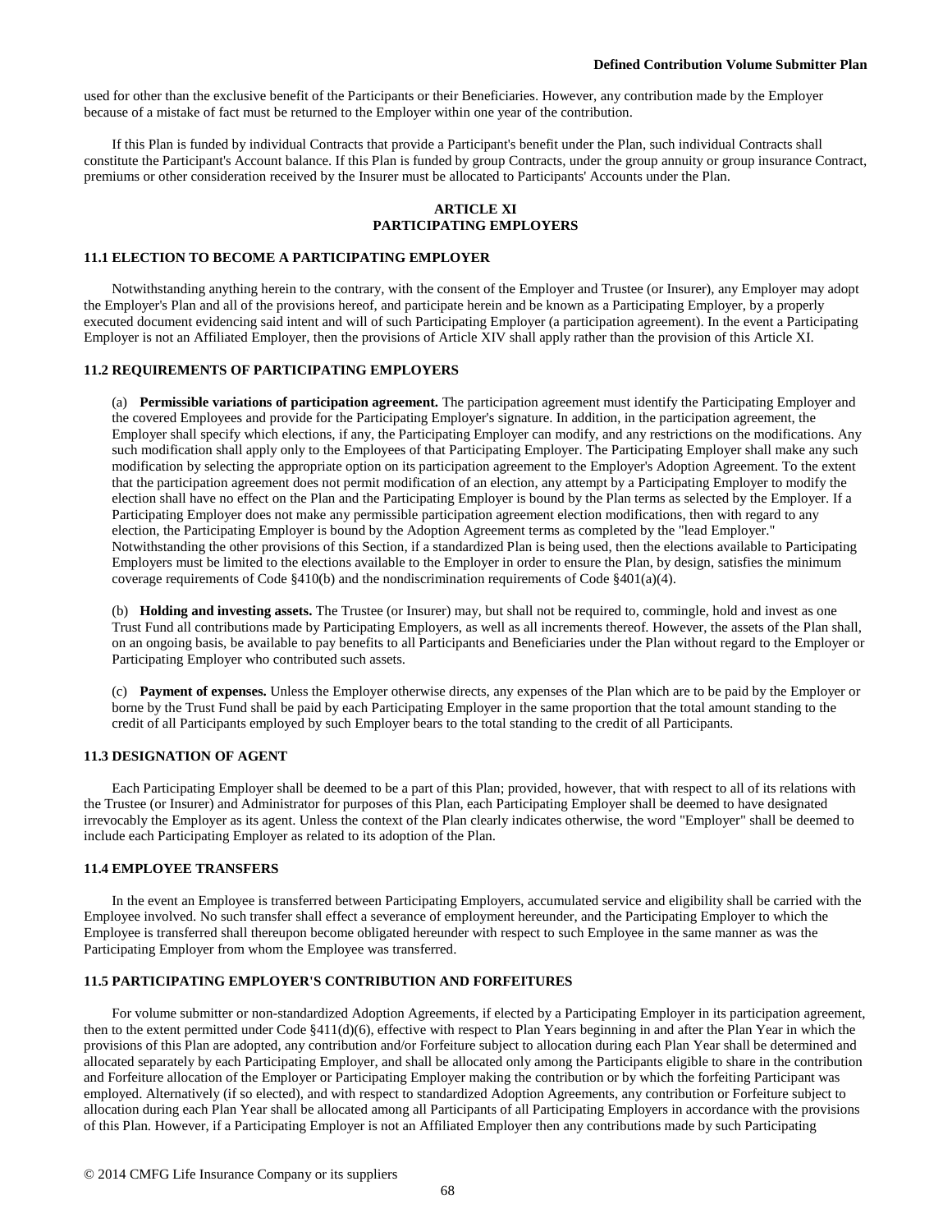used for other than the exclusive benefit of the Participants or their Beneficiaries. However, any contribution made by the Employer because of a mistake of fact must be returned to the Employer within one year of the contribution.

If this Plan is funded by individual Contracts that provide a Participant's benefit under the Plan, such individual Contracts shall constitute the Participant's Account balance. If this Plan is funded by group Contracts, under the group annuity or group insurance Contract, premiums or other consideration received by the Insurer must be allocated to Participants' Accounts under the Plan.

## ARTICLE XI
## PARTICIPATING EMPLOYERS

### 11.1 ELECTION TO BECOME A PARTICIPATING EMPLOYER

Notwithstanding anything herein to the contrary, with the consent of the Employer and Trustee (or Insurer), any Employer may adopt the Employer's Plan and all of the provisions hereof, and participate herein and be known as a Participating Employer, by a properly executed document evidencing said intent and will of such Participating Employer (a participation agreement). In the event a Participating Employer is not an Affiliated Employer, then the provisions of Article XIV shall apply rather than the provision of this Article XI.

### 11.2 REQUIREMENTS OF PARTICIPATING EMPLOYERS

(a) **Permissible variations of participation agreement.** The participation agreement must identify the Participating Employer and the covered Employees and provide for the Participating Employer's signature. In addition, in the participation agreement, the Employer shall specify which elections, if any, the Participating Employer can modify, and any restrictions on the modifications. Any such modification shall apply only to the Employees of that Participating Employer. The Participating Employer shall make any such modification by selecting the appropriate option on its participation agreement to the Employer's Adoption Agreement. To the extent that the participation agreement does not permit modification of an election, any attempt by a Participating Employer to modify the election shall have no effect on the Plan and the Participating Employer is bound by the Plan terms as selected by the Employer. If a Participating Employer does not make any permissible participation agreement election modifications, then with regard to any election, the Participating Employer is bound by the Adoption Agreement terms as completed by the "lead Employer." Notwithstanding the other provisions of this Section, if a standardized Plan is being used, then the elections available to Participating Employers must be limited to the elections available to the Employer in order to ensure the Plan, by design, satisfies the minimum coverage requirements of Code §410(b) and the nondiscrimination requirements of Code §401(a)(4).

(b) **Holding and investing assets.** The Trustee (or Insurer) may, but shall not be required to, commingle, hold and invest as one Trust Fund all contributions made by Participating Employers, as well as all increments thereof. However, the assets of the Plan shall, on an ongoing basis, be available to pay benefits to all Participants and Beneficiaries under the Plan without regard to the Employer or Participating Employer who contributed such assets.

(c) **Payment of expenses.** Unless the Employer otherwise directs, any expenses of the Plan which are to be paid by the Employer or borne by the Trust Fund shall be paid by each Participating Employer in the same proportion that the total amount standing to the credit of all Participants employed by such Employer bears to the total standing to the credit of all Participants.

### 11.3 DESIGNATION OF AGENT

Each Participating Employer shall be deemed to be a part of this Plan; provided, however, that with respect to all of its relations with the Trustee (or Insurer) and Administrator for purposes of this Plan, each Participating Employer shall be deemed to have designated irrevocably the Employer as its agent. Unless the context of the Plan clearly indicates otherwise, the word "Employer" shall be deemed to include each Participating Employer as related to its adoption of the Plan.

### 11.4 EMPLOYEE TRANSFERS

In the event an Employee is transferred between Participating Employers, accumulated service and eligibility shall be carried with the Employee involved. No such transfer shall effect a severance of employment hereunder, and the Participating Employer to which the Employee is transferred shall thereupon become obligated hereunder with respect to such Employee in the same manner as was the Participating Employer from whom the Employee was transferred.

### 11.5 PARTICIPATING EMPLOYER'S CONTRIBUTION AND FORFEITURES

For volume submitter or non-standardized Adoption Agreements, if elected by a Participating Employer in its participation agreement, then to the extent permitted under Code §411(d)(6), effective with respect to Plan Years beginning in and after the Plan Year in which the provisions of this Plan are adopted, any contribution and/or Forfeiture subject to allocation during each Plan Year shall be determined and allocated separately by each Participating Employer, and shall be allocated only among the Participants eligible to share in the contribution and Forfeiture allocation of the Employer or Participating Employer making the contribution or by which the forfeiting Participant was employed. Alternatively (if so elected), and with respect to standardized Adoption Agreements, any contribution or Forfeiture subject to allocation during each Plan Year shall be allocated among all Participants of all Participating Employers in accordance with the provisions of this Plan. However, if a Participating Employer is not an Affiliated Employer then any contributions made by such Participating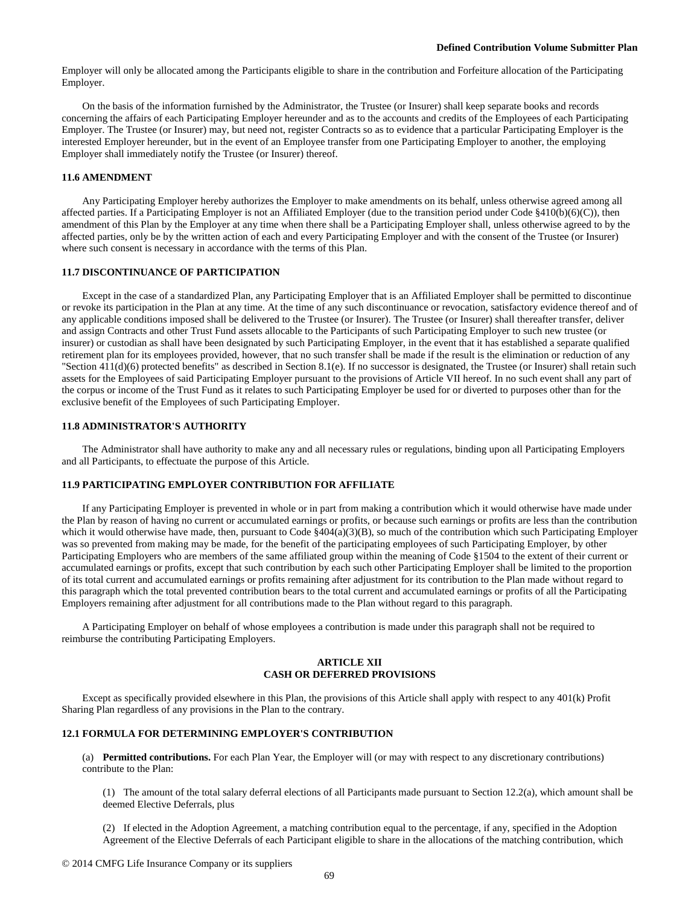Employer will only be allocated among the Participants eligible to share in the contribution and Forfeiture allocation of the Participating Employer.

On the basis of the information furnished by the Administrator, the Trustee (or Insurer) shall keep separate books and records concerning the affairs of each Participating Employer hereunder and as to the accounts and credits of the Employees of each Participating Employer. The Trustee (or Insurer) may, but need not, register Contracts so as to evidence that a particular Participating Employer is the interested Employer hereunder, but in the event of an Employee transfer from one Participating Employer to another, the employing Employer shall immediately notify the Trustee (or Insurer) thereof.

### 11.6 AMENDMENT

Any Participating Employer hereby authorizes the Employer to make amendments on its behalf, unless otherwise agreed among all affected parties. If a Participating Employer is not an Affiliated Employer (due to the transition period under Code §410(b)(6)(C)), then amendment of this Plan by the Employer at any time when there shall be a Participating Employer shall, unless otherwise agreed to by the affected parties, only be by the written action of each and every Participating Employer and with the consent of the Trustee (or Insurer) where such consent is necessary in accordance with the terms of this Plan.

### 11.7 DISCONTINUANCE OF PARTICIPATION

Except in the case of a standardized Plan, any Participating Employer that is an Affiliated Employer shall be permitted to discontinue or revoke its participation in the Plan at any time. At the time of any such discontinuance or revocation, satisfactory evidence thereof and of any applicable conditions imposed shall be delivered to the Trustee (or Insurer). The Trustee (or Insurer) shall thereafter transfer, deliver and assign Contracts and other Trust Fund assets allocable to the Participants of such Participating Employer to such new trustee (or insurer) or custodian as shall have been designated by such Participating Employer, in the event that it has established a separate qualified retirement plan for its employees provided, however, that no such transfer shall be made if the result is the elimination or reduction of any "Section 411(d)(6) protected benefits" as described in Section 8.1(e). If no successor is designated, the Trustee (or Insurer) shall retain such assets for the Employees of said Participating Employer pursuant to the provisions of Article VII hereof. In no such event shall any part of the corpus or income of the Trust Fund as it relates to such Participating Employer be used for or diverted to purposes other than for the exclusive benefit of the Employees of such Participating Employer.

### 11.8 ADMINISTRATOR'S AUTHORITY

The Administrator shall have authority to make any and all necessary rules or regulations, binding upon all Participating Employers and all Participants, to effectuate the purpose of this Article.

### 11.9 PARTICIPATING EMPLOYER CONTRIBUTION FOR AFFILIATE

If any Participating Employer is prevented in whole or in part from making a contribution which it would otherwise have made under the Plan by reason of having no current or accumulated earnings or profits, or because such earnings or profits are less than the contribution which it would otherwise have made, then, pursuant to Code §404(a)(3)(B), so much of the contribution which such Participating Employer was so prevented from making may be made, for the benefit of the participating employees of such Participating Employer, by other Participating Employers who are members of the same affiliated group within the meaning of Code §1504 to the extent of their current or accumulated earnings or profits, except that such contribution by each such other Participating Employer shall be limited to the proportion of its total current and accumulated earnings or profits remaining after adjustment for its contribution to the Plan made without regard to this paragraph which the total prevented contribution bears to the total current and accumulated earnings or profits of all the Participating Employers remaining after adjustment for all contributions made to the Plan without regard to this paragraph.

A Participating Employer on behalf of whose employees a contribution is made under this paragraph shall not be required to reimburse the contributing Participating Employers.

## ARTICLE XII
## CASH OR DEFERRED PROVISIONS

Except as specifically provided elsewhere in this Plan, the provisions of this Article shall apply with respect to any 401(k) Profit Sharing Plan regardless of any provisions in the Plan to the contrary.

### 12.1 FORMULA FOR DETERMINING EMPLOYER'S CONTRIBUTION

(a) **Permitted contributions.** For each Plan Year, the Employer will (or may with respect to any discretionary contributions) contribute to the Plan:

(1) The amount of the total salary deferral elections of all Participants made pursuant to Section 12.2(a), which amount shall be deemed Elective Deferrals, plus

(2) If elected in the Adoption Agreement, a matching contribution equal to the percentage, if any, specified in the Adoption Agreement of the Elective Deferrals of each Participant eligible to share in the allocations of the matching contribution, which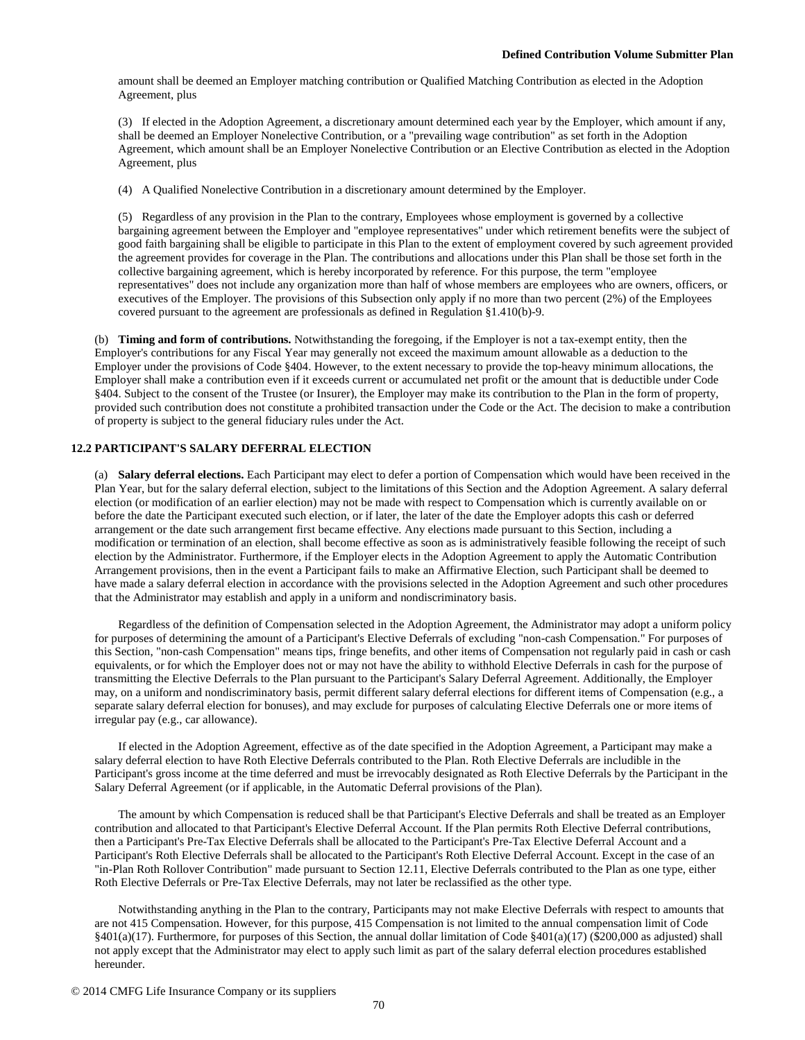amount shall be deemed an Employer matching contribution or Qualified Matching Contribution as elected in the Adoption Agreement, plus

(3) If elected in the Adoption Agreement, a discretionary amount determined each year by the Employer, which amount if any, shall be deemed an Employer Nonelective Contribution, or a "prevailing wage contribution" as set forth in the Adoption Agreement, which amount shall be an Employer Nonelective Contribution or an Elective Contribution as elected in the Adoption Agreement, plus

(4) A Qualified Nonelective Contribution in a discretionary amount determined by the Employer.

(5) Regardless of any provision in the Plan to the contrary, Employees whose employment is governed by a collective bargaining agreement between the Employer and "employee representatives" under which retirement benefits were the subject of good faith bargaining shall be eligible to participate in this Plan to the extent of employment covered by such agreement provided the agreement provides for coverage in the Plan. The contributions and allocations under this Plan shall be those set forth in the collective bargaining agreement, which is hereby incorporated by reference. For this purpose, the term "employee representatives" does not include any organization more than half of whose members are employees who are owners, officers, or executives of the Employer. The provisions of this Subsection only apply if no more than two percent (2%) of the Employees covered pursuant to the agreement are professionals as defined in Regulation §1.410(b)-9.

(b) **Timing and form of contributions.** Notwithstanding the foregoing, if the Employer is not a tax-exempt entity, then the Employer's contributions for any Fiscal Year may generally not exceed the maximum amount allowable as a deduction to the Employer under the provisions of Code §404. However, to the extent necessary to provide the top-heavy minimum allocations, the Employer shall make a contribution even if it exceeds current or accumulated net profit or the amount that is deductible under Code §404. Subject to the consent of the Trustee (or Insurer), the Employer may make its contribution to the Plan in the form of property, provided such contribution does not constitute a prohibited transaction under the Code or the Act. The decision to make a contribution of property is subject to the general fiduciary rules under the Act.

### 12.2 PARTICIPANT'S SALARY DEFERRAL ELECTION

(a) **Salary deferral elections.** Each Participant may elect to defer a portion of Compensation which would have been received in the Plan Year, but for the salary deferral election, subject to the limitations of this Section and the Adoption Agreement. A salary deferral election (or modification of an earlier election) may not be made with respect to Compensation which is currently available on or before the date the Participant executed such election, or if later, the later of the date the Employer adopts this cash or deferred arrangement or the date such arrangement first became effective. Any elections made pursuant to this Section, including a modification or termination of an election, shall become effective as soon as is administratively feasible following the receipt of such election by the Administrator. Furthermore, if the Employer elects in the Adoption Agreement to apply the Automatic Contribution Arrangement provisions, then in the event a Participant fails to make an Affirmative Election, such Participant shall be deemed to have made a salary deferral election in accordance with the provisions selected in the Adoption Agreement and such other procedures that the Administrator may establish and apply in a uniform and nondiscriminatory basis.

Regardless of the definition of Compensation selected in the Adoption Agreement, the Administrator may adopt a uniform policy for purposes of determining the amount of a Participant's Elective Deferrals of excluding "non-cash Compensation." For purposes of this Section, "non-cash Compensation" means tips, fringe benefits, and other items of Compensation not regularly paid in cash or cash equivalents, or for which the Employer does not or may not have the ability to withhold Elective Deferrals in cash for the purpose of transmitting the Elective Deferrals to the Plan pursuant to the Participant's Salary Deferral Agreement. Additionally, the Employer may, on a uniform and nondiscriminatory basis, permit different salary deferral elections for different items of Compensation (e.g., a separate salary deferral election for bonuses), and may exclude for purposes of calculating Elective Deferrals one or more items of irregular pay (e.g., car allowance).

If elected in the Adoption Agreement, effective as of the date specified in the Adoption Agreement, a Participant may make a salary deferral election to have Roth Elective Deferrals contributed to the Plan. Roth Elective Deferrals are includible in the Participant's gross income at the time deferred and must be irrevocably designated as Roth Elective Deferrals by the Participant in the Salary Deferral Agreement (or if applicable, in the Automatic Deferral provisions of the Plan).

The amount by which Compensation is reduced shall be that Participant's Elective Deferrals and shall be treated as an Employer contribution and allocated to that Participant's Elective Deferral Account. If the Plan permits Roth Elective Deferral contributions, then a Participant's Pre-Tax Elective Deferrals shall be allocated to the Participant's Pre-Tax Elective Deferral Account and a Participant's Roth Elective Deferrals shall be allocated to the Participant's Roth Elective Deferral Account. Except in the case of an "in-Plan Roth Rollover Contribution" made pursuant to Section 12.11, Elective Deferrals contributed to the Plan as one type, either Roth Elective Deferrals or Pre-Tax Elective Deferrals, may not later be reclassified as the other type.

Notwithstanding anything in the Plan to the contrary, Participants may not make Elective Deferrals with respect to amounts that are not 415 Compensation. However, for this purpose, 415 Compensation is not limited to the annual compensation limit of Code §401(a)(17). Furthermore, for purposes of this Section, the annual dollar limitation of Code §401(a)(17) ($200,000 as adjusted) shall not apply except that the Administrator may elect to apply such limit as part of the salary deferral election procedures established hereunder.

© 2014 CMFG Life Insurance Company or its suppliers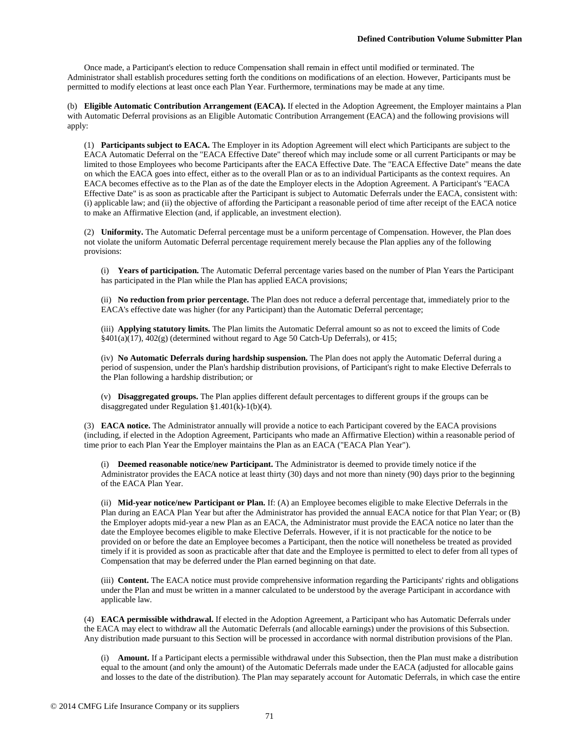Once made, a Participant's election to reduce Compensation shall remain in effect until modified or terminated. The Administrator shall establish procedures setting forth the conditions on modifications of an election. However, Participants must be permitted to modify elections at least once each Plan Year. Furthermore, terminations may be made at any time.

(b) **Eligible Automatic Contribution Arrangement (EACA).** If elected in the Adoption Agreement, the Employer maintains a Plan with Automatic Deferral provisions as an Eligible Automatic Contribution Arrangement (EACA) and the following provisions will apply:

(1) **Participants subject to EACA.** The Employer in its Adoption Agreement will elect which Participants are subject to the EACA Automatic Deferral on the "EACA Effective Date" thereof which may include some or all current Participants or may be limited to those Employees who become Participants after the EACA Effective Date. The "EACA Effective Date" means the date on which the EACA goes into effect, either as to the overall Plan or as to an individual Participants as the context requires. An EACA becomes effective as to the Plan as of the date the Employer elects in the Adoption Agreement. A Participant's "EACA Effective Date" is as soon as practicable after the Participant is subject to Automatic Deferrals under the EACA, consistent with: (i) applicable law; and (ii) the objective of affording the Participant a reasonable period of time after receipt of the EACA notice to make an Affirmative Election (and, if applicable, an investment election).

(2) **Uniformity.** The Automatic Deferral percentage must be a uniform percentage of Compensation. However, the Plan does not violate the uniform Automatic Deferral percentage requirement merely because the Plan applies any of the following provisions:

(i) **Years of participation.** The Automatic Deferral percentage varies based on the number of Plan Years the Participant has participated in the Plan while the Plan has applied EACA provisions;

(ii) **No reduction from prior percentage.** The Plan does not reduce a deferral percentage that, immediately prior to the EACA's effective date was higher (for any Participant) than the Automatic Deferral percentage;

(iii) **Applying statutory limits.** The Plan limits the Automatic Deferral amount so as not to exceed the limits of Code §401(a)(17), 402(g) (determined without regard to Age 50 Catch-Up Deferrals), or 415;

(iv) **No Automatic Deferrals during hardship suspension.** The Plan does not apply the Automatic Deferral during a period of suspension, under the Plan's hardship distribution provisions, of Participant's right to make Elective Deferrals to the Plan following a hardship distribution; or

(v) **Disaggregated groups.** The Plan applies different default percentages to different groups if the groups can be disaggregated under Regulation §1.401(k)-1(b)(4).

(3) **EACA notice.** The Administrator annually will provide a notice to each Participant covered by the EACA provisions (including, if elected in the Adoption Agreement, Participants who made an Affirmative Election) within a reasonable period of time prior to each Plan Year the Employer maintains the Plan as an EACA ("EACA Plan Year").

(i) **Deemed reasonable notice/new Participant.** The Administrator is deemed to provide timely notice if the Administrator provides the EACA notice at least thirty (30) days and not more than ninety (90) days prior to the beginning of the EACA Plan Year.

(ii) **Mid-year notice/new Participant or Plan.** If: (A) an Employee becomes eligible to make Elective Deferrals in the Plan during an EACA Plan Year but after the Administrator has provided the annual EACA notice for that Plan Year; or (B) the Employer adopts mid-year a new Plan as an EACA, the Administrator must provide the EACA notice no later than the date the Employee becomes eligible to make Elective Deferrals. However, if it is not practicable for the notice to be provided on or before the date an Employee becomes a Participant, then the notice will nonetheless be treated as provided timely if it is provided as soon as practicable after that date and the Employee is permitted to elect to defer from all types of Compensation that may be deferred under the Plan earned beginning on that date.

(iii) **Content.** The EACA notice must provide comprehensive information regarding the Participants' rights and obligations under the Plan and must be written in a manner calculated to be understood by the average Participant in accordance with applicable law.

(4) **EACA permissible withdrawal.** If elected in the Adoption Agreement, a Participant who has Automatic Deferrals under the EACA may elect to withdraw all the Automatic Deferrals (and allocable earnings) under the provisions of this Subsection. Any distribution made pursuant to this Section will be processed in accordance with normal distribution provisions of the Plan.

(i) **Amount.** If a Participant elects a permissible withdrawal under this Subsection, then the Plan must make a distribution equal to the amount (and only the amount) of the Automatic Deferrals made under the EACA (adjusted for allocable gains and losses to the date of the distribution). The Plan may separately account for Automatic Deferrals, in which case the entire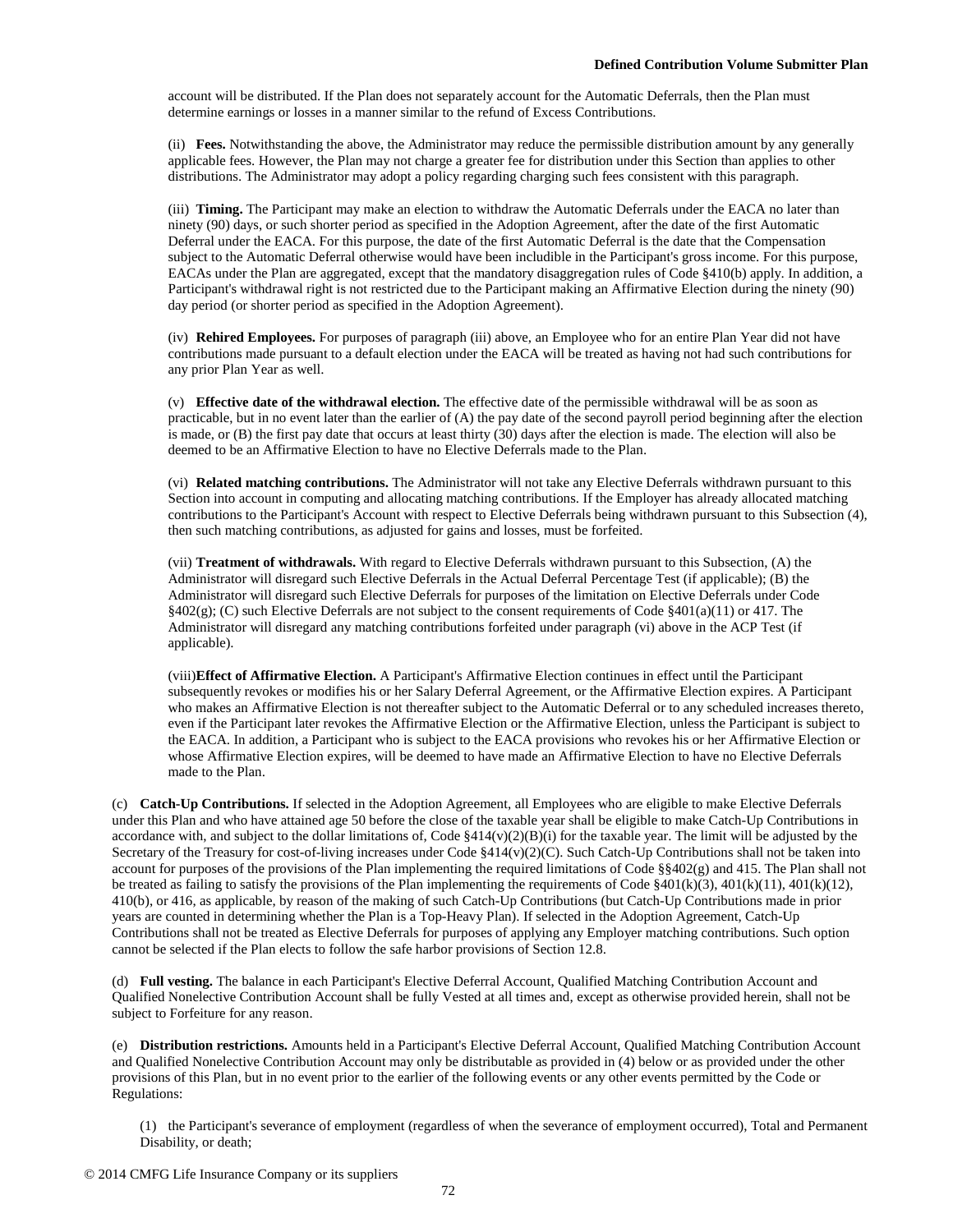account will be distributed. If the Plan does not separately account for the Automatic Deferrals, then the Plan must determine earnings or losses in a manner similar to the refund of Excess Contributions.

(ii) **Fees.** Notwithstanding the above, the Administrator may reduce the permissible distribution amount by any generally applicable fees. However, the Plan may not charge a greater fee for distribution under this Section than applies to other distributions. The Administrator may adopt a policy regarding charging such fees consistent with this paragraph.

(iii) **Timing.** The Participant may make an election to withdraw the Automatic Deferrals under the EACA no later than ninety (90) days, or such shorter period as specified in the Adoption Agreement, after the date of the first Automatic Deferral under the EACA. For this purpose, the date of the first Automatic Deferral is the date that the Compensation subject to the Automatic Deferral otherwise would have been includible in the Participant's gross income. For this purpose, EACAs under the Plan are aggregated, except that the mandatory disaggregation rules of Code §410(b) apply. In addition, a Participant's withdrawal right is not restricted due to the Participant making an Affirmative Election during the ninety (90) day period (or shorter period as specified in the Adoption Agreement).

(iv) **Rehired Employees.** For purposes of paragraph (iii) above, an Employee who for an entire Plan Year did not have contributions made pursuant to a default election under the EACA will be treated as having not had such contributions for any prior Plan Year as well.

(v) **Effective date of the withdrawal election.** The effective date of the permissible withdrawal will be as soon as practicable, but in no event later than the earlier of (A) the pay date of the second payroll period beginning after the election is made, or (B) the first pay date that occurs at least thirty (30) days after the election is made. The election will also be deemed to be an Affirmative Election to have no Elective Deferrals made to the Plan.

(vi) **Related matching contributions.** The Administrator will not take any Elective Deferrals withdrawn pursuant to this Section into account in computing and allocating matching contributions. If the Employer has already allocated matching contributions to the Participant's Account with respect to Elective Deferrals being withdrawn pursuant to this Subsection (4), then such matching contributions, as adjusted for gains and losses, must be forfeited.

(vii) **Treatment of withdrawals.** With regard to Elective Deferrals withdrawn pursuant to this Subsection, (A) the Administrator will disregard such Elective Deferrals in the Actual Deferral Percentage Test (if applicable); (B) the Administrator will disregard such Elective Deferrals for purposes of the limitation on Elective Deferrals under Code §402(g); (C) such Elective Deferrals are not subject to the consent requirements of Code §401(a)(11) or 417. The Administrator will disregard any matching contributions forfeited under paragraph (vi) above in the ACP Test (if applicable).

(viii) **Effect of Affirmative Election.** A Participant's Affirmative Election continues in effect until the Participant subsequently revokes or modifies his or her Salary Deferral Agreement, or the Affirmative Election expires. A Participant who makes an Affirmative Election is not thereafter subject to the Automatic Deferral or to any scheduled increases thereto, even if the Participant later revokes the Affirmative Election or the Affirmative Election, unless the Participant is subject to the EACA. In addition, a Participant who is subject to the EACA provisions who revokes his or her Affirmative Election or whose Affirmative Election expires, will be deemed to have made an Affirmative Election to have no Elective Deferrals made to the Plan.

(c) **Catch-Up Contributions.** If selected in the Adoption Agreement, all Employees who are eligible to make Elective Deferrals under this Plan and who have attained age 50 before the close of the taxable year shall be eligible to make Catch-Up Contributions in accordance with, and subject to the dollar limitations of, Code §414(v)(2)(B)(i) for the taxable year. The limit will be adjusted by the Secretary of the Treasury for cost-of-living increases under Code §414(v)(2)(C). Such Catch-Up Contributions shall not be taken into account for purposes of the provisions of the Plan implementing the required limitations of Code §§402(g) and 415. The Plan shall not be treated as failing to satisfy the provisions of the Plan implementing the requirements of Code §401(k)(3), 401(k)(11), 401(k)(12), 410(b), or 416, as applicable, by reason of the making of such Catch-Up Contributions (but Catch-Up Contributions made in prior years are counted in determining whether the Plan is a Top-Heavy Plan). If selected in the Adoption Agreement, Catch-Up Contributions shall not be treated as Elective Deferrals for purposes of applying any Employer matching contributions. Such option cannot be selected if the Plan elects to follow the safe harbor provisions of Section 12.8.

(d) **Full vesting.** The balance in each Participant's Elective Deferral Account, Qualified Matching Contribution Account and Qualified Nonelective Contribution Account shall be fully Vested at all times and, except as otherwise provided herein, shall not be subject to Forfeiture for any reason.

(e) **Distribution restrictions.** Amounts held in a Participant's Elective Deferral Account, Qualified Matching Contribution Account and Qualified Nonelective Contribution Account may only be distributable as provided in (4) below or as provided under the other provisions of this Plan, but in no event prior to the earlier of the following events or any other events permitted by the Code or Regulations:

(1) the Participant's severance of employment (regardless of when the severance of employment occurred), Total and Permanent Disability, or death;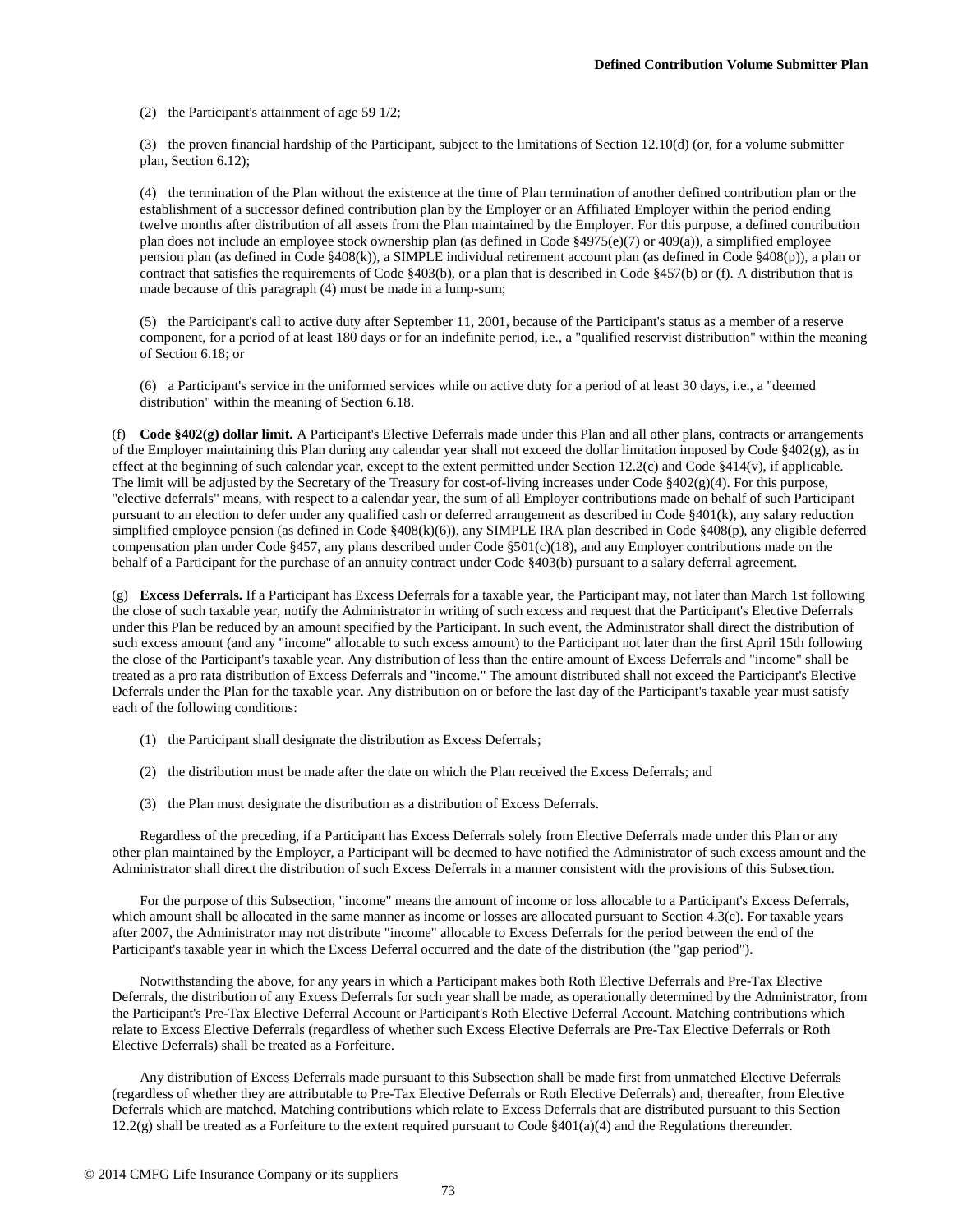(2) the Participant's attainment of age 59 1/2;

(3) the proven financial hardship of the Participant, subject to the limitations of Section 12.10(d) (or, for a volume submitter plan, Section 6.12);

(4) the termination of the Plan without the existence at the time of Plan termination of another defined contribution plan or the establishment of a successor defined contribution plan by the Employer or an Affiliated Employer within the period ending twelve months after distribution of all assets from the Plan maintained by the Employer. For this purpose, a defined contribution plan does not include an employee stock ownership plan (as defined in Code §4975(e)(7) or 409(a)), a simplified employee pension plan (as defined in Code §408(k)), a SIMPLE individual retirement account plan (as defined in Code §408(p)), a plan or contract that satisfies the requirements of Code §403(b), or a plan that is described in Code §457(b) or (f). A distribution that is made because of this paragraph (4) must be made in a lump-sum;

(5) the Participant's call to active duty after September 11, 2001, because of the Participant's status as a member of a reserve component, for a period of at least 180 days or for an indefinite period, i.e., a "qualified reservist distribution" within the meaning of Section 6.18; or

(6) a Participant's service in the uniformed services while on active duty for a period of at least 30 days, i.e., a "deemed distribution" within the meaning of Section 6.18.

(f) **Code §402(g) dollar limit.** A Participant's Elective Deferrals made under this Plan and all other plans, contracts or arrangements of the Employer maintaining this Plan during any calendar year shall not exceed the dollar limitation imposed by Code §402(g), as in effect at the beginning of such calendar year, except to the extent permitted under Section 12.2(c) and Code §414(v), if applicable. The limit will be adjusted by the Secretary of the Treasury for cost-of-living increases under Code §402(g)(4). For this purpose, "elective deferrals" means, with respect to a calendar year, the sum of all Employer contributions made on behalf of such Participant pursuant to an election to defer under any qualified cash or deferred arrangement as described in Code §401(k), any salary reduction simplified employee pension (as defined in Code §408(k)(6)), any SIMPLE IRA plan described in Code §408(p), any eligible deferred compensation plan under Code §457, any plans described under Code §501(c)(18), and any Employer contributions made on the behalf of a Participant for the purchase of an annuity contract under Code §403(b) pursuant to a salary deferral agreement.

(g) **Excess Deferrals.** If a Participant has Excess Deferrals for a taxable year, the Participant may, not later than March 1st following the close of such taxable year, notify the Administrator in writing of such excess and request that the Participant's Elective Deferrals under this Plan be reduced by an amount specified by the Participant. In such event, the Administrator shall direct the distribution of such excess amount (and any "income" allocable to such excess amount) to the Participant not later than the first April 15th following the close of the Participant's taxable year. Any distribution of less than the entire amount of Excess Deferrals and "income" shall be treated as a pro rata distribution of Excess Deferrals and "income." The amount distributed shall not exceed the Participant's Elective Deferrals under the Plan for the taxable year. Any distribution on or before the last day of the Participant's taxable year must satisfy each of the following conditions:

(1) the Participant shall designate the distribution as Excess Deferrals;

(2) the distribution must be made after the date on which the Plan received the Excess Deferrals; and

(3) the Plan must designate the distribution as a distribution of Excess Deferrals.

Regardless of the preceding, if a Participant has Excess Deferrals solely from Elective Deferrals made under this Plan or any other plan maintained by the Employer, a Participant will be deemed to have notified the Administrator of such excess amount and the Administrator shall direct the distribution of such Excess Deferrals in a manner consistent with the provisions of this Subsection.

For the purpose of this Subsection, "income" means the amount of income or loss allocable to a Participant's Excess Deferrals, which amount shall be allocated in the same manner as income or losses are allocated pursuant to Section 4.3(c). For taxable years after 2007, the Administrator may not distribute "income" allocable to Excess Deferrals for the period between the end of the Participant's taxable year in which the Excess Deferral occurred and the date of the distribution (the "gap period").

Notwithstanding the above, for any years in which a Participant makes both Roth Elective Deferrals and Pre-Tax Elective Deferrals, the distribution of any Excess Deferrals for such year shall be made, as operationally determined by the Administrator, from the Participant's Pre-Tax Elective Deferral Account or Participant's Roth Elective Deferral Account. Matching contributions which relate to Excess Elective Deferrals (regardless of whether such Excess Elective Deferrals are Pre-Tax Elective Deferrals or Roth Elective Deferrals) shall be treated as a Forfeiture.

Any distribution of Excess Deferrals made pursuant to this Subsection shall be made first from unmatched Elective Deferrals (regardless of whether they are attributable to Pre-Tax Elective Deferrals or Roth Elective Deferrals) and, thereafter, from Elective Deferrals which are matched. Matching contributions which relate to Excess Deferrals that are distributed pursuant to this Section 12.2(g) shall be treated as a Forfeiture to the extent required pursuant to Code §401(a)(4) and the Regulations thereunder.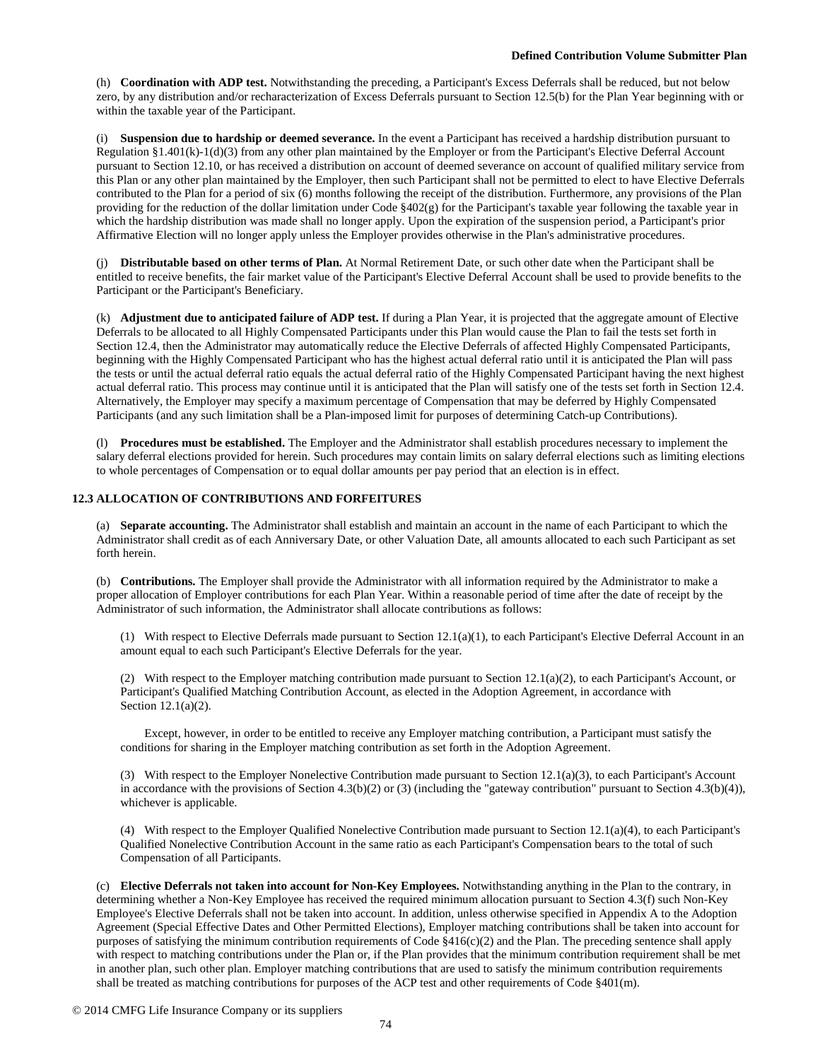(h) **Coordination with ADP test.** Notwithstanding the preceding, a Participant's Excess Deferrals shall be reduced, but not below zero, by any distribution and/or recharacterization of Excess Deferrals pursuant to Section 12.5(b) for the Plan Year beginning with or within the taxable year of the Participant.

(i) **Suspension due to hardship or deemed severance.** In the event a Participant has received a hardship distribution pursuant to Regulation §1.401(k)-1(d)(3) from any other plan maintained by the Employer or from the Participant's Elective Deferral Account pursuant to Section 12.10, or has received a distribution on account of deemed severance on account of qualified military service from this Plan or any other plan maintained by the Employer, then such Participant shall not be permitted to elect to have Elective Deferrals contributed to the Plan for a period of six (6) months following the receipt of the distribution. Furthermore, any provisions of the Plan providing for the reduction of the dollar limitation under Code §402(g) for the Participant's taxable year following the taxable year in which the hardship distribution was made shall no longer apply. Upon the expiration of the suspension period, a Participant's prior Affirmative Election will no longer apply unless the Employer provides otherwise in the Plan's administrative procedures.

(j) **Distributable based on other terms of Plan.** At Normal Retirement Date, or such other date when the Participant shall be entitled to receive benefits, the fair market value of the Participant's Elective Deferral Account shall be used to provide benefits to the Participant or the Participant's Beneficiary.

(k) **Adjustment due to anticipated failure of ADP test.** If during a Plan Year, it is projected that the aggregate amount of Elective Deferrals to be allocated to all Highly Compensated Participants under this Plan would cause the Plan to fail the tests set forth in Section 12.4, then the Administrator may automatically reduce the Elective Deferrals of affected Highly Compensated Participants, beginning with the Highly Compensated Participant who has the highest actual deferral ratio until it is anticipated the Plan will pass the tests or until the actual deferral ratio equals the actual deferral ratio of the Highly Compensated Participant having the next highest actual deferral ratio. This process may continue until it is anticipated that the Plan will satisfy one of the tests set forth in Section 12.4. Alternatively, the Employer may specify a maximum percentage of Compensation that may be deferred by Highly Compensated Participants (and any such limitation shall be a Plan-imposed limit for purposes of determining Catch-up Contributions).

(l) **Procedures must be established.** The Employer and the Administrator shall establish procedures necessary to implement the salary deferral elections provided for herein. Such procedures may contain limits on salary deferral elections such as limiting elections to whole percentages of Compensation or to equal dollar amounts per pay period that an election is in effect.

### 12.3 ALLOCATION OF CONTRIBUTIONS AND FORFEITURES

(a) **Separate accounting.** The Administrator shall establish and maintain an account in the name of each Participant to which the Administrator shall credit as of each Anniversary Date, or other Valuation Date, all amounts allocated to each such Participant as set forth herein.

(b) **Contributions.** The Employer shall provide the Administrator with all information required by the Administrator to make a proper allocation of Employer contributions for each Plan Year. Within a reasonable period of time after the date of receipt by the Administrator of such information, the Administrator shall allocate contributions as follows:

(1) With respect to Elective Deferrals made pursuant to Section 12.1(a)(1), to each Participant's Elective Deferral Account in an amount equal to each such Participant's Elective Deferrals for the year.

(2) With respect to the Employer matching contribution made pursuant to Section 12.1(a)(2), to each Participant's Account, or Participant's Qualified Matching Contribution Account, as elected in the Adoption Agreement, in accordance with Section 12.1(a)(2).

Except, however, in order to be entitled to receive any Employer matching contribution, a Participant must satisfy the conditions for sharing in the Employer matching contribution as set forth in the Adoption Agreement.

(3) With respect to the Employer Nonelective Contribution made pursuant to Section 12.1(a)(3), to each Participant's Account in accordance with the provisions of Section 4.3(b)(2) or (3) (including the "gateway contribution" pursuant to Section 4.3(b)(4)), whichever is applicable.

(4) With respect to the Employer Qualified Nonelective Contribution made pursuant to Section 12.1(a)(4), to each Participant's Qualified Nonelective Contribution Account in the same ratio as each Participant's Compensation bears to the total of such Compensation of all Participants.

(c) **Elective Deferrals not taken into account for Non-Key Employees.** Notwithstanding anything in the Plan to the contrary, in determining whether a Non-Key Employee has received the required minimum allocation pursuant to Section 4.3(f) such Non-Key Employee's Elective Deferrals shall not be taken into account. In addition, unless otherwise specified in Appendix A to the Adoption Agreement (Special Effective Dates and Other Permitted Elections), Employer matching contributions shall be taken into account for purposes of satisfying the minimum contribution requirements of Code §416(c)(2) and the Plan. The preceding sentence shall apply with respect to matching contributions under the Plan or, if the Plan provides that the minimum contribution requirement shall be met in another plan, such other plan. Employer matching contributions that are used to satisfy the minimum contribution requirements shall be treated as matching contributions for purposes of the ACP test and other requirements of Code §401(m).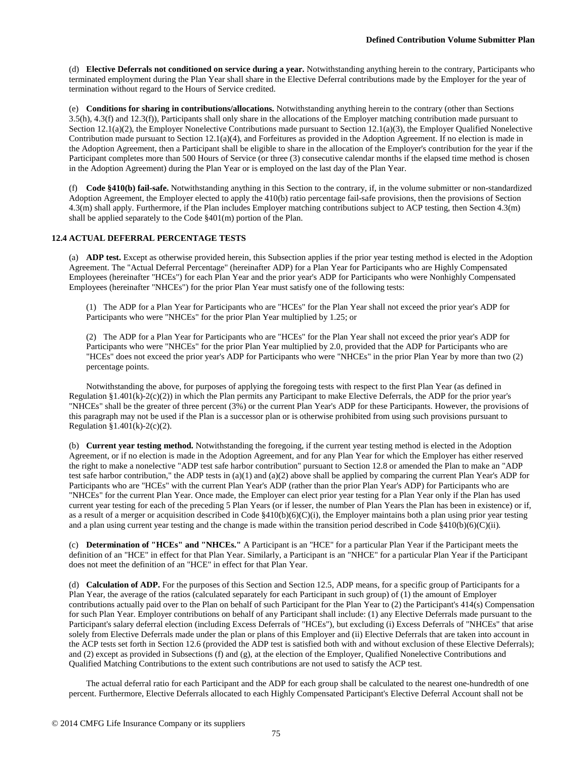(d) **Elective Deferrals not conditioned on service during a year.** Notwithstanding anything herein to the contrary, Participants who terminated employment during the Plan Year shall share in the Elective Deferral contributions made by the Employer for the year of termination without regard to the Hours of Service credited.

(e) **Conditions for sharing in contributions/allocations.** Notwithstanding anything herein to the contrary (other than Sections 3.5(h), 4.3(f) and 12.3(f)), Participants shall only share in the allocations of the Employer matching contribution made pursuant to Section 12.1(a)(2), the Employer Nonelective Contributions made pursuant to Section 12.1(a)(3), the Employer Qualified Nonelective Contribution made pursuant to Section 12.1(a)(4), and Forfeitures as provided in the Adoption Agreement. If no election is made in the Adoption Agreement, then a Participant shall be eligible to share in the allocation of the Employer's contribution for the year if the Participant completes more than 500 Hours of Service (or three (3) consecutive calendar months if the elapsed time method is chosen in the Adoption Agreement) during the Plan Year or is employed on the last day of the Plan Year.

(f) **Code §410(b) fail-safe.** Notwithstanding anything in this Section to the contrary, if, in the volume submitter or non-standardized Adoption Agreement, the Employer elected to apply the 410(b) ratio percentage fail-safe provisions, then the provisions of Section 4.3(m) shall apply. Furthermore, if the Plan includes Employer matching contributions subject to ACP testing, then Section 4.3(m) shall be applied separately to the Code §401(m) portion of the Plan.

**12.4 ACTUAL DEFERRAL PERCENTAGE TESTS**

(a) **ADP test.** Except as otherwise provided herein, this Subsection applies if the prior year testing method is elected in the Adoption Agreement. The "Actual Deferral Percentage" (hereinafter ADP) for a Plan Year for Participants who are Highly Compensated Employees (hereinafter "HCEs") for each Plan Year and the prior year's ADP for Participants who were Nonhighly Compensated Employees (hereinafter "NHCEs") for the prior Plan Year must satisfy one of the following tests:

(1) The ADP for a Plan Year for Participants who are "HCEs" for the Plan Year shall not exceed the prior year's ADP for Participants who were "NHCEs" for the prior Plan Year multiplied by 1.25; or

(2) The ADP for a Plan Year for Participants who are "HCEs" for the Plan Year shall not exceed the prior year's ADP for Participants who were "NHCEs" for the prior Plan Year multiplied by 2.0, provided that the ADP for Participants who are "HCEs" does not exceed the prior year's ADP for Participants who were "NHCEs" in the prior Plan Year by more than two (2) percentage points.

Notwithstanding the above, for purposes of applying the foregoing tests with respect to the first Plan Year (as defined in Regulation §1.401(k)-2(c)(2)) in which the Plan permits any Participant to make Elective Deferrals, the ADP for the prior year's "NHCEs" shall be the greater of three percent (3%) or the current Plan Year's ADP for these Participants. However, the provisions of this paragraph may not be used if the Plan is a successor plan or is otherwise prohibited from using such provisions pursuant to Regulation §1.401(k)-2(c)(2).

(b) **Current year testing method.** Notwithstanding the foregoing, if the current year testing method is elected in the Adoption Agreement, or if no election is made in the Adoption Agreement, and for any Plan Year for which the Employer has either reserved the right to make a nonelective "ADP test safe harbor contribution" pursuant to Section 12.8 or amended the Plan to make an "ADP test safe harbor contribution," the ADP tests in (a)(1) and (a)(2) above shall be applied by comparing the current Plan Year's ADP for Participants who are "HCEs" with the current Plan Year's ADP (rather than the prior Plan Year's ADP) for Participants who are "NHCEs" for the current Plan Year. Once made, the Employer can elect prior year testing for a Plan Year only if the Plan has used current year testing for each of the preceding 5 Plan Years (or if lesser, the number of Plan Years the Plan has been in existence) or if, as a result of a merger or acquisition described in Code §410(b)(6)(C)(i), the Employer maintains both a plan using prior year testing and a plan using current year testing and the change is made within the transition period described in Code §410(b)(6)(C)(ii).

(c) **Determination of "HCEs" and "NHCEs."** A Participant is an "HCE" for a particular Plan Year if the Participant meets the definition of an "HCE" in effect for that Plan Year. Similarly, a Participant is an "NHCE" for a particular Plan Year if the Participant does not meet the definition of an "HCE" in effect for that Plan Year.

(d) **Calculation of ADP.** For the purposes of this Section and Section 12.5, ADP means, for a specific group of Participants for a Plan Year, the average of the ratios (calculated separately for each Participant in such group) of (1) the amount of Employer contributions actually paid over to the Plan on behalf of such Participant for the Plan Year to (2) the Participant's 414(s) Compensation for such Plan Year. Employer contributions on behalf of any Participant shall include: (1) any Elective Deferrals made pursuant to the Participant's salary deferral election (including Excess Deferrals of "HCEs"), but excluding (i) Excess Deferrals of "NHCEs" that arise solely from Elective Deferrals made under the plan or plans of this Employer and (ii) Elective Deferrals that are taken into account in the ACP tests set forth in Section 12.6 (provided the ADP test is satisfied both with and without exclusion of these Elective Deferrals); and (2) except as provided in Subsections (f) and (g), at the election of the Employer, Qualified Nonelective Contributions and Qualified Matching Contributions to the extent such contributions are not used to satisfy the ACP test.

The actual deferral ratio for each Participant and the ADP for each group shall be calculated to the nearest one-hundredth of one percent. Furthermore, Elective Deferrals allocated to each Highly Compensated Participant's Elective Deferral Account shall not be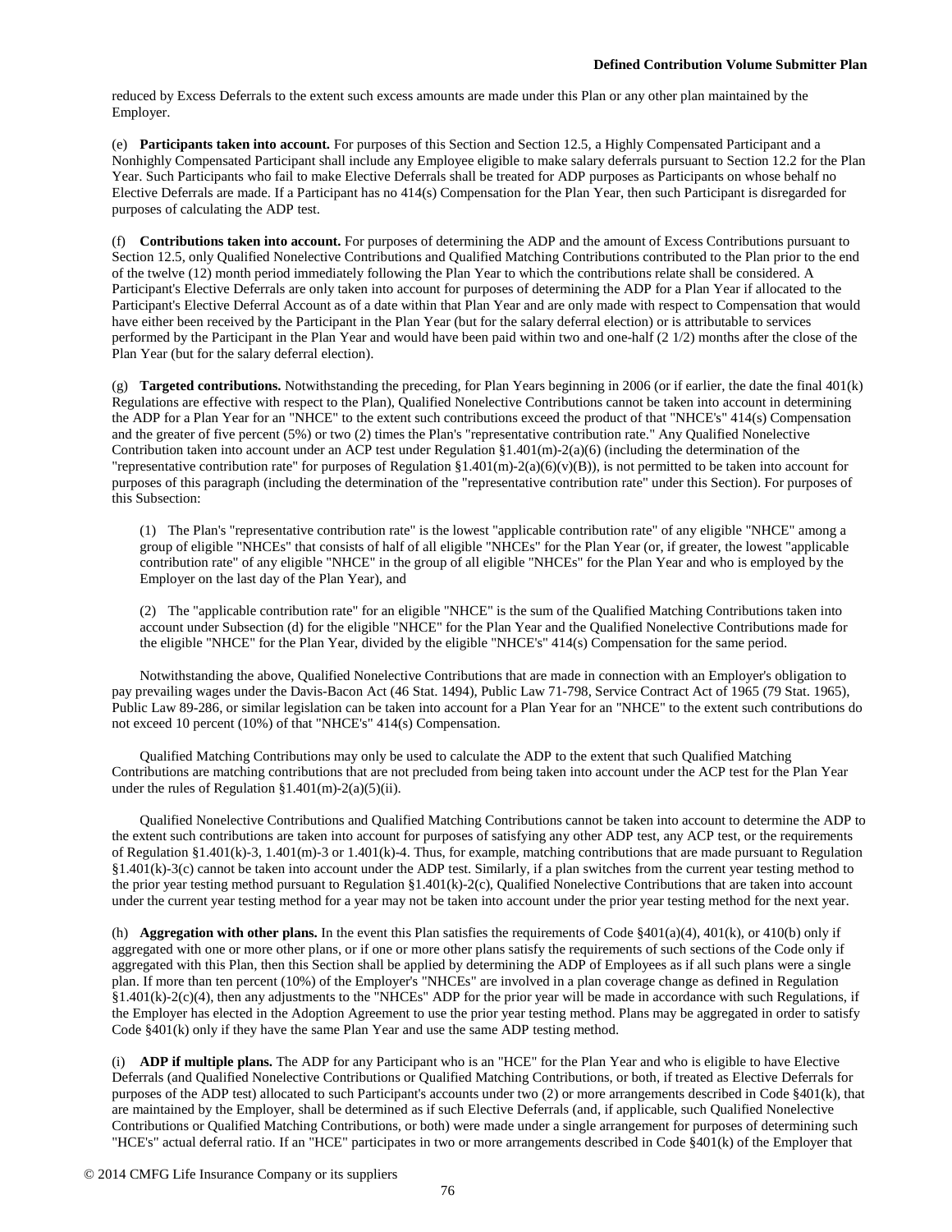reduced by Excess Deferrals to the extent such excess amounts are made under this Plan or any other plan maintained by the Employer.

(e) **Participants taken into account.** For purposes of this Section and Section 12.5, a Highly Compensated Participant and a Nonhighly Compensated Participant shall include any Employee eligible to make salary deferrals pursuant to Section 12.2 for the Plan Year. Such Participants who fail to make Elective Deferrals shall be treated for ADP purposes as Participants on whose behalf no Elective Deferrals are made. If a Participant has no 414(s) Compensation for the Plan Year, then such Participant is disregarded for purposes of calculating the ADP test.

(f) **Contributions taken into account.** For purposes of determining the ADP and the amount of Excess Contributions pursuant to Section 12.5, only Qualified Nonelective Contributions and Qualified Matching Contributions contributed to the Plan prior to the end of the twelve (12) month period immediately following the Plan Year to which the contributions relate shall be considered. A Participant's Elective Deferrals are only taken into account for purposes of determining the ADP for a Plan Year if allocated to the Participant's Elective Deferral Account as of a date within that Plan Year and are only made with respect to Compensation that would have either been received by the Participant in the Plan Year (but for the salary deferral election) or is attributable to services performed by the Participant in the Plan Year and would have been paid within two and one-half (2 1/2) months after the close of the Plan Year (but for the salary deferral election).

(g) **Targeted contributions.** Notwithstanding the preceding, for Plan Years beginning in 2006 (or if earlier, the date the final 401(k) Regulations are effective with respect to the Plan), Qualified Nonelective Contributions cannot be taken into account in determining the ADP for a Plan Year for an "NHCE" to the extent such contributions exceed the product of that "NHCE's" 414(s) Compensation and the greater of five percent (5%) or two (2) times the Plan's "representative contribution rate." Any Qualified Nonelective Contribution taken into account under an ACP test under Regulation §1.401(m)-2(a)(6) (including the determination of the "representative contribution rate" for purposes of Regulation §1.401(m)-2(a)(6)(v)(B)), is not permitted to be taken into account for purposes of this paragraph (including the determination of the "representative contribution rate" under this Section). For purposes of this Subsection:

(1) The Plan's "representative contribution rate" is the lowest "applicable contribution rate" of any eligible "NHCE" among a group of eligible "NHCEs" that consists of half of all eligible "NHCEs" for the Plan Year (or, if greater, the lowest "applicable contribution rate" of any eligible "NHCE" in the group of all eligible "NHCEs" for the Plan Year and who is employed by the Employer on the last day of the Plan Year), and

(2) The "applicable contribution rate" for an eligible "NHCE" is the sum of the Qualified Matching Contributions taken into account under Subsection (d) for the eligible "NHCE" for the Plan Year and the Qualified Nonelective Contributions made for the eligible "NHCE" for the Plan Year, divided by the eligible "NHCE's" 414(s) Compensation for the same period.

Notwithstanding the above, Qualified Nonelective Contributions that are made in connection with an Employer's obligation to pay prevailing wages under the Davis-Bacon Act (46 Stat. 1494), Public Law 71-798, Service Contract Act of 1965 (79 Stat. 1965), Public Law 89-286, or similar legislation can be taken into account for a Plan Year for an "NHCE" to the extent such contributions do not exceed 10 percent (10%) of that "NHCE's" 414(s) Compensation.

Qualified Matching Contributions may only be used to calculate the ADP to the extent that such Qualified Matching Contributions are matching contributions that are not precluded from being taken into account under the ACP test for the Plan Year under the rules of Regulation §1.401(m)-2(a)(5)(ii).

Qualified Nonelective Contributions and Qualified Matching Contributions cannot be taken into account to determine the ADP to the extent such contributions are taken into account for purposes of satisfying any other ADP test, any ACP test, or the requirements of Regulation §1.401(k)-3, 1.401(m)-3 or 1.401(k)-4. Thus, for example, matching contributions that are made pursuant to Regulation §1.401(k)-3(c) cannot be taken into account under the ADP test. Similarly, if a plan switches from the current year testing method to the prior year testing method pursuant to Regulation §1.401(k)-2(c), Qualified Nonelective Contributions that are taken into account under the current year testing method for a year may not be taken into account under the prior year testing method for the next year.

(h) **Aggregation with other plans.** In the event this Plan satisfies the requirements of Code §401(a)(4), 401(k), or 410(b) only if aggregated with one or more other plans, or if one or more other plans satisfy the requirements of such sections of the Code only if aggregated with this Plan, then this Section shall be applied by determining the ADP of Employees as if all such plans were a single plan. If more than ten percent (10%) of the Employer's "NHCEs" are involved in a plan coverage change as defined in Regulation §1.401(k)-2(c)(4), then any adjustments to the "NHCEs" ADP for the prior year will be made in accordance with such Regulations, if the Employer has elected in the Adoption Agreement to use the prior year testing method. Plans may be aggregated in order to satisfy Code §401(k) only if they have the same Plan Year and use the same ADP testing method.

(i) **ADP if multiple plans.** The ADP for any Participant who is an "HCE" for the Plan Year and who is eligible to have Elective Deferrals (and Qualified Nonelective Contributions or Qualified Matching Contributions, or both, if treated as Elective Deferrals for purposes of the ADP test) allocated to such Participant's accounts under two (2) or more arrangements described in Code §401(k), that are maintained by the Employer, shall be determined as if such Elective Deferrals (and, if applicable, such Qualified Nonelective Contributions or Qualified Matching Contributions, or both) were made under a single arrangement for purposes of determining such "HCE's" actual deferral ratio. If an "HCE" participates in two or more arrangements described in Code §401(k) of the Employer that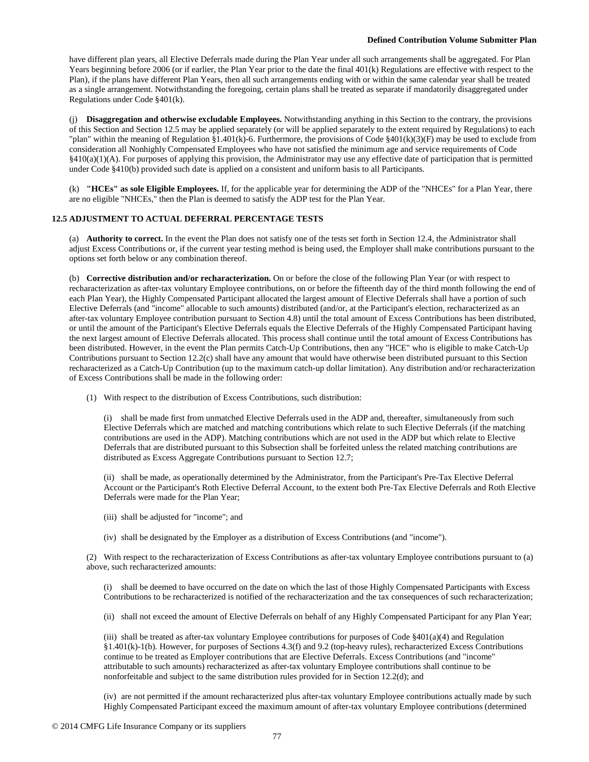have different plan years, all Elective Deferrals made during the Plan Year under all such arrangements shall be aggregated. For Plan Years beginning before 2006 (or if earlier, the Plan Year prior to the date the final 401(k) Regulations are effective with respect to the Plan), if the plans have different Plan Years, then all such arrangements ending with or within the same calendar year shall be treated as a single arrangement. Notwithstanding the foregoing, certain plans shall be treated as separate if mandatorily disaggregated under Regulations under Code §401(k).

(j) **Disaggregation and otherwise excludable Employees.** Notwithstanding anything in this Section to the contrary, the provisions of this Section and Section 12.5 may be applied separately (or will be applied separately to the extent required by Regulations) to each "plan" within the meaning of Regulation §1.401(k)-6. Furthermore, the provisions of Code §401(k)(3)(F) may be used to exclude from consideration all Nonhighly Compensated Employees who have not satisfied the minimum age and service requirements of Code §410(a)(1)(A). For purposes of applying this provision, the Administrator may use any effective date of participation that is permitted under Code §410(b) provided such date is applied on a consistent and uniform basis to all Participants.

(k) **"HCEs" as sole Eligible Employees.** If, for the applicable year for determining the ADP of the "NHCEs" for a Plan Year, there are no eligible "NHCEs," then the Plan is deemed to satisfy the ADP test for the Plan Year.

**12.5 ADJUSTMENT TO ACTUAL DEFERRAL PERCENTAGE TESTS**

(a) **Authority to correct.** In the event the Plan does not satisfy one of the tests set forth in Section 12.4, the Administrator shall adjust Excess Contributions or, if the current year testing method is being used, the Employer shall make contributions pursuant to the options set forth below or any combination thereof.

(b) **Corrective distribution and/or recharacterization.** On or before the close of the following Plan Year (or with respect to recharacterization as after-tax voluntary Employee contributions, on or before the fifteenth day of the third month following the end of each Plan Year), the Highly Compensated Participant allocated the largest amount of Elective Deferrals shall have a portion of such Elective Deferrals (and "income" allocable to such amounts) distributed (and/or, at the Participant's election, recharacterized as an after-tax voluntary Employee contribution pursuant to Section 4.8) until the total amount of Excess Contributions has been distributed, or until the amount of the Participant's Elective Deferrals equals the Elective Deferrals of the Highly Compensated Participant having the next largest amount of Elective Deferrals allocated. This process shall continue until the total amount of Excess Contributions has been distributed. However, in the event the Plan permits Catch-Up Contributions, then any "HCE" who is eligible to make Catch-Up Contributions pursuant to Section 12.2(c) shall have any amount that would have otherwise been distributed pursuant to this Section recharacterized as a Catch-Up Contribution (up to the maximum catch-up dollar limitation). Any distribution and/or recharacterization of Excess Contributions shall be made in the following order:

(1) With respect to the distribution of Excess Contributions, such distribution:

(i) shall be made first from unmatched Elective Deferrals used in the ADP and, thereafter, simultaneously from such Elective Deferrals which are matched and matching contributions which relate to such Elective Deferrals (if the matching contributions are used in the ADP). Matching contributions which are not used in the ADP but which relate to Elective Deferrals that are distributed pursuant to this Subsection shall be forfeited unless the related matching contributions are distributed as Excess Aggregate Contributions pursuant to Section 12.7;

(ii) shall be made, as operationally determined by the Administrator, from the Participant's Pre-Tax Elective Deferral Account or the Participant's Roth Elective Deferral Account, to the extent both Pre-Tax Elective Deferrals and Roth Elective Deferrals were made for the Plan Year;

(iii) shall be adjusted for "income"; and

(iv) shall be designated by the Employer as a distribution of Excess Contributions (and "income").

(2) With respect to the recharacterization of Excess Contributions as after-tax voluntary Employee contributions pursuant to (a) above, such recharacterized amounts:

(i) shall be deemed to have occurred on the date on which the last of those Highly Compensated Participants with Excess Contributions to be recharacterized is notified of the recharacterization and the tax consequences of such recharacterization;

(ii) shall not exceed the amount of Elective Deferrals on behalf of any Highly Compensated Participant for any Plan Year;

(iii) shall be treated as after-tax voluntary Employee contributions for purposes of Code §401(a)(4) and Regulation §1.401(k)-1(b). However, for purposes of Sections 4.3(f) and 9.2 (top-heavy rules), recharacterized Excess Contributions continue to be treated as Employer contributions that are Elective Deferrals. Excess Contributions (and "income" attributable to such amounts) recharacterized as after-tax voluntary Employee contributions shall continue to be nonforfeitable and subject to the same distribution rules provided for in Section 12.2(d); and

(iv) are not permitted if the amount recharacterized plus after-tax voluntary Employee contributions actually made by such Highly Compensated Participant exceed the maximum amount of after-tax voluntary Employee contributions (determined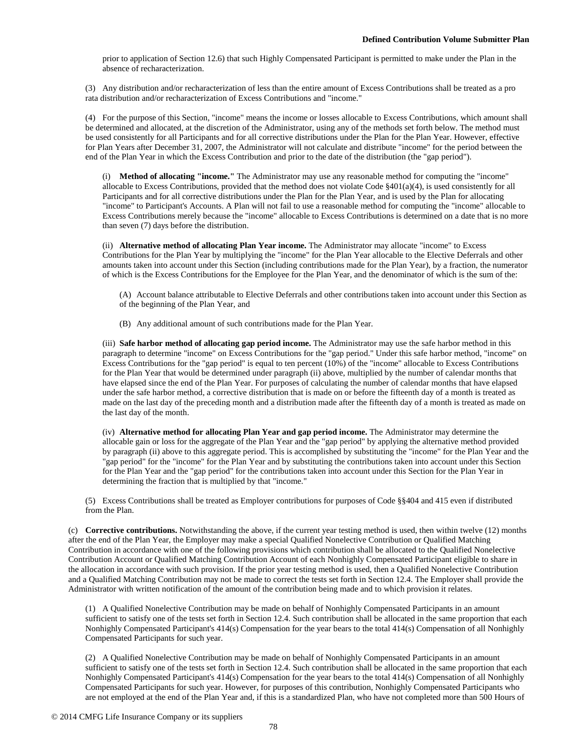prior to application of Section 12.6) that such Highly Compensated Participant is permitted to make under the Plan in the absence of recharacterization.

(3) Any distribution and/or recharacterization of less than the entire amount of Excess Contributions shall be treated as a pro rata distribution and/or recharacterization of Excess Contributions and "income."

(4) For the purpose of this Section, "income" means the income or losses allocable to Excess Contributions, which amount shall be determined and allocated, at the discretion of the Administrator, using any of the methods set forth below. The method must be used consistently for all Participants and for all corrective distributions under the Plan for the Plan Year. However, effective for Plan Years after December 31, 2007, the Administrator will not calculate and distribute "income" for the period between the end of the Plan Year in which the Excess Contribution and prior to the date of the distribution (the "gap period").

(i) **Method of allocating "income."** The Administrator may use any reasonable method for computing the "income" allocable to Excess Contributions, provided that the method does not violate Code §401(a)(4), is used consistently for all Participants and for all corrective distributions under the Plan for the Plan Year, and is used by the Plan for allocating "income" to Participant's Accounts. A Plan will not fail to use a reasonable method for computing the "income" allocable to Excess Contributions merely because the "income" allocable to Excess Contributions is determined on a date that is no more than seven (7) days before the distribution.

(ii) **Alternative method of allocating Plan Year income.** The Administrator may allocate "income" to Excess Contributions for the Plan Year by multiplying the "income" for the Plan Year allocable to the Elective Deferrals and other amounts taken into account under this Section (including contributions made for the Plan Year), by a fraction, the numerator of which is the Excess Contributions for the Employee for the Plan Year, and the denominator of which is the sum of the:

(A) Account balance attributable to Elective Deferrals and other contributions taken into account under this Section as of the beginning of the Plan Year, and

(B) Any additional amount of such contributions made for the Plan Year.

(iii) **Safe harbor method of allocating gap period income.** The Administrator may use the safe harbor method in this paragraph to determine "income" on Excess Contributions for the "gap period." Under this safe harbor method, "income" on Excess Contributions for the "gap period" is equal to ten percent (10%) of the "income" allocable to Excess Contributions for the Plan Year that would be determined under paragraph (ii) above, multiplied by the number of calendar months that have elapsed since the end of the Plan Year. For purposes of calculating the number of calendar months that have elapsed under the safe harbor method, a corrective distribution that is made on or before the fifteenth day of a month is treated as made on the last day of the preceding month and a distribution made after the fifteenth day of a month is treated as made on the last day of the month.

(iv) **Alternative method for allocating Plan Year and gap period income.** The Administrator may determine the allocable gain or loss for the aggregate of the Plan Year and the "gap period" by applying the alternative method provided by paragraph (ii) above to this aggregate period. This is accomplished by substituting the "income" for the Plan Year and the "gap period" for the "income" for the Plan Year and by substituting the contributions taken into account under this Section for the Plan Year and the "gap period" for the contributions taken into account under this Section for the Plan Year in determining the fraction that is multiplied by that "income."

(5) Excess Contributions shall be treated as Employer contributions for purposes of Code §§404 and 415 even if distributed from the Plan.

(c) **Corrective contributions.** Notwithstanding the above, if the current year testing method is used, then within twelve (12) months after the end of the Plan Year, the Employer may make a special Qualified Nonelective Contribution or Qualified Matching Contribution in accordance with one of the following provisions which contribution shall be allocated to the Qualified Nonelective Contribution Account or Qualified Matching Contribution Account of each Nonhighly Compensated Participant eligible to share in the allocation in accordance with such provision. If the prior year testing method is used, then a Qualified Nonelective Contribution and a Qualified Matching Contribution may not be made to correct the tests set forth in Section 12.4. The Employer shall provide the Administrator with written notification of the amount of the contribution being made and to which provision it relates.

(1) A Qualified Nonelective Contribution may be made on behalf of Nonhighly Compensated Participants in an amount sufficient to satisfy one of the tests set forth in Section 12.4. Such contribution shall be allocated in the same proportion that each Nonhighly Compensated Participant's 414(s) Compensation for the year bears to the total 414(s) Compensation of all Nonhighly Compensated Participants for such year.

(2) A Qualified Nonelective Contribution may be made on behalf of Nonhighly Compensated Participants in an amount sufficient to satisfy one of the tests set forth in Section 12.4. Such contribution shall be allocated in the same proportion that each Nonhighly Compensated Participant's 414(s) Compensation for the year bears to the total 414(s) Compensation of all Nonhighly Compensated Participants for such year. However, for purposes of this contribution, Nonhighly Compensated Participants who are not employed at the end of the Plan Year and, if this is a standardized Plan, who have not completed more than 500 Hours of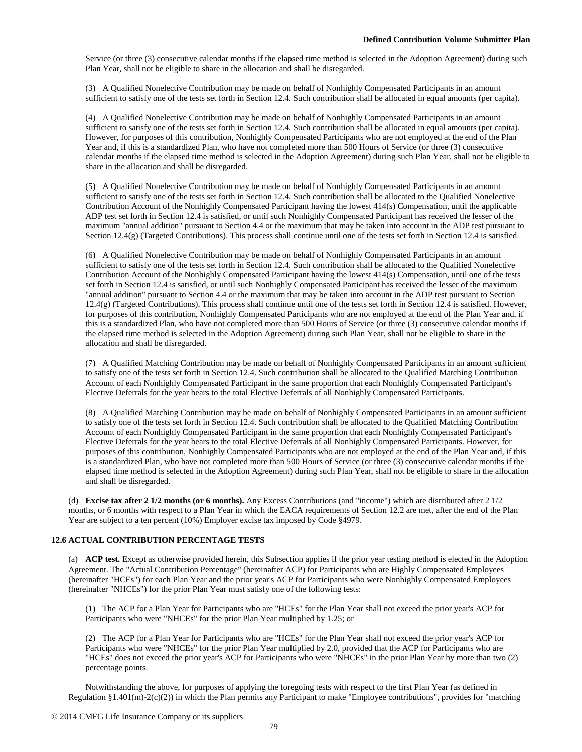Service (or three (3) consecutive calendar months if the elapsed time method is selected in the Adoption Agreement) during such Plan Year, shall not be eligible to share in the allocation and shall be disregarded.

(3) A Qualified Nonelective Contribution may be made on behalf of Nonhighly Compensated Participants in an amount sufficient to satisfy one of the tests set forth in Section 12.4. Such contribution shall be allocated in equal amounts (per capita).

(4) A Qualified Nonelective Contribution may be made on behalf of Nonhighly Compensated Participants in an amount sufficient to satisfy one of the tests set forth in Section 12.4. Such contribution shall be allocated in equal amounts (per capita). However, for purposes of this contribution, Nonhighly Compensated Participants who are not employed at the end of the Plan Year and, if this is a standardized Plan, who have not completed more than 500 Hours of Service (or three (3) consecutive calendar months if the elapsed time method is selected in the Adoption Agreement) during such Plan Year, shall not be eligible to share in the allocation and shall be disregarded.

(5) A Qualified Nonelective Contribution may be made on behalf of Nonhighly Compensated Participants in an amount sufficient to satisfy one of the tests set forth in Section 12.4. Such contribution shall be allocated to the Qualified Nonelective Contribution Account of the Nonhighly Compensated Participant having the lowest 414(s) Compensation, until the applicable ADP test set forth in Section 12.4 is satisfied, or until such Nonhighly Compensated Participant has received the lesser of the maximum "annual addition" pursuant to Section 4.4 or the maximum that may be taken into account in the ADP test pursuant to Section 12.4(g) (Targeted Contributions). This process shall continue until one of the tests set forth in Section 12.4 is satisfied.

(6) A Qualified Nonelective Contribution may be made on behalf of Nonhighly Compensated Participants in an amount sufficient to satisfy one of the tests set forth in Section 12.4. Such contribution shall be allocated to the Qualified Nonelective Contribution Account of the Nonhighly Compensated Participant having the lowest 414(s) Compensation, until one of the tests set forth in Section 12.4 is satisfied, or until such Nonhighly Compensated Participant has received the lesser of the maximum "annual addition" pursuant to Section 4.4 or the maximum that may be taken into account in the ADP test pursuant to Section 12.4(g) (Targeted Contributions). This process shall continue until one of the tests set forth in Section 12.4 is satisfied. However, for purposes of this contribution, Nonhighly Compensated Participants who are not employed at the end of the Plan Year and, if this is a standardized Plan, who have not completed more than 500 Hours of Service (or three (3) consecutive calendar months if the elapsed time method is selected in the Adoption Agreement) during such Plan Year, shall not be eligible to share in the allocation and shall be disregarded.

(7) A Qualified Matching Contribution may be made on behalf of Nonhighly Compensated Participants in an amount sufficient to satisfy one of the tests set forth in Section 12.4. Such contribution shall be allocated to the Qualified Matching Contribution Account of each Nonhighly Compensated Participant in the same proportion that each Nonhighly Compensated Participant's Elective Deferrals for the year bears to the total Elective Deferrals of all Nonhighly Compensated Participants.

(8) A Qualified Matching Contribution may be made on behalf of Nonhighly Compensated Participants in an amount sufficient to satisfy one of the tests set forth in Section 12.4. Such contribution shall be allocated to the Qualified Matching Contribution Account of each Nonhighly Compensated Participant in the same proportion that each Nonhighly Compensated Participant's Elective Deferrals for the year bears to the total Elective Deferrals of all Nonhighly Compensated Participants. However, for purposes of this contribution, Nonhighly Compensated Participants who are not employed at the end of the Plan Year and, if this is a standardized Plan, who have not completed more than 500 Hours of Service (or three (3) consecutive calendar months if the elapsed time method is selected in the Adoption Agreement) during such Plan Year, shall not be eligible to share in the allocation and shall be disregarded.

(d) **Excise tax after 2 1/2 months (or 6 months).** Any Excess Contributions (and "income") which are distributed after 2 1/2 months, or 6 months with respect to a Plan Year in which the EACA requirements of Section 12.2 are met, after the end of the Plan Year are subject to a ten percent (10%) Employer excise tax imposed by Code §4979.

### 12.6 ACTUAL CONTRIBUTION PERCENTAGE TESTS

(a) **ACP test.** Except as otherwise provided herein, this Subsection applies if the prior year testing method is elected in the Adoption Agreement. The "Actual Contribution Percentage" (hereinafter ACP) for Participants who are Highly Compensated Employees (hereinafter "HCEs") for each Plan Year and the prior year's ACP for Participants who were Nonhighly Compensated Employees (hereinafter "NHCEs") for the prior Plan Year must satisfy one of the following tests:

(1) The ACP for a Plan Year for Participants who are "HCEs" for the Plan Year shall not exceed the prior year's ACP for Participants who were "NHCEs" for the prior Plan Year multiplied by 1.25; or

(2) The ACP for a Plan Year for Participants who are "HCEs" for the Plan Year shall not exceed the prior year's ACP for Participants who were "NHCEs" for the prior Plan Year multiplied by 2.0, provided that the ACP for Participants who are "HCEs" does not exceed the prior year's ACP for Participants who were "NHCEs" in the prior Plan Year by more than two (2) percentage points.

Notwithstanding the above, for purposes of applying the foregoing tests with respect to the first Plan Year (as defined in Regulation §1.401(m)-2(c)(2)) in which the Plan permits any Participant to make "Employee contributions", provides for "matching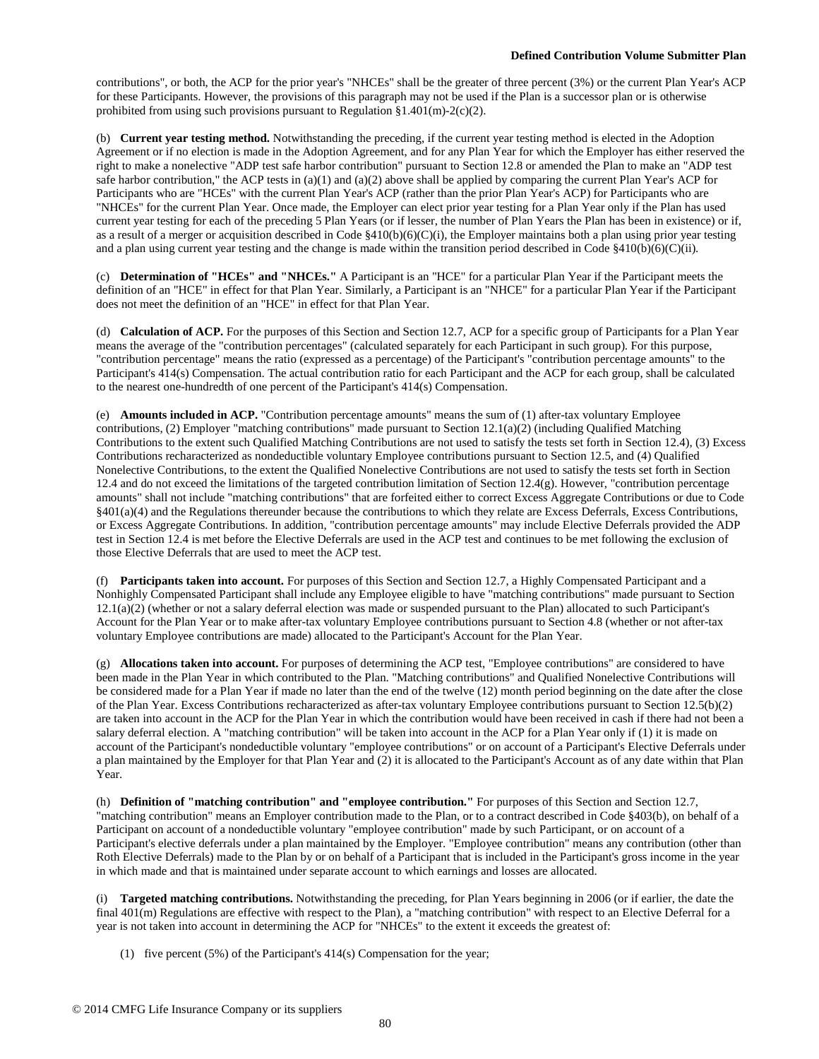contributions", or both, the ACP for the prior year's "NHCEs" shall be the greater of three percent (3%) or the current Plan Year's ACP for these Participants. However, the provisions of this paragraph may not be used if the Plan is a successor plan or is otherwise prohibited from using such provisions pursuant to Regulation §1.401(m)-2(c)(2).

(b) **Current year testing method.** Notwithstanding the preceding, if the current year testing method is elected in the Adoption Agreement or if no election is made in the Adoption Agreement, and for any Plan Year for which the Employer has either reserved the right to make a nonelective "ADP test safe harbor contribution" pursuant to Section 12.8 or amended the Plan to make an "ADP test safe harbor contribution," the ACP tests in (a)(1) and (a)(2) above shall be applied by comparing the current Plan Year's ACP for Participants who are "HCEs" with the current Plan Year's ACP (rather than the prior Plan Year's ACP) for Participants who are "NHCEs" for the current Plan Year. Once made, the Employer can elect prior year testing for a Plan Year only if the Plan has used current year testing for each of the preceding 5 Plan Years (or if lesser, the number of Plan Years the Plan has been in existence) or if, as a result of a merger or acquisition described in Code §410(b)(6)(C)(i), the Employer maintains both a plan using prior year testing and a plan using current year testing and the change is made within the transition period described in Code §410(b)(6)(C)(ii).

(c) **Determination of "HCEs" and "NHCEs."** A Participant is an "HCE" for a particular Plan Year if the Participant meets the definition of an "HCE" in effect for that Plan Year. Similarly, a Participant is an "NHCE" for a particular Plan Year if the Participant does not meet the definition of an "HCE" in effect for that Plan Year.

(d) **Calculation of ACP.** For the purposes of this Section and Section 12.7, ACP for a specific group of Participants for a Plan Year means the average of the "contribution percentages" (calculated separately for each Participant in such group). For this purpose, "contribution percentage" means the ratio (expressed as a percentage) of the Participant's "contribution percentage amounts" to the Participant's 414(s) Compensation. The actual contribution ratio for each Participant and the ACP for each group, shall be calculated to the nearest one-hundredth of one percent of the Participant's 414(s) Compensation.

(e) **Amounts included in ACP.** "Contribution percentage amounts" means the sum of (1) after-tax voluntary Employee contributions, (2) Employer "matching contributions" made pursuant to Section 12.1(a)(2) (including Qualified Matching Contributions to the extent such Qualified Matching Contributions are not used to satisfy the tests set forth in Section 12.4), (3) Excess Contributions recharacterized as nondeductible voluntary Employee contributions pursuant to Section 12.5, and (4) Qualified Nonelective Contributions, to the extent the Qualified Nonelective Contributions are not used to satisfy the tests set forth in Section 12.4 and do not exceed the limitations of the targeted contribution limitation of Section 12.4(g). However, "contribution percentage amounts" shall not include "matching contributions" that are forfeited either to correct Excess Aggregate Contributions or due to Code §401(a)(4) and the Regulations thereunder because the contributions to which they relate are Excess Deferrals, Excess Contributions, or Excess Aggregate Contributions. In addition, "contribution percentage amounts" may include Elective Deferrals provided the ADP test in Section 12.4 is met before the Elective Deferrals are used in the ACP test and continues to be met following the exclusion of those Elective Deferrals that are used to meet the ACP test.

(f) **Participants taken into account.** For purposes of this Section and Section 12.7, a Highly Compensated Participant and a Nonhighly Compensated Participant shall include any Employee eligible to have "matching contributions" made pursuant to Section 12.1(a)(2) (whether or not a salary deferral election was made or suspended pursuant to the Plan) allocated to such Participant's Account for the Plan Year or to make after-tax voluntary Employee contributions pursuant to Section 4.8 (whether or not after-tax voluntary Employee contributions are made) allocated to the Participant's Account for the Plan Year.

(g) **Allocations taken into account.** For purposes of determining the ACP test, "Employee contributions" are considered to have been made in the Plan Year in which contributed to the Plan. "Matching contributions" and Qualified Nonelective Contributions will be considered made for a Plan Year if made no later than the end of the twelve (12) month period beginning on the date after the close of the Plan Year. Excess Contributions recharacterized as after-tax voluntary Employee contributions pursuant to Section 12.5(b)(2) are taken into account in the ACP for the Plan Year in which the contribution would have been received in cash if there had not been a salary deferral election. A "matching contribution" will be taken into account in the ACP for a Plan Year only if (1) it is made on account of the Participant's nondeductible voluntary "employee contributions" or on account of a Participant's Elective Deferrals under a plan maintained by the Employer for that Plan Year and (2) it is allocated to the Participant's Account as of any date within that Plan Year.

(h) **Definition of "matching contribution" and "employee contribution."** For purposes of this Section and Section 12.7, "matching contribution" means an Employer contribution made to the Plan, or to a contract described in Code §403(b), on behalf of a Participant on account of a nondeductible voluntary "employee contribution" made by such Participant, or on account of a Participant's elective deferrals under a plan maintained by the Employer. "Employee contribution" means any contribution (other than Roth Elective Deferrals) made to the Plan by or on behalf of a Participant that is included in the Participant's gross income in the year in which made and that is maintained under separate account to which earnings and losses are allocated.

(i) **Targeted matching contributions.** Notwithstanding the preceding, for Plan Years beginning in 2006 (or if earlier, the date the final 401(m) Regulations are effective with respect to the Plan), a "matching contribution" with respect to an Elective Deferral for a year is not taken into account in determining the ACP for "NHCEs" to the extent it exceeds the greatest of:

(1) five percent (5%) of the Participant's 414(s) Compensation for the year;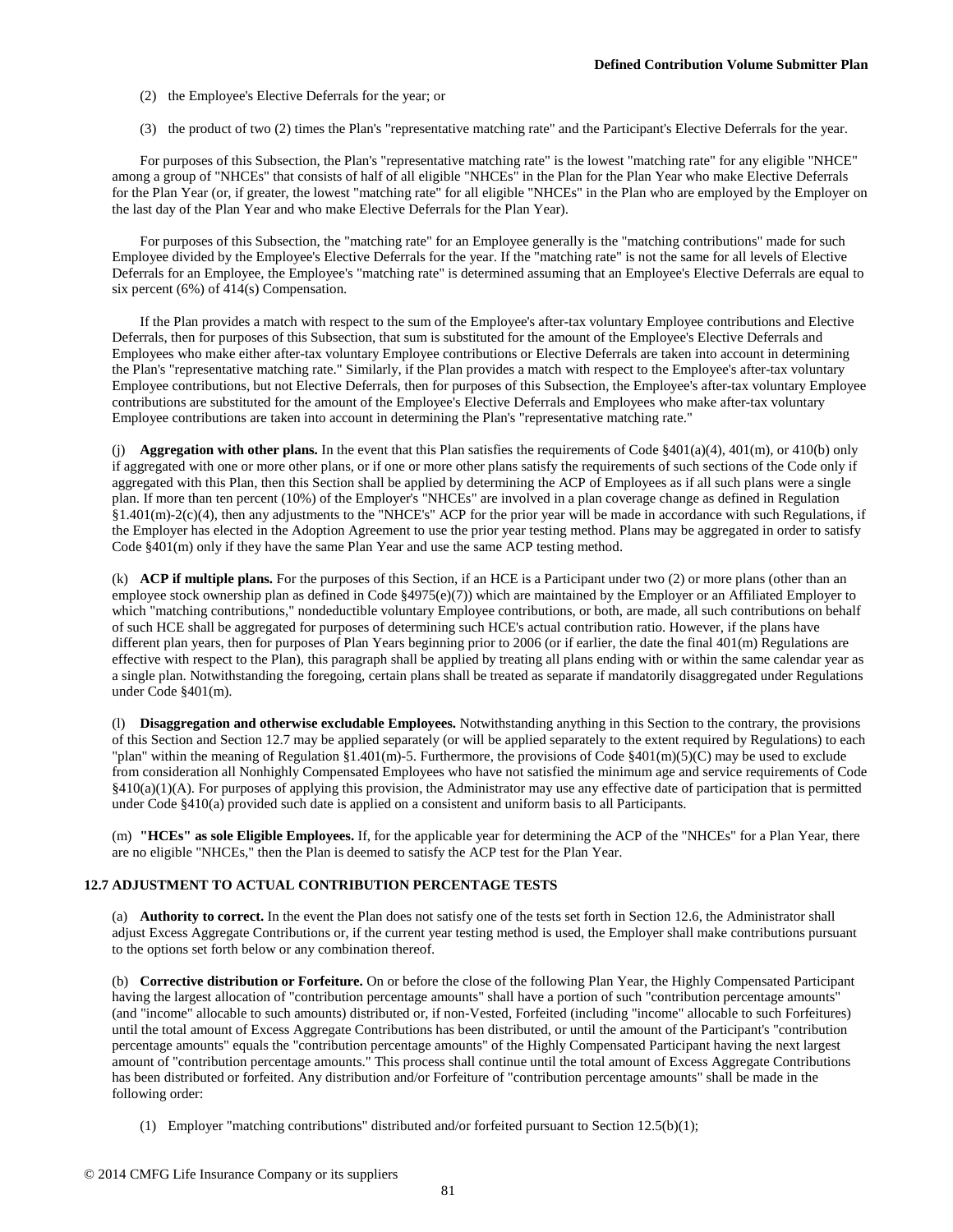(2) the Employee's Elective Deferrals for the year; or

(3) the product of two (2) times the Plan's "representative matching rate" and the Participant's Elective Deferrals for the year.

For purposes of this Subsection, the Plan's "representative matching rate" is the lowest "matching rate" for any eligible "NHCE" among a group of "NHCEs" that consists of half of all eligible "NHCEs" in the Plan for the Plan Year who make Elective Deferrals for the Plan Year (or, if greater, the lowest "matching rate" for all eligible "NHCEs" in the Plan who are employed by the Employer on the last day of the Plan Year and who make Elective Deferrals for the Plan Year).

For purposes of this Subsection, the "matching rate" for an Employee generally is the "matching contributions" made for such Employee divided by the Employee's Elective Deferrals for the year. If the "matching rate" is not the same for all levels of Elective Deferrals for an Employee, the Employee's "matching rate" is determined assuming that an Employee's Elective Deferrals are equal to six percent (6%) of 414(s) Compensation.

If the Plan provides a match with respect to the sum of the Employee's after-tax voluntary Employee contributions and Elective Deferrals, then for purposes of this Subsection, that sum is substituted for the amount of the Employee's Elective Deferrals and Employees who make either after-tax voluntary Employee contributions or Elective Deferrals are taken into account in determining the Plan's "representative matching rate." Similarly, if the Plan provides a match with respect to the Employee's after-tax voluntary Employee contributions, but not Elective Deferrals, then for purposes of this Subsection, the Employee's after-tax voluntary Employee contributions are substituted for the amount of the Employee's Elective Deferrals and Employees who make after-tax voluntary Employee contributions are taken into account in determining the Plan's "representative matching rate."

(j) **Aggregation with other plans.** In the event that this Plan satisfies the requirements of Code §401(a)(4), 401(m), or 410(b) only if aggregated with one or more other plans, or if one or more other plans satisfy the requirements of such sections of the Code only if aggregated with this Plan, then this Section shall be applied by determining the ACP of Employees as if all such plans were a single plan. If more than ten percent (10%) of the Employer's "NHCEs" are involved in a plan coverage change as defined in Regulation §1.401(m)-2(c)(4), then any adjustments to the "NHCE's" ACP for the prior year will be made in accordance with such Regulations, if the Employer has elected in the Adoption Agreement to use the prior year testing method. Plans may be aggregated in order to satisfy Code §401(m) only if they have the same Plan Year and use the same ACP testing method.

(k) **ACP if multiple plans.** For the purposes of this Section, if an HCE is a Participant under two (2) or more plans (other than an employee stock ownership plan as defined in Code §4975(e)(7)) which are maintained by the Employer or an Affiliated Employer to which "matching contributions," nondeductible voluntary Employee contributions, or both, are made, all such contributions on behalf of such HCE shall be aggregated for purposes of determining such HCE's actual contribution ratio. However, if the plans have different plan years, then for purposes of Plan Years beginning prior to 2006 (or if earlier, the date the final 401(m) Regulations are effective with respect to the Plan), this paragraph shall be applied by treating all plans ending with or within the same calendar year as a single plan. Notwithstanding the foregoing, certain plans shall be treated as separate if mandatorily disaggregated under Regulations under Code §401(m).

(l) **Disaggregation and otherwise excludable Employees.** Notwithstanding anything in this Section to the contrary, the provisions of this Section and Section 12.7 may be applied separately (or will be applied separately to the extent required by Regulations) to each "plan" within the meaning of Regulation §1.401(m)-5. Furthermore, the provisions of Code §401(m)(5)(C) may be used to exclude from consideration all Nonhighly Compensated Employees who have not satisfied the minimum age and service requirements of Code §410(a)(1)(A). For purposes of applying this provision, the Administrator may use any effective date of participation that is permitted under Code §410(a) provided such date is applied on a consistent and uniform basis to all Participants.

(m) **"HCEs" as sole Eligible Employees.** If, for the applicable year for determining the ACP of the "NHCEs" for a Plan Year, there are no eligible "NHCEs," then the Plan is deemed to satisfy the ACP test for the Plan Year.

### 12.7 ADJUSTMENT TO ACTUAL CONTRIBUTION PERCENTAGE TESTS

(a) **Authority to correct.** In the event the Plan does not satisfy one of the tests set forth in Section 12.6, the Administrator shall adjust Excess Aggregate Contributions or, if the current year testing method is used, the Employer shall make contributions pursuant to the options set forth below or any combination thereof.

(b) **Corrective distribution or Forfeiture.** On or before the close of the following Plan Year, the Highly Compensated Participant having the largest allocation of "contribution percentage amounts" shall have a portion of such "contribution percentage amounts" (and "income" allocable to such amounts) distributed or, if non-Vested, Forfeited (including "income" allocable to such Forfeitures) until the total amount of Excess Aggregate Contributions has been distributed, or until the amount of the Participant's "contribution percentage amounts" equals the "contribution percentage amounts" of the Highly Compensated Participant having the next largest amount of "contribution percentage amounts." This process shall continue until the total amount of Excess Aggregate Contributions has been distributed or forfeited. Any distribution and/or Forfeiture of "contribution percentage amounts" shall be made in the following order:

(1) Employer "matching contributions" distributed and/or forfeited pursuant to Section 12.5(b)(1);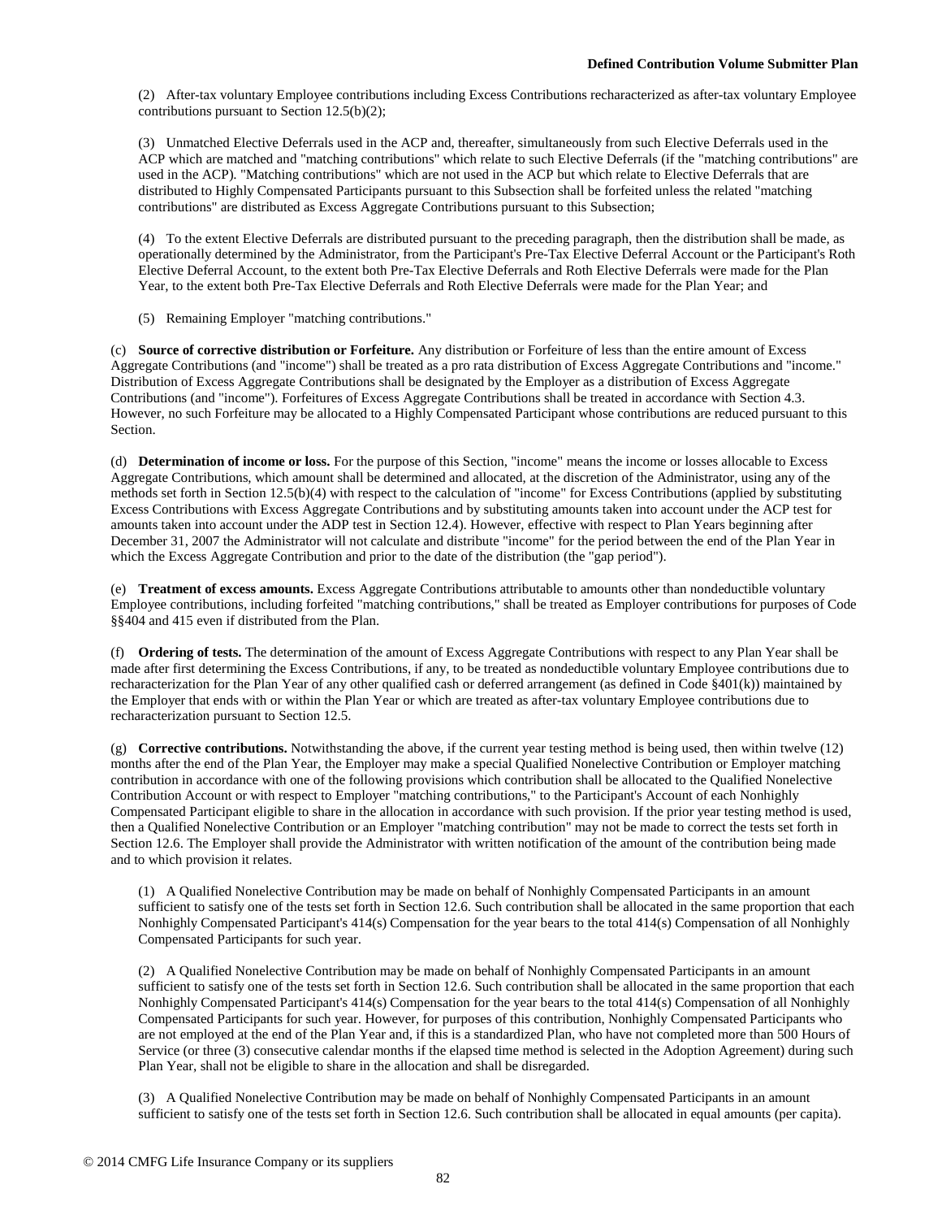(2) After-tax voluntary Employee contributions including Excess Contributions recharacterized as after-tax voluntary Employee contributions pursuant to Section 12.5(b)(2);

(3) Unmatched Elective Deferrals used in the ACP and, thereafter, simultaneously from such Elective Deferrals used in the ACP which are matched and "matching contributions" which relate to such Elective Deferrals (if the "matching contributions" are used in the ACP). "Matching contributions" which are not used in the ACP but which relate to Elective Deferrals that are distributed to Highly Compensated Participants pursuant to this Subsection shall be forfeited unless the related "matching contributions" are distributed as Excess Aggregate Contributions pursuant to this Subsection;

(4) To the extent Elective Deferrals are distributed pursuant to the preceding paragraph, then the distribution shall be made, as operationally determined by the Administrator, from the Participant's Pre-Tax Elective Deferral Account or the Participant's Roth Elective Deferral Account, to the extent both Pre-Tax Elective Deferrals and Roth Elective Deferrals were made for the Plan Year, to the extent both Pre-Tax Elective Deferrals and Roth Elective Deferrals were made for the Plan Year; and

(5) Remaining Employer "matching contributions."

(c) **Source of corrective distribution or Forfeiture.** Any distribution or Forfeiture of less than the entire amount of Excess Aggregate Contributions (and "income") shall be treated as a pro rata distribution of Excess Aggregate Contributions and "income." Distribution of Excess Aggregate Contributions shall be designated by the Employer as a distribution of Excess Aggregate Contributions (and "income"). Forfeitures of Excess Aggregate Contributions shall be treated in accordance with Section 4.3. However, no such Forfeiture may be allocated to a Highly Compensated Participant whose contributions are reduced pursuant to this Section.

(d) **Determination of income or loss.** For the purpose of this Section, "income" means the income or losses allocable to Excess Aggregate Contributions, which amount shall be determined and allocated, at the discretion of the Administrator, using any of the methods set forth in Section 12.5(b)(4) with respect to the calculation of "income" for Excess Contributions (applied by substituting Excess Contributions with Excess Aggregate Contributions and by substituting amounts taken into account under the ACP test for amounts taken into account under the ADP test in Section 12.4). However, effective with respect to Plan Years beginning after December 31, 2007 the Administrator will not calculate and distribute "income" for the period between the end of the Plan Year in which the Excess Aggregate Contribution and prior to the date of the distribution (the "gap period").

(e) **Treatment of excess amounts.** Excess Aggregate Contributions attributable to amounts other than nondeductible voluntary Employee contributions, including forfeited "matching contributions," shall be treated as Employer contributions for purposes of Code §§404 and 415 even if distributed from the Plan.

(f) **Ordering of tests.** The determination of the amount of Excess Aggregate Contributions with respect to any Plan Year shall be made after first determining the Excess Contributions, if any, to be treated as nondeductible voluntary Employee contributions due to recharacterization for the Plan Year of any other qualified cash or deferred arrangement (as defined in Code §401(k)) maintained by the Employer that ends with or within the Plan Year or which are treated as after-tax voluntary Employee contributions due to recharacterization pursuant to Section 12.5.

(g) **Corrective contributions.** Notwithstanding the above, if the current year testing method is being used, then within twelve (12) months after the end of the Plan Year, the Employer may make a special Qualified Nonelective Contribution or Employer matching contribution in accordance with one of the following provisions which contribution shall be allocated to the Qualified Nonelective Contribution Account or with respect to Employer "matching contributions," to the Participant's Account of each Nonhighly Compensated Participant eligible to share in the allocation in accordance with such provision. If the prior year testing method is used, then a Qualified Nonelective Contribution or an Employer "matching contribution" may not be made to correct the tests set forth in Section 12.6. The Employer shall provide the Administrator with written notification of the amount of the contribution being made and to which provision it relates.

(1) A Qualified Nonelective Contribution may be made on behalf of Nonhighly Compensated Participants in an amount sufficient to satisfy one of the tests set forth in Section 12.6. Such contribution shall be allocated in the same proportion that each Nonhighly Compensated Participant's 414(s) Compensation for the year bears to the total 414(s) Compensation of all Nonhighly Compensated Participants for such year.

(2) A Qualified Nonelective Contribution may be made on behalf of Nonhighly Compensated Participants in an amount sufficient to satisfy one of the tests set forth in Section 12.6. Such contribution shall be allocated in the same proportion that each Nonhighly Compensated Participant's 414(s) Compensation for the year bears to the total 414(s) Compensation of all Nonhighly Compensated Participants for such year. However, for purposes of this contribution, Nonhighly Compensated Participants who are not employed at the end of the Plan Year and, if this is a standardized Plan, who have not completed more than 500 Hours of Service (or three (3) consecutive calendar months if the elapsed time method is selected in the Adoption Agreement) during such Plan Year, shall not be eligible to share in the allocation and shall be disregarded.

(3) A Qualified Nonelective Contribution may be made on behalf of Nonhighly Compensated Participants in an amount sufficient to satisfy one of the tests set forth in Section 12.6. Such contribution shall be allocated in equal amounts (per capita).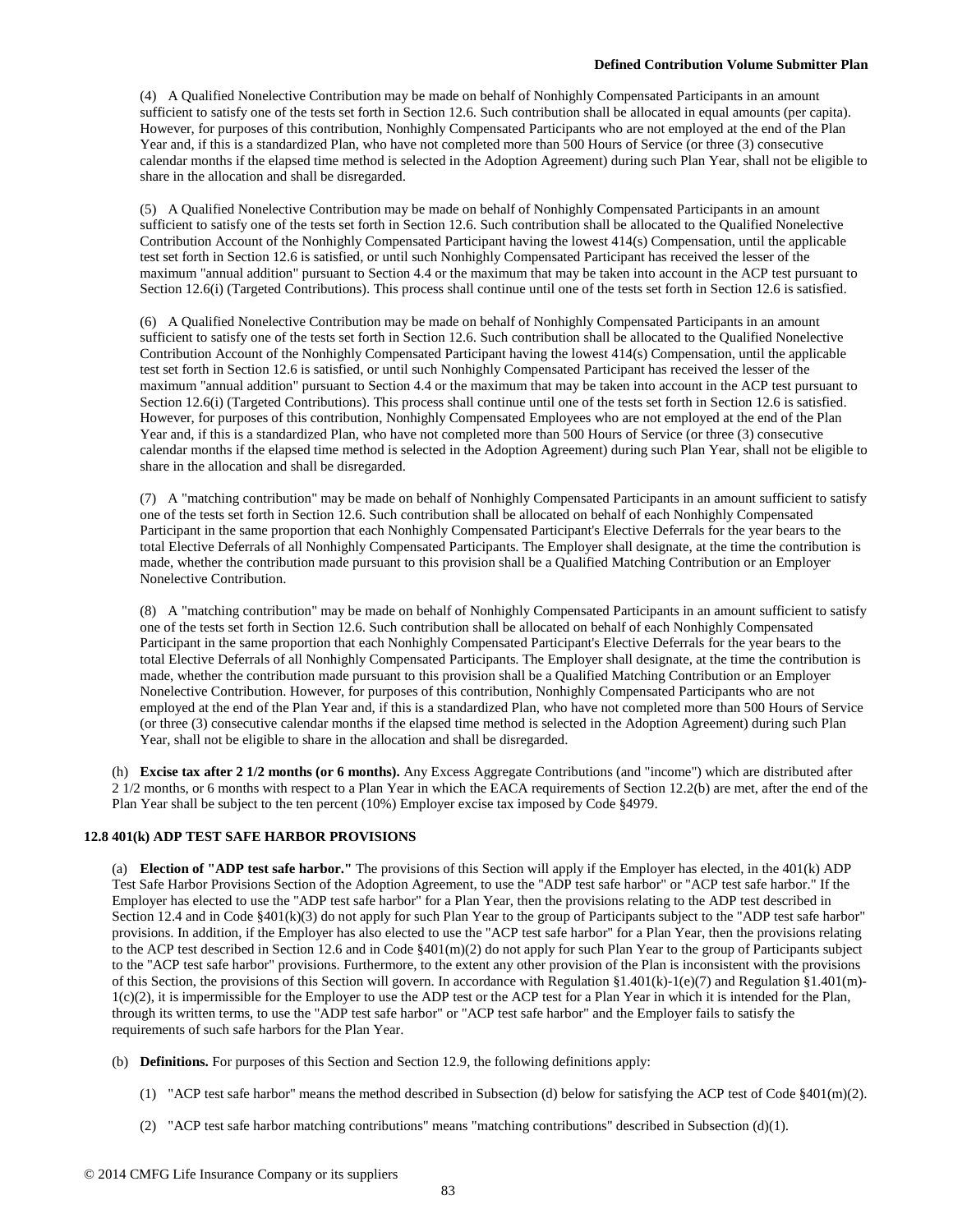(4) A Qualified Nonelective Contribution may be made on behalf of Nonhighly Compensated Participants in an amount sufficient to satisfy one of the tests set forth in Section 12.6. Such contribution shall be allocated in equal amounts (per capita). However, for purposes of this contribution, Nonhighly Compensated Participants who are not employed at the end of the Plan Year and, if this is a standardized Plan, who have not completed more than 500 Hours of Service (or three (3) consecutive calendar months if the elapsed time method is selected in the Adoption Agreement) during such Plan Year, shall not be eligible to share in the allocation and shall be disregarded.

(5) A Qualified Nonelective Contribution may be made on behalf of Nonhighly Compensated Participants in an amount sufficient to satisfy one of the tests set forth in Section 12.6. Such contribution shall be allocated to the Qualified Nonelective Contribution Account of the Nonhighly Compensated Participant having the lowest 414(s) Compensation, until the applicable test set forth in Section 12.6 is satisfied, or until such Nonhighly Compensated Participant has received the lesser of the maximum "annual addition" pursuant to Section 4.4 or the maximum that may be taken into account in the ACP test pursuant to Section 12.6(i) (Targeted Contributions). This process shall continue until one of the tests set forth in Section 12.6 is satisfied.

(6) A Qualified Nonelective Contribution may be made on behalf of Nonhighly Compensated Participants in an amount sufficient to satisfy one of the tests set forth in Section 12.6. Such contribution shall be allocated to the Qualified Nonelective Contribution Account of the Nonhighly Compensated Participant having the lowest 414(s) Compensation, until the applicable test set forth in Section 12.6 is satisfied, or until such Nonhighly Compensated Participant has received the lesser of the maximum "annual addition" pursuant to Section 4.4 or the maximum that may be taken into account in the ACP test pursuant to Section 12.6(i) (Targeted Contributions). This process shall continue until one of the tests set forth in Section 12.6 is satisfied. However, for purposes of this contribution, Nonhighly Compensated Employees who are not employed at the end of the Plan Year and, if this is a standardized Plan, who have not completed more than 500 Hours of Service (or three (3) consecutive calendar months if the elapsed time method is selected in the Adoption Agreement) during such Plan Year, shall not be eligible to share in the allocation and shall be disregarded.

(7) A "matching contribution" may be made on behalf of Nonhighly Compensated Participants in an amount sufficient to satisfy one of the tests set forth in Section 12.6. Such contribution shall be allocated on behalf of each Nonhighly Compensated Participant in the same proportion that each Nonhighly Compensated Participant's Elective Deferrals for the year bears to the total Elective Deferrals of all Nonhighly Compensated Participants. The Employer shall designate, at the time the contribution is made, whether the contribution made pursuant to this provision shall be a Qualified Matching Contribution or an Employer Nonelective Contribution.

(8) A "matching contribution" may be made on behalf of Nonhighly Compensated Participants in an amount sufficient to satisfy one of the tests set forth in Section 12.6. Such contribution shall be allocated on behalf of each Nonhighly Compensated Participant in the same proportion that each Nonhighly Compensated Participant's Elective Deferrals for the year bears to the total Elective Deferrals of all Nonhighly Compensated Participants. The Employer shall designate, at the time the contribution is made, whether the contribution made pursuant to this provision shall be a Qualified Matching Contribution or an Employer Nonelective Contribution. However, for purposes of this contribution, Nonhighly Compensated Participants who are not employed at the end of the Plan Year and, if this is a standardized Plan, who have not completed more than 500 Hours of Service (or three (3) consecutive calendar months if the elapsed time method is selected in the Adoption Agreement) during such Plan Year, shall not be eligible to share in the allocation and shall be disregarded.

(h) **Excise tax after 2 1/2 months (or 6 months).** Any Excess Aggregate Contributions (and "income") which are distributed after 2 1/2 months, or 6 months with respect to a Plan Year in which the EACA requirements of Section 12.2(b) are met, after the end of the Plan Year shall be subject to the ten percent (10%) Employer excise tax imposed by Code §4979.

### 12.8 401(k) ADP TEST SAFE HARBOR PROVISIONS

(a) **Election of "ADP test safe harbor."** The provisions of this Section will apply if the Employer has elected, in the 401(k) ADP Test Safe Harbor Provisions Section of the Adoption Agreement, to use the "ADP test safe harbor" or "ACP test safe harbor." If the Employer has elected to use the "ADP test safe harbor" for a Plan Year, then the provisions relating to the ADP test described in Section 12.4 and in Code §401(k)(3) do not apply for such Plan Year to the group of Participants subject to the "ADP test safe harbor" provisions. In addition, if the Employer has also elected to use the "ACP test safe harbor" for a Plan Year, then the provisions relating to the ACP test described in Section 12.6 and in Code §401(m)(2) do not apply for such Plan Year to the group of Participants subject to the "ACP test safe harbor" provisions. Furthermore, to the extent any other provision of the Plan is inconsistent with the provisions of this Section, the provisions of this Section will govern. In accordance with Regulation §1.401(k)-1(e)(7) and Regulation §1.401(m)-1(c)(2), it is impermissible for the Employer to use the ADP test or the ACP test for a Plan Year in which it is intended for the Plan, through its written terms, to use the "ADP test safe harbor" or "ACP test safe harbor" and the Employer fails to satisfy the requirements of such safe harbors for the Plan Year.

(b) **Definitions.** For purposes of this Section and Section 12.9, the following definitions apply:

(1) "ACP test safe harbor" means the method described in Subsection (d) below for satisfying the ACP test of Code §401(m)(2).

(2) "ACP test safe harbor matching contributions" means "matching contributions" described in Subsection (d)(1).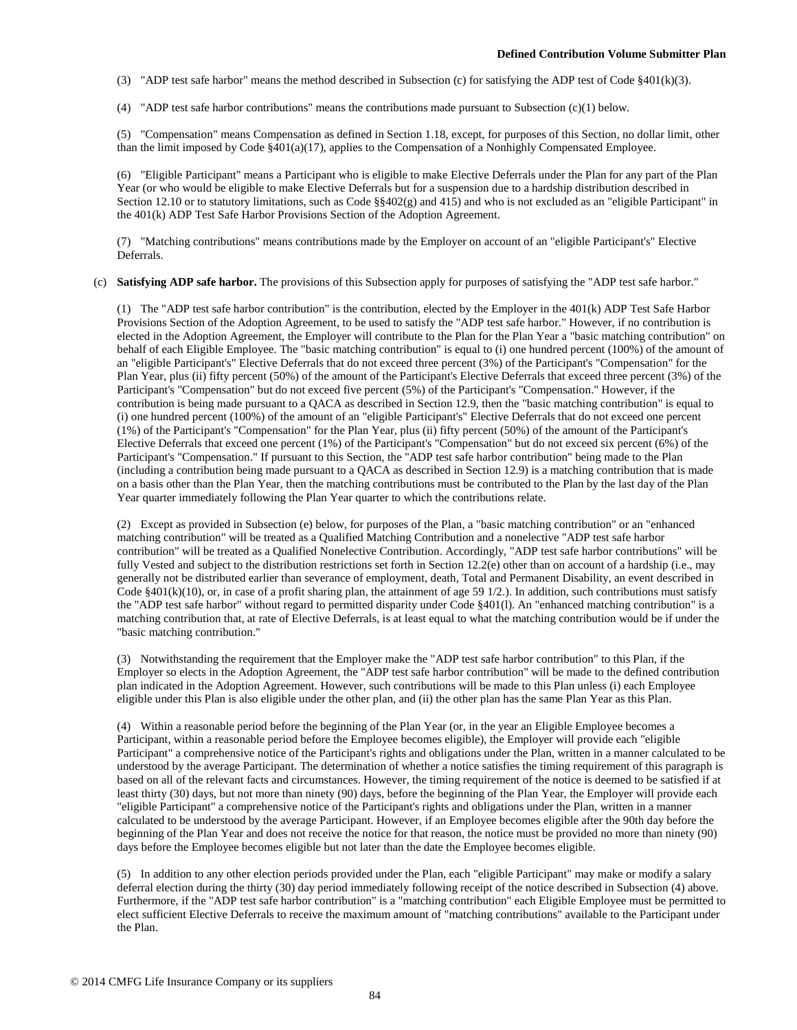(3) "ADP test safe harbor" means the method described in Subsection (c) for satisfying the ADP test of Code §401(k)(3).

(4) "ADP test safe harbor contributions" means the contributions made pursuant to Subsection (c)(1) below.

(5) "Compensation" means Compensation as defined in Section 1.18, except, for purposes of this Section, no dollar limit, other than the limit imposed by Code §401(a)(17), applies to the Compensation of a Nonhighly Compensated Employee.

(6) "Eligible Participant" means a Participant who is eligible to make Elective Deferrals under the Plan for any part of the Plan Year (or who would be eligible to make Elective Deferrals but for a suspension due to a hardship distribution described in Section 12.10 or to statutory limitations, such as Code §§402(g) and 415) and who is not excluded as an "eligible Participant" in the 401(k) ADP Test Safe Harbor Provisions Section of the Adoption Agreement.

(7) "Matching contributions" means contributions made by the Employer on account of an "eligible Participant's" Elective Deferrals.

(c) **Satisfying ADP safe harbor.** The provisions of this Subsection apply for purposes of satisfying the "ADP test safe harbor."

(1) The "ADP test safe harbor contribution" is the contribution, elected by the Employer in the 401(k) ADP Test Safe Harbor Provisions Section of the Adoption Agreement, to be used to satisfy the "ADP test safe harbor." However, if no contribution is elected in the Adoption Agreement, the Employer will contribute to the Plan for the Plan Year a "basic matching contribution" on behalf of each Eligible Employee. The "basic matching contribution" is equal to (i) one hundred percent (100%) of the amount of an "eligible Participant's" Elective Deferrals that do not exceed three percent (3%) of the Participant's "Compensation" for the Plan Year, plus (ii) fifty percent (50%) of the amount of the Participant's Elective Deferrals that exceed three percent (3%) of the Participant's "Compensation" but do not exceed five percent (5%) of the Participant's "Compensation." However, if the contribution is being made pursuant to a QACA as described in Section 12.9, then the "basic matching contribution" is equal to (i) one hundred percent (100%) of the amount of an "eligible Participant's" Elective Deferrals that do not exceed one percent (1%) of the Participant's "Compensation" for the Plan Year, plus (ii) fifty percent (50%) of the amount of the Participant's Elective Deferrals that exceed one percent (1%) of the Participant's "Compensation" but do not exceed six percent (6%) of the Participant's "Compensation." If pursuant to this Section, the "ADP test safe harbor contribution" being made to the Plan (including a contribution being made pursuant to a QACA as described in Section 12.9) is a matching contribution that is made on a basis other than the Plan Year, then the matching contributions must be contributed to the Plan by the last day of the Plan Year quarter immediately following the Plan Year quarter to which the contributions relate.

(2) Except as provided in Subsection (e) below, for purposes of the Plan, a "basic matching contribution" or an "enhanced matching contribution" will be treated as a Qualified Matching Contribution and a nonelective "ADP test safe harbor contribution" will be treated as a Qualified Nonelective Contribution. Accordingly, "ADP test safe harbor contributions" will be fully Vested and subject to the distribution restrictions set forth in Section 12.2(e) other than on account of a hardship (i.e., may generally not be distributed earlier than severance of employment, death, Total and Permanent Disability, an event described in Code §401(k)(10), or, in case of a profit sharing plan, the attainment of age 59 1/2.). In addition, such contributions must satisfy the "ADP test safe harbor" without regard to permitted disparity under Code §401(l). An "enhanced matching contribution" is a matching contribution that, at rate of Elective Deferrals, is at least equal to what the matching contribution would be if under the "basic matching contribution."

(3) Notwithstanding the requirement that the Employer make the "ADP test safe harbor contribution" to this Plan, if the Employer so elects in the Adoption Agreement, the "ADP test safe harbor contribution" will be made to the defined contribution plan indicated in the Adoption Agreement. However, such contributions will be made to this Plan unless (i) each Employee eligible under this Plan is also eligible under the other plan, and (ii) the other plan has the same Plan Year as this Plan.

(4) Within a reasonable period before the beginning of the Plan Year (or, in the year an Eligible Employee becomes a Participant, within a reasonable period before the Employee becomes eligible), the Employer will provide each "eligible Participant" a comprehensive notice of the Participant's rights and obligations under the Plan, written in a manner calculated to be understood by the average Participant. The determination of whether a notice satisfies the timing requirement of this paragraph is based on all of the relevant facts and circumstances. However, the timing requirement of the notice is deemed to be satisfied if at least thirty (30) days, but not more than ninety (90) days, before the beginning of the Plan Year, the Employer will provide each "eligible Participant" a comprehensive notice of the Participant's rights and obligations under the Plan, written in a manner calculated to be understood by the average Participant. However, if an Employee becomes eligible after the 90th day before the beginning of the Plan Year and does not receive the notice for that reason, the notice must be provided no more than ninety (90) days before the Employee becomes eligible but not later than the date the Employee becomes eligible.

(5) In addition to any other election periods provided under the Plan, each "eligible Participant" may make or modify a salary deferral election during the thirty (30) day period immediately following receipt of the notice described in Subsection (4) above. Furthermore, if the "ADP test safe harbor contribution" is a "matching contribution" each Eligible Employee must be permitted to elect sufficient Elective Deferrals to receive the maximum amount of "matching contributions" available to the Participant under the Plan.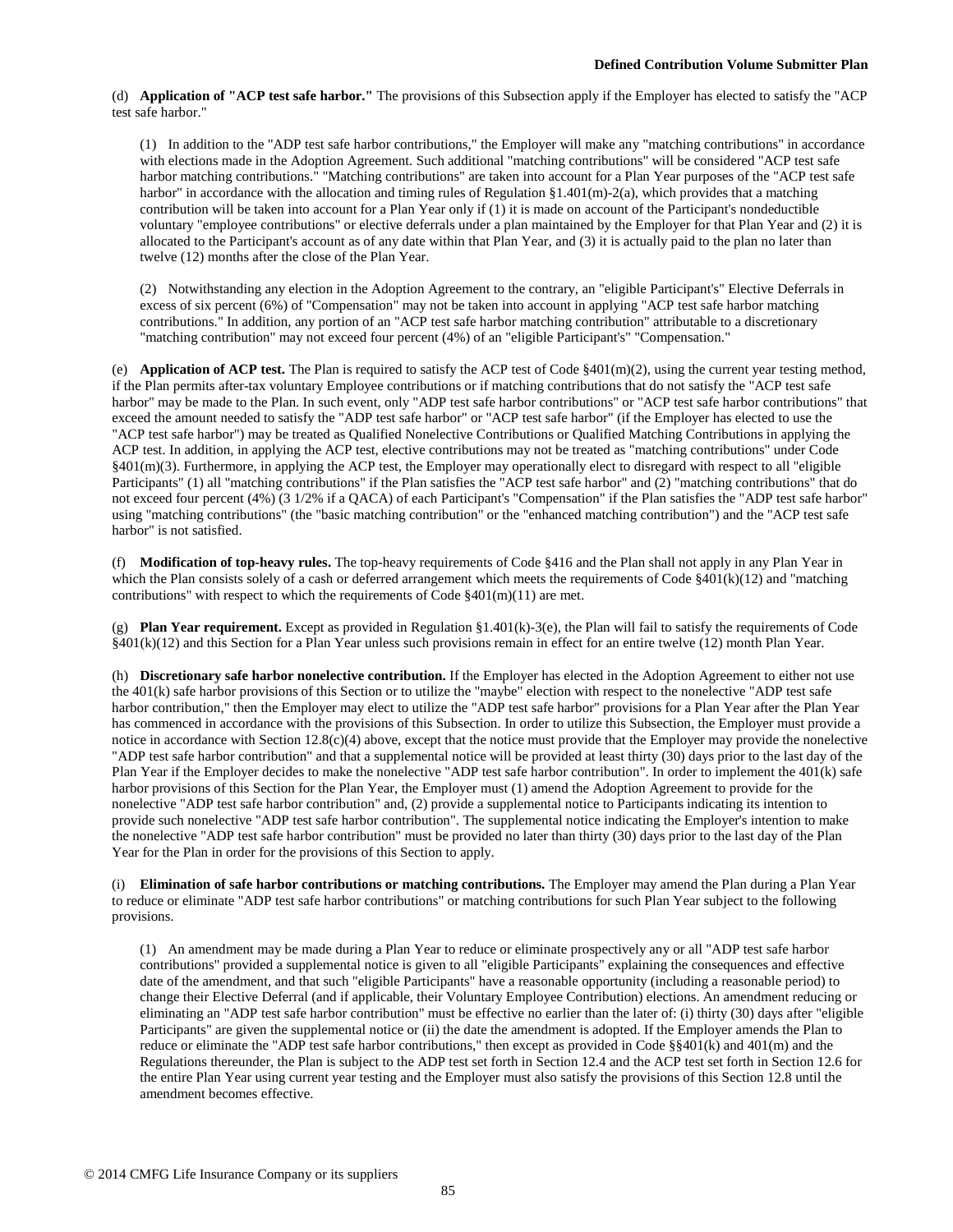(d) **Application of "ACP test safe harbor."** The provisions of this Subsection apply if the Employer has elected to satisfy the "ACP test safe harbor."

(1) In addition to the "ADP test safe harbor contributions," the Employer will make any "matching contributions" in accordance with elections made in the Adoption Agreement. Such additional "matching contributions" will be considered "ACP test safe harbor matching contributions." "Matching contributions" are taken into account for a Plan Year purposes of the "ACP test safe harbor" in accordance with the allocation and timing rules of Regulation §1.401(m)-2(a), which provides that a matching contribution will be taken into account for a Plan Year only if (1) it is made on account of the Participant's nondeductible voluntary "employee contributions" or elective deferrals under a plan maintained by the Employer for that Plan Year and (2) it is allocated to the Participant's account as of any date within that Plan Year, and (3) it is actually paid to the plan no later than twelve (12) months after the close of the Plan Year.

(2) Notwithstanding any election in the Adoption Agreement to the contrary, an "eligible Participant's" Elective Deferrals in excess of six percent (6%) of "Compensation" may not be taken into account in applying "ACP test safe harbor matching contributions." In addition, any portion of an "ACP test safe harbor matching contribution" attributable to a discretionary "matching contribution" may not exceed four percent (4%) of an "eligible Participant's" "Compensation."

(e) **Application of ACP test.** The Plan is required to satisfy the ACP test of Code §401(m)(2), using the current year testing method, if the Plan permits after-tax voluntary Employee contributions or if matching contributions that do not satisfy the "ACP test safe harbor" may be made to the Plan. In such event, only "ADP test safe harbor contributions" or "ACP test safe harbor contributions" that exceed the amount needed to satisfy the "ADP test safe harbor" or "ACP test safe harbor" (if the Employer has elected to use the "ACP test safe harbor") may be treated as Qualified Nonelective Contributions or Qualified Matching Contributions in applying the ACP test. In addition, in applying the ACP test, elective contributions may not be treated as "matching contributions" under Code §401(m)(3). Furthermore, in applying the ACP test, the Employer may operationally elect to disregard with respect to all "eligible Participants" (1) all "matching contributions" if the Plan satisfies the "ACP test safe harbor" and (2) "matching contributions" that do not exceed four percent (4%) (3 1/2% if a QACA) of each Participant's "Compensation" if the Plan satisfies the "ADP test safe harbor" using "matching contributions" (the "basic matching contribution" or the "enhanced matching contribution") and the "ACP test safe harbor" is not satisfied.

(f) **Modification of top-heavy rules.** The top-heavy requirements of Code §416 and the Plan shall not apply in any Plan Year in which the Plan consists solely of a cash or deferred arrangement which meets the requirements of Code §401(k)(12) and "matching contributions" with respect to which the requirements of Code §401(m)(11) are met.

(g) **Plan Year requirement.** Except as provided in Regulation §1.401(k)-3(e), the Plan will fail to satisfy the requirements of Code §401(k)(12) and this Section for a Plan Year unless such provisions remain in effect for an entire twelve (12) month Plan Year.

(h) **Discretionary safe harbor nonelective contribution.** If the Employer has elected in the Adoption Agreement to either not use the 401(k) safe harbor provisions of this Section or to utilize the "maybe" election with respect to the nonelective "ADP test safe harbor contribution," then the Employer may elect to utilize the "ADP test safe harbor" provisions for a Plan Year after the Plan Year has commenced in accordance with the provisions of this Subsection. In order to utilize this Subsection, the Employer must provide a notice in accordance with Section 12.8(c)(4) above, except that the notice must provide that the Employer may provide the nonelective "ADP test safe harbor contribution" and that a supplemental notice will be provided at least thirty (30) days prior to the last day of the Plan Year if the Employer decides to make the nonelective "ADP test safe harbor contribution". In order to implement the 401(k) safe harbor provisions of this Section for the Plan Year, the Employer must (1) amend the Adoption Agreement to provide for the nonelective "ADP test safe harbor contribution" and, (2) provide a supplemental notice to Participants indicating its intention to provide such nonelective "ADP test safe harbor contribution". The supplemental notice indicating the Employer's intention to make the nonelective "ADP test safe harbor contribution" must be provided no later than thirty (30) days prior to the last day of the Plan Year for the Plan in order for the provisions of this Section to apply.

(i) **Elimination of safe harbor contributions or matching contributions.** The Employer may amend the Plan during a Plan Year to reduce or eliminate "ADP test safe harbor contributions" or matching contributions for such Plan Year subject to the following provisions.

(1) An amendment may be made during a Plan Year to reduce or eliminate prospectively any or all "ADP test safe harbor contributions" provided a supplemental notice is given to all "eligible Participants" explaining the consequences and effective date of the amendment, and that such "eligible Participants" have a reasonable opportunity (including a reasonable period) to change their Elective Deferral (and if applicable, their Voluntary Employee Contribution) elections. An amendment reducing or eliminating an "ADP test safe harbor contribution" must be effective no earlier than the later of: (i) thirty (30) days after "eligible Participants" are given the supplemental notice or (ii) the date the amendment is adopted. If the Employer amends the Plan to reduce or eliminate the "ADP test safe harbor contributions," then except as provided in Code §§401(k) and 401(m) and the Regulations thereunder, the Plan is subject to the ADP test set forth in Section 12.4 and the ACP test set forth in Section 12.6 for the entire Plan Year using current year testing and the Employer must also satisfy the provisions of this Section 12.8 until the amendment becomes effective.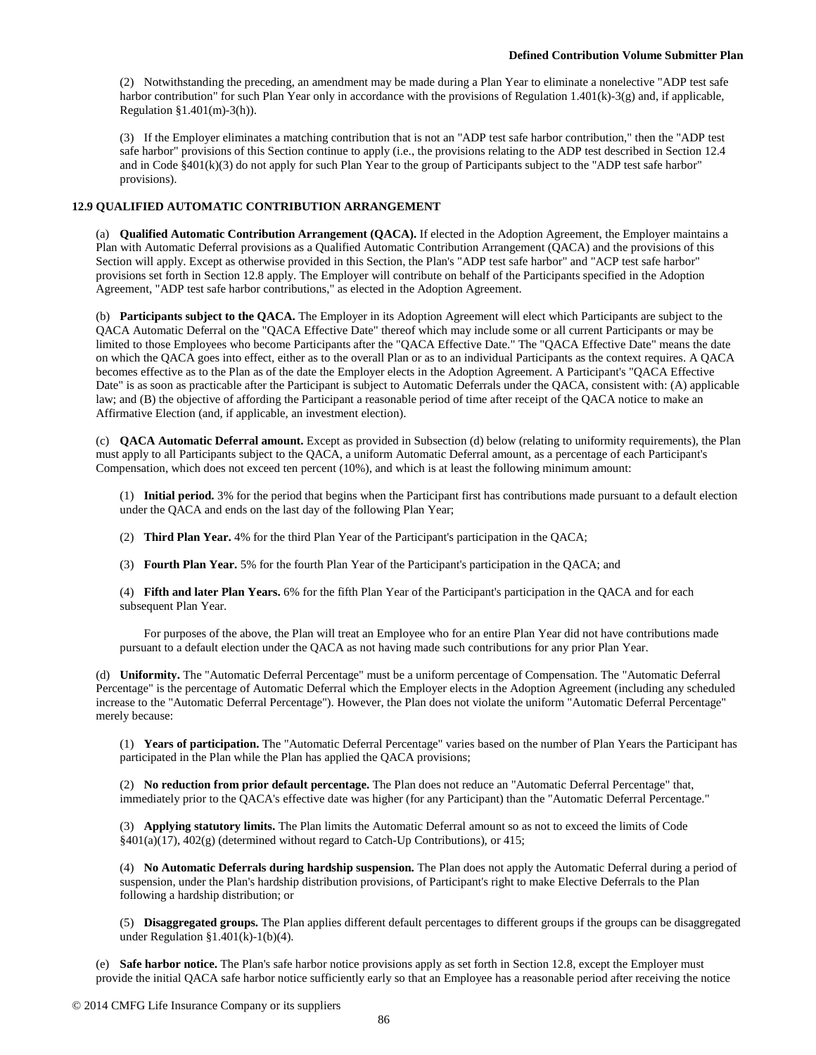(2) Notwithstanding the preceding, an amendment may be made during a Plan Year to eliminate a nonelective "ADP test safe harbor contribution" for such Plan Year only in accordance with the provisions of Regulation 1.401(k)-3(g) and, if applicable, Regulation §1.401(m)-3(h)).

(3) If the Employer eliminates a matching contribution that is not an "ADP test safe harbor contribution," then the "ADP test safe harbor" provisions of this Section continue to apply (i.e., the provisions relating to the ADP test described in Section 12.4 and in Code §401(k)(3) do not apply for such Plan Year to the group of Participants subject to the "ADP test safe harbor" provisions).

### 12.9 QUALIFIED AUTOMATIC CONTRIBUTION ARRANGEMENT

(a) **Qualified Automatic Contribution Arrangement (QACA).** If elected in the Adoption Agreement, the Employer maintains a Plan with Automatic Deferral provisions as a Qualified Automatic Contribution Arrangement (QACA) and the provisions of this Section will apply. Except as otherwise provided in this Section, the Plan's "ADP test safe harbor" and "ACP test safe harbor" provisions set forth in Section 12.8 apply. The Employer will contribute on behalf of the Participants specified in the Adoption Agreement, "ADP test safe harbor contributions," as elected in the Adoption Agreement.

(b) **Participants subject to the QACA.** The Employer in its Adoption Agreement will elect which Participants are subject to the QACA Automatic Deferral on the "QACA Effective Date" thereof which may include some or all current Participants or may be limited to those Employees who become Participants after the "QACA Effective Date." The "QACA Effective Date" means the date on which the QACA goes into effect, either as to the overall Plan or as to an individual Participants as the context requires. A QACA becomes effective as to the Plan as of the date the Employer elects in the Adoption Agreement. A Participant's "QACA Effective Date" is as soon as practicable after the Participant is subject to Automatic Deferrals under the QACA, consistent with: (A) applicable law; and (B) the objective of affording the Participant a reasonable period of time after receipt of the QACA notice to make an Affirmative Election (and, if applicable, an investment election).

(c) **QACA Automatic Deferral amount.** Except as provided in Subsection (d) below (relating to uniformity requirements), the Plan must apply to all Participants subject to the QACA, a uniform Automatic Deferral amount, as a percentage of each Participant's Compensation, which does not exceed ten percent (10%), and which is at least the following minimum amount:

(1) **Initial period.** 3% for the period that begins when the Participant first has contributions made pursuant to a default election under the QACA and ends on the last day of the following Plan Year;

(2) **Third Plan Year.** 4% for the third Plan Year of the Participant's participation in the QACA;

(3) **Fourth Plan Year.** 5% for the fourth Plan Year of the Participant's participation in the QACA; and

(4) **Fifth and later Plan Years.** 6% for the fifth Plan Year of the Participant's participation in the QACA and for each subsequent Plan Year.

For purposes of the above, the Plan will treat an Employee who for an entire Plan Year did not have contributions made pursuant to a default election under the QACA as not having made such contributions for any prior Plan Year.

(d) **Uniformity.** The "Automatic Deferral Percentage" must be a uniform percentage of Compensation. The "Automatic Deferral Percentage" is the percentage of Automatic Deferral which the Employer elects in the Adoption Agreement (including any scheduled increase to the "Automatic Deferral Percentage"). However, the Plan does not violate the uniform "Automatic Deferral Percentage" merely because:

(1) **Years of participation.** The "Automatic Deferral Percentage" varies based on the number of Plan Years the Participant has participated in the Plan while the Plan has applied the QACA provisions;

(2) **No reduction from prior default percentage.** The Plan does not reduce an "Automatic Deferral Percentage" that, immediately prior to the QACA's effective date was higher (for any Participant) than the "Automatic Deferral Percentage."

(3) **Applying statutory limits.** The Plan limits the Automatic Deferral amount so as not to exceed the limits of Code §401(a)(17), 402(g) (determined without regard to Catch-Up Contributions), or 415;

(4) **No Automatic Deferrals during hardship suspension.** The Plan does not apply the Automatic Deferral during a period of suspension, under the Plan's hardship distribution provisions, of Participant's right to make Elective Deferrals to the Plan following a hardship distribution; or

(5) **Disaggregated groups.** The Plan applies different default percentages to different groups if the groups can be disaggregated under Regulation §1.401(k)-1(b)(4).

(e) **Safe harbor notice.** The Plan's safe harbor notice provisions apply as set forth in Section 12.8, except the Employer must provide the initial QACA safe harbor notice sufficiently early so that an Employee has a reasonable period after receiving the notice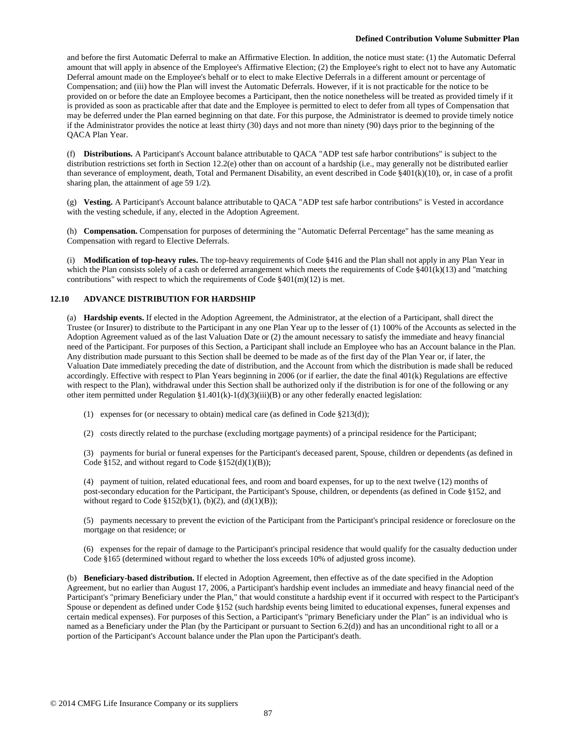and before the first Automatic Deferral to make an Affirmative Election. In addition, the notice must state: (1) the Automatic Deferral amount that will apply in absence of the Employee's Affirmative Election; (2) the Employee's right to elect not to have any Automatic Deferral amount made on the Employee's behalf or to elect to make Elective Deferrals in a different amount or percentage of Compensation; and (iii) how the Plan will invest the Automatic Deferrals. However, if it is not practicable for the notice to be provided on or before the date an Employee becomes a Participant, then the notice nonetheless will be treated as provided timely if it is provided as soon as practicable after that date and the Employee is permitted to elect to defer from all types of Compensation that may be deferred under the Plan earned beginning on that date. For this purpose, the Administrator is deemed to provide timely notice if the Administrator provides the notice at least thirty (30) days and not more than ninety (90) days prior to the beginning of the QACA Plan Year.

(f) **Distributions.** A Participant's Account balance attributable to QACA "ADP test safe harbor contributions" is subject to the distribution restrictions set forth in Section 12.2(e) other than on account of a hardship (i.e., may generally not be distributed earlier than severance of employment, death, Total and Permanent Disability, an event described in Code §401(k)(10), or, in case of a profit sharing plan, the attainment of age 59 1/2).

(g) **Vesting.** A Participant's Account balance attributable to QACA "ADP test safe harbor contributions" is Vested in accordance with the vesting schedule, if any, elected in the Adoption Agreement.

(h) **Compensation.** Compensation for purposes of determining the "Automatic Deferral Percentage" has the same meaning as Compensation with regard to Elective Deferrals.

(i) **Modification of top-heavy rules.** The top-heavy requirements of Code §416 and the Plan shall not apply in any Plan Year in which the Plan consists solely of a cash or deferred arrangement which meets the requirements of Code §401(k)(13) and "matching contributions" with respect to which the requirements of Code §401(m)(12) is met.

### 12.10 ADVANCE DISTRIBUTION FOR HARDSHIP

(a) **Hardship events.** If elected in the Adoption Agreement, the Administrator, at the election of a Participant, shall direct the Trustee (or Insurer) to distribute to the Participant in any one Plan Year up to the lesser of (1) 100% of the Accounts as selected in the Adoption Agreement valued as of the last Valuation Date or (2) the amount necessary to satisfy the immediate and heavy financial need of the Participant. For purposes of this Section, a Participant shall include an Employee who has an Account balance in the Plan. Any distribution made pursuant to this Section shall be deemed to be made as of the first day of the Plan Year or, if later, the Valuation Date immediately preceding the date of distribution, and the Account from which the distribution is made shall be reduced accordingly. Effective with respect to Plan Years beginning in 2006 (or if earlier, the date the final 401(k) Regulations are effective with respect to the Plan), withdrawal under this Section shall be authorized only if the distribution is for one of the following or any other item permitted under Regulation §1.401(k)-1(d)(3)(iii)(B) or any other federally enacted legislation:

(1) expenses for (or necessary to obtain) medical care (as defined in Code §213(d));

(2) costs directly related to the purchase (excluding mortgage payments) of a principal residence for the Participant;

(3) payments for burial or funeral expenses for the Participant's deceased parent, Spouse, children or dependents (as defined in Code §152, and without regard to Code §152(d)(1)(B));

(4) payment of tuition, related educational fees, and room and board expenses, for up to the next twelve (12) months of post-secondary education for the Participant, the Participant's Spouse, children, or dependents (as defined in Code §152, and without regard to Code §152(b)(1), (b)(2), and (d)(1)(B));

(5) payments necessary to prevent the eviction of the Participant from the Participant's principal residence or foreclosure on the mortgage on that residence; or

(6) expenses for the repair of damage to the Participant's principal residence that would qualify for the casualty deduction under Code §165 (determined without regard to whether the loss exceeds 10% of adjusted gross income).

(b) **Beneficiary-based distribution.** If elected in Adoption Agreement, then effective as of the date specified in the Adoption Agreement, but no earlier than August 17, 2006, a Participant's hardship event includes an immediate and heavy financial need of the Participant's "primary Beneficiary under the Plan," that would constitute a hardship event if it occurred with respect to the Participant's Spouse or dependent as defined under Code §152 (such hardship events being limited to educational expenses, funeral expenses and certain medical expenses). For purposes of this Section, a Participant's "primary Beneficiary under the Plan" is an individual who is named as a Beneficiary under the Plan (by the Participant or pursuant to Section 6.2(d)) and has an unconditional right to all or a portion of the Participant's Account balance under the Plan upon the Participant's death.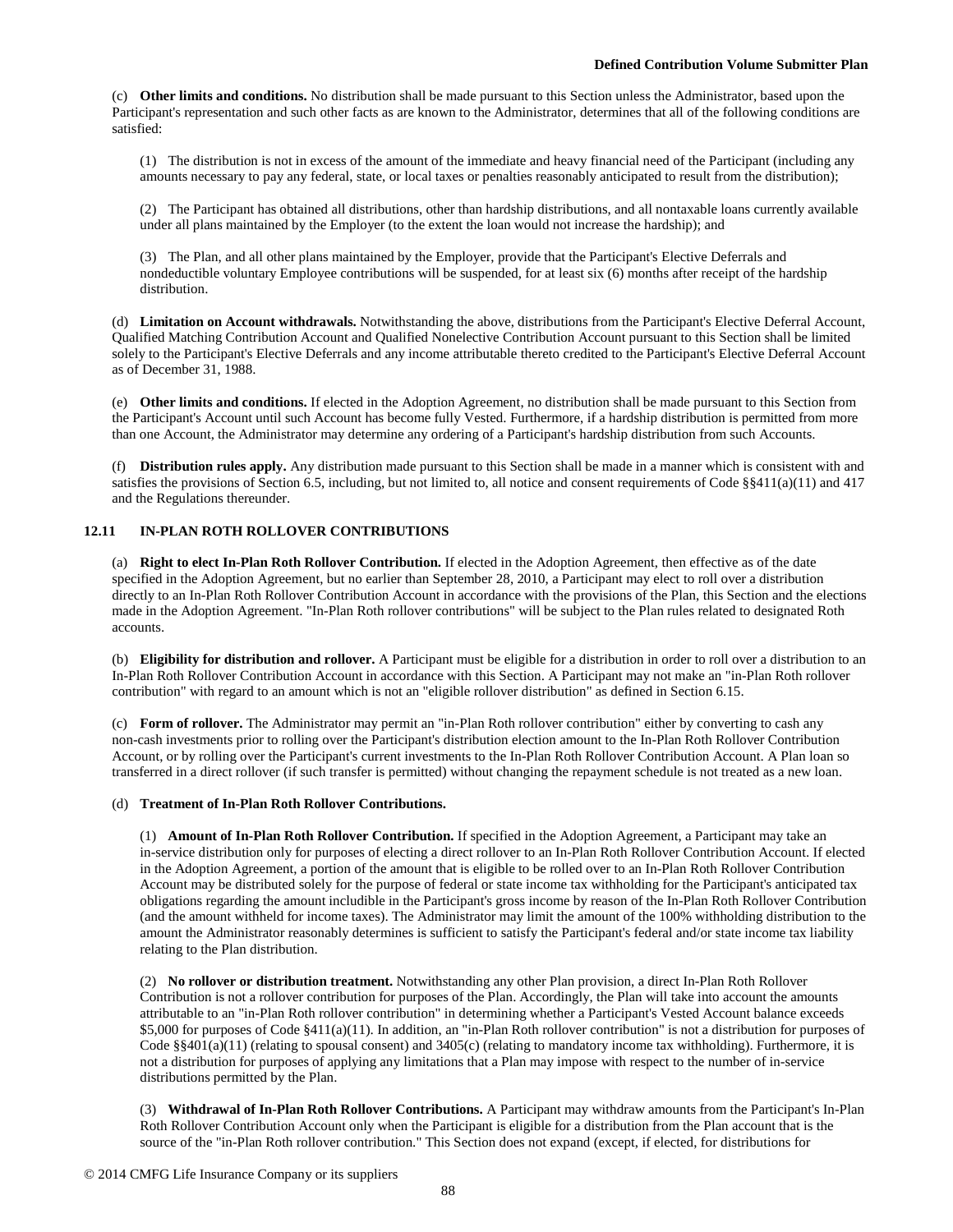(c) **Other limits and conditions.** No distribution shall be made pursuant to this Section unless the Administrator, based upon the Participant's representation and such other facts as are known to the Administrator, determines that all of the following conditions are satisfied:

(1) The distribution is not in excess of the amount of the immediate and heavy financial need of the Participant (including any amounts necessary to pay any federal, state, or local taxes or penalties reasonably anticipated to result from the distribution);

(2) The Participant has obtained all distributions, other than hardship distributions, and all nontaxable loans currently available under all plans maintained by the Employer (to the extent the loan would not increase the hardship); and

(3) The Plan, and all other plans maintained by the Employer, provide that the Participant's Elective Deferrals and nondeductible voluntary Employee contributions will be suspended, for at least six (6) months after receipt of the hardship distribution.

(d) **Limitation on Account withdrawals.** Notwithstanding the above, distributions from the Participant's Elective Deferral Account, Qualified Matching Contribution Account and Qualified Nonelective Contribution Account pursuant to this Section shall be limited solely to the Participant's Elective Deferrals and any income attributable thereto credited to the Participant's Elective Deferral Account as of December 31, 1988.

(e) **Other limits and conditions.** If elected in the Adoption Agreement, no distribution shall be made pursuant to this Section from the Participant's Account until such Account has become fully Vested. Furthermore, if a hardship distribution is permitted from more than one Account, the Administrator may determine any ordering of a Participant's hardship distribution from such Accounts.

(f) **Distribution rules apply.** Any distribution made pursuant to this Section shall be made in a manner which is consistent with and satisfies the provisions of Section 6.5, including, but not limited to, all notice and consent requirements of Code §§411(a)(11) and 417 and the Regulations thereunder.

### 12.11 IN-PLAN ROTH ROLLOVER CONTRIBUTIONS

(a) **Right to elect In-Plan Roth Rollover Contribution.** If elected in the Adoption Agreement, then effective as of the date specified in the Adoption Agreement, but no earlier than September 28, 2010, a Participant may elect to roll over a distribution directly to an In-Plan Roth Rollover Contribution Account in accordance with the provisions of the Plan, this Section and the elections made in the Adoption Agreement. "In-Plan Roth rollover contributions" will be subject to the Plan rules related to designated Roth accounts.

(b) **Eligibility for distribution and rollover.** A Participant must be eligible for a distribution in order to roll over a distribution to an In-Plan Roth Rollover Contribution Account in accordance with this Section. A Participant may not make an "in-Plan Roth rollover contribution" with regard to an amount which is not an "eligible rollover distribution" as defined in Section 6.15.

(c) **Form of rollover.** The Administrator may permit an "in-Plan Roth rollover contribution" either by converting to cash any non-cash investments prior to rolling over the Participant's distribution election amount to the In-Plan Roth Rollover Contribution Account, or by rolling over the Participant's current investments to the In-Plan Roth Rollover Contribution Account. A Plan loan so transferred in a direct rollover (if such transfer is permitted) without changing the repayment schedule is not treated as a new loan.

(d) **Treatment of In-Plan Roth Rollover Contributions.**

(1) **Amount of In-Plan Roth Rollover Contribution.** If specified in the Adoption Agreement, a Participant may take an in-service distribution only for purposes of electing a direct rollover to an In-Plan Roth Rollover Contribution Account. If elected in the Adoption Agreement, a portion of the amount that is eligible to be rolled over to an In-Plan Roth Rollover Contribution Account may be distributed solely for the purpose of federal or state income tax withholding for the Participant's anticipated tax obligations regarding the amount includible in the Participant's gross income by reason of the In-Plan Roth Rollover Contribution (and the amount withheld for income taxes). The Administrator may limit the amount of the 100% withholding distribution to the amount the Administrator reasonably determines is sufficient to satisfy the Participant's federal and/or state income tax liability relating to the Plan distribution.

(2) **No rollover or distribution treatment.** Notwithstanding any other Plan provision, a direct In-Plan Roth Rollover Contribution is not a rollover contribution for purposes of the Plan. Accordingly, the Plan will take into account the amounts attributable to an "in-Plan Roth rollover contribution" in determining whether a Participant's Vested Account balance exceeds $5,000 for purposes of Code §411(a)(11). In addition, an "in-Plan Roth rollover contribution" is not a distribution for purposes of Code §§401(a)(11) (relating to spousal consent) and 3405(c) (relating to mandatory income tax withholding). Furthermore, it is not a distribution for purposes of applying any limitations that a Plan may impose with respect to the number of in-service distributions permitted by the Plan.

(3) **Withdrawal of In-Plan Roth Rollover Contributions.** A Participant may withdraw amounts from the Participant's In-Plan Roth Rollover Contribution Account only when the Participant is eligible for a distribution from the Plan account that is the source of the "in-Plan Roth rollover contribution." This Section does not expand (except, if elected, for distributions for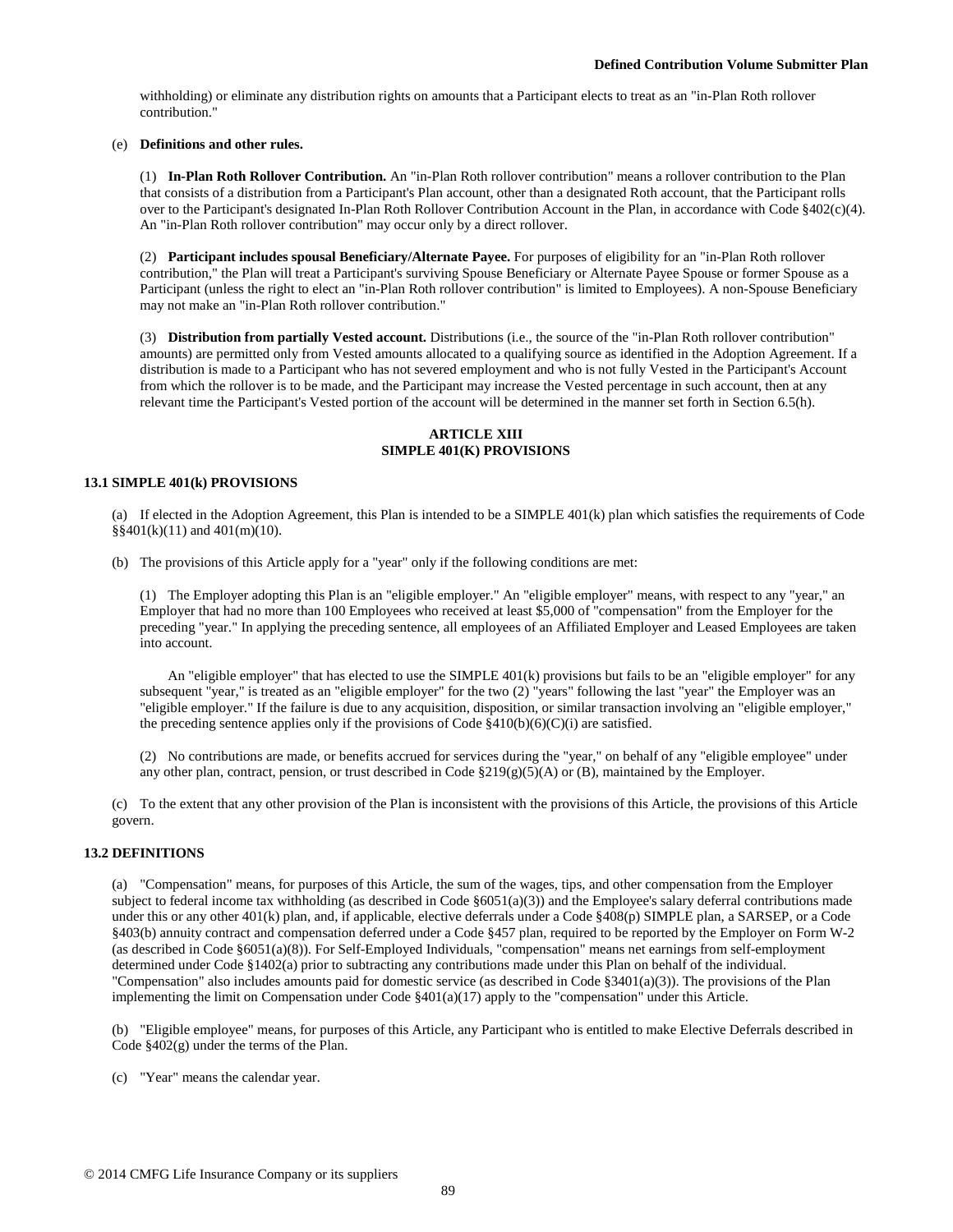withholding) or eliminate any distribution rights on amounts that a Participant elects to treat as an "in-Plan Roth rollover contribution."

(e) **Definitions and other rules.**

(1) **In-Plan Roth Rollover Contribution.** An "in-Plan Roth rollover contribution" means a rollover contribution to the Plan that consists of a distribution from a Participant's Plan account, other than a designated Roth account, that the Participant rolls over to the Participant's designated In-Plan Roth Rollover Contribution Account in the Plan, in accordance with Code §402(c)(4). An "in-Plan Roth rollover contribution" may occur only by a direct rollover.

(2) **Participant includes spousal Beneficiary/Alternate Payee.** For purposes of eligibility for an "in-Plan Roth rollover contribution," the Plan will treat a Participant's surviving Spouse Beneficiary or Alternate Payee Spouse or former Spouse as a Participant (unless the right to elect an "in-Plan Roth rollover contribution" is limited to Employees). A non-Spouse Beneficiary may not make an "in-Plan Roth rollover contribution."

(3) **Distribution from partially Vested account.** Distributions (i.e., the source of the "in-Plan Roth rollover contribution" amounts) are permitted only from Vested amounts allocated to a qualifying source as identified in the Adoption Agreement. If a distribution is made to a Participant who has not severed employment and who is not fully Vested in the Participant's Account from which the rollover is to be made, and the Participant may increase the Vested percentage in such account, then at any relevant time the Participant's Vested portion of the account will be determined in the manner set forth in Section 6.5(h).

## ARTICLE XIII
## SIMPLE 401(K) PROVISIONS

### 13.1 SIMPLE 401(k) PROVISIONS

(a) If elected in the Adoption Agreement, this Plan is intended to be a SIMPLE 401(k) plan which satisfies the requirements of Code §§401(k)(11) and 401(m)(10).

(b) The provisions of this Article apply for a "year" only if the following conditions are met:

(1) The Employer adopting this Plan is an "eligible employer." An "eligible employer" means, with respect to any "year," an Employer that had no more than 100 Employees who received at least $5,000 of "compensation" from the Employer for the preceding "year." In applying the preceding sentence, all employees of an Affiliated Employer and Leased Employees are taken into account.

An "eligible employer" that has elected to use the SIMPLE 401(k) provisions but fails to be an "eligible employer" for any subsequent "year," is treated as an "eligible employer" for the two (2) "years" following the last "year" the Employer was an "eligible employer." If the failure is due to any acquisition, disposition, or similar transaction involving an "eligible employer," the preceding sentence applies only if the provisions of Code §410(b)(6)(C)(i) are satisfied.

(2) No contributions are made, or benefits accrued for services during the "year," on behalf of any "eligible employee" under any other plan, contract, pension, or trust described in Code §219(g)(5)(A) or (B), maintained by the Employer.

(c) To the extent that any other provision of the Plan is inconsistent with the provisions of this Article, the provisions of this Article govern.

### 13.2 DEFINITIONS

(a) "Compensation" means, for purposes of this Article, the sum of the wages, tips, and other compensation from the Employer subject to federal income tax withholding (as described in Code §6051(a)(3)) and the Employee's salary deferral contributions made under this or any other 401(k) plan, and, if applicable, elective deferrals under a Code §408(p) SIMPLE plan, a SARSEP, or a Code §403(b) annuity contract and compensation deferred under a Code §457 plan, required to be reported by the Employer on Form W-2 (as described in Code §6051(a)(8)). For Self-Employed Individuals, "compensation" means net earnings from self-employment determined under Code §1402(a) prior to subtracting any contributions made under this Plan on behalf of the individual. "Compensation" also includes amounts paid for domestic service (as described in Code §3401(a)(3)). The provisions of the Plan implementing the limit on Compensation under Code §401(a)(17) apply to the "compensation" under this Article.

(b) "Eligible employee" means, for purposes of this Article, any Participant who is entitled to make Elective Deferrals described in Code §402(g) under the terms of the Plan.

(c) "Year" means the calendar year.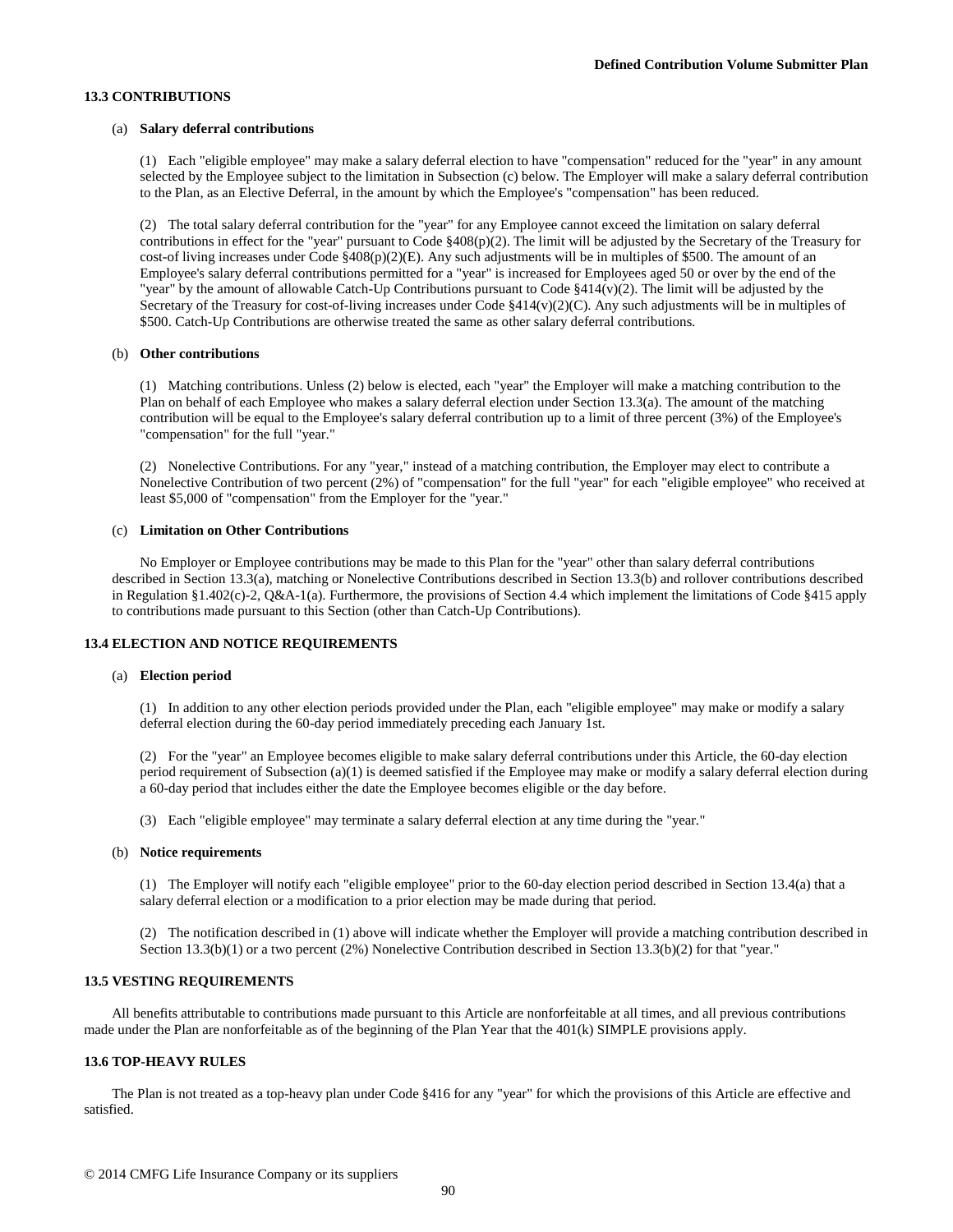### 13.3 CONTRIBUTIONS

(a) **Salary deferral contributions**

(1) Each "eligible employee" may make a salary deferral election to have "compensation" reduced for the "year" in any amount selected by the Employee subject to the limitation in Subsection (c) below. The Employer will make a salary deferral contribution to the Plan, as an Elective Deferral, in the amount by which the Employee's "compensation" has been reduced.

(2) The total salary deferral contribution for the "year" for any Employee cannot exceed the limitation on salary deferral contributions in effect for the "year" pursuant to Code §408(p)(2). The limit will be adjusted by the Secretary of the Treasury for cost-of living increases under Code §408(p)(2)(E). Any such adjustments will be in multiples of $500. The amount of an Employee's salary deferral contributions permitted for a "year" is increased for Employees aged 50 or over by the end of the "year" by the amount of allowable Catch-Up Contributions pursuant to Code §414(v)(2). The limit will be adjusted by the Secretary of the Treasury for cost-of-living increases under Code §414(v)(2)(C). Any such adjustments will be in multiples of $500. Catch-Up Contributions are otherwise treated the same as other salary deferral contributions.

(b) **Other contributions**

(1) Matching contributions. Unless (2) below is elected, each "year" the Employer will make a matching contribution to the Plan on behalf of each Employee who makes a salary deferral election under Section 13.3(a). The amount of the matching contribution will be equal to the Employee's salary deferral contribution up to a limit of three percent (3%) of the Employee's "compensation" for the full "year."

(2) Nonelective Contributions. For any "year," instead of a matching contribution, the Employer may elect to contribute a Nonelective Contribution of two percent (2%) of "compensation" for the full "year" for each "eligible employee" who received at least $5,000 of "compensation" from the Employer for the "year."

(c) **Limitation on Other Contributions**

No Employer or Employee contributions may be made to this Plan for the "year" other than salary deferral contributions described in Section 13.3(a), matching or Nonelective Contributions described in Section 13.3(b) and rollover contributions described in Regulation §1.402(c)-2, Q&A-1(a). Furthermore, the provisions of Section 4.4 which implement the limitations of Code §415 apply to contributions made pursuant to this Section (other than Catch-Up Contributions).

### 13.4 ELECTION AND NOTICE REQUIREMENTS

(a) **Election period**

(1) In addition to any other election periods provided under the Plan, each "eligible employee" may make or modify a salary deferral election during the 60-day period immediately preceding each January 1st.

(2) For the "year" an Employee becomes eligible to make salary deferral contributions under this Article, the 60-day election period requirement of Subsection (a)(1) is deemed satisfied if the Employee may make or modify a salary deferral election during a 60-day period that includes either the date the Employee becomes eligible or the day before.

(3) Each "eligible employee" may terminate a salary deferral election at any time during the "year."

(b) **Notice requirements**

(1) The Employer will notify each "eligible employee" prior to the 60-day election period described in Section 13.4(a) that a salary deferral election or a modification to a prior election may be made during that period.

(2) The notification described in (1) above will indicate whether the Employer will provide a matching contribution described in Section 13.3(b)(1) or a two percent (2%) Nonelective Contribution described in Section 13.3(b)(2) for that "year."

### 13.5 VESTING REQUIREMENTS

All benefits attributable to contributions made pursuant to this Article are nonforfeitable at all times, and all previous contributions made under the Plan are nonforfeitable as of the beginning of the Plan Year that the 401(k) SIMPLE provisions apply.

### 13.6 TOP-HEAVY RULES

The Plan is not treated as a top-heavy plan under Code §416 for any "year" for which the provisions of this Article are effective and satisfied.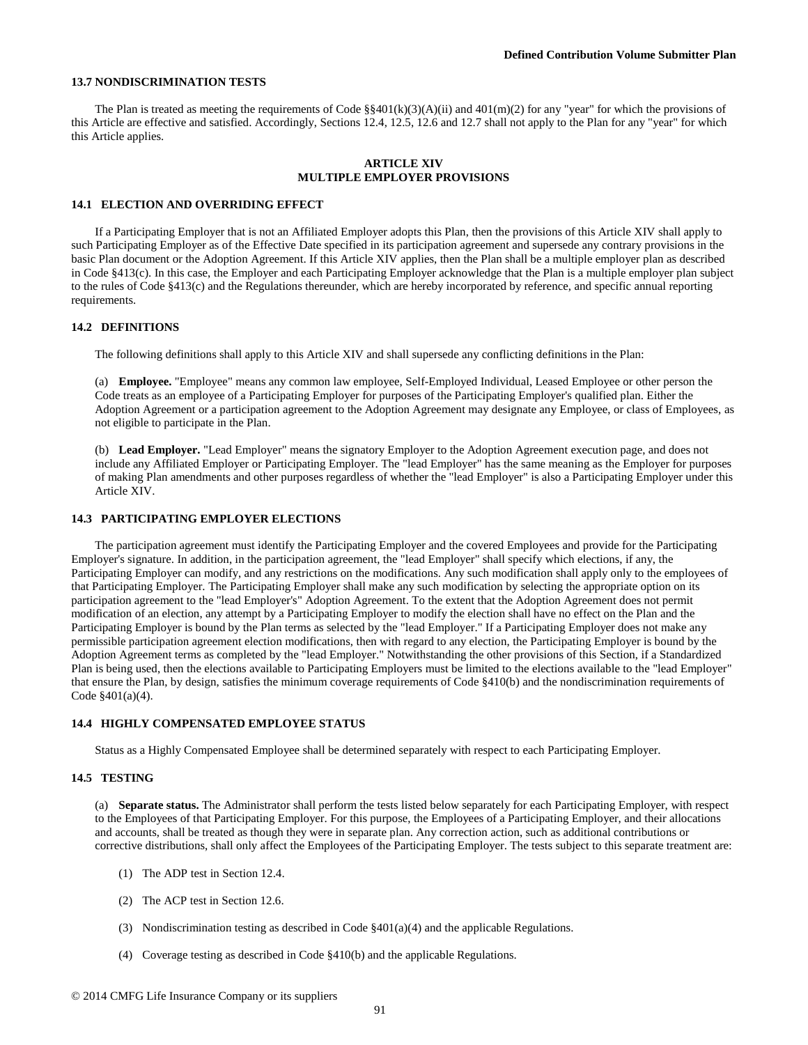### 13.7 NONDISCRIMINATION TESTS

The Plan is treated as meeting the requirements of Code §§401(k)(3)(A)(ii) and 401(m)(2) for any "year" for which the provisions of this Article are effective and satisfied. Accordingly, Sections 12.4, 12.5, 12.6 and 12.7 shall not apply to the Plan for any "year" for which this Article applies.

## ARTICLE XIV
## MULTIPLE EMPLOYER PROVISIONS

### 14.1 ELECTION AND OVERRIDING EFFECT

If a Participating Employer that is not an Affiliated Employer adopts this Plan, then the provisions of this Article XIV shall apply to such Participating Employer as of the Effective Date specified in its participation agreement and supersede any contrary provisions in the basic Plan document or the Adoption Agreement. If this Article XIV applies, then the Plan shall be a multiple employer plan as described in Code §413(c). In this case, the Employer and each Participating Employer acknowledge that the Plan is a multiple employer plan subject to the rules of Code §413(c) and the Regulations thereunder, which are hereby incorporated by reference, and specific annual reporting requirements.

### 14.2 DEFINITIONS

The following definitions shall apply to this Article XIV and shall supersede any conflicting definitions in the Plan:

(a) **Employee.** "Employee" means any common law employee, Self-Employed Individual, Leased Employee or other person the Code treats as an employee of a Participating Employer for purposes of the Participating Employer's qualified plan. Either the Adoption Agreement or a participation agreement to the Adoption Agreement may designate any Employee, or class of Employees, as not eligible to participate in the Plan.

(b) **Lead Employer.** "Lead Employer" means the signatory Employer to the Adoption Agreement execution page, and does not include any Affiliated Employer or Participating Employer. The "lead Employer" has the same meaning as the Employer for purposes of making Plan amendments and other purposes regardless of whether the "lead Employer" is also a Participating Employer under this Article XIV.

### 14.3 PARTICIPATING EMPLOYER ELECTIONS

The participation agreement must identify the Participating Employer and the covered Employees and provide for the Participating Employer's signature. In addition, in the participation agreement, the "lead Employer" shall specify which elections, if any, the Participating Employer can modify, and any restrictions on the modifications. Any such modification shall apply only to the employees of that Participating Employer. The Participating Employer shall make any such modification by selecting the appropriate option on its participation agreement to the "lead Employer's" Adoption Agreement. To the extent that the Adoption Agreement does not permit modification of an election, any attempt by a Participating Employer to modify the election shall have no effect on the Plan and the Participating Employer is bound by the Plan terms as selected by the "lead Employer." If a Participating Employer does not make any permissible participation agreement election modifications, then with regard to any election, the Participating Employer is bound by the Adoption Agreement terms as completed by the "lead Employer." Notwithstanding the other provisions of this Section, if a Standardized Plan is being used, then the elections available to Participating Employers must be limited to the elections available to the "lead Employer" that ensure the Plan, by design, satisfies the minimum coverage requirements of Code §410(b) and the nondiscrimination requirements of Code §401(a)(4).

### 14.4 HIGHLY COMPENSATED EMPLOYEE STATUS

Status as a Highly Compensated Employee shall be determined separately with respect to each Participating Employer.

### 14.5 TESTING

(a) **Separate status.** The Administrator shall perform the tests listed below separately for each Participating Employer, with respect to the Employees of that Participating Employer. For this purpose, the Employees of a Participating Employer, and their allocations and accounts, shall be treated as though they were in separate plan. Any correction action, such as additional contributions or corrective distributions, shall only affect the Employees of the Participating Employer. The tests subject to this separate treatment are:

(1) The ADP test in Section 12.4.

(2) The ACP test in Section 12.6.

(3) Nondiscrimination testing as described in Code §401(a)(4) and the applicable Regulations.

(4) Coverage testing as described in Code §410(b) and the applicable Regulations.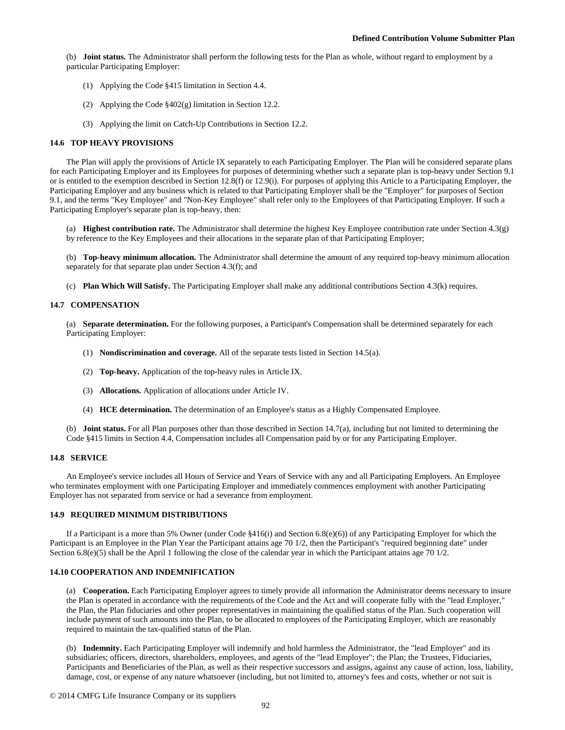(b) **Joint status.** The Administrator shall perform the following tests for the Plan as whole, without regard to employment by a particular Participating Employer:

(1) Applying the Code §415 limitation in Section 4.4.

(2) Applying the Code §402(g) limitation in Section 12.2.

(3) Applying the limit on Catch-Up Contributions in Section 12.2.

### 14.6 TOP HEAVY PROVISIONS

The Plan will apply the provisions of Article IX separately to each Participating Employer. The Plan will be considered separate plans for each Participating Employer and its Employees for purposes of determining whether such a separate plan is top-heavy under Section 9.1 or is entitled to the exemption described in Section 12.8(f) or 12.9(i). For purposes of applying this Article to a Participating Employer, the Participating Employer and any business which is related to that Participating Employer shall be the "Employer" for purposes of Section 9.1, and the terms "Key Employee" and "Non-Key Employee" shall refer only to the Employees of that Participating Employer. If such a Participating Employer's separate plan is top-heavy, then:

(a) **Highest contribution rate.** The Administrator shall determine the highest Key Employee contribution rate under Section 4.3(g) by reference to the Key Employees and their allocations in the separate plan of that Participating Employer;

(b) **Top-heavy minimum allocation.** The Administrator shall determine the amount of any required top-heavy minimum allocation separately for that separate plan under Section 4.3(f); and

(c) **Plan Which Will Satisfy.** The Participating Employer shall make any additional contributions Section 4.3(k) requires.

### 14.7 COMPENSATION

(a) **Separate determination.** For the following purposes, a Participant's Compensation shall be determined separately for each Participating Employer:

(1) **Nondiscrimination and coverage.** All of the separate tests listed in Section 14.5(a).

(2) **Top-heavy.** Application of the top-heavy rules in Article IX.

(3) **Allocations.** Application of allocations under Article IV.

(4) **HCE determination.** The determination of an Employee's status as a Highly Compensated Employee.

(b) **Joint status.** For all Plan purposes other than those described in Section 14.7(a), including but not limited to determining the Code §415 limits in Section 4.4, Compensation includes all Compensation paid by or for any Participating Employer.

### 14.8 SERVICE

An Employee's service includes all Hours of Service and Years of Service with any and all Participating Employers. An Employee who terminates employment with one Participating Employer and immediately commences employment with another Participating Employer has not separated from service or had a severance from employment.

### 14.9 REQUIRED MINIMUM DISTRIBUTIONS

If a Participant is a more than 5% Owner (under Code §416(i) and Section 6.8(e)(6)) of any Participating Employer for which the Participant is an Employee in the Plan Year the Participant attains age 70 1/2, then the Participant's "required beginning date" under Section 6.8(e)(5) shall be the April 1 following the close of the calendar year in which the Participant attains age 70 1/2.

### 14.10 COOPERATION AND INDEMNIFICATION

(a) **Cooperation.** Each Participating Employer agrees to timely provide all information the Administrator deems necessary to insure the Plan is operated in accordance with the requirements of the Code and the Act and will cooperate fully with the "lead Employer," the Plan, the Plan fiduciaries and other proper representatives in maintaining the qualified status of the Plan. Such cooperation will include payment of such amounts into the Plan, to be allocated to employees of the Participating Employer, which are reasonably required to maintain the tax-qualified status of the Plan.

(b) **Indemnity.** Each Participating Employer will indemnify and hold harmless the Administrator, the "lead Employer" and its subsidiaries; officers, directors, shareholders, employees, and agents of the "lead Employer"; the Plan; the Trustees, Fiduciaries, Participants and Beneficiaries of the Plan, as well as their respective successors and assigns, against any cause of action, loss, liability, damage, cost, or expense of any nature whatsoever (including, but not limited to, attorney's fees and costs, whether or not suit is

© 2014 CMFG Life Insurance Company or its suppliers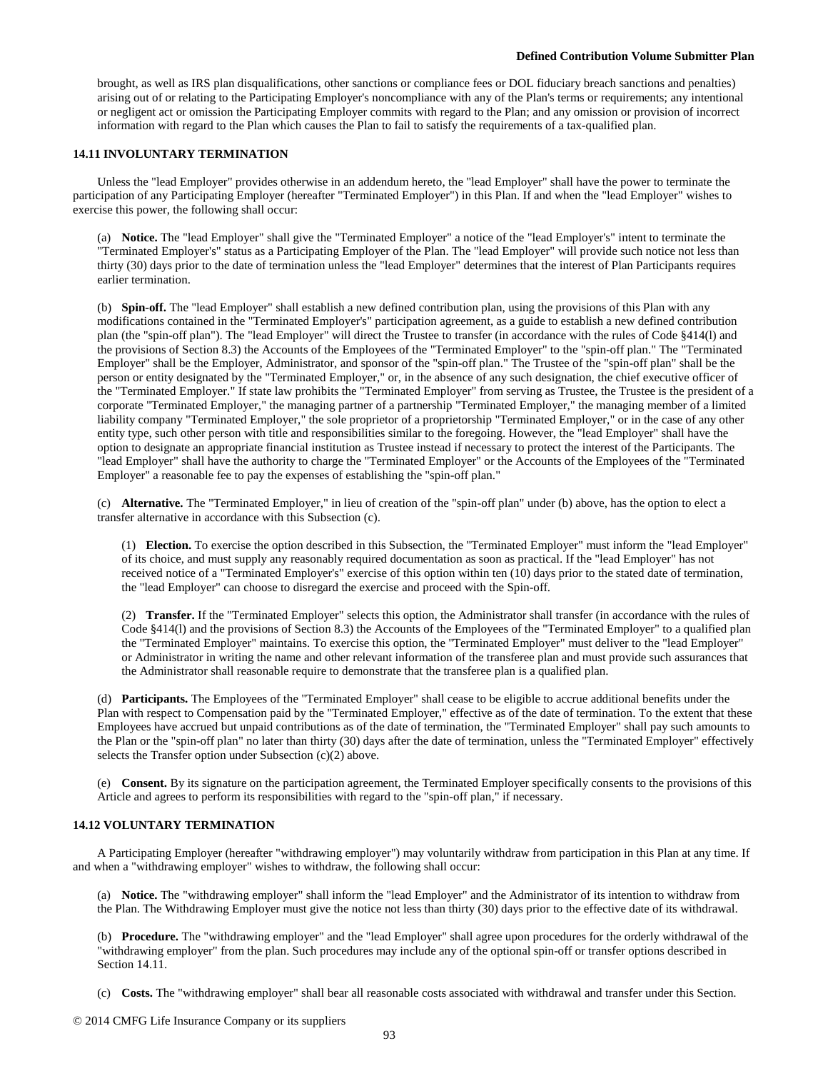brought, as well as IRS plan disqualifications, other sanctions or compliance fees or DOL fiduciary breach sanctions and penalties) arising out of or relating to the Participating Employer's noncompliance with any of the Plan's terms or requirements; any intentional or negligent act or omission the Participating Employer commits with regard to the Plan; and any omission or provision of incorrect information with regard to the Plan which causes the Plan to fail to satisfy the requirements of a tax-qualified plan.

### 14.11 INVOLUNTARY TERMINATION

Unless the "lead Employer" provides otherwise in an addendum hereto, the "lead Employer" shall have the power to terminate the participation of any Participating Employer (hereafter "Terminated Employer") in this Plan. If and when the "lead Employer" wishes to exercise this power, the following shall occur:

(a) **Notice.** The "lead Employer" shall give the "Terminated Employer" a notice of the "lead Employer's" intent to terminate the "Terminated Employer's" status as a Participating Employer of the Plan. The "lead Employer" will provide such notice not less than thirty (30) days prior to the date of termination unless the "lead Employer" determines that the interest of Plan Participants requires earlier termination.

(b) **Spin-off.** The "lead Employer" shall establish a new defined contribution plan, using the provisions of this Plan with any modifications contained in the "Terminated Employer's" participation agreement, as a guide to establish a new defined contribution plan (the "spin-off plan"). The "lead Employer" will direct the Trustee to transfer (in accordance with the rules of Code §414(l) and the provisions of Section 8.3) the Accounts of the Employees of the "Terminated Employer" to the "spin-off plan." The "Terminated Employer" shall be the Employer, Administrator, and sponsor of the "spin-off plan." The Trustee of the "spin-off plan" shall be the person or entity designated by the "Terminated Employer," or, in the absence of any such designation, the chief executive officer of the "Terminated Employer." If state law prohibits the "Terminated Employer" from serving as Trustee, the Trustee is the president of a corporate "Terminated Employer," the managing partner of a partnership "Terminated Employer," the managing member of a limited liability company "Terminated Employer," the sole proprietor of a proprietorship "Terminated Employer," or in the case of any other entity type, such other person with title and responsibilities similar to the foregoing. However, the "lead Employer" shall have the option to designate an appropriate financial institution as Trustee instead if necessary to protect the interest of the Participants. The "lead Employer" shall have the authority to charge the "Terminated Employer" or the Accounts of the Employees of the "Terminated Employer" a reasonable fee to pay the expenses of establishing the "spin-off plan."

(c) **Alternative.** The "Terminated Employer," in lieu of creation of the "spin-off plan" under (b) above, has the option to elect a transfer alternative in accordance with this Subsection (c).

(1) **Election.** To exercise the option described in this Subsection, the "Terminated Employer" must inform the "lead Employer" of its choice, and must supply any reasonably required documentation as soon as practical. If the "lead Employer" has not received notice of a "Terminated Employer's" exercise of this option within ten (10) days prior to the stated date of termination, the "lead Employer" can choose to disregard the exercise and proceed with the Spin-off.

(2) **Transfer.** If the "Terminated Employer" selects this option, the Administrator shall transfer (in accordance with the rules of Code §414(l) and the provisions of Section 8.3) the Accounts of the Employees of the "Terminated Employer" to a qualified plan the "Terminated Employer" maintains. To exercise this option, the "Terminated Employer" must deliver to the "lead Employer" or Administrator in writing the name and other relevant information of the transferee plan and must provide such assurances that the Administrator shall reasonable require to demonstrate that the transferee plan is a qualified plan.

(d) **Participants.** The Employees of the "Terminated Employer" shall cease to be eligible to accrue additional benefits under the Plan with respect to Compensation paid by the "Terminated Employer," effective as of the date of termination. To the extent that these Employees have accrued but unpaid contributions as of the date of termination, the "Terminated Employer" shall pay such amounts to the Plan or the "spin-off plan" no later than thirty (30) days after the date of termination, unless the "Terminated Employer" effectively selects the Transfer option under Subsection (c)(2) above.

(e) **Consent.** By its signature on the participation agreement, the Terminated Employer specifically consents to the provisions of this Article and agrees to perform its responsibilities with regard to the "spin-off plan," if necessary.

### 14.12 VOLUNTARY TERMINATION

A Participating Employer (hereafter "withdrawing employer") may voluntarily withdraw from participation in this Plan at any time. If and when a "withdrawing employer" wishes to withdraw, the following shall occur:

(a) **Notice.** The "withdrawing employer" shall inform the "lead Employer" and the Administrator of its intention to withdraw from the Plan. The Withdrawing Employer must give the notice not less than thirty (30) days prior to the effective date of its withdrawal.

(b) **Procedure.** The "withdrawing employer" and the "lead Employer" shall agree upon procedures for the orderly withdrawal of the "withdrawing employer" from the plan. Such procedures may include any of the optional spin-off or transfer options described in Section 14.11.

(c) **Costs.** The "withdrawing employer" shall bear all reasonable costs associated with withdrawal and transfer under this Section.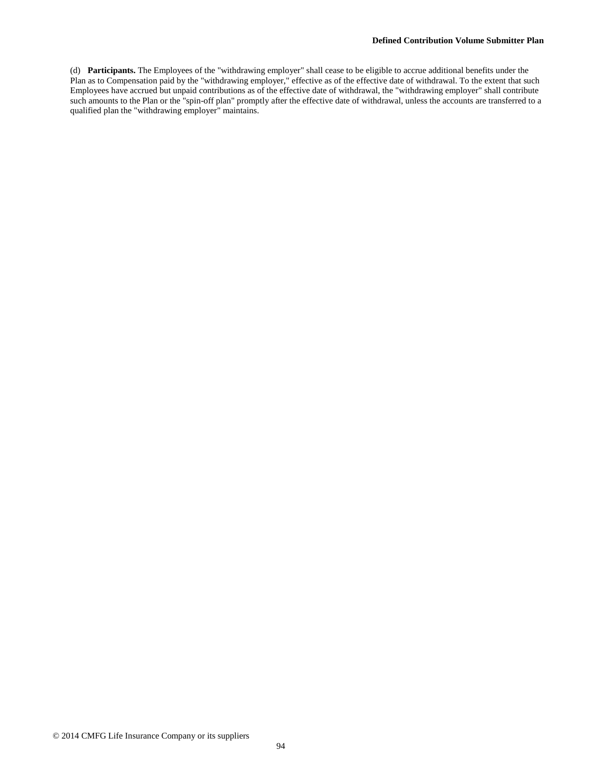(d) **Participants.** The Employees of the "withdrawing employer" shall cease to be eligible to accrue additional benefits under the Plan as to Compensation paid by the "withdrawing employer," effective as of the effective date of withdrawal. To the extent that such Employees have accrued but unpaid contributions as of the effective date of withdrawal, the "withdrawing employer" shall contribute such amounts to the Plan or the "spin-off plan" promptly after the effective date of withdrawal, unless the accounts are transferred to a qualified plan the "withdrawing employer" maintains.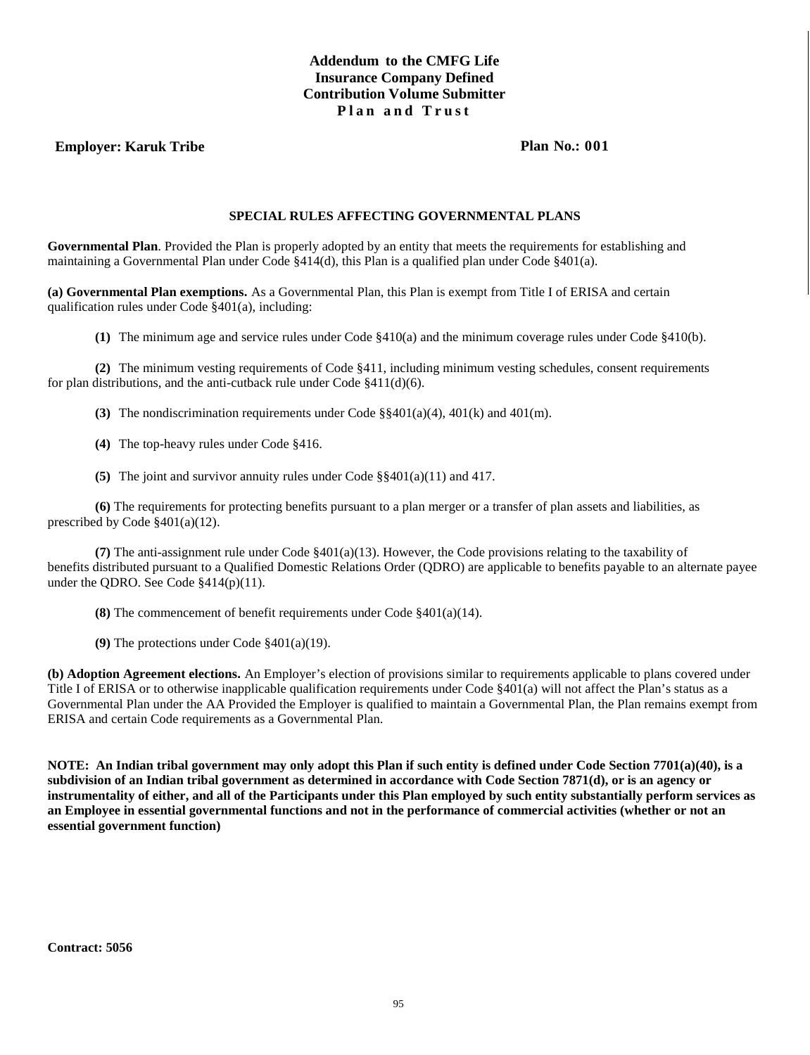# Addendum to the CMFG Life Insurance Company Defined Contribution Volume Submitter Plan and Trust

**Employer: Karuk Tribe** **Plan No.: 001**

### SPECIAL RULES AFFECTING GOVERNMENTAL PLANS

**Governmental Plan**. Provided the Plan is properly adopted by an entity that meets the requirements for establishing and maintaining a Governmental Plan under Code §414(d), this Plan is a qualified plan under Code §401(a).

**(a) Governmental Plan exemptions.** As a Governmental Plan, this Plan is exempt from Title I of ERISA and certain qualification rules under Code §401(a), including:

**(1)** The minimum age and service rules under Code §410(a) and the minimum coverage rules under Code §410(b).

**(2)** The minimum vesting requirements of Code §411, including minimum vesting schedules, consent requirements for plan distributions, and the anti-cutback rule under Code §411(d)(6).

**(3)** The nondiscrimination requirements under Code §§401(a)(4), 401(k) and 401(m).

**(4)** The top-heavy rules under Code §416.

**(5)** The joint and survivor annuity rules under Code §§401(a)(11) and 417.

**(6)** The requirements for protecting benefits pursuant to a plan merger or a transfer of plan assets and liabilities, as prescribed by Code §401(a)(12).

**(7)** The anti-assignment rule under Code §401(a)(13). However, the Code provisions relating to the taxability of benefits distributed pursuant to a Qualified Domestic Relations Order (QDRO) are applicable to benefits payable to an alternate payee under the QDRO. See Code §414(p)(11).

**(8)** The commencement of benefit requirements under Code §401(a)(14).

**(9)** The protections under Code §401(a)(19).

**(b) Adoption Agreement elections.** An Employer's election of provisions similar to requirements applicable to plans covered under Title I of ERISA or to otherwise inapplicable qualification requirements under Code §401(a) will not affect the Plan's status as a Governmental Plan under the AA Provided the Employer is qualified to maintain a Governmental Plan, the Plan remains exempt from ERISA and certain Code requirements as a Governmental Plan.

**NOTE: An Indian tribal government may only adopt this Plan if such entity is defined under Code Section 7701(a)(40), is a subdivision of an Indian tribal government as determined in accordance with Code Section 7871(d), or is an agency or instrumentality of either, and all of the Participants under this Plan employed by such entity substantially perform services as an Employee in essential governmental functions and not in the performance of commercial activities (whether or not an essential government function)**

**Contract: 5056**